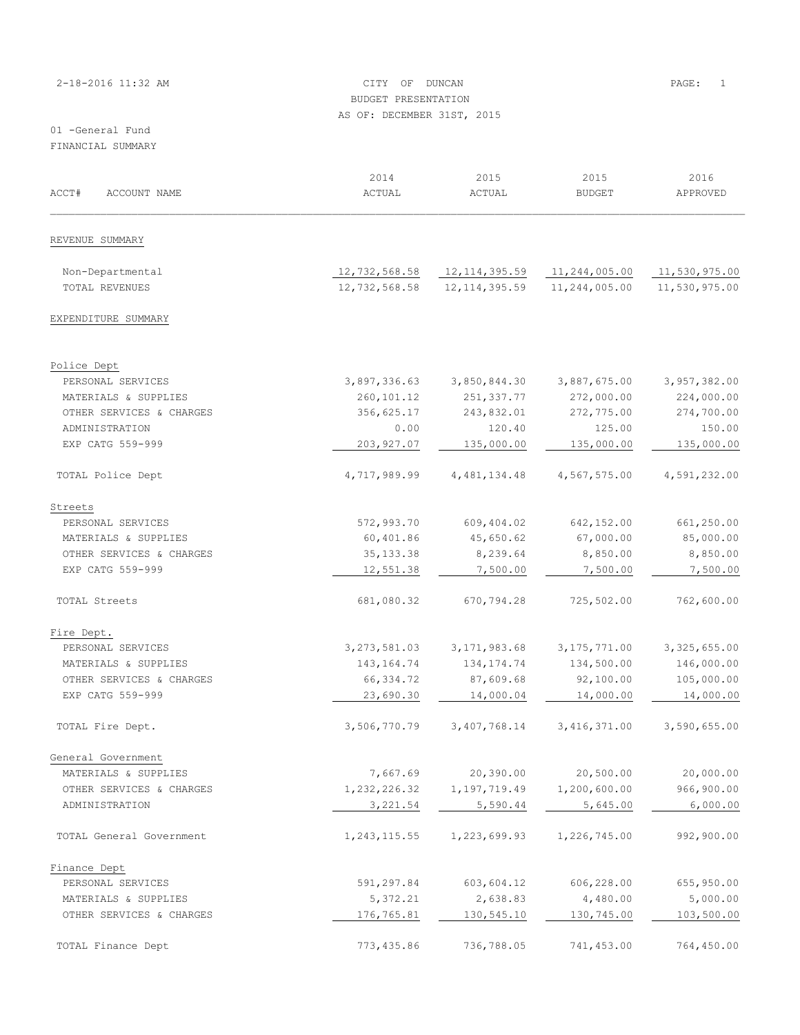# CITY OF DUNCAN
## BUDGET PRESENTATION
### AS OF: DECEMBER 31ST, 2015

2-18-2016 11:32 AM

01 -General Fund

FINANCIAL SUMMARY

| ACCT# ACCOUNT NAME | 2014 ACTUAL | 2015 ACTUAL | 2015 BUDGET | 2016 APPROVED |
|---|---|---|---|---|
| REVENUE SUMMARY | | | | |
| Non-Departmental | 12,732,568.58 | 12,114,395.59 | 11,244,005.00 | 11,530,975.00 |
| TOTAL REVENUES | 12,732,568.58 | 12,114,395.59 | 11,244,005.00 | 11,530,975.00 |
| EXPENDITURE SUMMARY | | | | |
| Police Dept | | | | |
| PERSONAL SERVICES | 3,897,336.63 | 3,850,844.30 | 3,887,675.00 | 3,957,382.00 |
| MATERIALS & SUPPLIES | 260,101.12 | 251,337.77 | 272,000.00 | 224,000.00 |
| OTHER SERVICES & CHARGES | 356,625.17 | 243,832.01 | 272,775.00 | 274,700.00 |
| ADMINISTRATION | 0.00 | 120.40 | 125.00 | 150.00 |
| EXP CATG 559-999 | 203,927.07 | 135,000.00 | 135,000.00 | 135,000.00 |
| TOTAL Police Dept | 4,717,989.99 | 4,481,134.48 | 4,567,575.00 | 4,591,232.00 |
| Streets | | | | |
| PERSONAL SERVICES | 572,993.70 | 609,404.02 | 642,152.00 | 661,250.00 |
| MATERIALS & SUPPLIES | 60,401.86 | 45,650.62 | 67,000.00 | 85,000.00 |
| OTHER SERVICES & CHARGES | 35,133.38 | 8,239.64 | 8,850.00 | 8,850.00 |
| EXP CATG 559-999 | 12,551.38 | 7,500.00 | 7,500.00 | 7,500.00 |
| TOTAL Streets | 681,080.32 | 670,794.28 | 725,502.00 | 762,600.00 |
| Fire Dept. | | | | |
| PERSONAL SERVICES | 3,273,581.03 | 3,171,983.68 | 3,175,771.00 | 3,325,655.00 |
| MATERIALS & SUPPLIES | 143,164.74 | 134,174.74 | 134,500.00 | 146,000.00 |
| OTHER SERVICES & CHARGES | 66,334.72 | 87,609.68 | 92,100.00 | 105,000.00 |
| EXP CATG 559-999 | 23,690.30 | 14,000.04 | 14,000.00 | 14,000.00 |
| TOTAL Fire Dept. | 3,506,770.79 | 3,407,768.14 | 3,416,371.00 | 3,590,655.00 |
| General Government | | | | |
| MATERIALS & SUPPLIES | 7,667.69 | 20,390.00 | 20,500.00 | 20,000.00 |
| OTHER SERVICES & CHARGES | 1,232,226.32 | 1,197,719.49 | 1,200,600.00 | 966,900.00 |
| ADMINISTRATION | 3,221.54 | 5,590.44 | 5,645.00 | 6,000.00 |
| TOTAL General Government | 1,243,115.55 | 1,223,699.93 | 1,226,745.00 | 992,900.00 |
| Finance Dept | | | | |
| PERSONAL SERVICES | 591,297.84 | 603,604.12 | 606,228.00 | 655,950.00 |
| MATERIALS & SUPPLIES | 5,372.21 | 2,638.83 | 4,480.00 | 5,000.00 |
| OTHER SERVICES & CHARGES | 176,765.81 | 130,545.10 | 130,745.00 | 103,500.00 |
| TOTAL Finance Dept | 773,435.86 | 736,788.05 | 741,453.00 | 764,450.00 |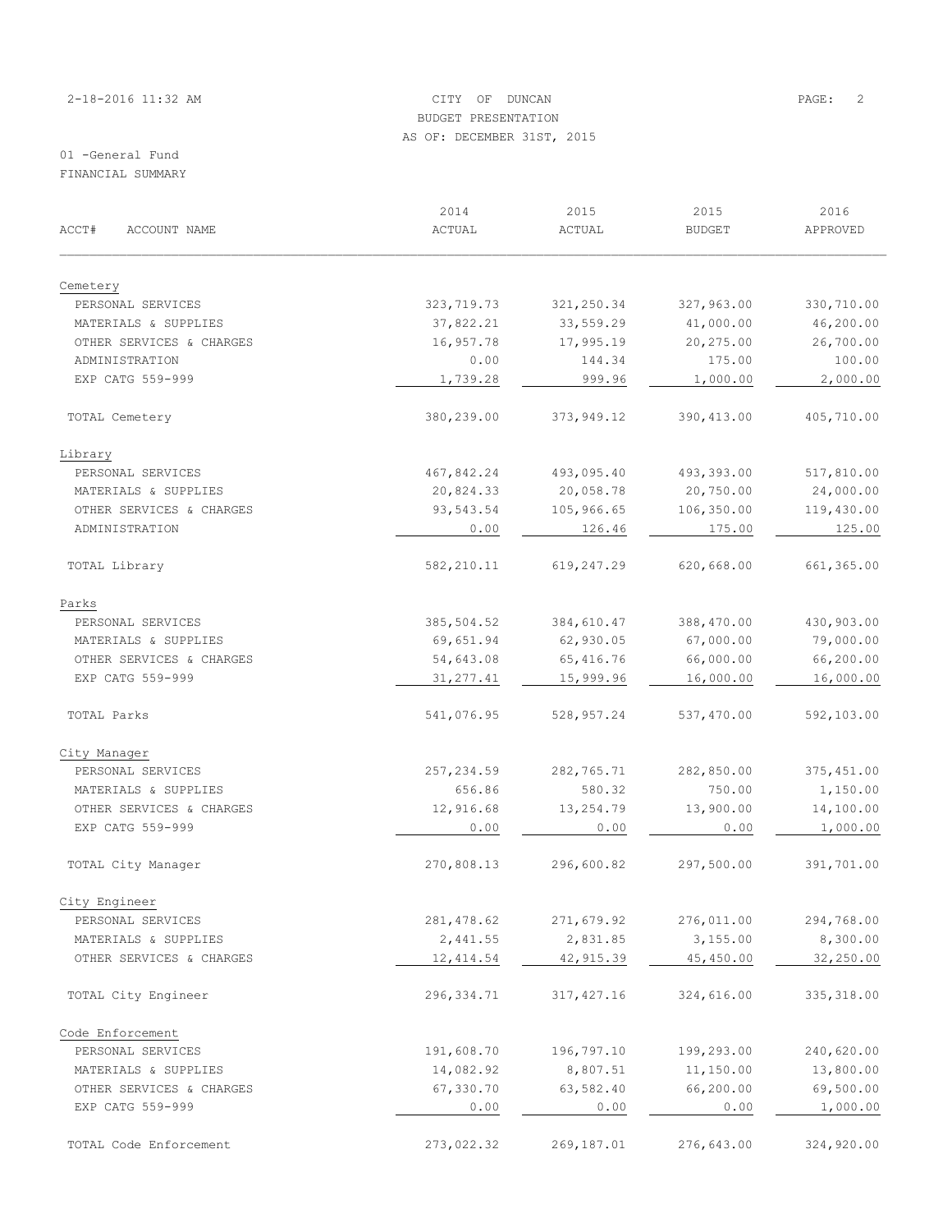CITY OF DUNCAN
BUDGET PRESENTATION
AS OF: DECEMBER 31ST, 2015

01 -General Fund
FINANCIAL SUMMARY

| ACCT# ACCOUNT NAME | 2014 ACTUAL | 2015 ACTUAL | 2015 BUDGET | 2016 APPROVED |
|---|---|---|---|---|
| **Cemetery** | | | | |
| PERSONAL SERVICES | 323,719.73 | 321,250.34 | 327,963.00 | 330,710.00 |
| MATERIALS & SUPPLIES | 37,822.21 | 33,559.29 | 41,000.00 | 46,200.00 |
| OTHER SERVICES & CHARGES | 16,957.78 | 17,995.19 | 20,275.00 | 26,700.00 |
| ADMINISTRATION | 0.00 | 144.34 | 175.00 | 100.00 |
| EXP CATG 559-999 | 1,739.28 | 999.96 | 1,000.00 | 2,000.00 |
| TOTAL Cemetery | 380,239.00 | 373,949.12 | 390,413.00 | 405,710.00 |
| **Library** | | | | |
| PERSONAL SERVICES | 467,842.24 | 493,095.40 | 493,393.00 | 517,810.00 |
| MATERIALS & SUPPLIES | 20,824.33 | 20,058.78 | 20,750.00 | 24,000.00 |
| OTHER SERVICES & CHARGES | 93,543.54 | 105,966.65 | 106,350.00 | 119,430.00 |
| ADMINISTRATION | 0.00 | 126.46 | 175.00 | 125.00 |
| TOTAL Library | 582,210.11 | 619,247.29 | 620,668.00 | 661,365.00 |
| **Parks** | | | | |
| PERSONAL SERVICES | 385,504.52 | 384,610.47 | 388,470.00 | 430,903.00 |
| MATERIALS & SUPPLIES | 69,651.94 | 62,930.05 | 67,000.00 | 79,000.00 |
| OTHER SERVICES & CHARGES | 54,643.08 | 65,416.76 | 66,000.00 | 66,200.00 |
| EXP CATG 559-999 | 31,277.41 | 15,999.96 | 16,000.00 | 16,000.00 |
| TOTAL Parks | 541,076.95 | 528,957.24 | 537,470.00 | 592,103.00 |
| **City Manager** | | | | |
| PERSONAL SERVICES | 257,234.59 | 282,765.71 | 282,850.00 | 375,451.00 |
| MATERIALS & SUPPLIES | 656.86 | 580.32 | 750.00 | 1,150.00 |
| OTHER SERVICES & CHARGES | 12,916.68 | 13,254.79 | 13,900.00 | 14,100.00 |
| EXP CATG 559-999 | 0.00 | 0.00 | 0.00 | 1,000.00 |
| TOTAL City Manager | 270,808.13 | 296,600.82 | 297,500.00 | 391,701.00 |
| **City Engineer** | | | | |
| PERSONAL SERVICES | 281,478.62 | 271,679.92 | 276,011.00 | 294,768.00 |
| MATERIALS & SUPPLIES | 2,441.55 | 2,831.85 | 3,155.00 | 8,300.00 |
| OTHER SERVICES & CHARGES | 12,414.54 | 42,915.39 | 45,450.00 | 32,250.00 |
| TOTAL City Engineer | 296,334.71 | 317,427.16 | 324,616.00 | 335,318.00 |
| **Code Enforcement** | | | | |
| PERSONAL SERVICES | 191,608.70 | 196,797.10 | 199,293.00 | 240,620.00 |
| MATERIALS & SUPPLIES | 14,082.92 | 8,807.51 | 11,150.00 | 13,800.00 |
| OTHER SERVICES & CHARGES | 67,330.70 | 63,582.40 | 66,200.00 | 69,500.00 |
| EXP CATG 559-999 | 0.00 | 0.00 | 0.00 | 1,000.00 |
| TOTAL Code Enforcement | 273,022.32 | 269,187.01 | 276,643.00 | 324,920.00 |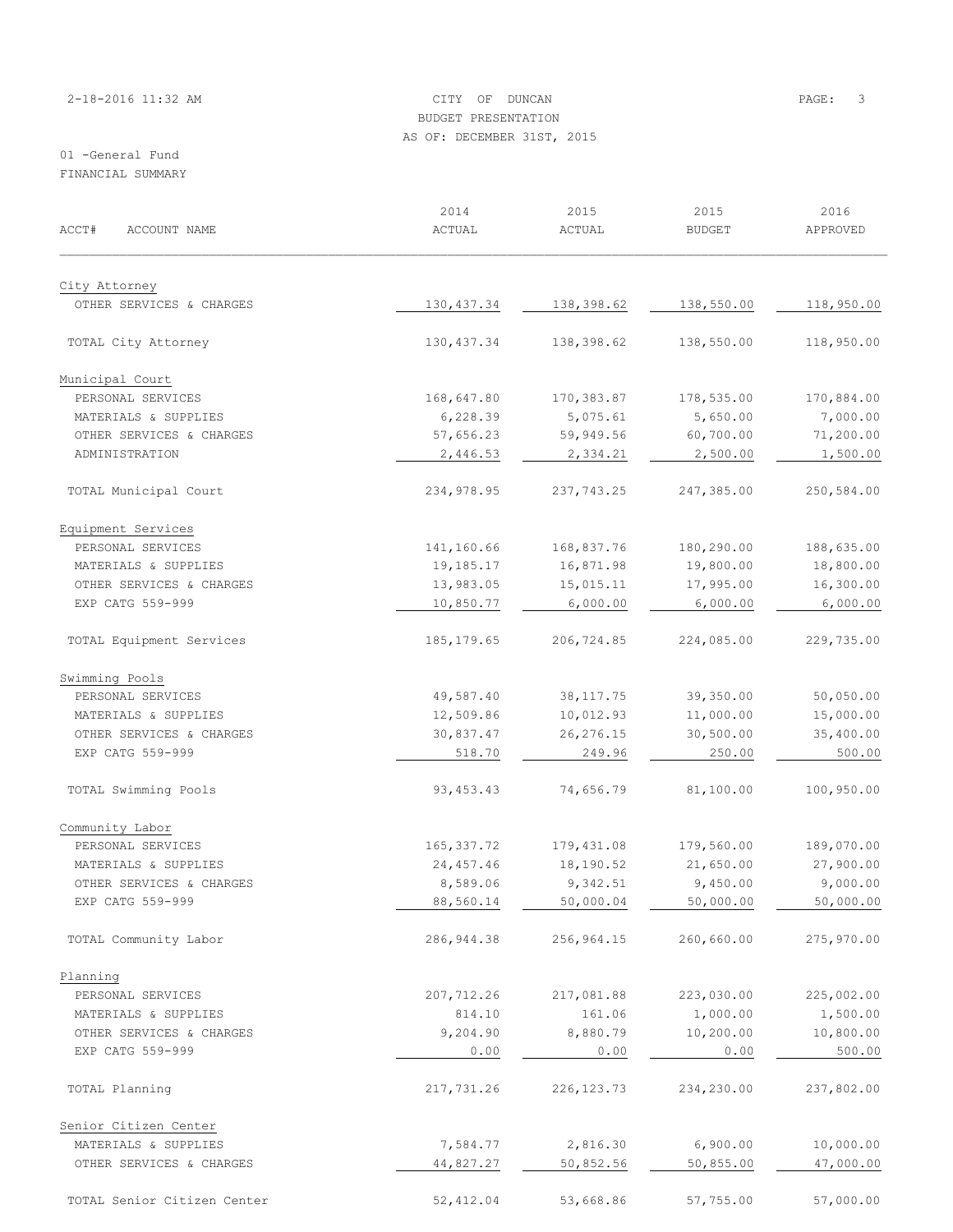CITY OF DUNCAN
BUDGET PRESENTATION
AS OF: DECEMBER 31ST, 2015

01 -General Fund
FINANCIAL SUMMARY

| ACCT# ACCOUNT NAME | 2014 ACTUAL | 2015 ACTUAL | 2015 BUDGET | 2016 APPROVED |
|---|---|---|---|---|
| City Attorney | | | | |
| OTHER SERVICES & CHARGES | 130,437.34 | 138,398.62 | 138,550.00 | 118,950.00 |
| TOTAL City Attorney | 130,437.34 | 138,398.62 | 138,550.00 | 118,950.00 |
| Municipal Court | | | | |
| PERSONAL SERVICES | 168,647.80 | 170,383.87 | 178,535.00 | 170,884.00 |
| MATERIALS & SUPPLIES | 6,228.39 | 5,075.61 | 5,650.00 | 7,000.00 |
| OTHER SERVICES & CHARGES | 57,656.23 | 59,949.56 | 60,700.00 | 71,200.00 |
| ADMINISTRATION | 2,446.53 | 2,334.21 | 2,500.00 | 1,500.00 |
| TOTAL Municipal Court | 234,978.95 | 237,743.25 | 247,385.00 | 250,584.00 |
| Equipment Services | | | | |
| PERSONAL SERVICES | 141,160.66 | 168,837.76 | 180,290.00 | 188,635.00 |
| MATERIALS & SUPPLIES | 19,185.17 | 16,871.98 | 19,800.00 | 18,800.00 |
| OTHER SERVICES & CHARGES | 13,983.05 | 15,015.11 | 17,995.00 | 16,300.00 |
| EXP CATG 559-999 | 10,850.77 | 6,000.00 | 6,000.00 | 6,000.00 |
| TOTAL Equipment Services | 185,179.65 | 206,724.85 | 224,085.00 | 229,735.00 |
| Swimming Pools | | | | |
| PERSONAL SERVICES | 49,587.40 | 38,117.75 | 39,350.00 | 50,050.00 |
| MATERIALS & SUPPLIES | 12,509.86 | 10,012.93 | 11,000.00 | 15,000.00 |
| OTHER SERVICES & CHARGES | 30,837.47 | 26,276.15 | 30,500.00 | 35,400.00 |
| EXP CATG 559-999 | 518.70 | 249.96 | 250.00 | 500.00 |
| TOTAL Swimming Pools | 93,453.43 | 74,656.79 | 81,100.00 | 100,950.00 |
| Community Labor | | | | |
| PERSONAL SERVICES | 165,337.72 | 179,431.08 | 179,560.00 | 189,070.00 |
| MATERIALS & SUPPLIES | 24,457.46 | 18,190.52 | 21,650.00 | 27,900.00 |
| OTHER SERVICES & CHARGES | 8,589.06 | 9,342.51 | 9,450.00 | 9,000.00 |
| EXP CATG 559-999 | 88,560.14 | 50,000.04 | 50,000.00 | 50,000.00 |
| TOTAL Community Labor | 286,944.38 | 256,964.15 | 260,660.00 | 275,970.00 |
| Planning | | | | |
| PERSONAL SERVICES | 207,712.26 | 217,081.88 | 223,030.00 | 225,002.00 |
| MATERIALS & SUPPLIES | 814.10 | 161.06 | 1,000.00 | 1,500.00 |
| OTHER SERVICES & CHARGES | 9,204.90 | 8,880.79 | 10,200.00 | 10,800.00 |
| EXP CATG 559-999 | 0.00 | 0.00 | 0.00 | 500.00 |
| TOTAL Planning | 217,731.26 | 226,123.73 | 234,230.00 | 237,802.00 |
| Senior Citizen Center | | | | |
| MATERIALS & SUPPLIES | 7,584.77 | 2,816.30 | 6,900.00 | 10,000.00 |
| OTHER SERVICES & CHARGES | 44,827.27 | 50,852.56 | 50,855.00 | 47,000.00 |
| TOTAL Senior Citizen Center | 52,412.04 | 53,668.86 | 57,755.00 | 57,000.00 |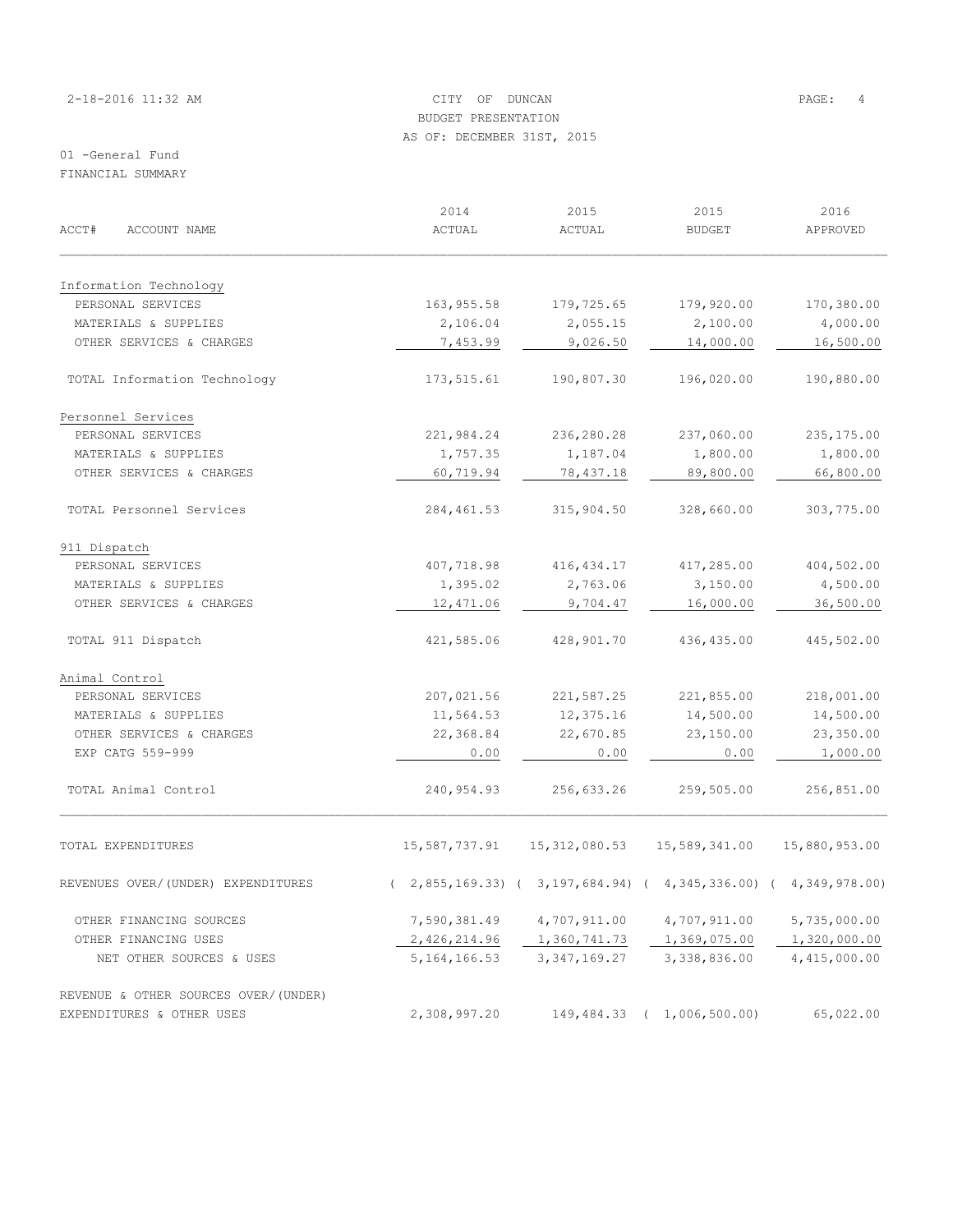CITY OF DUNCAN
BUDGET PRESENTATION
AS OF: DECEMBER 31ST, 2015

01 -General Fund
FINANCIAL SUMMARY

| ACCT# ACCOUNT NAME | 2014 ACTUAL | 2015 ACTUAL | 2015 BUDGET | 2016 APPROVED |
|---|---|---|---|---|
| Information Technology | | | | |
| PERSONAL SERVICES | 163,955.58 | 179,725.65 | 179,920.00 | 170,380.00 |
| MATERIALS & SUPPLIES | 2,106.04 | 2,055.15 | 2,100.00 | 4,000.00 |
| OTHER SERVICES & CHARGES | 7,453.99 | 9,026.50 | 14,000.00 | 16,500.00 |
| TOTAL Information Technology | 173,515.61 | 190,807.30 | 196,020.00 | 190,880.00 |
| Personnel Services | | | | |
| PERSONAL SERVICES | 221,984.24 | 236,280.28 | 237,060.00 | 235,175.00 |
| MATERIALS & SUPPLIES | 1,757.35 | 1,187.04 | 1,800.00 | 1,800.00 |
| OTHER SERVICES & CHARGES | 60,719.94 | 78,437.18 | 89,800.00 | 66,800.00 |
| TOTAL Personnel Services | 284,461.53 | 315,904.50 | 328,660.00 | 303,775.00 |
| 911 Dispatch | | | | |
| PERSONAL SERVICES | 407,718.98 | 416,434.17 | 417,285.00 | 404,502.00 |
| MATERIALS & SUPPLIES | 1,395.02 | 2,763.06 | 3,150.00 | 4,500.00 |
| OTHER SERVICES & CHARGES | 12,471.06 | 9,704.47 | 16,000.00 | 36,500.00 |
| TOTAL 911 Dispatch | 421,585.06 | 428,901.70 | 436,435.00 | 445,502.00 |
| Animal Control | | | | |
| PERSONAL SERVICES | 207,021.56 | 221,587.25 | 221,855.00 | 218,001.00 |
| MATERIALS & SUPPLIES | 11,564.53 | 12,375.16 | 14,500.00 | 14,500.00 |
| OTHER SERVICES & CHARGES | 22,368.84 | 22,670.85 | 23,150.00 | 23,350.00 |
| EXP CATG 559-999 | 0.00 | 0.00 | 0.00 | 1,000.00 |
| TOTAL Animal Control | 240,954.93 | 256,633.26 | 259,505.00 | 256,851.00 |
| TOTAL EXPENDITURES | 15,587,737.91 | 15,312,080.53 | 15,589,341.00 | 15,880,953.00 |
| REVENUES OVER/(UNDER) EXPENDITURES | ( 2,855,169.33) | ( 3,197,684.94) | ( 4,345,336.00) | ( 4,349,978.00) |
| OTHER FINANCING SOURCES | 7,590,381.49 | 4,707,911.00 | 4,707,911.00 | 5,735,000.00 |
| OTHER FINANCING USES | 2,426,214.96 | 1,360,741.73 | 1,369,075.00 | 1,320,000.00 |
| NET OTHER SOURCES & USES | 5,164,166.53 | 3,347,169.27 | 3,338,836.00 | 4,415,000.00 |
| REVENUE & OTHER SOURCES OVER/(UNDER) EXPENDITURES & OTHER USES | 2,308,997.20 | 149,484.33 | ( 1,006,500.00) | 65,022.00 |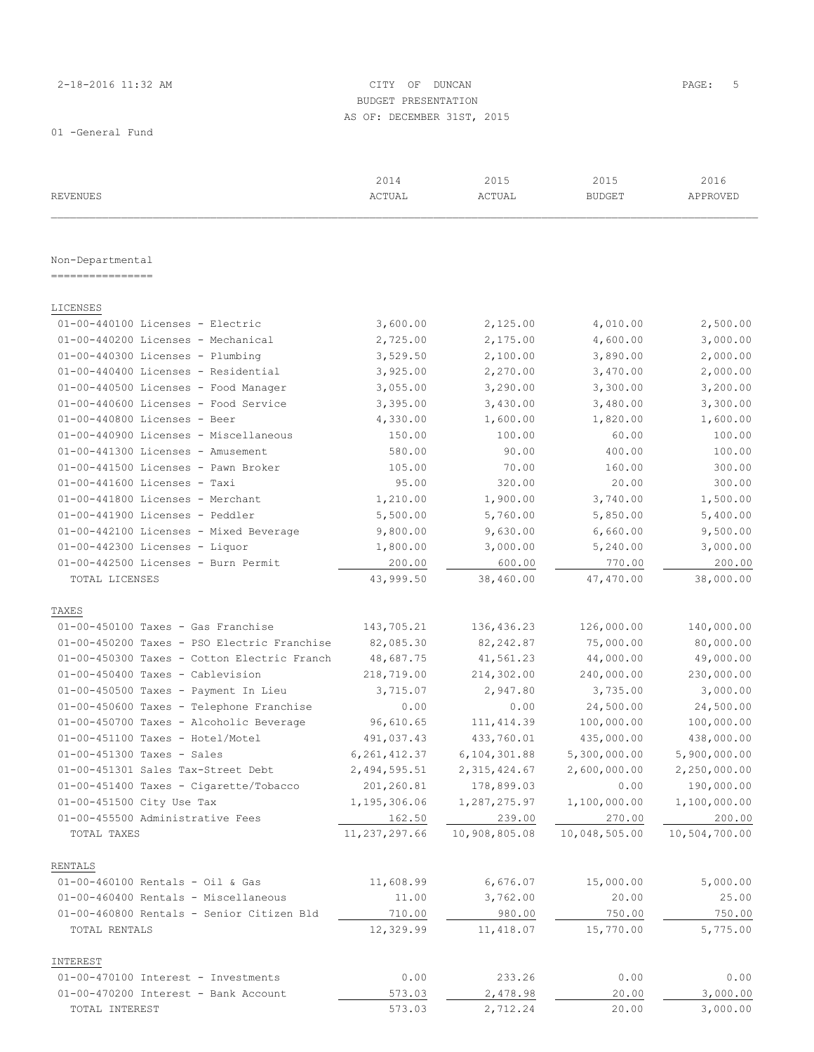CITY OF DUNCAN
BUDGET PRESENTATION
AS OF: DECEMBER 31ST, 2015

01 -General Fund

| REVENUES | 2014 ACTUAL | 2015 ACTUAL | 2015 BUDGET | 2016 APPROVED |
|---|---|---|---|---|
| **Non-Departmental** | | | | |
| **LICENSES** | | | | |
| 01-00-440100 Licenses - Electric | 3,600.00 | 2,125.00 | 4,010.00 | 2,500.00 |
| 01-00-440200 Licenses - Mechanical | 2,725.00 | 2,175.00 | 4,600.00 | 3,000.00 |
| 01-00-440300 Licenses - Plumbing | 3,529.50 | 2,100.00 | 3,890.00 | 2,000.00 |
| 01-00-440400 Licenses - Residential | 3,925.00 | 2,270.00 | 3,470.00 | 2,000.00 |
| 01-00-440500 Licenses - Food Manager | 3,055.00 | 3,290.00 | 3,300.00 | 3,200.00 |
| 01-00-440600 Licenses - Food Service | 3,395.00 | 3,430.00 | 3,480.00 | 3,300.00 |
| 01-00-440800 Licenses - Beer | 4,330.00 | 1,600.00 | 1,820.00 | 1,600.00 |
| 01-00-440900 Licenses - Miscellaneous | 150.00 | 100.00 | 60.00 | 100.00 |
| 01-00-441300 Licenses - Amusement | 580.00 | 90.00 | 400.00 | 100.00 |
| 01-00-441500 Licenses - Pawn Broker | 105.00 | 70.00 | 160.00 | 300.00 |
| 01-00-441600 Licenses - Taxi | 95.00 | 320.00 | 20.00 | 300.00 |
| 01-00-441800 Licenses - Merchant | 1,210.00 | 1,900.00 | 3,740.00 | 1,500.00 |
| 01-00-441900 Licenses - Peddler | 5,500.00 | 5,760.00 | 5,850.00 | 5,400.00 |
| 01-00-442100 Licenses - Mixed Beverage | 9,800.00 | 9,630.00 | 6,660.00 | 9,500.00 |
| 01-00-442300 Licenses - Liquor | 1,800.00 | 3,000.00 | 5,240.00 | 3,000.00 |
| 01-00-442500 Licenses - Burn Permit | 200.00 | 600.00 | 770.00 | 200.00 |
| TOTAL LICENSES | 43,999.50 | 38,460.00 | 47,470.00 | 38,000.00 |
| **TAXES** | | | | |
| 01-00-450100 Taxes - Gas Franchise | 143,705.21 | 136,436.23 | 126,000.00 | 140,000.00 |
| 01-00-450200 Taxes - PSO Electric Franchise | 82,085.30 | 82,242.87 | 75,000.00 | 80,000.00 |
| 01-00-450300 Taxes - Cotton Electric Franch | 48,687.75 | 41,561.23 | 44,000.00 | 49,000.00 |
| 01-00-450400 Taxes - Cablevision | 218,719.00 | 214,302.00 | 240,000.00 | 230,000.00 |
| 01-00-450500 Taxes - Payment In Lieu | 3,715.07 | 2,947.80 | 3,735.00 | 3,000.00 |
| 01-00-450600 Taxes - Telephone Franchise | 0.00 | 0.00 | 24,500.00 | 24,500.00 |
| 01-00-450700 Taxes - Alcoholic Beverage | 96,610.65 | 111,414.39 | 100,000.00 | 100,000.00 |
| 01-00-451100 Taxes - Hotel/Motel | 491,037.43 | 433,760.01 | 435,000.00 | 438,000.00 |
| 01-00-451300 Taxes - Sales | 6,261,412.37 | 6,104,301.88 | 5,300,000.00 | 5,900,000.00 |
| 01-00-451301 Sales Tax-Street Debt | 2,494,595.51 | 2,315,424.67 | 2,600,000.00 | 2,250,000.00 |
| 01-00-451400 Taxes - Cigarette/Tobacco | 201,260.81 | 178,899.03 | 0.00 | 190,000.00 |
| 01-00-451500 City Use Tax | 1,195,306.06 | 1,287,275.97 | 1,100,000.00 | 1,100,000.00 |
| 01-00-455500 Administrative Fees | 162.50 | 239.00 | 270.00 | 200.00 |
| TOTAL TAXES | 11,237,297.66 | 10,908,805.08 | 10,048,505.00 | 10,504,700.00 |
| **RENTALS** | | | | |
| 01-00-460100 Rentals - Oil & Gas | 11,608.99 | 6,676.07 | 15,000.00 | 5,000.00 |
| 01-00-460400 Rentals - Miscellaneous | 11.00 | 3,762.00 | 20.00 | 25.00 |
| 01-00-460800 Rentals - Senior Citizen Bld | 710.00 | 980.00 | 750.00 | 750.00 |
| TOTAL RENTALS | 12,329.99 | 11,418.07 | 15,770.00 | 5,775.00 |
| **INTEREST** | | | | |
| 01-00-470100 Interest - Investments | 0.00 | 233.26 | 0.00 | 0.00 |
| 01-00-470200 Interest - Bank Account | 573.03 | 2,478.98 | 20.00 | 3,000.00 |
| TOTAL INTEREST | 573.03 | 2,712.24 | 20.00 | 3,000.00 |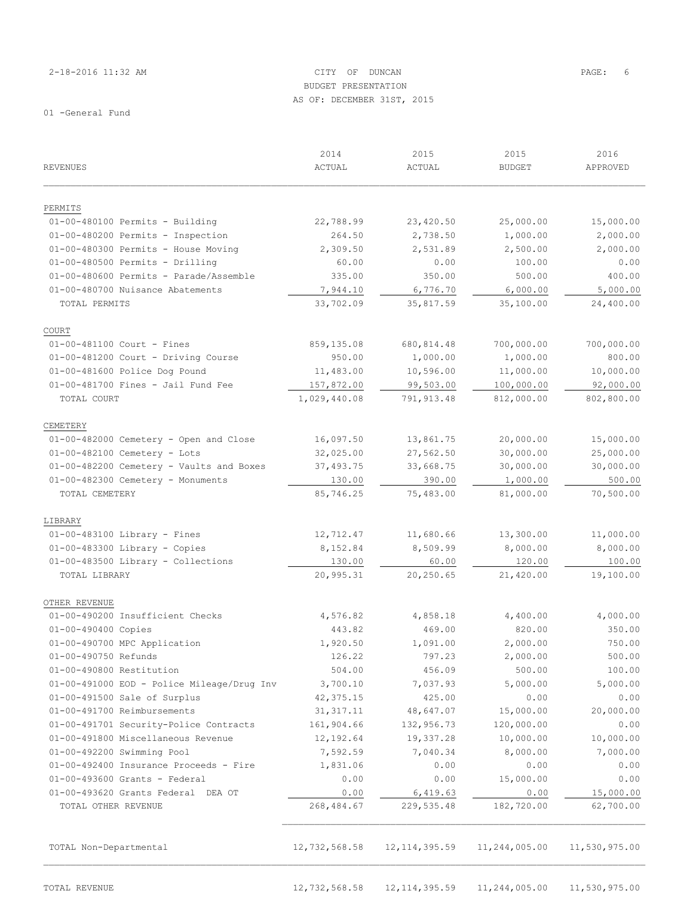CITY OF DUNCAN

BUDGET PRESENTATION

AS OF: DECEMBER 31ST, 2015

01 -General Fund

| REVENUES | 2014 ACTUAL | 2015 ACTUAL | 2015 BUDGET | 2016 APPROVED |
|---|---|---|---|---|
| PERMITS | | | | |
| 01-00-480100 Permits - Building | 22,788.99 | 23,420.50 | 25,000.00 | 15,000.00 |
| 01-00-480200 Permits - Inspection | 264.50 | 2,738.50 | 1,000.00 | 2,000.00 |
| 01-00-480300 Permits - House Moving | 2,309.50 | 2,531.89 | 2,500.00 | 2,000.00 |
| 01-00-480500 Permits - Drilling | 60.00 | 0.00 | 100.00 | 0.00 |
| 01-00-480600 Permits - Parade/Assemble | 335.00 | 350.00 | 500.00 | 400.00 |
| 01-00-480700 Nuisance Abatements | 7,944.10 | 6,776.70 | 6,000.00 | 5,000.00 |
| TOTAL PERMITS | 33,702.09 | 35,817.59 | 35,100.00 | 24,400.00 |
| COURT | | | | |
| 01-00-481100 Court - Fines | 859,135.08 | 680,814.48 | 700,000.00 | 700,000.00 |
| 01-00-481200 Court - Driving Course | 950.00 | 1,000.00 | 1,000.00 | 800.00 |
| 01-00-481600 Police Dog Pound | 11,483.00 | 10,596.00 | 11,000.00 | 10,000.00 |
| 01-00-481700 Fines - Jail Fund Fee | 157,872.00 | 99,503.00 | 100,000.00 | 92,000.00 |
| TOTAL COURT | 1,029,440.08 | 791,913.48 | 812,000.00 | 802,800.00 |
| CEMETERY | | | | |
| 01-00-482000 Cemetery - Open and Close | 16,097.50 | 13,861.75 | 20,000.00 | 15,000.00 |
| 01-00-482100 Cemetery - Lots | 32,025.00 | 27,562.50 | 30,000.00 | 25,000.00 |
| 01-00-482200 Cemetery - Vaults and Boxes | 37,493.75 | 33,668.75 | 30,000.00 | 30,000.00 |
| 01-00-482300 Cemetery - Monuments | 130.00 | 390.00 | 1,000.00 | 500.00 |
| TOTAL CEMETERY | 85,746.25 | 75,483.00 | 81,000.00 | 70,500.00 |
| LIBRARY | | | | |
| 01-00-483100 Library - Fines | 12,712.47 | 11,680.66 | 13,300.00 | 11,000.00 |
| 01-00-483300 Library - Copies | 8,152.84 | 8,509.99 | 8,000.00 | 8,000.00 |
| 01-00-483500 Library - Collections | 130.00 | 60.00 | 120.00 | 100.00 |
| TOTAL LIBRARY | 20,995.31 | 20,250.65 | 21,420.00 | 19,100.00 |
| OTHER REVENUE | | | | |
| 01-00-490200 Insufficient Checks | 4,576.82 | 4,858.18 | 4,400.00 | 4,000.00 |
| 01-00-490400 Copies | 443.82 | 469.00 | 820.00 | 350.00 |
| 01-00-490700 MPC Application | 1,920.50 | 1,091.00 | 2,000.00 | 750.00 |
| 01-00-490750 Refunds | 126.22 | 797.23 | 2,000.00 | 500.00 |
| 01-00-490800 Restitution | 504.00 | 456.09 | 500.00 | 100.00 |
| 01-00-491000 EOD - Police Mileage/Drug Inv | 3,700.10 | 7,037.93 | 5,000.00 | 5,000.00 |
| 01-00-491500 Sale of Surplus | 42,375.15 | 425.00 | 0.00 | 0.00 |
| 01-00-491700 Reimbursements | 31,317.11 | 48,647.07 | 15,000.00 | 20,000.00 |
| 01-00-491701 Security-Police Contracts | 161,904.66 | 132,956.73 | 120,000.00 | 0.00 |
| 01-00-491800 Miscellaneous Revenue | 12,192.64 | 19,337.28 | 10,000.00 | 10,000.00 |
| 01-00-492200 Swimming Pool | 7,592.59 | 7,040.34 | 8,000.00 | 7,000.00 |
| 01-00-492400 Insurance Proceeds - Fire | 1,831.06 | 0.00 | 0.00 | 0.00 |
| 01-00-493600 Grants - Federal | 0.00 | 0.00 | 15,000.00 | 0.00 |
| 01-00-493620 Grants Federal DEA OT | 0.00 | 6,419.63 | 0.00 | 15,000.00 |
| TOTAL OTHER REVENUE | 268,484.67 | 229,535.48 | 182,720.00 | 62,700.00 |
| TOTAL Non-Departmental | 12,732,568.58 | 12,114,395.59 | 11,244,005.00 | 11,530,975.00 |
| TOTAL REVENUE | 12,732,568.58 | 12,114,395.59 | 11,244,005.00 | 11,530,975.00 |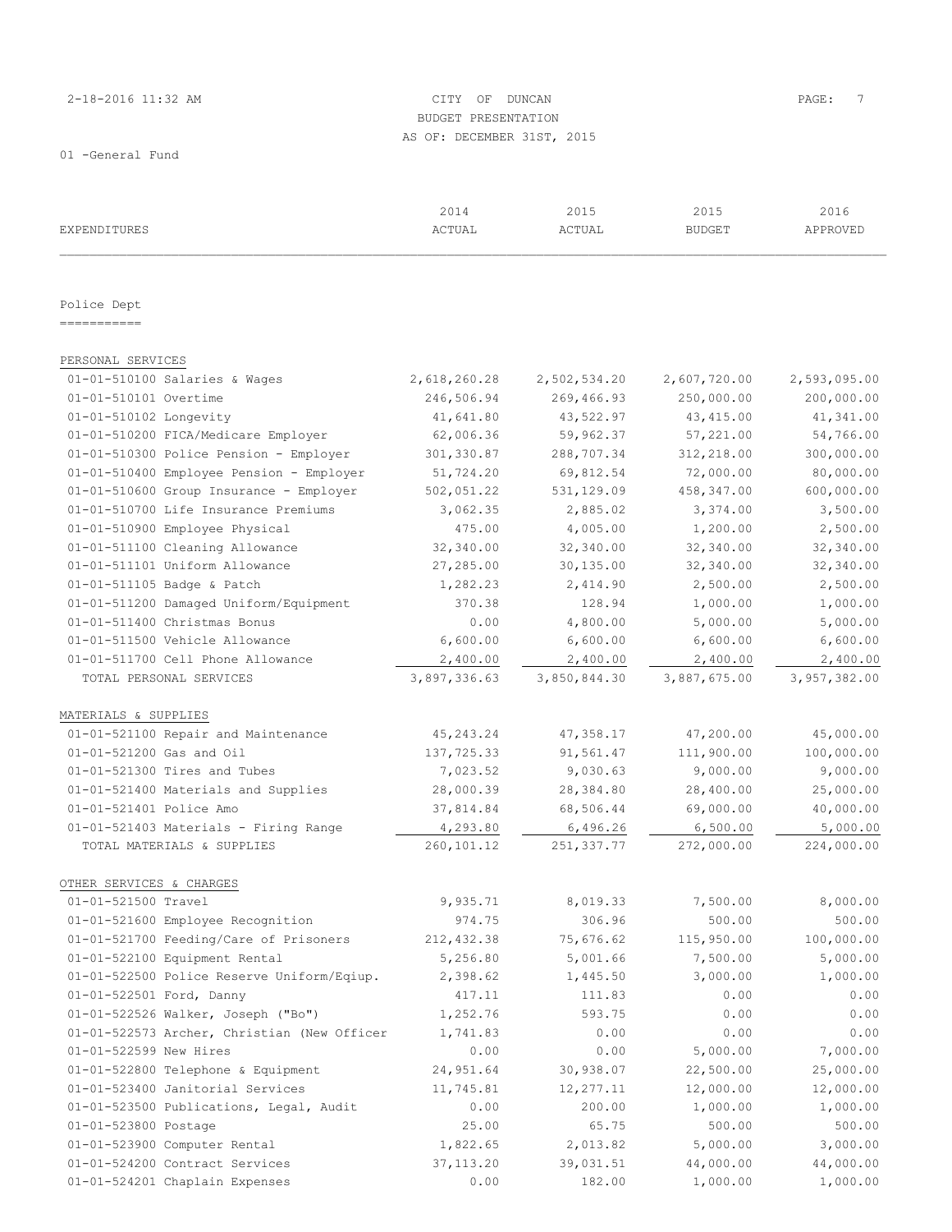CITY OF DUNCAN
BUDGET PRESENTATION
AS OF: DECEMBER 31ST, 2015

01 -General Fund

| EXPENDITURES | 2014 ACTUAL | 2015 ACTUAL | 2015 BUDGET | 2016 APPROVED |
|---|---|---|---|---|
| **Police Dept** | | | | |
| PERSONAL SERVICES | | | | |
| 01-01-510100 Salaries & Wages | 2,618,260.28 | 2,502,534.20 | 2,607,720.00 | 2,593,095.00 |
| 01-01-510101 Overtime | 246,506.94 | 269,466.93 | 250,000.00 | 200,000.00 |
| 01-01-510102 Longevity | 41,641.80 | 43,522.97 | 43,415.00 | 41,341.00 |
| 01-01-510200 FICA/Medicare Employer | 62,006.36 | 59,962.37 | 57,221.00 | 54,766.00 |
| 01-01-510300 Police Pension - Employer | 301,330.87 | 288,707.34 | 312,218.00 | 300,000.00 |
| 01-01-510400 Employee Pension - Employer | 51,724.20 | 69,812.54 | 72,000.00 | 80,000.00 |
| 01-01-510600 Group Insurance - Employer | 502,051.22 | 531,129.09 | 458,347.00 | 600,000.00 |
| 01-01-510700 Life Insurance Premiums | 3,062.35 | 2,885.02 | 3,374.00 | 3,500.00 |
| 01-01-510900 Employee Physical | 475.00 | 4,005.00 | 1,200.00 | 2,500.00 |
| 01-01-511100 Cleaning Allowance | 32,340.00 | 32,340.00 | 32,340.00 | 32,340.00 |
| 01-01-511101 Uniform Allowance | 27,285.00 | 30,135.00 | 32,340.00 | 32,340.00 |
| 01-01-511105 Badge & Patch | 1,282.23 | 2,414.90 | 2,500.00 | 2,500.00 |
| 01-01-511200 Damaged Uniform/Equipment | 370.38 | 128.94 | 1,000.00 | 1,000.00 |
| 01-01-511400 Christmas Bonus | 0.00 | 4,800.00 | 5,000.00 | 5,000.00 |
| 01-01-511500 Vehicle Allowance | 6,600.00 | 6,600.00 | 6,600.00 | 6,600.00 |
| 01-01-511700 Cell Phone Allowance | 2,400.00 | 2,400.00 | 2,400.00 | 2,400.00 |
| TOTAL PERSONAL SERVICES | 3,897,336.63 | 3,850,844.30 | 3,887,675.00 | 3,957,382.00 |
| MATERIALS & SUPPLIES | | | | |
| 01-01-521100 Repair and Maintenance | 45,243.24 | 47,358.17 | 47,200.00 | 45,000.00 |
| 01-01-521200 Gas and Oil | 137,725.33 | 91,561.47 | 111,900.00 | 100,000.00 |
| 01-01-521300 Tires and Tubes | 7,023.52 | 9,030.63 | 9,000.00 | 9,000.00 |
| 01-01-521400 Materials and Supplies | 28,000.39 | 28,384.80 | 28,400.00 | 25,000.00 |
| 01-01-521401 Police Amo | 37,814.84 | 68,506.44 | 69,000.00 | 40,000.00 |
| 01-01-521403 Materials - Firing Range | 4,293.80 | 6,496.26 | 6,500.00 | 5,000.00 |
| TOTAL MATERIALS & SUPPLIES | 260,101.12 | 251,337.77 | 272,000.00 | 224,000.00 |
| OTHER SERVICES & CHARGES | | | | |
| 01-01-521500 Travel | 9,935.71 | 8,019.33 | 7,500.00 | 8,000.00 |
| 01-01-521600 Employee Recognition | 974.75 | 306.96 | 500.00 | 500.00 |
| 01-01-521700 Feeding/Care of Prisoners | 212,432.38 | 75,676.62 | 115,950.00 | 100,000.00 |
| 01-01-522100 Equipment Rental | 5,256.80 | 5,001.66 | 7,500.00 | 5,000.00 |
| 01-01-522500 Police Reserve Uniform/Eqiup. | 2,398.62 | 1,445.50 | 3,000.00 | 1,000.00 |
| 01-01-522501 Ford, Danny | 417.11 | 111.83 | 0.00 | 0.00 |
| 01-01-522526 Walker, Joseph ("Bo") | 1,252.76 | 593.75 | 0.00 | 0.00 |
| 01-01-522573 Archer, Christian (New Officer | 1,741.83 | 0.00 | 0.00 | 0.00 |
| 01-01-522599 New Hires | 0.00 | 0.00 | 5,000.00 | 7,000.00 |
| 01-01-522800 Telephone & Equipment | 24,951.64 | 30,938.07 | 22,500.00 | 25,000.00 |
| 01-01-523400 Janitorial Services | 11,745.81 | 12,277.11 | 12,000.00 | 12,000.00 |
| 01-01-523500 Publications, Legal, Audit | 0.00 | 200.00 | 1,000.00 | 1,000.00 |
| 01-01-523800 Postage | 25.00 | 65.75 | 500.00 | 500.00 |
| 01-01-523900 Computer Rental | 1,822.65 | 2,013.82 | 5,000.00 | 3,000.00 |
| 01-01-524200 Contract Services | 37,113.20 | 39,031.51 | 44,000.00 | 44,000.00 |
| 01-01-524201 Chaplain Expenses | 0.00 | 182.00 | 1,000.00 | 1,000.00 |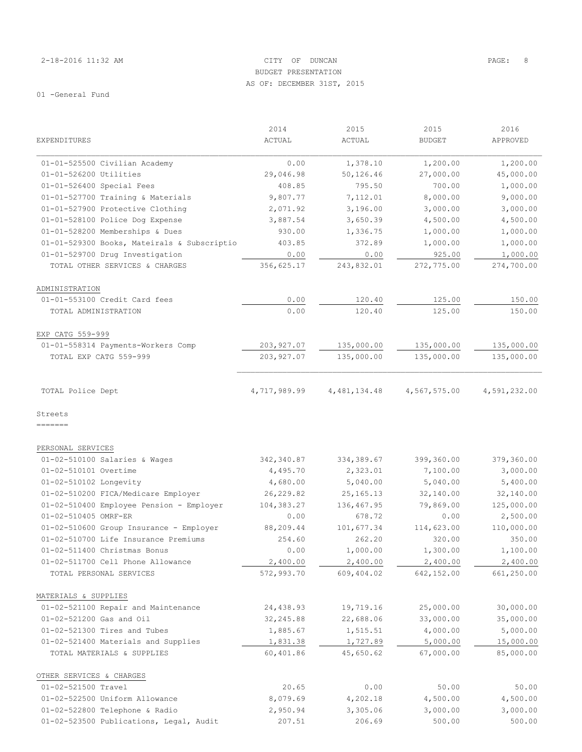CITY OF DUNCAN
BUDGET PRESENTATION
AS OF: DECEMBER 31ST, 2015

01 -General Fund

| EXPENDITURES | 2014 ACTUAL | 2015 ACTUAL | 2015 BUDGET | 2016 APPROVED |
|---|---|---|---|---|
| 01-01-525500 Civilian Academy | 0.00 | 1,378.10 | 1,200.00 | 1,200.00 |
| 01-01-526200 Utilities | 29,046.98 | 50,126.46 | 27,000.00 | 45,000.00 |
| 01-01-526400 Special Fees | 408.85 | 795.50 | 700.00 | 1,000.00 |
| 01-01-527700 Training & Materials | 9,807.77 | 7,112.01 | 8,000.00 | 9,000.00 |
| 01-01-527900 Protective Clothing | 2,071.92 | 3,196.00 | 3,000.00 | 3,000.00 |
| 01-01-528100 Police Dog Expense | 3,887.54 | 3,650.39 | 4,500.00 | 4,500.00 |
| 01-01-528200 Memberships & Dues | 930.00 | 1,336.75 | 1,000.00 | 1,000.00 |
| 01-01-529300 Books, Mateirals & Subscriptio | 403.85 | 372.89 | 1,000.00 | 1,000.00 |
| 01-01-529700 Drug Investigation | 0.00 | 0.00 | 925.00 | 1,000.00 |
| TOTAL OTHER SERVICES & CHARGES | 356,625.17 | 243,832.01 | 272,775.00 | 274,700.00 |
| ADMINISTRATION | | | | |
| 01-01-553100 Credit Card fees | 0.00 | 120.40 | 125.00 | 150.00 |
| TOTAL ADMINISTRATION | 0.00 | 120.40 | 125.00 | 150.00 |
| EXP CATG 559-999 | | | | |
| 01-01-558314 Payments-Workers Comp | 203,927.07 | 135,000.00 | 135,000.00 | 135,000.00 |
| TOTAL EXP CATG 559-999 | 203,927.07 | 135,000.00 | 135,000.00 | 135,000.00 |
| TOTAL Police Dept | 4,717,989.99 | 4,481,134.48 | 4,567,575.00 | 4,591,232.00 |

Streets

| EXPENDITURES | 2014 ACTUAL | 2015 ACTUAL | 2015 BUDGET | 2016 APPROVED |
|---|---|---|---|---|
| PERSONAL SERVICES | | | | |
| 01-02-510100 Salaries & Wages | 342,340.87 | 334,389.67 | 399,360.00 | 379,360.00 |
| 01-02-510101 Overtime | 4,495.70 | 2,323.01 | 7,100.00 | 3,000.00 |
| 01-02-510102 Longevity | 4,680.00 | 5,040.00 | 5,040.00 | 5,400.00 |
| 01-02-510200 FICA/Medicare Employer | 26,229.82 | 25,165.13 | 32,140.00 | 32,140.00 |
| 01-02-510400 Employee Pension - Employer | 104,383.27 | 136,467.95 | 79,869.00 | 125,000.00 |
| 01-02-510405 OMRF-ER | 0.00 | 678.72 | 0.00 | 2,500.00 |
| 01-02-510600 Group Insurance - Employer | 88,209.44 | 101,677.34 | 114,623.00 | 110,000.00 |
| 01-02-510700 Life Insurance Premiums | 254.60 | 262.20 | 320.00 | 350.00 |
| 01-02-511400 Christmas Bonus | 0.00 | 1,000.00 | 1,300.00 | 1,100.00 |
| 01-02-511700 Cell Phone Allowance | 2,400.00 | 2,400.00 | 2,400.00 | 2,400.00 |
| TOTAL PERSONAL SERVICES | 572,993.70 | 609,404.02 | 642,152.00 | 661,250.00 |
| MATERIALS & SUPPLIES | | | | |
| 01-02-521100 Repair and Maintenance | 24,438.93 | 19,719.16 | 25,000.00 | 30,000.00 |
| 01-02-521200 Gas and Oil | 32,245.88 | 22,688.06 | 33,000.00 | 35,000.00 |
| 01-02-521300 Tires and Tubes | 1,885.67 | 1,515.51 | 4,000.00 | 5,000.00 |
| 01-02-521400 Materials and Supplies | 1,831.38 | 1,727.89 | 5,000.00 | 15,000.00 |
| TOTAL MATERIALS & SUPPLIES | 60,401.86 | 45,650.62 | 67,000.00 | 85,000.00 |
| OTHER SERVICES & CHARGES | | | | |
| 01-02-521500 Travel | 20.65 | 0.00 | 50.00 | 50.00 |
| 01-02-522500 Uniform Allowance | 8,079.69 | 4,202.18 | 4,500.00 | 4,500.00 |
| 01-02-522800 Telephone & Radio | 2,950.94 | 3,305.06 | 3,000.00 | 3,000.00 |
| 01-02-523500 Publications, Legal, Audit | 207.51 | 206.69 | 500.00 | 500.00 |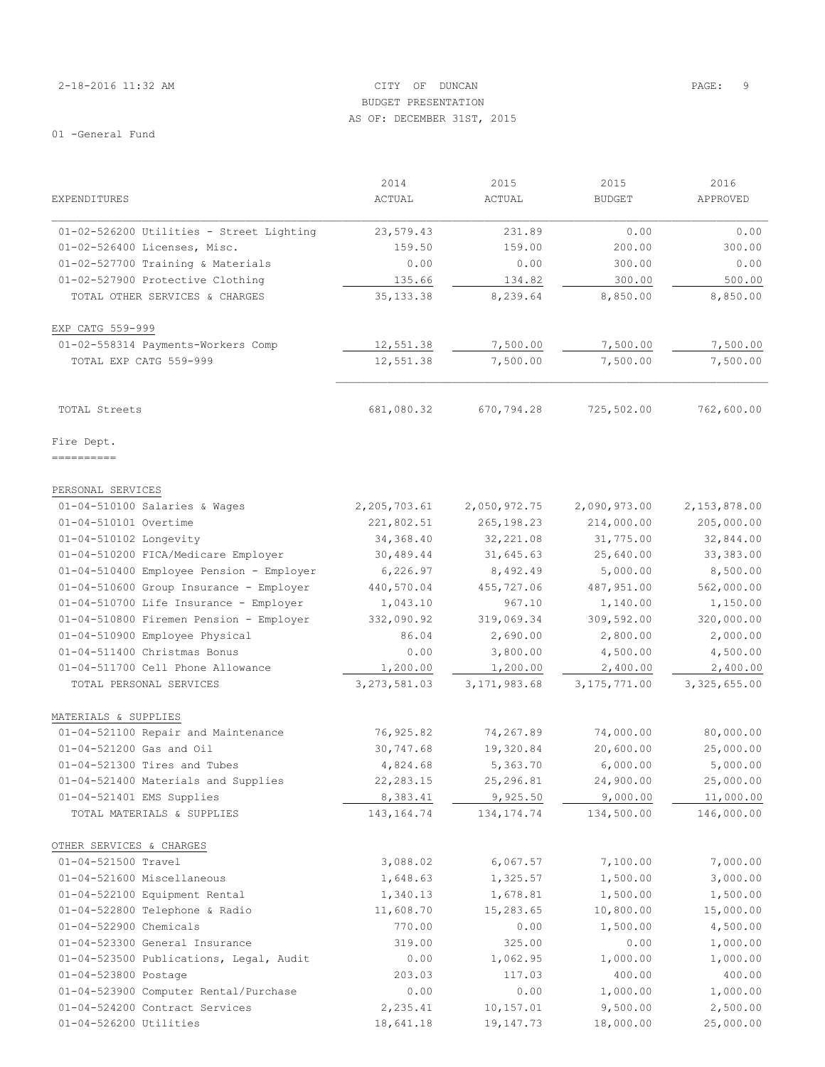CITY OF DUNCAN
BUDGET PRESENTATION
AS OF: DECEMBER 31ST, 2015

01 -General Fund

| EXPENDITURES | 2014 ACTUAL | 2015 ACTUAL | 2015 BUDGET | 2016 APPROVED |
|---|---|---|---|---|
| 01-02-526200 Utilities - Street Lighting | 23,579.43 | 231.89 | 0.00 | 0.00 |
| 01-02-526400 Licenses, Misc. | 159.50 | 159.00 | 200.00 | 300.00 |
| 01-02-527700 Training & Materials | 0.00 | 0.00 | 300.00 | 0.00 |
| 01-02-527900 Protective Clothing | 135.66 | 134.82 | 300.00 | 500.00 |
| TOTAL OTHER SERVICES & CHARGES | 35,133.38 | 8,239.64 | 8,850.00 | 8,850.00 |
| EXP CATG 559-999 | | | | |
| 01-02-558314 Payments-Workers Comp | 12,551.38 | 7,500.00 | 7,500.00 | 7,500.00 |
| TOTAL EXP CATG 559-999 | 12,551.38 | 7,500.00 | 7,500.00 | 7,500.00 |
| TOTAL Streets | 681,080.32 | 670,794.28 | 725,502.00 | 762,600.00 |
| **Fire Dept.** | | | | |
| PERSONAL SERVICES | | | | |
| 01-04-510100 Salaries & Wages | 2,205,703.61 | 2,050,972.75 | 2,090,973.00 | 2,153,878.00 |
| 01-04-510101 Overtime | 221,802.51 | 265,198.23 | 214,000.00 | 205,000.00 |
| 01-04-510102 Longevity | 34,368.40 | 32,221.08 | 31,775.00 | 32,844.00 |
| 01-04-510200 FICA/Medicare Employer | 30,489.44 | 31,645.63 | 25,640.00 | 33,383.00 |
| 01-04-510400 Employee Pension - Employer | 6,226.97 | 8,492.49 | 5,000.00 | 8,500.00 |
| 01-04-510600 Group Insurance - Employer | 440,570.04 | 455,727.06 | 487,951.00 | 562,000.00 |
| 01-04-510700 Life Insurance - Employer | 1,043.10 | 967.10 | 1,140.00 | 1,150.00 |
| 01-04-510800 Firemen Pension - Employer | 332,090.92 | 319,069.34 | 309,592.00 | 320,000.00 |
| 01-04-510900 Employee Physical | 86.04 | 2,690.00 | 2,800.00 | 2,000.00 |
| 01-04-511400 Christmas Bonus | 0.00 | 3,800.00 | 4,500.00 | 4,500.00 |
| 01-04-511700 Cell Phone Allowance | 1,200.00 | 1,200.00 | 2,400.00 | 2,400.00 |
| TOTAL PERSONAL SERVICES | 3,273,581.03 | 3,171,983.68 | 3,175,771.00 | 3,325,655.00 |
| MATERIALS & SUPPLIES | | | | |
| 01-04-521100 Repair and Maintenance | 76,925.82 | 74,267.89 | 74,000.00 | 80,000.00 |
| 01-04-521200 Gas and Oil | 30,747.68 | 19,320.84 | 20,600.00 | 25,000.00 |
| 01-04-521300 Tires and Tubes | 4,824.68 | 5,363.70 | 6,000.00 | 5,000.00 |
| 01-04-521400 Materials and Supplies | 22,283.15 | 25,296.81 | 24,900.00 | 25,000.00 |
| 01-04-521401 EMS Supplies | 8,383.41 | 9,925.50 | 9,000.00 | 11,000.00 |
| TOTAL MATERIALS & SUPPLIES | 143,164.74 | 134,174.74 | 134,500.00 | 146,000.00 |
| OTHER SERVICES & CHARGES | | | | |
| 01-04-521500 Travel | 3,088.02 | 6,067.57 | 7,100.00 | 7,000.00 |
| 01-04-521600 Miscellaneous | 1,648.63 | 1,325.57 | 1,500.00 | 3,000.00 |
| 01-04-522100 Equipment Rental | 1,340.13 | 1,678.81 | 1,500.00 | 1,500.00 |
| 01-04-522800 Telephone & Radio | 11,608.70 | 15,283.65 | 10,800.00 | 15,000.00 |
| 01-04-522900 Chemicals | 770.00 | 0.00 | 1,500.00 | 4,500.00 |
| 01-04-523300 General Insurance | 319.00 | 325.00 | 0.00 | 1,000.00 |
| 01-04-523500 Publications, Legal, Audit | 0.00 | 1,062.95 | 1,000.00 | 1,000.00 |
| 01-04-523800 Postage | 203.03 | 117.03 | 400.00 | 400.00 |
| 01-04-523900 Computer Rental/Purchase | 0.00 | 0.00 | 1,000.00 | 1,000.00 |
| 01-04-524200 Contract Services | 2,235.41 | 10,157.01 | 9,500.00 | 2,500.00 |
| 01-04-526200 Utilities | 18,641.18 | 19,147.73 | 18,000.00 | 25,000.00 |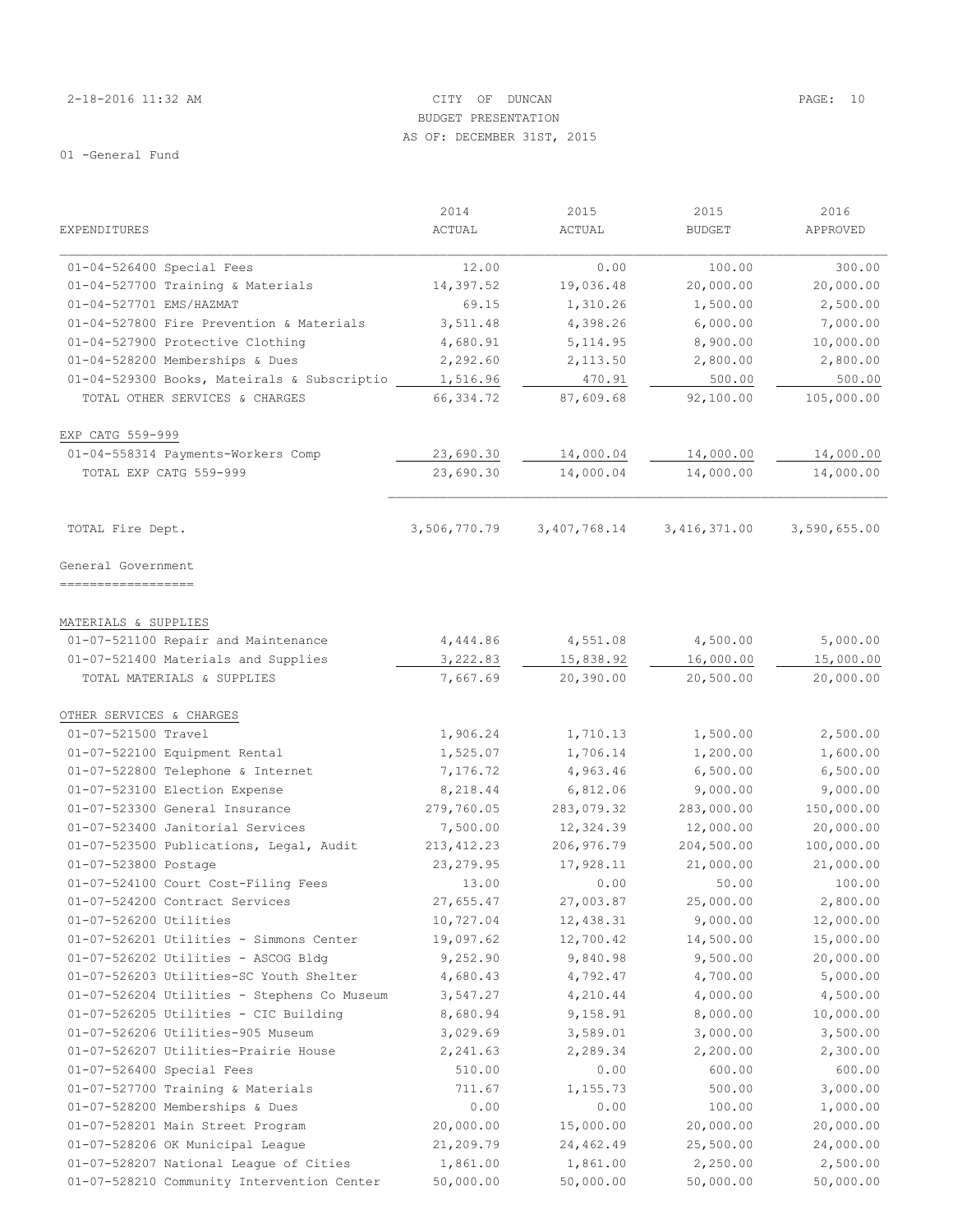CITY OF DUNCAN
BUDGET PRESENTATION
AS OF: DECEMBER 31ST, 2015

01 -General Fund

| EXPENDITURES | 2014 ACTUAL | 2015 ACTUAL | 2015 BUDGET | 2016 APPROVED |
|---|---|---|---|---|
| 01-04-526400 Special Fees | 12.00 | 0.00 | 100.00 | 300.00 |
| 01-04-527700 Training & Materials | 14,397.52 | 19,036.48 | 20,000.00 | 20,000.00 |
| 01-04-527701 EMS/HAZMAT | 69.15 | 1,310.26 | 1,500.00 | 2,500.00 |
| 01-04-527800 Fire Prevention & Materials | 3,511.48 | 4,398.26 | 6,000.00 | 7,000.00 |
| 01-04-527900 Protective Clothing | 4,680.91 | 5,114.95 | 8,900.00 | 10,000.00 |
| 01-04-528200 Memberships & Dues | 2,292.60 | 2,113.50 | 2,800.00 | 2,800.00 |
| 01-04-529300 Books, Mateirals & Subscriptio | 1,516.96 | 470.91 | 500.00 | 500.00 |
| TOTAL OTHER SERVICES & CHARGES | 66,334.72 | 87,609.68 | 92,100.00 | 105,000.00 |
| EXP CATG 559-999 | | | | |
| 01-04-558314 Payments-Workers Comp | 23,690.30 | 14,000.04 | 14,000.00 | 14,000.00 |
| TOTAL EXP CATG 559-999 | 23,690.30 | 14,000.04 | 14,000.00 | 14,000.00 |
| TOTAL Fire Dept. | 3,506,770.79 | 3,407,768.14 | 3,416,371.00 | 3,590,655.00 |
| **General Government** | | | | |
| MATERIALS & SUPPLIES | | | | |
| 01-07-521100 Repair and Maintenance | 4,444.86 | 4,551.08 | 4,500.00 | 5,000.00 |
| 01-07-521400 Materials and Supplies | 3,222.83 | 15,838.92 | 16,000.00 | 15,000.00 |
| TOTAL MATERIALS & SUPPLIES | 7,667.69 | 20,390.00 | 20,500.00 | 20,000.00 |
| OTHER SERVICES & CHARGES | | | | |
| 01-07-521500 Travel | 1,906.24 | 1,710.13 | 1,500.00 | 2,500.00 |
| 01-07-522100 Equipment Rental | 1,525.07 | 1,706.14 | 1,200.00 | 1,600.00 |
| 01-07-522800 Telephone & Internet | 7,176.72 | 4,963.46 | 6,500.00 | 6,500.00 |
| 01-07-523100 Election Expense | 8,218.44 | 6,812.06 | 9,000.00 | 9,000.00 |
| 01-07-523300 General Insurance | 279,760.05 | 283,079.32 | 283,000.00 | 150,000.00 |
| 01-07-523400 Janitorial Services | 7,500.00 | 12,324.39 | 12,000.00 | 20,000.00 |
| 01-07-523500 Publications, Legal, Audit | 213,412.23 | 206,976.79 | 204,500.00 | 100,000.00 |
| 01-07-523800 Postage | 23,279.95 | 17,928.11 | 21,000.00 | 21,000.00 |
| 01-07-524100 Court Cost-Filing Fees | 13.00 | 0.00 | 50.00 | 100.00 |
| 01-07-524200 Contract Services | 27,655.47 | 27,003.87 | 25,000.00 | 2,800.00 |
| 01-07-526200 Utilities | 10,727.04 | 12,438.31 | 9,000.00 | 12,000.00 |
| 01-07-526201 Utilities - Simmons Center | 19,097.62 | 12,700.42 | 14,500.00 | 15,000.00 |
| 01-07-526202 Utilities - ASCOG Bldg | 9,252.90 | 9,840.98 | 9,500.00 | 20,000.00 |
| 01-07-526203 Utilities-SC Youth Shelter | 4,680.43 | 4,792.47 | 4,700.00 | 5,000.00 |
| 01-07-526204 Utilities - Stephens Co Museum | 3,547.27 | 4,210.44 | 4,000.00 | 4,500.00 |
| 01-07-526205 Utilities - CIC Building | 8,680.94 | 9,158.91 | 8,000.00 | 10,000.00 |
| 01-07-526206 Utilities-905 Museum | 3,029.69 | 3,589.01 | 3,000.00 | 3,500.00 |
| 01-07-526207 Utilities-Prairie House | 2,241.63 | 2,289.34 | 2,200.00 | 2,300.00 |
| 01-07-526400 Special Fees | 510.00 | 0.00 | 600.00 | 600.00 |
| 01-07-527700 Training & Materials | 711.67 | 1,155.73 | 500.00 | 3,000.00 |
| 01-07-528200 Memberships & Dues | 0.00 | 0.00 | 100.00 | 1,000.00 |
| 01-07-528201 Main Street Program | 20,000.00 | 15,000.00 | 20,000.00 | 20,000.00 |
| 01-07-528206 OK Municipal League | 21,209.79 | 24,462.49 | 25,500.00 | 24,000.00 |
| 01-07-528207 National League of Cities | 1,861.00 | 1,861.00 | 2,250.00 | 2,500.00 |
| 01-07-528210 Community Intervention Center | 50,000.00 | 50,000.00 | 50,000.00 | 50,000.00 |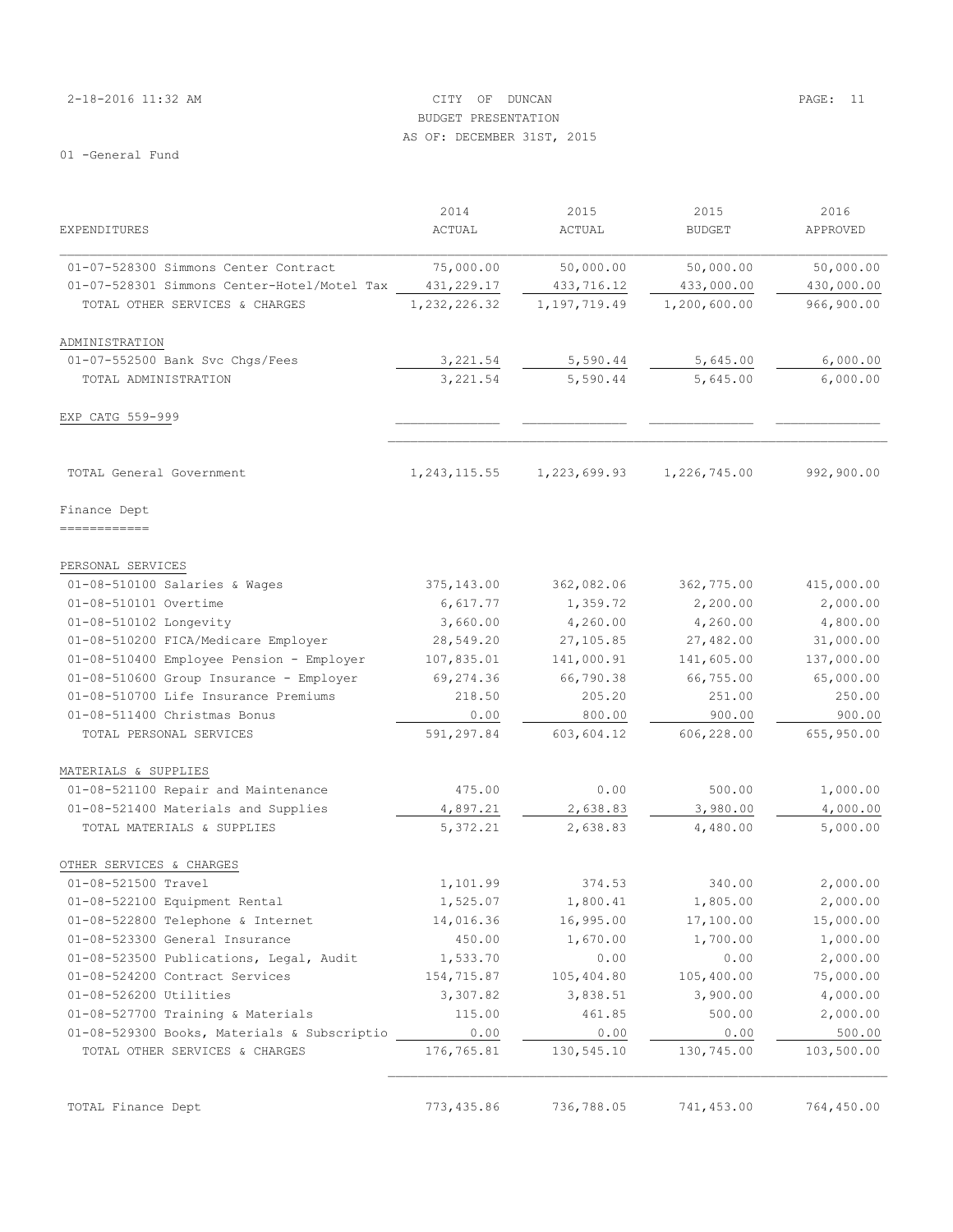CITY OF DUNCAN
BUDGET PRESENTATION
AS OF: DECEMBER 31ST, 2015

01 -General Fund

| EXPENDITURES | 2014 ACTUAL | 2015 ACTUAL | 2015 BUDGET | 2016 APPROVED |
|---|---|---|---|---|
| 01-07-528300 Simmons Center Contract | 75,000.00 | 50,000.00 | 50,000.00 | 50,000.00 |
| 01-07-528301 Simmons Center-Hotel/Motel Tax | 431,229.17 | 433,716.12 | 433,000.00 | 430,000.00 |
| TOTAL OTHER SERVICES & CHARGES | 1,232,226.32 | 1,197,719.49 | 1,200,600.00 | 966,900.00 |
| ADMINISTRATION | | | | |
| 01-07-552500 Bank Svc Chgs/Fees | 3,221.54 | 5,590.44 | 5,645.00 | 6,000.00 |
| TOTAL ADMINISTRATION | 3,221.54 | 5,590.44 | 5,645.00 | 6,000.00 |
| EXP CATG 559-999 | | | | |
| TOTAL General Government | 1,243,115.55 | 1,223,699.93 | 1,226,745.00 | 992,900.00 |

## Finance Dept

| EXPENDITURES | 2014 ACTUAL | 2015 ACTUAL | 2015 BUDGET | 2016 APPROVED |
|---|---|---|---|---|
| PERSONAL SERVICES | | | | |
| 01-08-510100 Salaries & Wages | 375,143.00 | 362,082.06 | 362,775.00 | 415,000.00 |
| 01-08-510101 Overtime | 6,617.77 | 1,359.72 | 2,200.00 | 2,000.00 |
| 01-08-510102 Longevity | 3,660.00 | 4,260.00 | 4,260.00 | 4,800.00 |
| 01-08-510200 FICA/Medicare Employer | 28,549.20 | 27,105.85 | 27,482.00 | 31,000.00 |
| 01-08-510400 Employee Pension - Employer | 107,835.01 | 141,000.91 | 141,605.00 | 137,000.00 |
| 01-08-510600 Group Insurance - Employer | 69,274.36 | 66,790.38 | 66,755.00 | 65,000.00 |
| 01-08-510700 Life Insurance Premiums | 218.50 | 205.20 | 251.00 | 250.00 |
| 01-08-511400 Christmas Bonus | 0.00 | 800.00 | 900.00 | 900.00 |
| TOTAL PERSONAL SERVICES | 591,297.84 | 603,604.12 | 606,228.00 | 655,950.00 |
| MATERIALS & SUPPLIES | | | | |
| 01-08-521100 Repair and Maintenance | 475.00 | 0.00 | 500.00 | 1,000.00 |
| 01-08-521400 Materials and Supplies | 4,897.21 | 2,638.83 | 3,980.00 | 4,000.00 |
| TOTAL MATERIALS & SUPPLIES | 5,372.21 | 2,638.83 | 4,480.00 | 5,000.00 |
| OTHER SERVICES & CHARGES | | | | |
| 01-08-521500 Travel | 1,101.99 | 374.53 | 340.00 | 2,000.00 |
| 01-08-522100 Equipment Rental | 1,525.07 | 1,800.41 | 1,805.00 | 2,000.00 |
| 01-08-522800 Telephone & Internet | 14,016.36 | 16,995.00 | 17,100.00 | 15,000.00 |
| 01-08-523300 General Insurance | 450.00 | 1,670.00 | 1,700.00 | 1,000.00 |
| 01-08-523500 Publications, Legal, Audit | 1,533.70 | 0.00 | 0.00 | 2,000.00 |
| 01-08-524200 Contract Services | 154,715.87 | 105,404.80 | 105,400.00 | 75,000.00 |
| 01-08-526200 Utilities | 3,307.82 | 3,838.51 | 3,900.00 | 4,000.00 |
| 01-08-527700 Training & Materials | 115.00 | 461.85 | 500.00 | 2,000.00 |
| 01-08-529300 Books, Materials & Subscriptio | 0.00 | 0.00 | 0.00 | 500.00 |
| TOTAL OTHER SERVICES & CHARGES | 176,765.81 | 130,545.10 | 130,745.00 | 103,500.00 |
| TOTAL Finance Dept | 773,435.86 | 736,788.05 | 741,453.00 | 764,450.00 |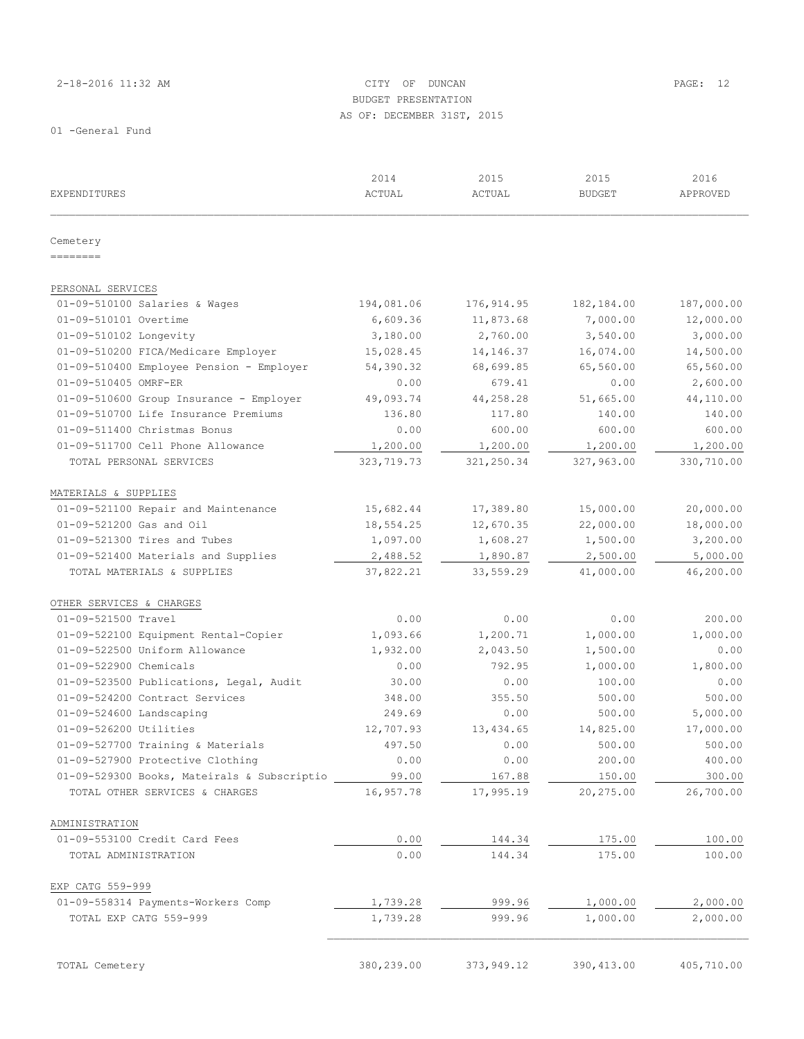CITY OF DUNCAN
BUDGET PRESENTATION
AS OF: DECEMBER 31ST, 2015

01 -General Fund

| EXPENDITURES | 2014 ACTUAL | 2015 ACTUAL | 2015 BUDGET | 2016 APPROVED |
|---|---|---|---|---|
| **Cemetery** | | | | |
| PERSONAL SERVICES | | | | |
| 01-09-510100 Salaries & Wages | 194,081.06 | 176,914.95 | 182,184.00 | 187,000.00 |
| 01-09-510101 Overtime | 6,609.36 | 11,873.68 | 7,000.00 | 12,000.00 |
| 01-09-510102 Longevity | 3,180.00 | 2,760.00 | 3,540.00 | 3,000.00 |
| 01-09-510200 FICA/Medicare Employer | 15,028.45 | 14,146.37 | 16,074.00 | 14,500.00 |
| 01-09-510400 Employee Pension - Employer | 54,390.32 | 68,699.85 | 65,560.00 | 65,560.00 |
| 01-09-510405 OMRF-ER | 0.00 | 679.41 | 0.00 | 2,600.00 |
| 01-09-510600 Group Insurance - Employer | 49,093.74 | 44,258.28 | 51,665.00 | 44,110.00 |
| 01-09-510700 Life Insurance Premiums | 136.80 | 117.80 | 140.00 | 140.00 |
| 01-09-511400 Christmas Bonus | 0.00 | 600.00 | 600.00 | 600.00 |
| 01-09-511700 Cell Phone Allowance | 1,200.00 | 1,200.00 | 1,200.00 | 1,200.00 |
| TOTAL PERSONAL SERVICES | 323,719.73 | 321,250.34 | 327,963.00 | 330,710.00 |
| MATERIALS & SUPPLIES | | | | |
| 01-09-521100 Repair and Maintenance | 15,682.44 | 17,389.80 | 15,000.00 | 20,000.00 |
| 01-09-521200 Gas and Oil | 18,554.25 | 12,670.35 | 22,000.00 | 18,000.00 |
| 01-09-521300 Tires and Tubes | 1,097.00 | 1,608.27 | 1,500.00 | 3,200.00 |
| 01-09-521400 Materials and Supplies | 2,488.52 | 1,890.87 | 2,500.00 | 5,000.00 |
| TOTAL MATERIALS & SUPPLIES | 37,822.21 | 33,559.29 | 41,000.00 | 46,200.00 |
| OTHER SERVICES & CHARGES | | | | |
| 01-09-521500 Travel | 0.00 | 0.00 | 0.00 | 200.00 |
| 01-09-522100 Equipment Rental-Copier | 1,093.66 | 1,200.71 | 1,000.00 | 1,000.00 |
| 01-09-522500 Uniform Allowance | 1,932.00 | 2,043.50 | 1,500.00 | 0.00 |
| 01-09-522900 Chemicals | 0.00 | 792.95 | 1,000.00 | 1,800.00 |
| 01-09-523500 Publications, Legal, Audit | 30.00 | 0.00 | 100.00 | 0.00 |
| 01-09-524200 Contract Services | 348.00 | 355.50 | 500.00 | 500.00 |
| 01-09-524600 Landscaping | 249.69 | 0.00 | 500.00 | 5,000.00 |
| 01-09-526200 Utilities | 12,707.93 | 13,434.65 | 14,825.00 | 17,000.00 |
| 01-09-527700 Training & Materials | 497.50 | 0.00 | 500.00 | 500.00 |
| 01-09-527900 Protective Clothing | 0.00 | 0.00 | 200.00 | 400.00 |
| 01-09-529300 Books, Mateirals & Subscriptio | 99.00 | 167.88 | 150.00 | 300.00 |
| TOTAL OTHER SERVICES & CHARGES | 16,957.78 | 17,995.19 | 20,275.00 | 26,700.00 |
| ADMINISTRATION | | | | |
| 01-09-553100 Credit Card Fees | 0.00 | 144.34 | 175.00 | 100.00 |
| TOTAL ADMINISTRATION | 0.00 | 144.34 | 175.00 | 100.00 |
| EXP CATG 559-999 | | | | |
| 01-09-558314 Payments-Workers Comp | 1,739.28 | 999.96 | 1,000.00 | 2,000.00 |
| TOTAL EXP CATG 559-999 | 1,739.28 | 999.96 | 1,000.00 | 2,000.00 |
| TOTAL Cemetery | 380,239.00 | 373,949.12 | 390,413.00 | 405,710.00 |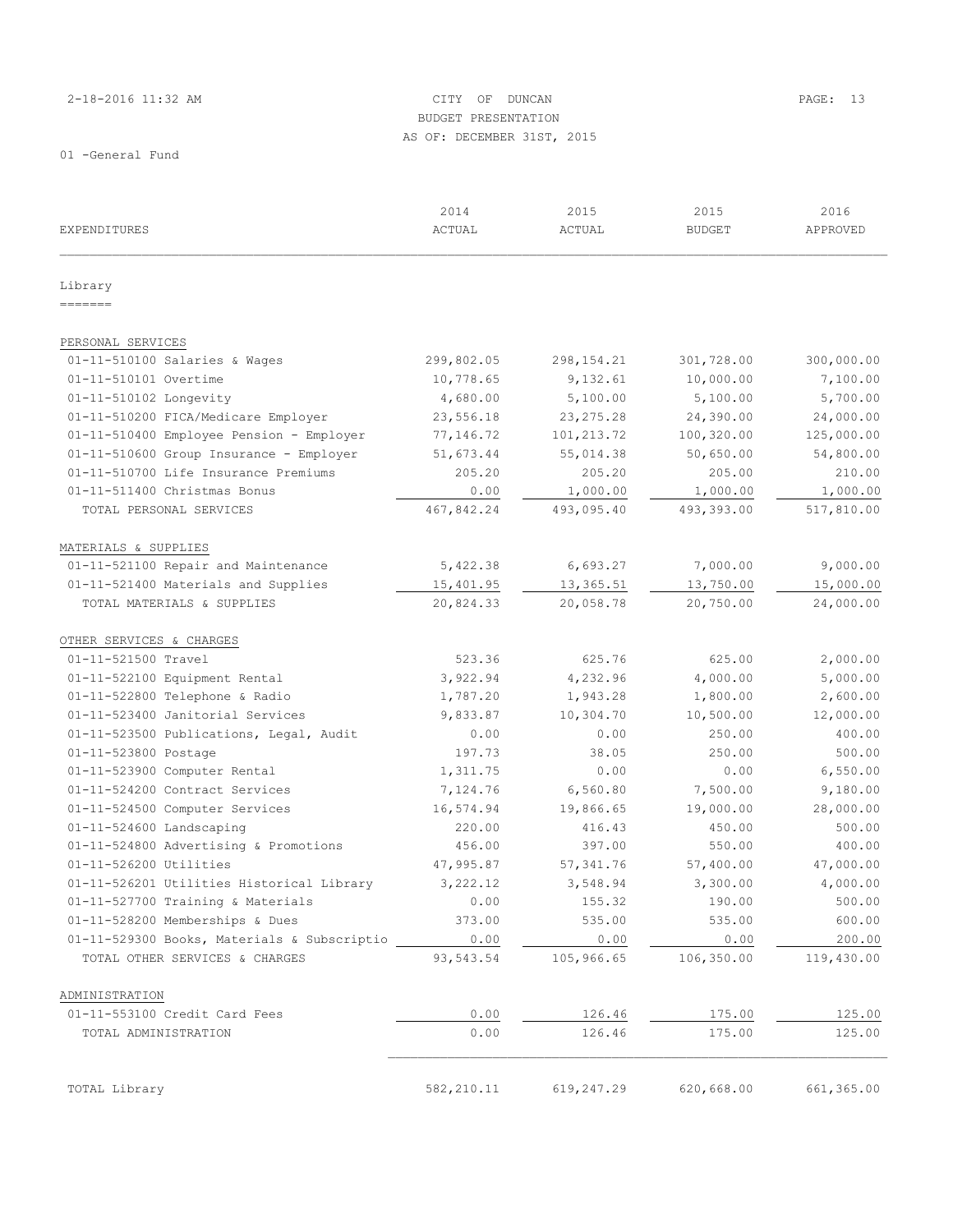CITY OF DUNCAN
BUDGET PRESENTATION
AS OF: DECEMBER 31ST, 2015

01 -General Fund

| EXPENDITURES | 2014 ACTUAL | 2015 ACTUAL | 2015 BUDGET | 2016 APPROVED |
|---|---|---|---|---|
| **Library** | | | | |
| PERSONAL SERVICES | | | | |
| 01-11-510100 Salaries & Wages | 299,802.05 | 298,154.21 | 301,728.00 | 300,000.00 |
| 01-11-510101 Overtime | 10,778.65 | 9,132.61 | 10,000.00 | 7,100.00 |
| 01-11-510102 Longevity | 4,680.00 | 5,100.00 | 5,100.00 | 5,700.00 |
| 01-11-510200 FICA/Medicare Employer | 23,556.18 | 23,275.28 | 24,390.00 | 24,000.00 |
| 01-11-510400 Employee Pension - Employer | 77,146.72 | 101,213.72 | 100,320.00 | 125,000.00 |
| 01-11-510600 Group Insurance - Employer | 51,673.44 | 55,014.38 | 50,650.00 | 54,800.00 |
| 01-11-510700 Life Insurance Premiums | 205.20 | 205.20 | 205.00 | 210.00 |
| 01-11-511400 Christmas Bonus | 0.00 | 1,000.00 | 1,000.00 | 1,000.00 |
| TOTAL PERSONAL SERVICES | 467,842.24 | 493,095.40 | 493,393.00 | 517,810.00 |
| MATERIALS & SUPPLIES | | | | |
| 01-11-521100 Repair and Maintenance | 5,422.38 | 6,693.27 | 7,000.00 | 9,000.00 |
| 01-11-521400 Materials and Supplies | 15,401.95 | 13,365.51 | 13,750.00 | 15,000.00 |
| TOTAL MATERIALS & SUPPLIES | 20,824.33 | 20,058.78 | 20,750.00 | 24,000.00 |
| OTHER SERVICES & CHARGES | | | | |
| 01-11-521500 Travel | 523.36 | 625.76 | 625.00 | 2,000.00 |
| 01-11-522100 Equipment Rental | 3,922.94 | 4,232.96 | 4,000.00 | 5,000.00 |
| 01-11-522800 Telephone & Radio | 1,787.20 | 1,943.28 | 1,800.00 | 2,600.00 |
| 01-11-523400 Janitorial Services | 9,833.87 | 10,304.70 | 10,500.00 | 12,000.00 |
| 01-11-523500 Publications, Legal, Audit | 0.00 | 0.00 | 250.00 | 400.00 |
| 01-11-523800 Postage | 197.73 | 38.05 | 250.00 | 500.00 |
| 01-11-523900 Computer Rental | 1,311.75 | 0.00 | 0.00 | 6,550.00 |
| 01-11-524200 Contract Services | 7,124.76 | 6,560.80 | 7,500.00 | 9,180.00 |
| 01-11-524500 Computer Services | 16,574.94 | 19,866.65 | 19,000.00 | 28,000.00 |
| 01-11-524600 Landscaping | 220.00 | 416.43 | 450.00 | 500.00 |
| 01-11-524800 Advertising & Promotions | 456.00 | 397.00 | 550.00 | 400.00 |
| 01-11-526200 Utilities | 47,995.87 | 57,341.76 | 57,400.00 | 47,000.00 |
| 01-11-526201 Utilities Historical Library | 3,222.12 | 3,548.94 | 3,300.00 | 4,000.00 |
| 01-11-527700 Training & Materials | 0.00 | 155.32 | 190.00 | 500.00 |
| 01-11-528200 Memberships & Dues | 373.00 | 535.00 | 535.00 | 600.00 |
| 01-11-529300 Books, Materials & Subscriptio | 0.00 | 0.00 | 0.00 | 200.00 |
| TOTAL OTHER SERVICES & CHARGES | 93,543.54 | 105,966.65 | 106,350.00 | 119,430.00 |
| ADMINISTRATION | | | | |
| 01-11-553100 Credit Card Fees | 0.00 | 126.46 | 175.00 | 125.00 |
| TOTAL ADMINISTRATION | 0.00 | 126.46 | 175.00 | 125.00 |
| TOTAL Library | 582,210.11 | 619,247.29 | 620,668.00 | 661,365.00 |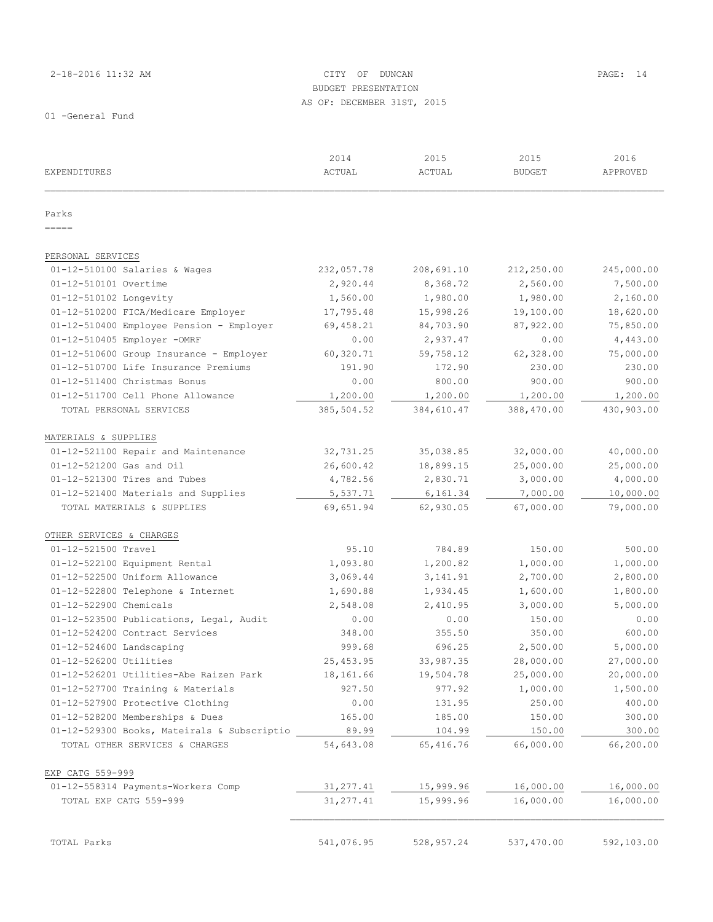CITY OF DUNCAN
BUDGET PRESENTATION
AS OF: DECEMBER 31ST, 2015

01 -General Fund

| EXPENDITURES | 2014 ACTUAL | 2015 ACTUAL | 2015 BUDGET | 2016 APPROVED |
|---|---|---|---|---|
| **Parks** | | | | |
| PERSONAL SERVICES | | | | |
| 01-12-510100 Salaries & Wages | 232,057.78 | 208,691.10 | 212,250.00 | 245,000.00 |
| 01-12-510101 Overtime | 2,920.44 | 8,368.72 | 2,560.00 | 7,500.00 |
| 01-12-510102 Longevity | 1,560.00 | 1,980.00 | 1,980.00 | 2,160.00 |
| 01-12-510200 FICA/Medicare Employer | 17,795.48 | 15,998.26 | 19,100.00 | 18,620.00 |
| 01-12-510400 Employee Pension - Employer | 69,458.21 | 84,703.90 | 87,922.00 | 75,850.00 |
| 01-12-510405 Employer -OMRF | 0.00 | 2,937.47 | 0.00 | 4,443.00 |
| 01-12-510600 Group Insurance - Employer | 60,320.71 | 59,758.12 | 62,328.00 | 75,000.00 |
| 01-12-510700 Life Insurance Premiums | 191.90 | 172.90 | 230.00 | 230.00 |
| 01-12-511400 Christmas Bonus | 0.00 | 800.00 | 900.00 | 900.00 |
| 01-12-511700 Cell Phone Allowance | 1,200.00 | 1,200.00 | 1,200.00 | 1,200.00 |
| TOTAL PERSONAL SERVICES | 385,504.52 | 384,610.47 | 388,470.00 | 430,903.00 |
| MATERIALS & SUPPLIES | | | | |
| 01-12-521100 Repair and Maintenance | 32,731.25 | 35,038.85 | 32,000.00 | 40,000.00 |
| 01-12-521200 Gas and Oil | 26,600.42 | 18,899.15 | 25,000.00 | 25,000.00 |
| 01-12-521300 Tires and Tubes | 4,782.56 | 2,830.71 | 3,000.00 | 4,000.00 |
| 01-12-521400 Materials and Supplies | 5,537.71 | 6,161.34 | 7,000.00 | 10,000.00 |
| TOTAL MATERIALS & SUPPLIES | 69,651.94 | 62,930.05 | 67,000.00 | 79,000.00 |
| OTHER SERVICES & CHARGES | | | | |
| 01-12-521500 Travel | 95.10 | 784.89 | 150.00 | 500.00 |
| 01-12-522100 Equipment Rental | 1,093.80 | 1,200.82 | 1,000.00 | 1,000.00 |
| 01-12-522500 Uniform Allowance | 3,069.44 | 3,141.91 | 2,700.00 | 2,800.00 |
| 01-12-522800 Telephone & Internet | 1,690.88 | 1,934.45 | 1,600.00 | 1,800.00 |
| 01-12-522900 Chemicals | 2,548.08 | 2,410.95 | 3,000.00 | 5,000.00 |
| 01-12-523500 Publications, Legal, Audit | 0.00 | 0.00 | 150.00 | 0.00 |
| 01-12-524200 Contract Services | 348.00 | 355.50 | 350.00 | 600.00 |
| 01-12-524600 Landscaping | 999.68 | 696.25 | 2,500.00 | 5,000.00 |
| 01-12-526200 Utilities | 25,453.95 | 33,987.35 | 28,000.00 | 27,000.00 |
| 01-12-526201 Utilities-Abe Raizen Park | 18,161.66 | 19,504.78 | 25,000.00 | 20,000.00 |
| 01-12-527700 Training & Materials | 927.50 | 977.92 | 1,000.00 | 1,500.00 |
| 01-12-527900 Protective Clothing | 0.00 | 131.95 | 250.00 | 400.00 |
| 01-12-528200 Memberships & Dues | 165.00 | 185.00 | 150.00 | 300.00 |
| 01-12-529300 Books, Mateirals & Subscriptio | 89.99 | 104.99 | 150.00 | 300.00 |
| TOTAL OTHER SERVICES & CHARGES | 54,643.08 | 65,416.76 | 66,000.00 | 66,200.00 |
| EXP CATG 559-999 | | | | |
| 01-12-558314 Payments-Workers Comp | 31,277.41 | 15,999.96 | 16,000.00 | 16,000.00 |
| TOTAL EXP CATG 559-999 | 31,277.41 | 15,999.96 | 16,000.00 | 16,000.00 |
| TOTAL Parks | 541,076.95 | 528,957.24 | 537,470.00 | 592,103.00 |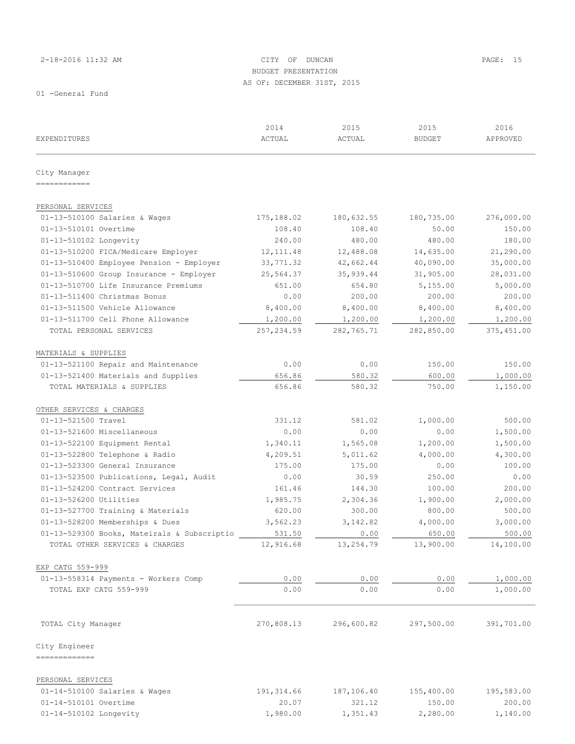CITY OF DUNCAN
BUDGET PRESENTATION
AS OF: DECEMBER 31ST, 2015

01 -General Fund

| EXPENDITURES | 2014 ACTUAL | 2015 ACTUAL | 2015 BUDGET | 2016 APPROVED |
|---|---|---|---|---|
| **City Manager** | | | | |
| PERSONAL SERVICES | | | | |
| 01-13-510100 Salaries & Wages | 175,188.02 | 180,632.55 | 180,735.00 | 276,000.00 |
| 01-13-510101 Overtime | 108.40 | 108.40 | 50.00 | 150.00 |
| 01-13-510102 Longevity | 240.00 | 480.00 | 480.00 | 180.00 |
| 01-13-510200 FICA/Medicare Employer | 12,111.48 | 12,488.08 | 14,635.00 | 21,290.00 |
| 01-13-510400 Employee Pension - Employer | 33,771.32 | 42,662.44 | 40,090.00 | 35,000.00 |
| 01-13-510600 Group Insurance - Employer | 25,564.37 | 35,939.44 | 31,905.00 | 28,031.00 |
| 01-13-510700 Life Insurance Premiums | 651.00 | 654.80 | 5,155.00 | 5,000.00 |
| 01-13-511400 Christmas Bonus | 0.00 | 200.00 | 200.00 | 200.00 |
| 01-13-511500 Vehicle Allowance | 8,400.00 | 8,400.00 | 8,400.00 | 8,400.00 |
| 01-13-511700 Cell Phone Allowance | 1,200.00 | 1,200.00 | 1,200.00 | 1,200.00 |
| TOTAL PERSONAL SERVICES | 257,234.59 | 282,765.71 | 282,850.00 | 375,451.00 |
| MATERIALS & SUPPLIES | | | | |
| 01-13-521100 Repair and Maintenance | 0.00 | 0.00 | 150.00 | 150.00 |
| 01-13-521400 Materials and Supplies | 656.86 | 580.32 | 600.00 | 1,000.00 |
| TOTAL MATERIALS & SUPPLIES | 656.86 | 580.32 | 750.00 | 1,150.00 |
| OTHER SERVICES & CHARGES | | | | |
| 01-13-521500 Travel | 331.12 | 581.02 | 1,000.00 | 500.00 |
| 01-13-521600 Miscellaneous | 0.00 | 0.00 | 0.00 | 1,500.00 |
| 01-13-522100 Equipment Rental | 1,340.11 | 1,565.08 | 1,200.00 | 1,500.00 |
| 01-13-522800 Telephone & Radio | 4,209.51 | 5,011.62 | 4,000.00 | 4,300.00 |
| 01-13-523300 General Insurance | 175.00 | 175.00 | 0.00 | 100.00 |
| 01-13-523500 Publications, Legal, Audit | 0.00 | 30.59 | 250.00 | 0.00 |
| 01-13-524200 Contract Services | 161.46 | 144.30 | 100.00 | 200.00 |
| 01-13-526200 Utilities | 1,985.75 | 2,304.36 | 1,900.00 | 2,000.00 |
| 01-13-527700 Training & Materials | 620.00 | 300.00 | 800.00 | 500.00 |
| 01-13-528200 Memberships & Dues | 3,562.23 | 3,142.82 | 4,000.00 | 3,000.00 |
| 01-13-529300 Books, Mateirals & Subscriptio | 531.50 | 0.00 | 650.00 | 500.00 |
| TOTAL OTHER SERVICES & CHARGES | 12,916.68 | 13,254.79 | 13,900.00 | 14,100.00 |
| EXP CATG 559-999 | | | | |
| 01-13-558314 Payments - Workers Comp | 0.00 | 0.00 | 0.00 | 1,000.00 |
| TOTAL EXP CATG 559-999 | 0.00 | 0.00 | 0.00 | 1,000.00 |
| TOTAL City Manager | 270,808.13 | 296,600.82 | 297,500.00 | 391,701.00 |
| **City Engineer** | | | | |
| PERSONAL SERVICES | | | | |
| 01-14-510100 Salaries & Wages | 191,314.66 | 187,106.40 | 155,400.00 | 195,583.00 |
| 01-14-510101 Overtime | 20.07 | 321.12 | 150.00 | 200.00 |
| 01-14-510102 Longevity | 1,980.00 | 1,351.43 | 2,280.00 | 1,140.00 |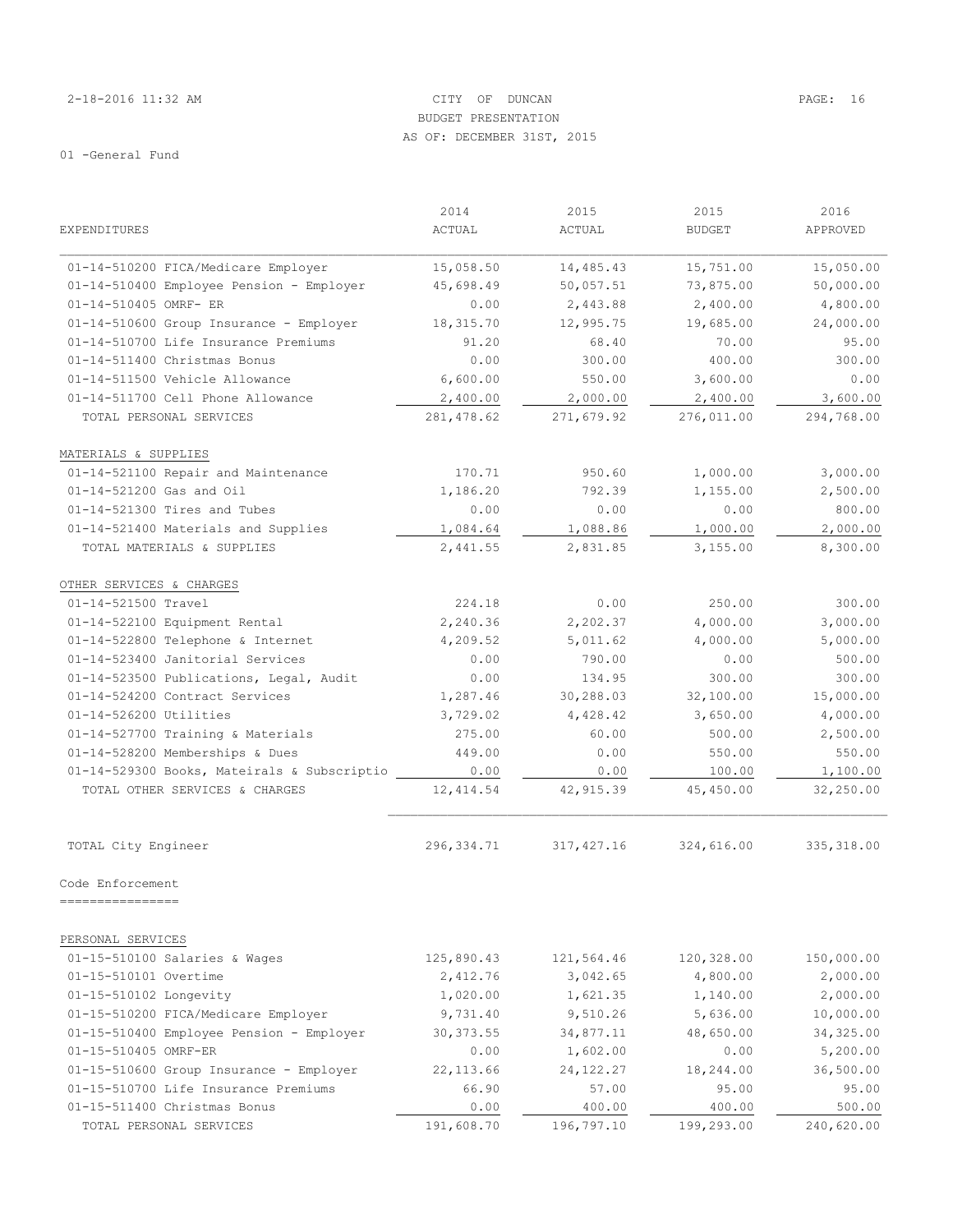01 -General Fund

| EXPENDITURES | 2014 ACTUAL | 2015 ACTUAL | 2015 BUDGET | 2016 APPROVED |
|---|---|---|---|---|
| 01-14-510200 FICA/Medicare Employer | 15,058.50 | 14,485.43 | 15,751.00 | 15,050.00 |
| 01-14-510400 Employee Pension - Employer | 45,698.49 | 50,057.51 | 73,875.00 | 50,000.00 |
| 01-14-510405 OMRF- ER | 0.00 | 2,443.88 | 2,400.00 | 4,800.00 |
| 01-14-510600 Group Insurance - Employer | 18,315.70 | 12,995.75 | 19,685.00 | 24,000.00 |
| 01-14-510700 Life Insurance Premiums | 91.20 | 68.40 | 70.00 | 95.00 |
| 01-14-511400 Christmas Bonus | 0.00 | 300.00 | 400.00 | 300.00 |
| 01-14-511500 Vehicle Allowance | 6,600.00 | 550.00 | 3,600.00 | 0.00 |
| 01-14-511700 Cell Phone Allowance | 2,400.00 | 2,000.00 | 2,400.00 | 3,600.00 |
| TOTAL PERSONAL SERVICES | 281,478.62 | 271,679.92 | 276,011.00 | 294,768.00 |
| MATERIALS & SUPPLIES | | | | |
| 01-14-521100 Repair and Maintenance | 170.71 | 950.60 | 1,000.00 | 3,000.00 |
| 01-14-521200 Gas and Oil | 1,186.20 | 792.39 | 1,155.00 | 2,500.00 |
| 01-14-521300 Tires and Tubes | 0.00 | 0.00 | 0.00 | 800.00 |
| 01-14-521400 Materials and Supplies | 1,084.64 | 1,088.86 | 1,000.00 | 2,000.00 |
| TOTAL MATERIALS & SUPPLIES | 2,441.55 | 2,831.85 | 3,155.00 | 8,300.00 |
| OTHER SERVICES & CHARGES | | | | |
| 01-14-521500 Travel | 224.18 | 0.00 | 250.00 | 300.00 |
| 01-14-522100 Equipment Rental | 2,240.36 | 2,202.37 | 4,000.00 | 3,000.00 |
| 01-14-522800 Telephone & Internet | 4,209.52 | 5,011.62 | 4,000.00 | 5,000.00 |
| 01-14-523400 Janitorial Services | 0.00 | 790.00 | 0.00 | 500.00 |
| 01-14-523500 Publications, Legal, Audit | 0.00 | 134.95 | 300.00 | 300.00 |
| 01-14-524200 Contract Services | 1,287.46 | 30,288.03 | 32,100.00 | 15,000.00 |
| 01-14-526200 Utilities | 3,729.02 | 4,428.42 | 3,650.00 | 4,000.00 |
| 01-14-527700 Training & Materials | 275.00 | 60.00 | 500.00 | 2,500.00 |
| 01-14-528200 Memberships & Dues | 449.00 | 0.00 | 550.00 | 550.00 |
| 01-14-529300 Books, Mateirals & Subscriptio | 0.00 | 0.00 | 100.00 | 1,100.00 |
| TOTAL OTHER SERVICES & CHARGES | 12,414.54 | 42,915.39 | 45,450.00 | 32,250.00 |
| TOTAL City Engineer | 296,334.71 | 317,427.16 | 324,616.00 | 335,318.00 |

## Code Enforcement

| EXPENDITURES | 2014 ACTUAL | 2015 ACTUAL | 2015 BUDGET | 2016 APPROVED |
|---|---|---|---|---|
| PERSONAL SERVICES | | | | |
| 01-15-510100 Salaries & Wages | 125,890.43 | 121,564.46 | 120,328.00 | 150,000.00 |
| 01-15-510101 Overtime | 2,412.76 | 3,042.65 | 4,800.00 | 2,000.00 |
| 01-15-510102 Longevity | 1,020.00 | 1,621.35 | 1,140.00 | 2,000.00 |
| 01-15-510200 FICA/Medicare Employer | 9,731.40 | 9,510.26 | 5,636.00 | 10,000.00 |
| 01-15-510400 Employee Pension - Employer | 30,373.55 | 34,877.11 | 48,650.00 | 34,325.00 |
| 01-15-510405 OMRF-ER | 0.00 | 1,602.00 | 0.00 | 5,200.00 |
| 01-15-510600 Group Insurance - Employer | 22,113.66 | 24,122.27 | 18,244.00 | 36,500.00 |
| 01-15-510700 Life Insurance Premiums | 66.90 | 57.00 | 95.00 | 95.00 |
| 01-15-511400 Christmas Bonus | 0.00 | 400.00 | 400.00 | 500.00 |
| TOTAL PERSONAL SERVICES | 191,608.70 | 196,797.10 | 199,293.00 | 240,620.00 |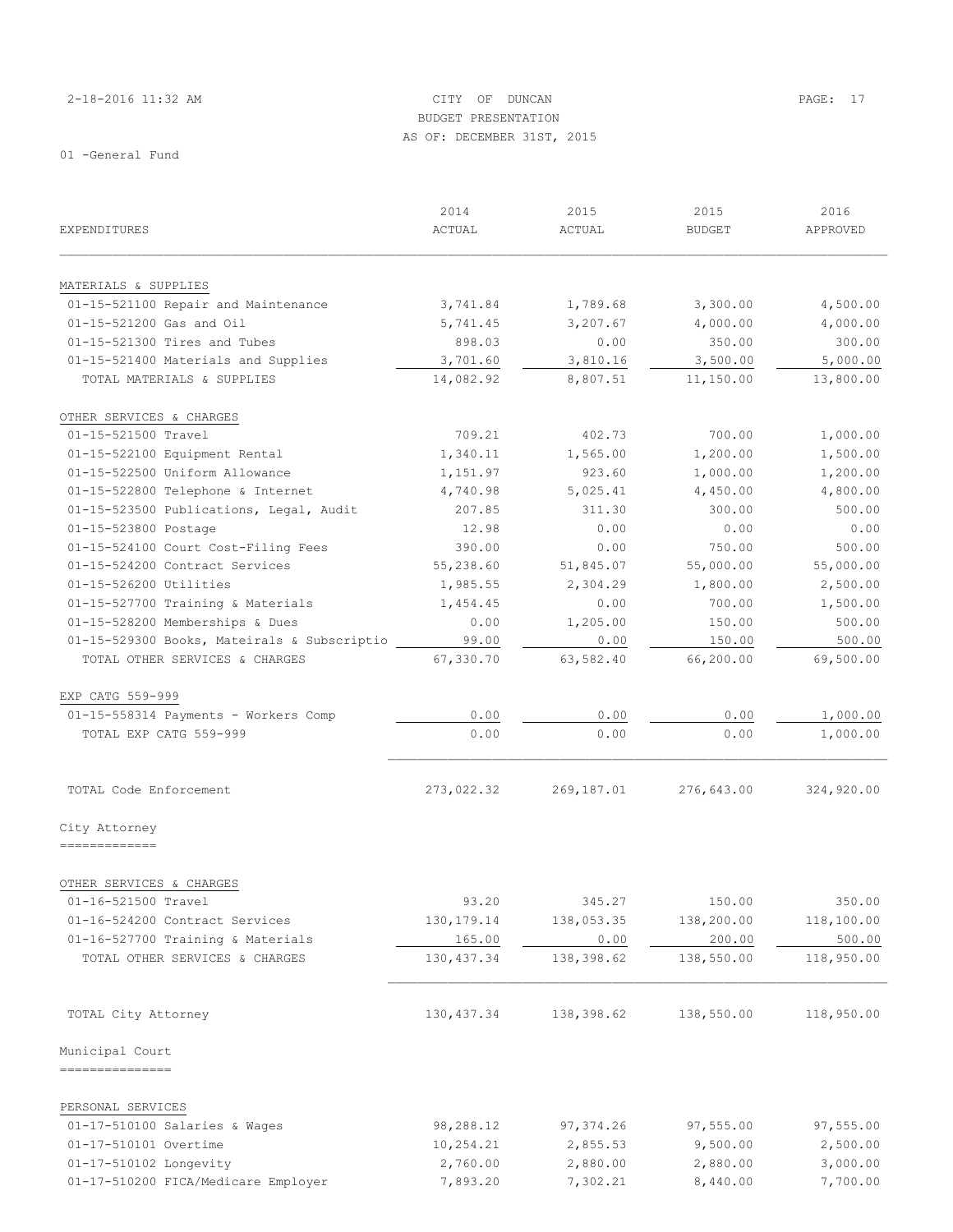CITY OF DUNCAN
BUDGET PRESENTATION
AS OF: DECEMBER 31ST, 2015

01 -General Fund

| EXPENDITURES | 2014 ACTUAL | 2015 ACTUAL | 2015 BUDGET | 2016 APPROVED |
|---|---|---|---|---|
| MATERIALS & SUPPLIES | | | | |
| 01-15-521100 Repair and Maintenance | 3,741.84 | 1,789.68 | 3,300.00 | 4,500.00 |
| 01-15-521200 Gas and Oil | 5,741.45 | 3,207.67 | 4,000.00 | 4,000.00 |
| 01-15-521300 Tires and Tubes | 898.03 | 0.00 | 350.00 | 300.00 |
| 01-15-521400 Materials and Supplies | 3,701.60 | 3,810.16 | 3,500.00 | 5,000.00 |
| TOTAL MATERIALS & SUPPLIES | 14,082.92 | 8,807.51 | 11,150.00 | 13,800.00 |
| OTHER SERVICES & CHARGES | | | | |
| 01-15-521500 Travel | 709.21 | 402.73 | 700.00 | 1,000.00 |
| 01-15-522100 Equipment Rental | 1,340.11 | 1,565.00 | 1,200.00 | 1,500.00 |
| 01-15-522500 Uniform Allowance | 1,151.97 | 923.60 | 1,000.00 | 1,200.00 |
| 01-15-522800 Telephone & Internet | 4,740.98 | 5,025.41 | 4,450.00 | 4,800.00 |
| 01-15-523500 Publications, Legal, Audit | 207.85 | 311.30 | 300.00 | 500.00 |
| 01-15-523800 Postage | 12.98 | 0.00 | 0.00 | 0.00 |
| 01-15-524100 Court Cost-Filing Fees | 390.00 | 0.00 | 750.00 | 500.00 |
| 01-15-524200 Contract Services | 55,238.60 | 51,845.07 | 55,000.00 | 55,000.00 |
| 01-15-526200 Utilities | 1,985.55 | 2,304.29 | 1,800.00 | 2,500.00 |
| 01-15-527700 Training & Materials | 1,454.45 | 0.00 | 700.00 | 1,500.00 |
| 01-15-528200 Memberships & Dues | 0.00 | 1,205.00 | 150.00 | 500.00 |
| 01-15-529300 Books, Mateirals & Subscriptio | 99.00 | 0.00 | 150.00 | 500.00 |
| TOTAL OTHER SERVICES & CHARGES | 67,330.70 | 63,582.40 | 66,200.00 | 69,500.00 |
| EXP CATG 559-999 | | | | |
| 01-15-558314 Payments - Workers Comp | 0.00 | 0.00 | 0.00 | 1,000.00 |
| TOTAL EXP CATG 559-999 | 0.00 | 0.00 | 0.00 | 1,000.00 |
| TOTAL Code Enforcement | 273,022.32 | 269,187.01 | 276,643.00 | 324,920.00 |

## City Attorney

| EXPENDITURES | 2014 ACTUAL | 2015 ACTUAL | 2015 BUDGET | 2016 APPROVED |
|---|---|---|---|---|
| OTHER SERVICES & CHARGES | | | | |
| 01-16-521500 Travel | 93.20 | 345.27 | 150.00 | 350.00 |
| 01-16-524200 Contract Services | 130,179.14 | 138,053.35 | 138,200.00 | 118,100.00 |
| 01-16-527700 Training & Materials | 165.00 | 0.00 | 200.00 | 500.00 |
| TOTAL OTHER SERVICES & CHARGES | 130,437.34 | 138,398.62 | 138,550.00 | 118,950.00 |
| TOTAL City Attorney | 130,437.34 | 138,398.62 | 138,550.00 | 118,950.00 |

## Municipal Court

| EXPENDITURES | 2014 ACTUAL | 2015 ACTUAL | 2015 BUDGET | 2016 APPROVED |
|---|---|---|---|---|
| PERSONAL SERVICES | | | | |
| 01-17-510100 Salaries & Wages | 98,288.12 | 97,374.26 | 97,555.00 | 97,555.00 |
| 01-17-510101 Overtime | 10,254.21 | 2,855.53 | 9,500.00 | 2,500.00 |
| 01-17-510102 Longevity | 2,760.00 | 2,880.00 | 2,880.00 | 3,000.00 |
| 01-17-510200 FICA/Medicare Employer | 7,893.20 | 7,302.21 | 8,440.00 | 7,700.00 |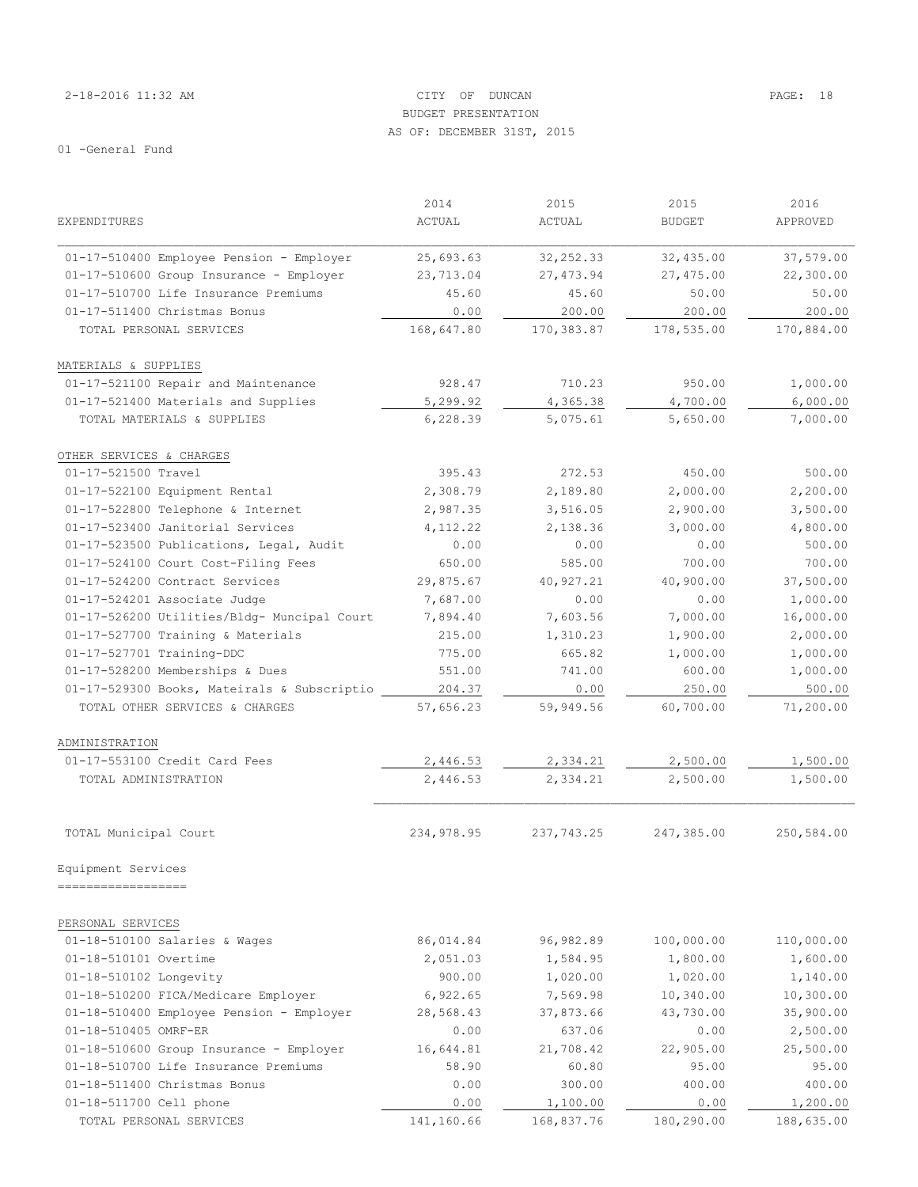CITY OF DUNCAN
BUDGET PRESENTATION
AS OF: DECEMBER 31ST, 2015

01 -General Fund

| EXPENDITURES | 2014 ACTUAL | 2015 ACTUAL | 2015 BUDGET | 2016 APPROVED |
|---|---|---|---|---|
| 01-17-510400 Employee Pension - Employer | 25,693.63 | 32,252.33 | 32,435.00 | 37,579.00 |
| 01-17-510600 Group Insurance - Employer | 23,713.04 | 27,473.94 | 27,475.00 | 22,300.00 |
| 01-17-510700 Life Insurance Premiums | 45.60 | 45.60 | 50.00 | 50.00 |
| 01-17-511400 Christmas Bonus | 0.00 | 200.00 | 200.00 | 200.00 |
| TOTAL PERSONAL SERVICES | 168,647.80 | 170,383.87 | 178,535.00 | 170,884.00 |
| MATERIALS & SUPPLIES | | | | |
| 01-17-521100 Repair and Maintenance | 928.47 | 710.23 | 950.00 | 1,000.00 |
| 01-17-521400 Materials and Supplies | 5,299.92 | 4,365.38 | 4,700.00 | 6,000.00 |
| TOTAL MATERIALS & SUPPLIES | 6,228.39 | 5,075.61 | 5,650.00 | 7,000.00 |
| OTHER SERVICES & CHARGES | | | | |
| 01-17-521500 Travel | 395.43 | 272.53 | 450.00 | 500.00 |
| 01-17-522100 Equipment Rental | 2,308.79 | 2,189.80 | 2,000.00 | 2,200.00 |
| 01-17-522800 Telephone & Internet | 2,987.35 | 3,516.05 | 2,900.00 | 3,500.00 |
| 01-17-523400 Janitorial Services | 4,112.22 | 2,138.36 | 3,000.00 | 4,800.00 |
| 01-17-523500 Publications, Legal, Audit | 0.00 | 0.00 | 0.00 | 500.00 |
| 01-17-524100 Court Cost-Filing Fees | 650.00 | 585.00 | 700.00 | 700.00 |
| 01-17-524200 Contract Services | 29,875.67 | 40,927.21 | 40,900.00 | 37,500.00 |
| 01-17-524201 Associate Judge | 7,687.00 | 0.00 | 0.00 | 1,000.00 |
| 01-17-526200 Utilities/Bldg- Muncipal Court | 7,894.40 | 7,603.56 | 7,000.00 | 16,000.00 |
| 01-17-527700 Training & Materials | 215.00 | 1,310.23 | 1,900.00 | 2,000.00 |
| 01-17-527701 Training-DDC | 775.00 | 665.82 | 1,000.00 | 1,000.00 |
| 01-17-528200 Memberships & Dues | 551.00 | 741.00 | 600.00 | 1,000.00 |
| 01-17-529300 Books, Mateirals & Subscriptio | 204.37 | 0.00 | 250.00 | 500.00 |
| TOTAL OTHER SERVICES & CHARGES | 57,656.23 | 59,949.56 | 60,700.00 | 71,200.00 |
| ADMINISTRATION | | | | |
| 01-17-553100 Credit Card Fees | 2,446.53 | 2,334.21 | 2,500.00 | 1,500.00 |
| TOTAL ADMINISTRATION | 2,446.53 | 2,334.21 | 2,500.00 | 1,500.00 |
| TOTAL Municipal Court | 234,978.95 | 237,743.25 | 247,385.00 | 250,584.00 |

Equipment Services
==================

| EXPENDITURES | 2014 ACTUAL | 2015 ACTUAL | 2015 BUDGET | 2016 APPROVED |
|---|---|---|---|---|
| PERSONAL SERVICES | | | | |
| 01-18-510100 Salaries & Wages | 86,014.84 | 96,982.89 | 100,000.00 | 110,000.00 |
| 01-18-510101 Overtime | 2,051.03 | 1,584.95 | 1,800.00 | 1,600.00 |
| 01-18-510102 Longevity | 900.00 | 1,020.00 | 1,020.00 | 1,140.00 |
| 01-18-510200 FICA/Medicare Employer | 6,922.65 | 7,569.98 | 10,340.00 | 10,300.00 |
| 01-18-510400 Employee Pension - Employer | 28,568.43 | 37,873.66 | 43,730.00 | 35,900.00 |
| 01-18-510405 OMRF-ER | 0.00 | 637.06 | 0.00 | 2,500.00 |
| 01-18-510600 Group Insurance - Employer | 16,644.81 | 21,708.42 | 22,905.00 | 25,500.00 |
| 01-18-510700 Life Insurance Premiums | 58.90 | 60.80 | 95.00 | 95.00 |
| 01-18-511400 Christmas Bonus | 0.00 | 300.00 | 400.00 | 400.00 |
| 01-18-511700 Cell phone | 0.00 | 1,100.00 | 0.00 | 1,200.00 |
| TOTAL PERSONAL SERVICES | 141,160.66 | 168,837.76 | 180,290.00 | 188,635.00 |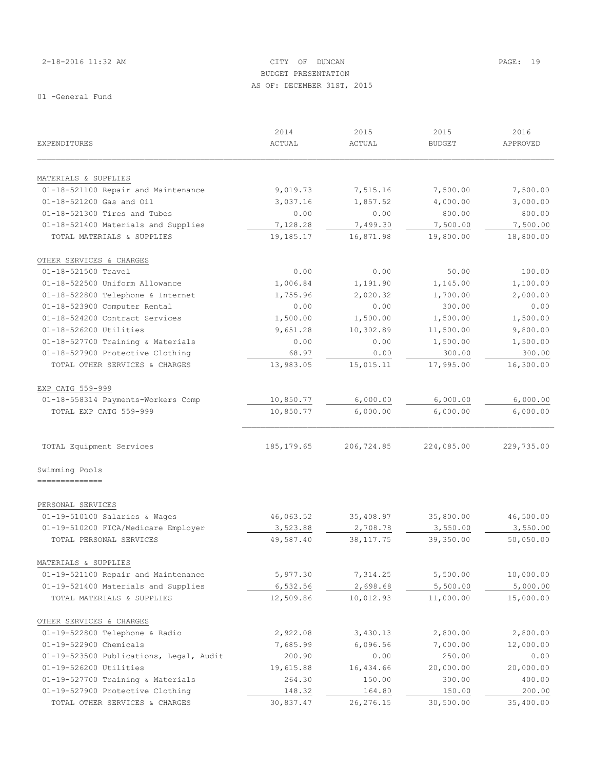CITY OF DUNCAN
BUDGET PRESENTATION
AS OF: DECEMBER 31ST, 2015

01 -General Fund

| EXPENDITURES | 2014 ACTUAL | 2015 ACTUAL | 2015 BUDGET | 2016 APPROVED |
|---|---|---|---|---|
| MATERIALS & SUPPLIES | | | | |
| 01-18-521100 Repair and Maintenance | 9,019.73 | 7,515.16 | 7,500.00 | 7,500.00 |
| 01-18-521200 Gas and Oil | 3,037.16 | 1,857.52 | 4,000.00 | 3,000.00 |
| 01-18-521300 Tires and Tubes | 0.00 | 0.00 | 800.00 | 800.00 |
| 01-18-521400 Materials and Supplies | 7,128.28 | 7,499.30 | 7,500.00 | 7,500.00 |
| TOTAL MATERIALS & SUPPLIES | 19,185.17 | 16,871.98 | 19,800.00 | 18,800.00 |
| OTHER SERVICES & CHARGES | | | | |
| 01-18-521500 Travel | 0.00 | 0.00 | 50.00 | 100.00 |
| 01-18-522500 Uniform Allowance | 1,006.84 | 1,191.90 | 1,145.00 | 1,100.00 |
| 01-18-522800 Telephone & Internet | 1,755.96 | 2,020.32 | 1,700.00 | 2,000.00 |
| 01-18-523900 Computer Rental | 0.00 | 0.00 | 300.00 | 0.00 |
| 01-18-524200 Contract Services | 1,500.00 | 1,500.00 | 1,500.00 | 1,500.00 |
| 01-18-526200 Utilities | 9,651.28 | 10,302.89 | 11,500.00 | 9,800.00 |
| 01-18-527700 Training & Materials | 0.00 | 0.00 | 1,500.00 | 1,500.00 |
| 01-18-527900 Protective Clothing | 68.97 | 0.00 | 300.00 | 300.00 |
| TOTAL OTHER SERVICES & CHARGES | 13,983.05 | 15,015.11 | 17,995.00 | 16,300.00 |
| EXP CATG 559-999 | | | | |
| 01-18-558314 Payments-Workers Comp | 10,850.77 | 6,000.00 | 6,000.00 | 6,000.00 |
| TOTAL EXP CATG 559-999 | 10,850.77 | 6,000.00 | 6,000.00 | 6,000.00 |
| TOTAL Equipment Services | 185,179.65 | 206,724.85 | 224,085.00 | 229,735.00 |

Swimming Pools
==============

| EXPENDITURES | 2014 ACTUAL | 2015 ACTUAL | 2015 BUDGET | 2016 APPROVED |
|---|---|---|---|---|
| PERSONAL SERVICES | | | | |
| 01-19-510100 Salaries & Wages | 46,063.52 | 35,408.97 | 35,800.00 | 46,500.00 |
| 01-19-510200 FICA/Medicare Employer | 3,523.88 | 2,708.78 | 3,550.00 | 3,550.00 |
| TOTAL PERSONAL SERVICES | 49,587.40 | 38,117.75 | 39,350.00 | 50,050.00 |
| MATERIALS & SUPPLIES | | | | |
| 01-19-521100 Repair and Maintenance | 5,977.30 | 7,314.25 | 5,500.00 | 10,000.00 |
| 01-19-521400 Materials and Supplies | 6,532.56 | 2,698.68 | 5,500.00 | 5,000.00 |
| TOTAL MATERIALS & SUPPLIES | 12,509.86 | 10,012.93 | 11,000.00 | 15,000.00 |
| OTHER SERVICES & CHARGES | | | | |
| 01-19-522800 Telephone & Radio | 2,922.08 | 3,430.13 | 2,800.00 | 2,800.00 |
| 01-19-522900 Chemicals | 7,685.99 | 6,096.56 | 7,000.00 | 12,000.00 |
| 01-19-523500 Publications, Legal, Audit | 200.90 | 0.00 | 250.00 | 0.00 |
| 01-19-526200 Utilities | 19,615.88 | 16,434.66 | 20,000.00 | 20,000.00 |
| 01-19-527700 Training & Materials | 264.30 | 150.00 | 300.00 | 400.00 |
| 01-19-527900 Protective Clothing | 148.32 | 164.80 | 150.00 | 200.00 |
| TOTAL OTHER SERVICES & CHARGES | 30,837.47 | 26,276.15 | 30,500.00 | 35,400.00 |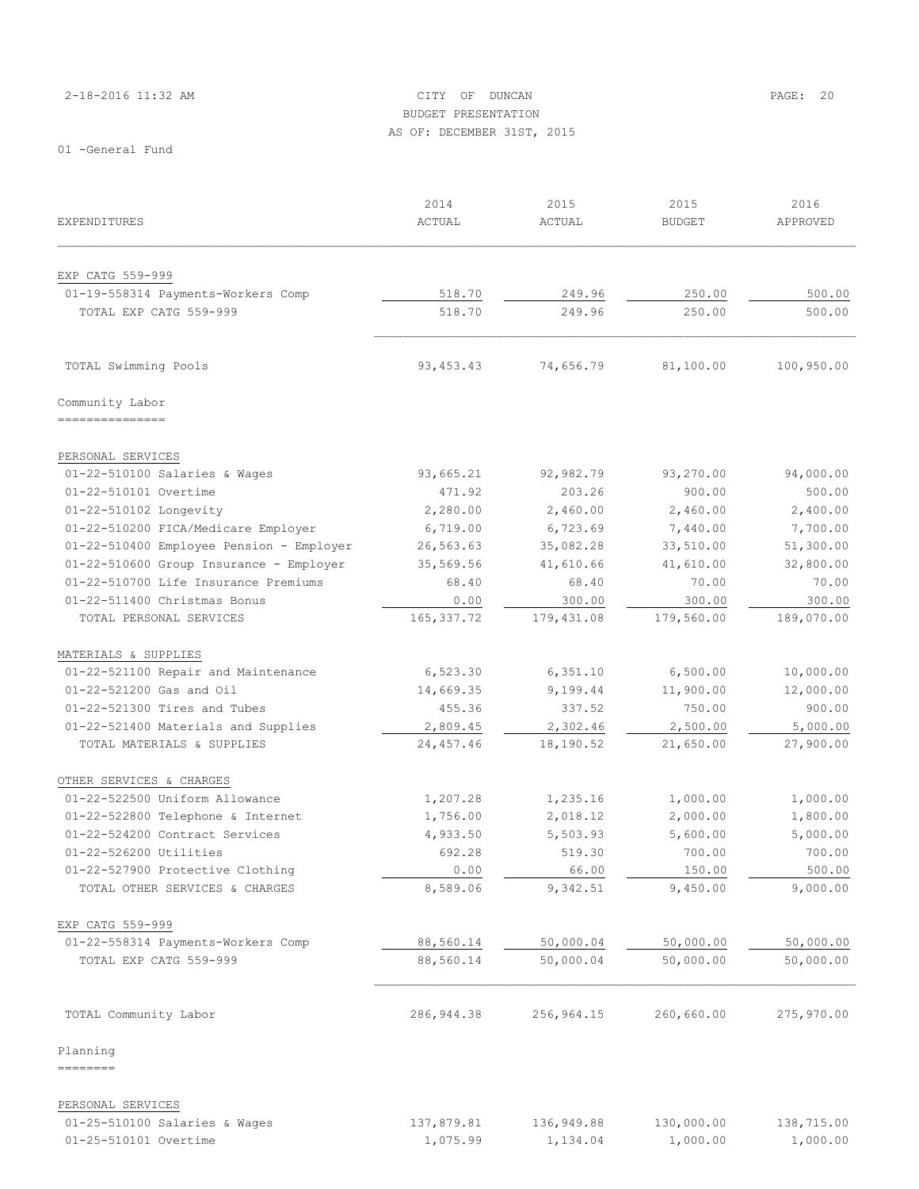01 -General Fund

| EXPENDITURES | 2014 ACTUAL | 2015 ACTUAL | 2015 BUDGET | 2016 APPROVED |
|---|---|---|---|---|
| EXP CATG 559-999 | | | | |
| 01-19-558314 Payments-Workers Comp | 518.70 | 249.96 | 250.00 | 500.00 |
| TOTAL EXP CATG 559-999 | 518.70 | 249.96 | 250.00 | 500.00 |
| TOTAL Swimming Pools | 93,453.43 | 74,656.79 | 81,100.00 | 100,950.00 |

## Community Labor

| EXPENDITURES | 2014 ACTUAL | 2015 ACTUAL | 2015 BUDGET | 2016 APPROVED |
|---|---|---|---|---|
| PERSONAL SERVICES | | | | |
| 01-22-510100 Salaries & Wages | 93,665.21 | 92,982.79 | 93,270.00 | 94,000.00 |
| 01-22-510101 Overtime | 471.92 | 203.26 | 900.00 | 500.00 |
| 01-22-510102 Longevity | 2,280.00 | 2,460.00 | 2,460.00 | 2,400.00 |
| 01-22-510200 FICA/Medicare Employer | 6,719.00 | 6,723.69 | 7,440.00 | 7,700.00 |
| 01-22-510400 Employee Pension - Employer | 26,563.63 | 35,082.28 | 33,510.00 | 51,300.00 |
| 01-22-510600 Group Insurance - Employer | 35,569.56 | 41,610.66 | 41,610.00 | 32,800.00 |
| 01-22-510700 Life Insurance Premiums | 68.40 | 68.40 | 70.00 | 70.00 |
| 01-22-511400 Christmas Bonus | 0.00 | 300.00 | 300.00 | 300.00 |
| TOTAL PERSONAL SERVICES | 165,337.72 | 179,431.08 | 179,560.00 | 189,070.00 |
| MATERIALS & SUPPLIES | | | | |
| 01-22-521100 Repair and Maintenance | 6,523.30 | 6,351.10 | 6,500.00 | 10,000.00 |
| 01-22-521200 Gas and Oil | 14,669.35 | 9,199.44 | 11,900.00 | 12,000.00 |
| 01-22-521300 Tires and Tubes | 455.36 | 337.52 | 750.00 | 900.00 |
| 01-22-521400 Materials and Supplies | 2,809.45 | 2,302.46 | 2,500.00 | 5,000.00 |
| TOTAL MATERIALS & SUPPLIES | 24,457.46 | 18,190.52 | 21,650.00 | 27,900.00 |
| OTHER SERVICES & CHARGES | | | | |
| 01-22-522500 Uniform Allowance | 1,207.28 | 1,235.16 | 1,000.00 | 1,000.00 |
| 01-22-522800 Telephone & Internet | 1,756.00 | 2,018.12 | 2,000.00 | 1,800.00 |
| 01-22-524200 Contract Services | 4,933.50 | 5,503.93 | 5,600.00 | 5,000.00 |
| 01-22-526200 Utilities | 692.28 | 519.30 | 700.00 | 700.00 |
| 01-22-527900 Protective Clothing | 0.00 | 66.00 | 150.00 | 500.00 |
| TOTAL OTHER SERVICES & CHARGES | 8,589.06 | 9,342.51 | 9,450.00 | 9,000.00 |
| EXP CATG 559-999 | | | | |
| 01-22-558314 Payments-Workers Comp | 88,560.14 | 50,000.04 | 50,000.00 | 50,000.00 |
| TOTAL EXP CATG 559-999 | 88,560.14 | 50,000.04 | 50,000.00 | 50,000.00 |
| TOTAL Community Labor | 286,944.38 | 256,964.15 | 260,660.00 | 275,970.00 |

## Planning

| EXPENDITURES | 2014 ACTUAL | 2015 ACTUAL | 2015 BUDGET | 2016 APPROVED |
|---|---|---|---|---|
| PERSONAL SERVICES | | | | |
| 01-25-510100 Salaries & Wages | 137,879.81 | 136,949.88 | 130,000.00 | 138,715.00 |
| 01-25-510101 Overtime | 1,075.99 | 1,134.04 | 1,000.00 | 1,000.00 |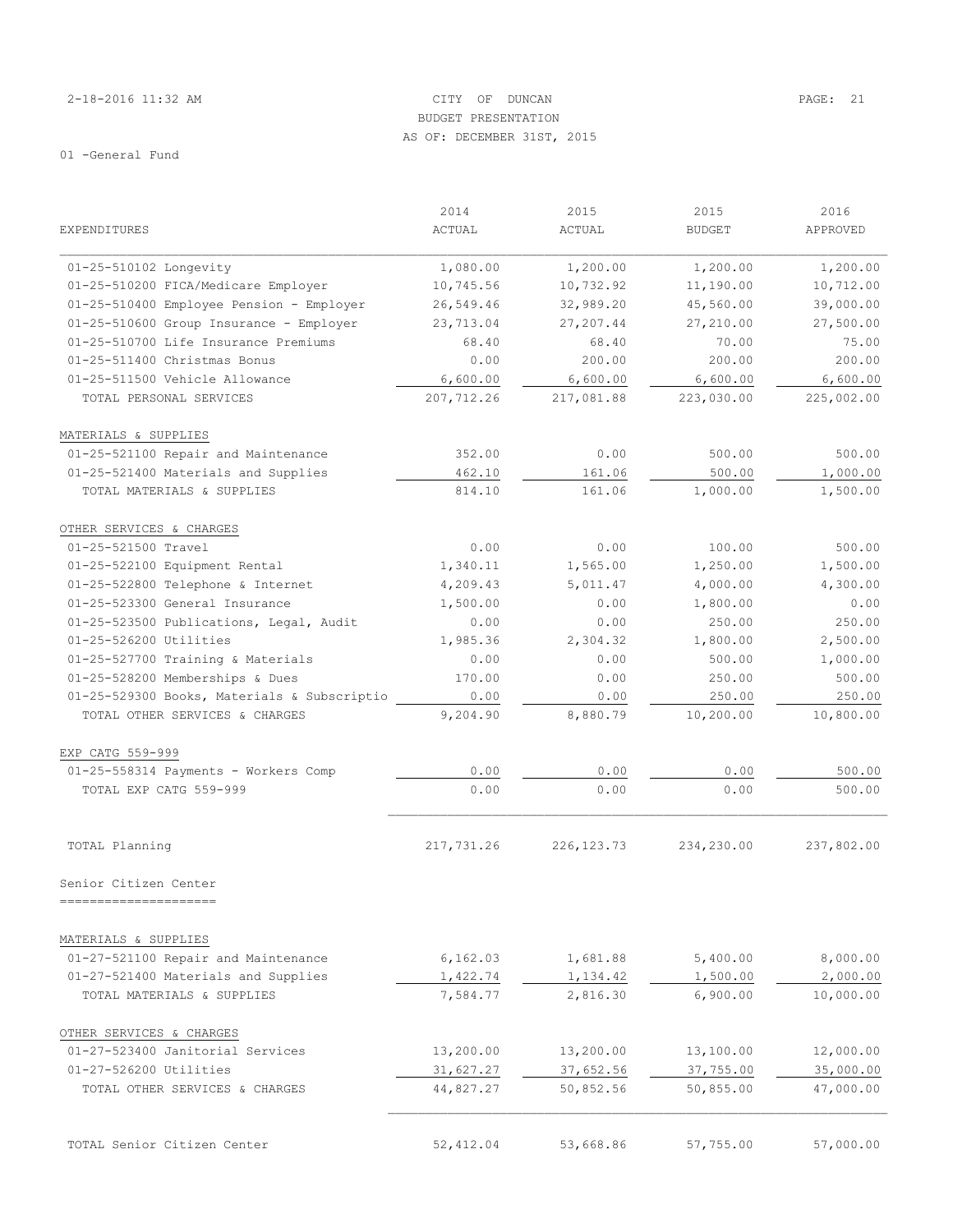CITY OF DUNCAN
BUDGET PRESENTATION
AS OF: DECEMBER 31ST, 2015

01 -General Fund

| EXPENDITURES | 2014 ACTUAL | 2015 ACTUAL | 2015 BUDGET | 2016 APPROVED |
|---|---|---|---|---|
| 01-25-510102 Longevity | 1,080.00 | 1,200.00 | 1,200.00 | 1,200.00 |
| 01-25-510200 FICA/Medicare Employer | 10,745.56 | 10,732.92 | 11,190.00 | 10,712.00 |
| 01-25-510400 Employee Pension - Employer | 26,549.46 | 32,989.20 | 45,560.00 | 39,000.00 |
| 01-25-510600 Group Insurance - Employer | 23,713.04 | 27,207.44 | 27,210.00 | 27,500.00 |
| 01-25-510700 Life Insurance Premiums | 68.40 | 68.40 | 70.00 | 75.00 |
| 01-25-511400 Christmas Bonus | 0.00 | 200.00 | 200.00 | 200.00 |
| 01-25-511500 Vehicle Allowance | 6,600.00 | 6,600.00 | 6,600.00 | 6,600.00 |
| TOTAL PERSONAL SERVICES | 207,712.26 | 217,081.88 | 223,030.00 | 225,002.00 |
| MATERIALS & SUPPLIES | | | | |
| 01-25-521100 Repair and Maintenance | 352.00 | 0.00 | 500.00 | 500.00 |
| 01-25-521400 Materials and Supplies | 462.10 | 161.06 | 500.00 | 1,000.00 |
| TOTAL MATERIALS & SUPPLIES | 814.10 | 161.06 | 1,000.00 | 1,500.00 |
| OTHER SERVICES & CHARGES | | | | |
| 01-25-521500 Travel | 0.00 | 0.00 | 100.00 | 500.00 |
| 01-25-522100 Equipment Rental | 1,340.11 | 1,565.00 | 1,250.00 | 1,500.00 |
| 01-25-522800 Telephone & Internet | 4,209.43 | 5,011.47 | 4,000.00 | 4,300.00 |
| 01-25-523300 General Insurance | 1,500.00 | 0.00 | 1,800.00 | 0.00 |
| 01-25-523500 Publications, Legal, Audit | 0.00 | 0.00 | 250.00 | 250.00 |
| 01-25-526200 Utilities | 1,985.36 | 2,304.32 | 1,800.00 | 2,500.00 |
| 01-25-527700 Training & Materials | 0.00 | 0.00 | 500.00 | 1,000.00 |
| 01-25-528200 Memberships & Dues | 170.00 | 0.00 | 250.00 | 500.00 |
| 01-25-529300 Books, Materials & Subscriptio | 0.00 | 0.00 | 250.00 | 250.00 |
| TOTAL OTHER SERVICES & CHARGES | 9,204.90 | 8,880.79 | 10,200.00 | 10,800.00 |
| EXP CATG 559-999 | | | | |
| 01-25-558314 Payments - Workers Comp | 0.00 | 0.00 | 0.00 | 500.00 |
| TOTAL EXP CATG 559-999 | 0.00 | 0.00 | 0.00 | 500.00 |
| TOTAL Planning | 217,731.26 | 226,123.73 | 234,230.00 | 237,802.00 |

## Senior Citizen Center

| EXPENDITURES | 2014 ACTUAL | 2015 ACTUAL | 2015 BUDGET | 2016 APPROVED |
|---|---|---|---|---|
| MATERIALS & SUPPLIES | | | | |
| 01-27-521100 Repair and Maintenance | 6,162.03 | 1,681.88 | 5,400.00 | 8,000.00 |
| 01-27-521400 Materials and Supplies | 1,422.74 | 1,134.42 | 1,500.00 | 2,000.00 |
| TOTAL MATERIALS & SUPPLIES | 7,584.77 | 2,816.30 | 6,900.00 | 10,000.00 |
| OTHER SERVICES & CHARGES | | | | |
| 01-27-523400 Janitorial Services | 13,200.00 | 13,200.00 | 13,100.00 | 12,000.00 |
| 01-27-526200 Utilities | 31,627.27 | 37,652.56 | 37,755.00 | 35,000.00 |
| TOTAL OTHER SERVICES & CHARGES | 44,827.27 | 50,852.56 | 50,855.00 | 47,000.00 |
| TOTAL Senior Citizen Center | 52,412.04 | 53,668.86 | 57,755.00 | 57,000.00 |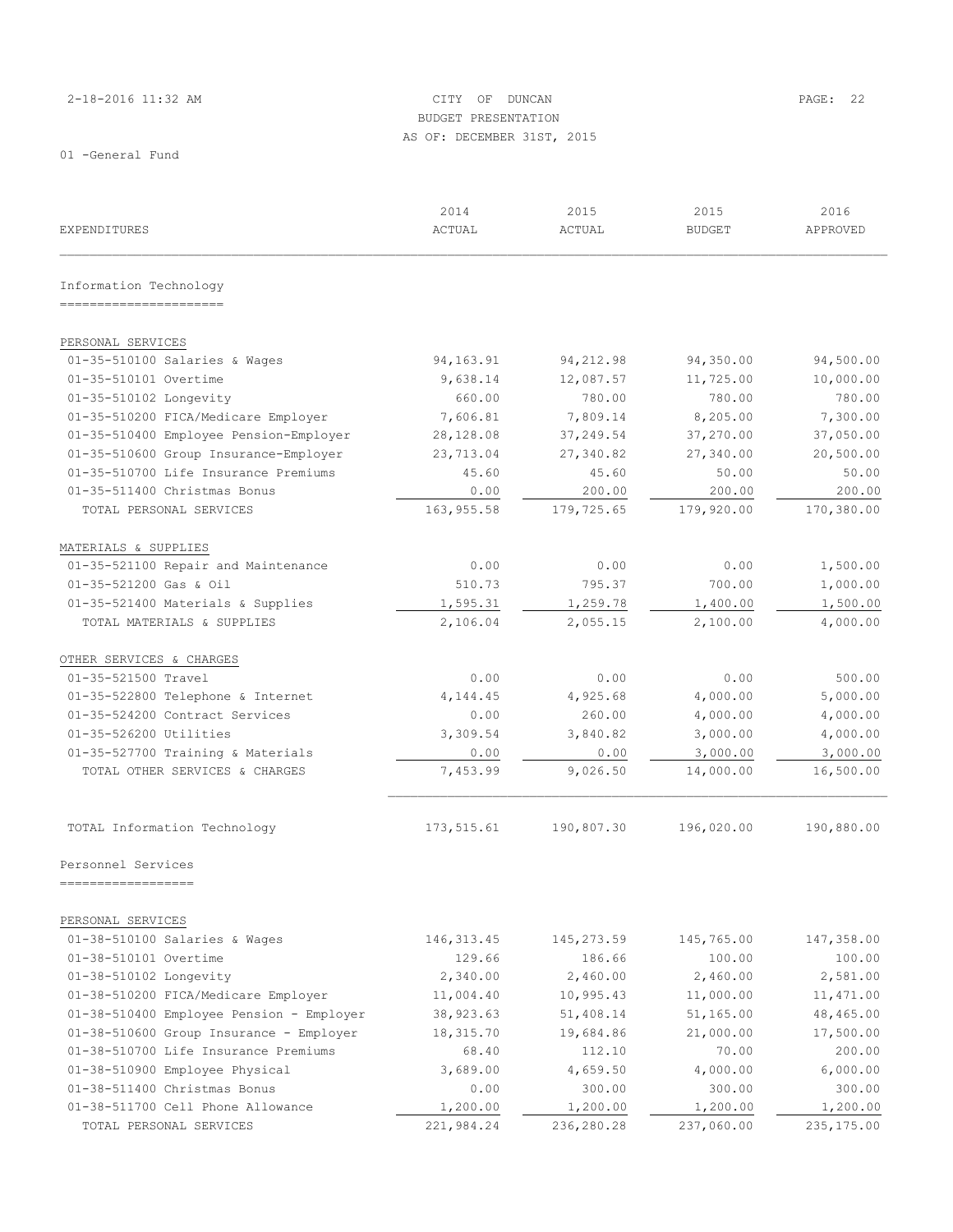CITY OF DUNCAN
BUDGET PRESENTATION
AS OF: DECEMBER 31ST, 2015

01 -General Fund

| EXPENDITURES | 2014 ACTUAL | 2015 ACTUAL | 2015 BUDGET | 2016 APPROVED |
|---|---|---|---|---|
| **Information Technology** | | | | |
| PERSONAL SERVICES | | | | |
| 01-35-510100 Salaries & Wages | 94,163.91 | 94,212.98 | 94,350.00 | 94,500.00 |
| 01-35-510101 Overtime | 9,638.14 | 12,087.57 | 11,725.00 | 10,000.00 |
| 01-35-510102 Longevity | 660.00 | 780.00 | 780.00 | 780.00 |
| 01-35-510200 FICA/Medicare Employer | 7,606.81 | 7,809.14 | 8,205.00 | 7,300.00 |
| 01-35-510400 Employee Pension-Employer | 28,128.08 | 37,249.54 | 37,270.00 | 37,050.00 |
| 01-35-510600 Group Insurance-Employer | 23,713.04 | 27,340.82 | 27,340.00 | 20,500.00 |
| 01-35-510700 Life Insurance Premiums | 45.60 | 45.60 | 50.00 | 50.00 |
| 01-35-511400 Christmas Bonus | 0.00 | 200.00 | 200.00 | 200.00 |
| TOTAL PERSONAL SERVICES | 163,955.58 | 179,725.65 | 179,920.00 | 170,380.00 |
| MATERIALS & SUPPLIES | | | | |
| 01-35-521100 Repair and Maintenance | 0.00 | 0.00 | 0.00 | 1,500.00 |
| 01-35-521200 Gas & Oil | 510.73 | 795.37 | 700.00 | 1,000.00 |
| 01-35-521400 Materials & Supplies | 1,595.31 | 1,259.78 | 1,400.00 | 1,500.00 |
| TOTAL MATERIALS & SUPPLIES | 2,106.04 | 2,055.15 | 2,100.00 | 4,000.00 |
| OTHER SERVICES & CHARGES | | | | |
| 01-35-521500 Travel | 0.00 | 0.00 | 0.00 | 500.00 |
| 01-35-522800 Telephone & Internet | 4,144.45 | 4,925.68 | 4,000.00 | 5,000.00 |
| 01-35-524200 Contract Services | 0.00 | 260.00 | 4,000.00 | 4,000.00 |
| 01-35-526200 Utilities | 3,309.54 | 3,840.82 | 3,000.00 | 4,000.00 |
| 01-35-527700 Training & Materials | 0.00 | 0.00 | 3,000.00 | 3,000.00 |
| TOTAL OTHER SERVICES & CHARGES | 7,453.99 | 9,026.50 | 14,000.00 | 16,500.00 |
| TOTAL Information Technology | 173,515.61 | 190,807.30 | 196,020.00 | 190,880.00 |
| **Personnel Services** | | | | |
| PERSONAL SERVICES | | | | |
| 01-38-510100 Salaries & Wages | 146,313.45 | 145,273.59 | 145,765.00 | 147,358.00 |
| 01-38-510101 Overtime | 129.66 | 186.66 | 100.00 | 100.00 |
| 01-38-510102 Longevity | 2,340.00 | 2,460.00 | 2,460.00 | 2,581.00 |
| 01-38-510200 FICA/Medicare Employer | 11,004.40 | 10,995.43 | 11,000.00 | 11,471.00 |
| 01-38-510400 Employee Pension - Employer | 38,923.63 | 51,408.14 | 51,165.00 | 48,465.00 |
| 01-38-510600 Group Insurance - Employer | 18,315.70 | 19,684.86 | 21,000.00 | 17,500.00 |
| 01-38-510700 Life Insurance Premiums | 68.40 | 112.10 | 70.00 | 200.00 |
| 01-38-510900 Employee Physical | 3,689.00 | 4,659.50 | 4,000.00 | 6,000.00 |
| 01-38-511400 Christmas Bonus | 0.00 | 300.00 | 300.00 | 300.00 |
| 01-38-511700 Cell Phone Allowance | 1,200.00 | 1,200.00 | 1,200.00 | 1,200.00 |
| TOTAL PERSONAL SERVICES | 221,984.24 | 236,280.28 | 237,060.00 | 235,175.00 |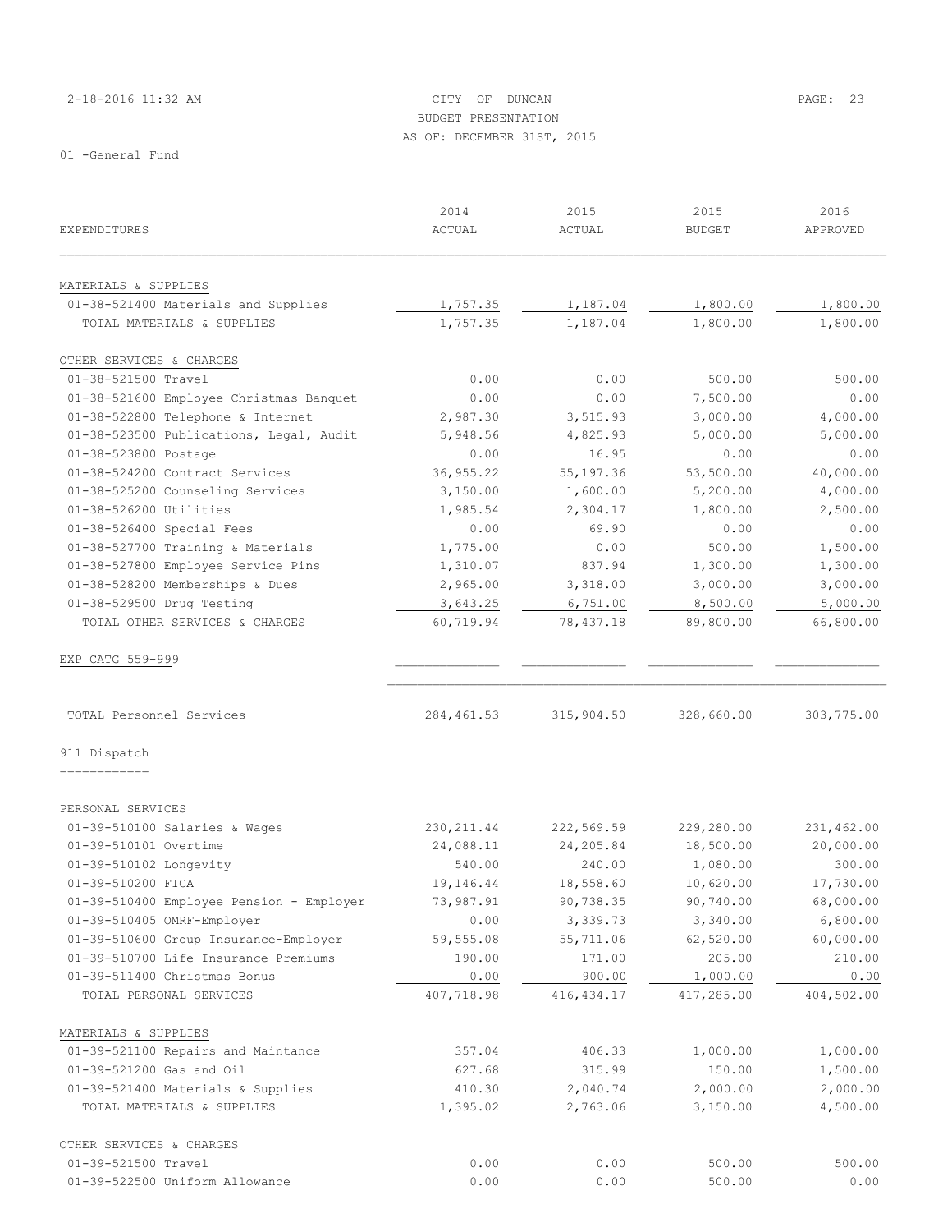CITY OF DUNCAN
BUDGET PRESENTATION
AS OF: DECEMBER 31ST, 2015

01 -General Fund

| EXPENDITURES | 2014 ACTUAL | 2015 ACTUAL | 2015 BUDGET | 2016 APPROVED |
|---|---|---|---|---|
| MATERIALS & SUPPLIES | | | | |
| 01-38-521400 Materials and Supplies | 1,757.35 | 1,187.04 | 1,800.00 | 1,800.00 |
| TOTAL MATERIALS & SUPPLIES | 1,757.35 | 1,187.04 | 1,800.00 | 1,800.00 |
| OTHER SERVICES & CHARGES | | | | |
| 01-38-521500 Travel | 0.00 | 0.00 | 500.00 | 500.00 |
| 01-38-521600 Employee Christmas Banquet | 0.00 | 0.00 | 7,500.00 | 0.00 |
| 01-38-522800 Telephone & Internet | 2,987.30 | 3,515.93 | 3,000.00 | 4,000.00 |
| 01-38-523500 Publications, Legal, Audit | 5,948.56 | 4,825.93 | 5,000.00 | 5,000.00 |
| 01-38-523800 Postage | 0.00 | 16.95 | 0.00 | 0.00 |
| 01-38-524200 Contract Services | 36,955.22 | 55,197.36 | 53,500.00 | 40,000.00 |
| 01-38-525200 Counseling Services | 3,150.00 | 1,600.00 | 5,200.00 | 4,000.00 |
| 01-38-526200 Utilities | 1,985.54 | 2,304.17 | 1,800.00 | 2,500.00 |
| 01-38-526400 Special Fees | 0.00 | 69.90 | 0.00 | 0.00 |
| 01-38-527700 Training & Materials | 1,775.00 | 0.00 | 500.00 | 1,500.00 |
| 01-38-527800 Employee Service Pins | 1,310.07 | 837.94 | 1,300.00 | 1,300.00 |
| 01-38-528200 Memberships & Dues | 2,965.00 | 3,318.00 | 3,000.00 | 3,000.00 |
| 01-38-529500 Drug Testing | 3,643.25 | 6,751.00 | 8,500.00 | 5,000.00 |
| TOTAL OTHER SERVICES & CHARGES | 60,719.94 | 78,437.18 | 89,800.00 | 66,800.00 |
| EXP CATG 559-999 | | | | |
| TOTAL Personnel Services | 284,461.53 | 315,904.50 | 328,660.00 | 303,775.00 |

## 911 Dispatch

| EXPENDITURES | 2014 ACTUAL | 2015 ACTUAL | 2015 BUDGET | 2016 APPROVED |
|---|---|---|---|---|
| PERSONAL SERVICES | | | | |
| 01-39-510100 Salaries & Wages | 230,211.44 | 222,569.59 | 229,280.00 | 231,462.00 |
| 01-39-510101 Overtime | 24,088.11 | 24,205.84 | 18,500.00 | 20,000.00 |
| 01-39-510102 Longevity | 540.00 | 240.00 | 1,080.00 | 300.00 |
| 01-39-510200 FICA | 19,146.44 | 18,558.60 | 10,620.00 | 17,730.00 |
| 01-39-510400 Employee Pension - Employer | 73,987.91 | 90,738.35 | 90,740.00 | 68,000.00 |
| 01-39-510405 OMRF-Employer | 0.00 | 3,339.73 | 3,340.00 | 6,800.00 |
| 01-39-510600 Group Insurance-Employer | 59,555.08 | 55,711.06 | 62,520.00 | 60,000.00 |
| 01-39-510700 Life Insurance Premiums | 190.00 | 171.00 | 205.00 | 210.00 |
| 01-39-511400 Christmas Bonus | 0.00 | 900.00 | 1,000.00 | 0.00 |
| TOTAL PERSONAL SERVICES | 407,718.98 | 416,434.17 | 417,285.00 | 404,502.00 |
| MATERIALS & SUPPLIES | | | | |
| 01-39-521100 Repairs and Maintance | 357.04 | 406.33 | 1,000.00 | 1,000.00 |
| 01-39-521200 Gas and Oil | 627.68 | 315.99 | 150.00 | 1,500.00 |
| 01-39-521400 Materials & Supplies | 410.30 | 2,040.74 | 2,000.00 | 2,000.00 |
| TOTAL MATERIALS & SUPPLIES | 1,395.02 | 2,763.06 | 3,150.00 | 4,500.00 |
| OTHER SERVICES & CHARGES | | | | |
| 01-39-521500 Travel | 0.00 | 0.00 | 500.00 | 500.00 |
| 01-39-522500 Uniform Allowance | 0.00 | 0.00 | 500.00 | 0.00 |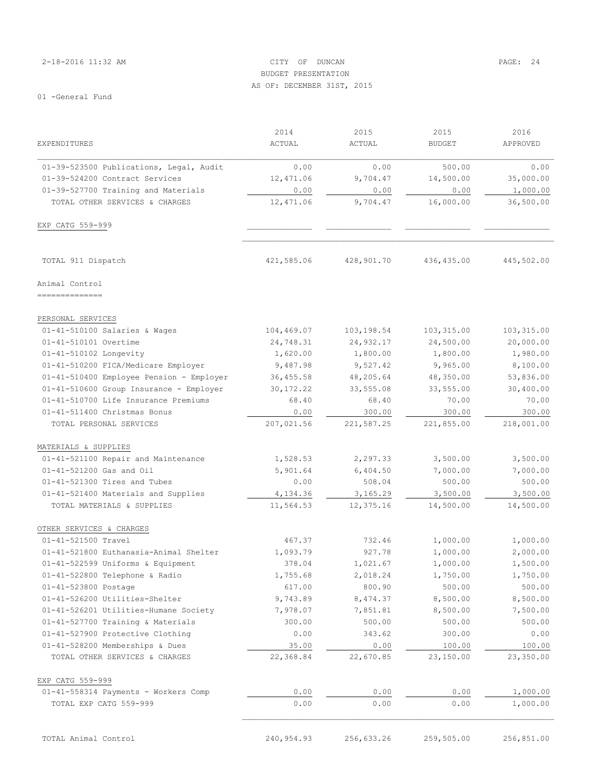CITY OF DUNCAN
BUDGET PRESENTATION
AS OF: DECEMBER 31ST, 2015

01 -General Fund

| EXPENDITURES | 2014 ACTUAL | 2015 ACTUAL | 2015 BUDGET | 2016 APPROVED |
|---|---|---|---|---|
| 01-39-523500 Publications, Legal, Audit | 0.00 | 0.00 | 500.00 | 0.00 |
| 01-39-524200 Contract Services | 12,471.06 | 9,704.47 | 14,500.00 | 35,000.00 |
| 01-39-527700 Training and Materials | 0.00 | 0.00 | 0.00 | 1,000.00 |
| TOTAL OTHER SERVICES & CHARGES | 12,471.06 | 9,704.47 | 16,000.00 | 36,500.00 |
| EXP CATG 559-999 | | | | |
| TOTAL 911 Dispatch | 421,585.06 | 428,901.70 | 436,435.00 | 445,502.00 |

## Animal Control

| EXPENDITURES | 2014 ACTUAL | 2015 ACTUAL | 2015 BUDGET | 2016 APPROVED |
|---|---|---|---|---|
| PERSONAL SERVICES | | | | |
| 01-41-510100 Salaries & Wages | 104,469.07 | 103,198.54 | 103,315.00 | 103,315.00 |
| 01-41-510101 Overtime | 24,748.31 | 24,932.17 | 24,500.00 | 20,000.00 |
| 01-41-510102 Longevity | 1,620.00 | 1,800.00 | 1,800.00 | 1,980.00 |
| 01-41-510200 FICA/Medicare Employer | 9,487.98 | 9,527.42 | 9,965.00 | 8,100.00 |
| 01-41-510400 Employee Pension - Employer | 36,455.58 | 48,205.64 | 48,350.00 | 53,836.00 |
| 01-41-510600 Group Insurance - Employer | 30,172.22 | 33,555.08 | 33,555.00 | 30,400.00 |
| 01-41-510700 Life Insurance Premiums | 68.40 | 68.40 | 70.00 | 70.00 |
| 01-41-511400 Christmas Bonus | 0.00 | 300.00 | 300.00 | 300.00 |
| TOTAL PERSONAL SERVICES | 207,021.56 | 221,587.25 | 221,855.00 | 218,001.00 |
| MATERIALS & SUPPLIES | | | | |
| 01-41-521100 Repair and Maintenance | 1,528.53 | 2,297.33 | 3,500.00 | 3,500.00 |
| 01-41-521200 Gas and Oil | 5,901.64 | 6,404.50 | 7,000.00 | 7,000.00 |
| 01-41-521300 Tires and Tubes | 0.00 | 508.04 | 500.00 | 500.00 |
| 01-41-521400 Materials and Supplies | 4,134.36 | 3,165.29 | 3,500.00 | 3,500.00 |
| TOTAL MATERIALS & SUPPLIES | 11,564.53 | 12,375.16 | 14,500.00 | 14,500.00 |
| OTHER SERVICES & CHARGES | | | | |
| 01-41-521500 Travel | 467.37 | 732.46 | 1,000.00 | 1,000.00 |
| 01-41-521800 Euthanasia-Animal Shelter | 1,093.79 | 927.78 | 1,000.00 | 2,000.00 |
| 01-41-522599 Uniforms & Equipment | 378.04 | 1,021.67 | 1,000.00 | 1,500.00 |
| 01-41-522800 Telephone & Radio | 1,755.68 | 2,018.24 | 1,750.00 | 1,750.00 |
| 01-41-523800 Postage | 617.00 | 800.90 | 500.00 | 500.00 |
| 01-41-526200 Utilities-Shelter | 9,743.89 | 8,474.37 | 8,500.00 | 8,500.00 |
| 01-41-526201 Utilities-Humane Society | 7,978.07 | 7,851.81 | 8,500.00 | 7,500.00 |
| 01-41-527700 Training & Materials | 300.00 | 500.00 | 500.00 | 500.00 |
| 01-41-527900 Protective Clothing | 0.00 | 343.62 | 300.00 | 0.00 |
| 01-41-528200 Memberships & Dues | 35.00 | 0.00 | 100.00 | 100.00 |
| TOTAL OTHER SERVICES & CHARGES | 22,368.84 | 22,670.85 | 23,150.00 | 23,350.00 |
| EXP CATG 559-999 | | | | |
| 01-41-558314 Payments - Workers Comp | 0.00 | 0.00 | 0.00 | 1,000.00 |
| TOTAL EXP CATG 559-999 | 0.00 | 0.00 | 0.00 | 1,000.00 |
| TOTAL Animal Control | 240,954.93 | 256,633.26 | 259,505.00 | 256,851.00 |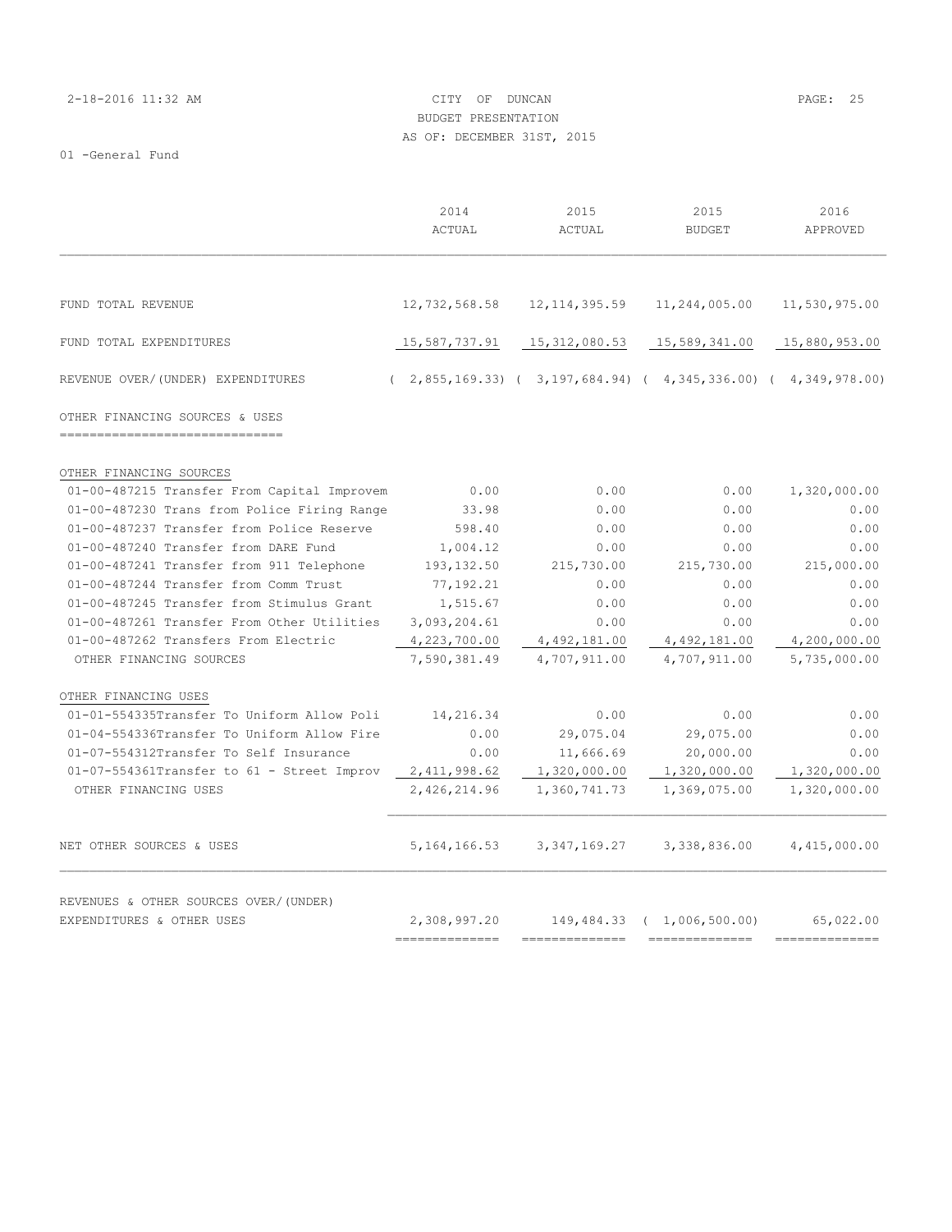CITY OF DUNCAN
BUDGET PRESENTATION
AS OF: DECEMBER 31ST, 2015

01 -General Fund

| | 2014 ACTUAL | 2015 ACTUAL | 2015 BUDGET | 2016 APPROVED |
|---|---|---|---|---|
| FUND TOTAL REVENUE | 12,732,568.58 | 12,114,395.59 | 11,244,005.00 | 11,530,975.00 |
| FUND TOTAL EXPENDITURES | 15,587,737.91 | 15,312,080.53 | 15,589,341.00 | 15,880,953.00 |
| REVENUE OVER/(UNDER) EXPENDITURES | ( 2,855,169.33) | ( 3,197,684.94) | ( 4,345,336.00) | ( 4,349,978.00) |
| **OTHER FINANCING SOURCES & USES** | | | | |
| OTHER FINANCING SOURCES | | | | |
| 01-00-487215 Transfer From Capital Improvem | 0.00 | 0.00 | 0.00 | 1,320,000.00 |
| 01-00-487230 Trans from Police Firing Range | 33.98 | 0.00 | 0.00 | 0.00 |
| 01-00-487237 Transfer from Police Reserve | 598.40 | 0.00 | 0.00 | 0.00 |
| 01-00-487240 Transfer from DARE Fund | 1,004.12 | 0.00 | 0.00 | 0.00 |
| 01-00-487241 Transfer from 911 Telephone | 193,132.50 | 215,730.00 | 215,730.00 | 215,000.00 |
| 01-00-487244 Transfer from Comm Trust | 77,192.21 | 0.00 | 0.00 | 0.00 |
| 01-00-487245 Transfer from Stimulus Grant | 1,515.67 | 0.00 | 0.00 | 0.00 |
| 01-00-487261 Transfer From Other Utilities | 3,093,204.61 | 0.00 | 0.00 | 0.00 |
| 01-00-487262 Transfers From Electric | 4,223,700.00 | 4,492,181.00 | 4,492,181.00 | 4,200,000.00 |
| OTHER FINANCING SOURCES | 7,590,381.49 | 4,707,911.00 | 4,707,911.00 | 5,735,000.00 |
| OTHER FINANCING USES | | | | |
| 01-01-554335Transfer To Uniform Allow Poli | 14,216.34 | 0.00 | 0.00 | 0.00 |
| 01-04-554336Transfer To Uniform Allow Fire | 0.00 | 29,075.04 | 29,075.00 | 0.00 |
| 01-07-554312Transfer To Self Insurance | 0.00 | 11,666.69 | 20,000.00 | 0.00 |
| 01-07-554361Transfer to 61 - Street Improv | 2,411,998.62 | 1,320,000.00 | 1,320,000.00 | 1,320,000.00 |
| OTHER FINANCING USES | 2,426,214.96 | 1,360,741.73 | 1,369,075.00 | 1,320,000.00 |
| NET OTHER SOURCES & USES | 5,164,166.53 | 3,347,169.27 | 3,338,836.00 | 4,415,000.00 |
| REVENUES & OTHER SOURCES OVER/(UNDER) EXPENDITURES & OTHER USES | 2,308,997.20 | 149,484.33 | ( 1,006,500.00) | 65,022.00 |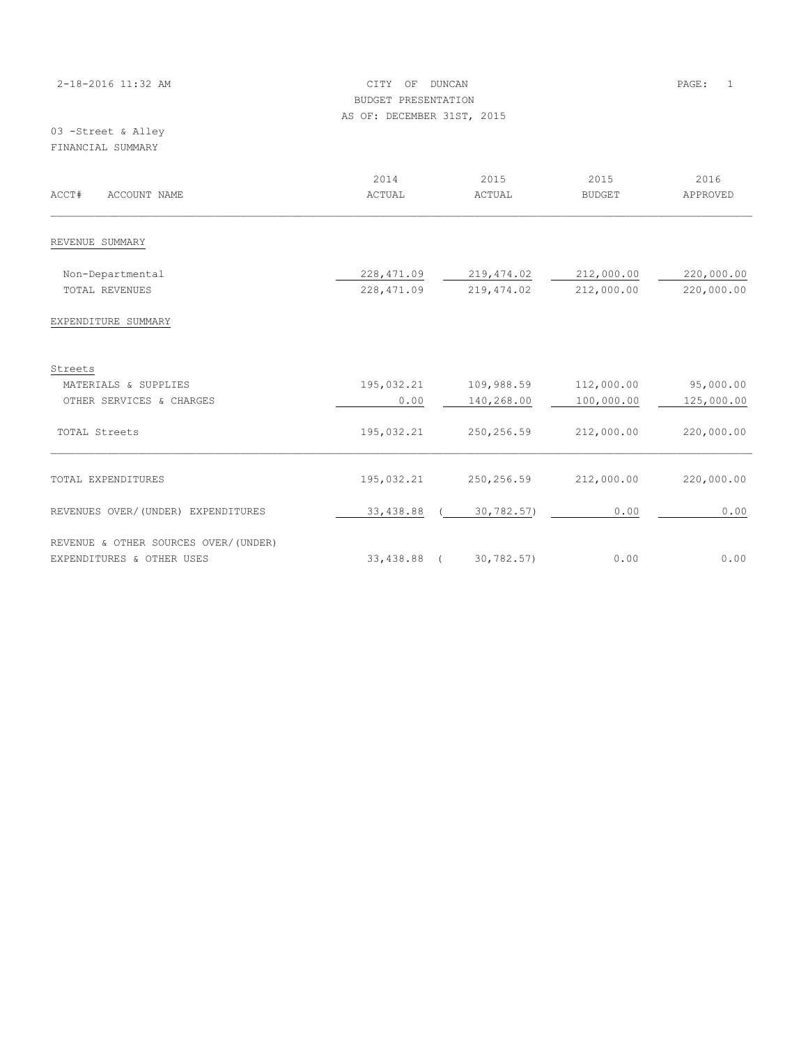CITY OF DUNCAN
BUDGET PRESENTATION
AS OF: DECEMBER 31ST, 2015

03 -Street & Alley
FINANCIAL SUMMARY

| ACCT# ACCOUNT NAME | 2014 ACTUAL | 2015 ACTUAL | 2015 BUDGET | 2016 APPROVED |
|---|---|---|---|---|
| REVENUE SUMMARY | | | | |
| Non-Departmental | 228,471.09 | 219,474.02 | 212,000.00 | 220,000.00 |
| TOTAL REVENUES | 228,471.09 | 219,474.02 | 212,000.00 | 220,000.00 |
| EXPENDITURE SUMMARY | | | | |
| Streets | | | | |
| MATERIALS & SUPPLIES | 195,032.21 | 109,988.59 | 112,000.00 | 95,000.00 |
| OTHER SERVICES & CHARGES | 0.00 | 140,268.00 | 100,000.00 | 125,000.00 |
| TOTAL Streets | 195,032.21 | 250,256.59 | 212,000.00 | 220,000.00 |
| TOTAL EXPENDITURES | 195,032.21 | 250,256.59 | 212,000.00 | 220,000.00 |
| REVENUES OVER/(UNDER) EXPENDITURES | 33,438.88 | ( 30,782.57) | 0.00 | 0.00 |
| REVENUE & OTHER SOURCES OVER/(UNDER) EXPENDITURES & OTHER USES | 33,438.88 | ( 30,782.57) | 0.00 | 0.00 |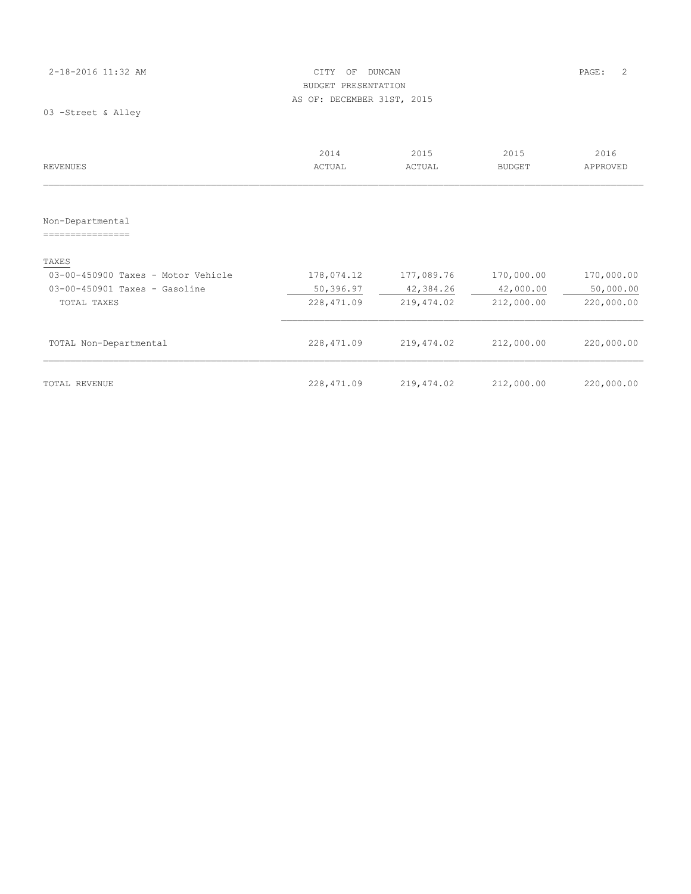CITY OF DUNCAN
BUDGET PRESENTATION
AS OF: DECEMBER 31ST, 2015

03 -Street & Alley

| REVENUES | 2014 ACTUAL | 2015 ACTUAL | 2015 BUDGET | 2016 APPROVED |
|---|---|---|---|---|
| **Non-Departmental** | | | | |
| TAXES | | | | |
| 03-00-450900 Taxes - Motor Vehicle | 178,074.12 | 177,089.76 | 170,000.00 | 170,000.00 |
| 03-00-450901 Taxes - Gasoline | 50,396.97 | 42,384.26 | 42,000.00 | 50,000.00 |
| TOTAL TAXES | 228,471.09 | 219,474.02 | 212,000.00 | 220,000.00 |
| TOTAL Non-Departmental | 228,471.09 | 219,474.02 | 212,000.00 | 220,000.00 |
| TOTAL REVENUE | 228,471.09 | 219,474.02 | 212,000.00 | 220,000.00 |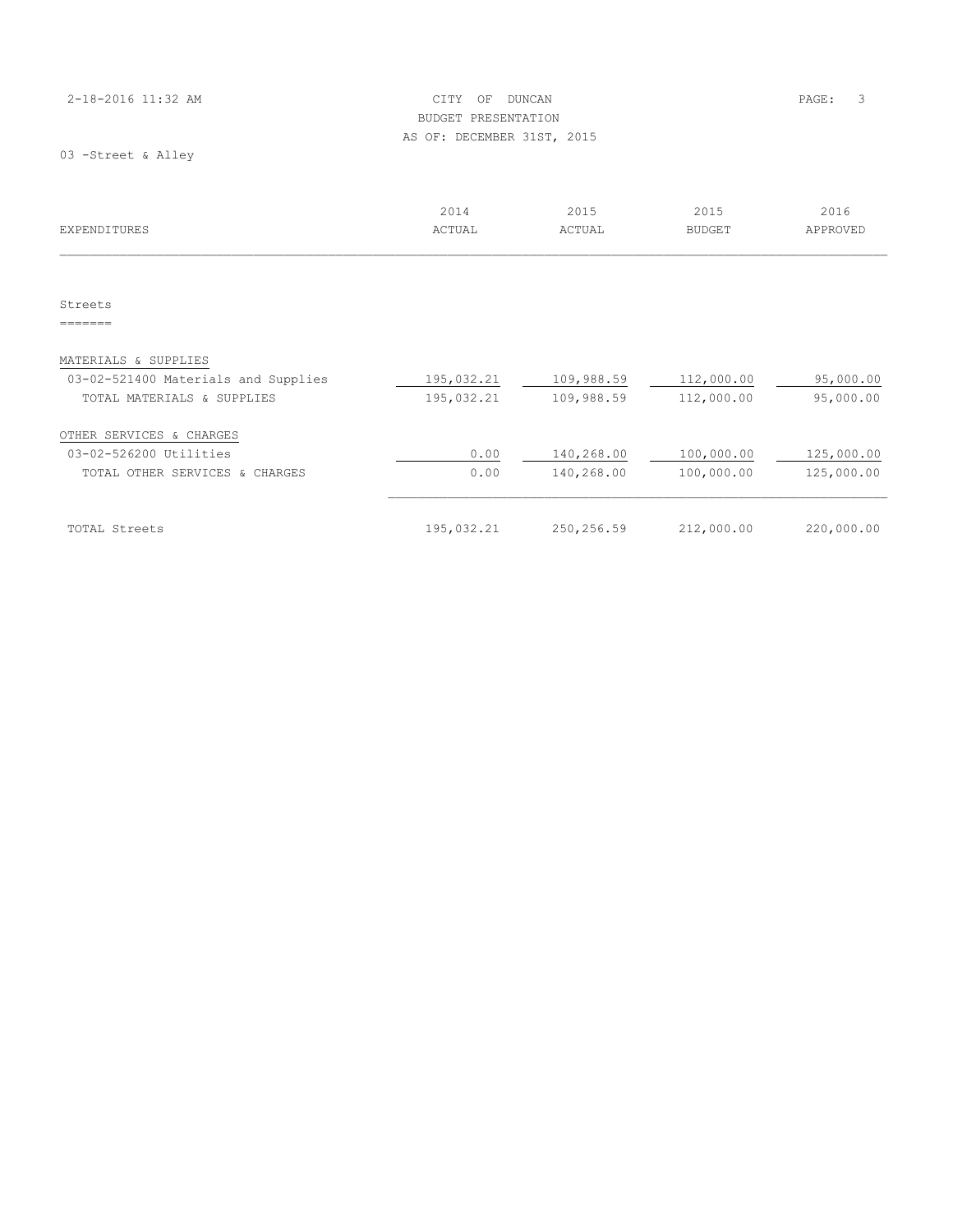CITY OF DUNCAN
BUDGET PRESENTATION
AS OF: DECEMBER 31ST, 2015

03 -Street & Alley

| EXPENDITURES | 2014 ACTUAL | 2015 ACTUAL | 2015 BUDGET | 2016 APPROVED |
|---|---|---|---|---|
| **Streets** | | | | |
| MATERIALS & SUPPLIES | | | | |
| 03-02-521400 Materials and Supplies | 195,032.21 | 109,988.59 | 112,000.00 | 95,000.00 |
| TOTAL MATERIALS & SUPPLIES | 195,032.21 | 109,988.59 | 112,000.00 | 95,000.00 |
| OTHER SERVICES & CHARGES | | | | |
| 03-02-526200 Utilities | 0.00 | 140,268.00 | 100,000.00 | 125,000.00 |
| TOTAL OTHER SERVICES & CHARGES | 0.00 | 140,268.00 | 100,000.00 | 125,000.00 |
| TOTAL Streets | 195,032.21 | 250,256.59 | 212,000.00 | 220,000.00 |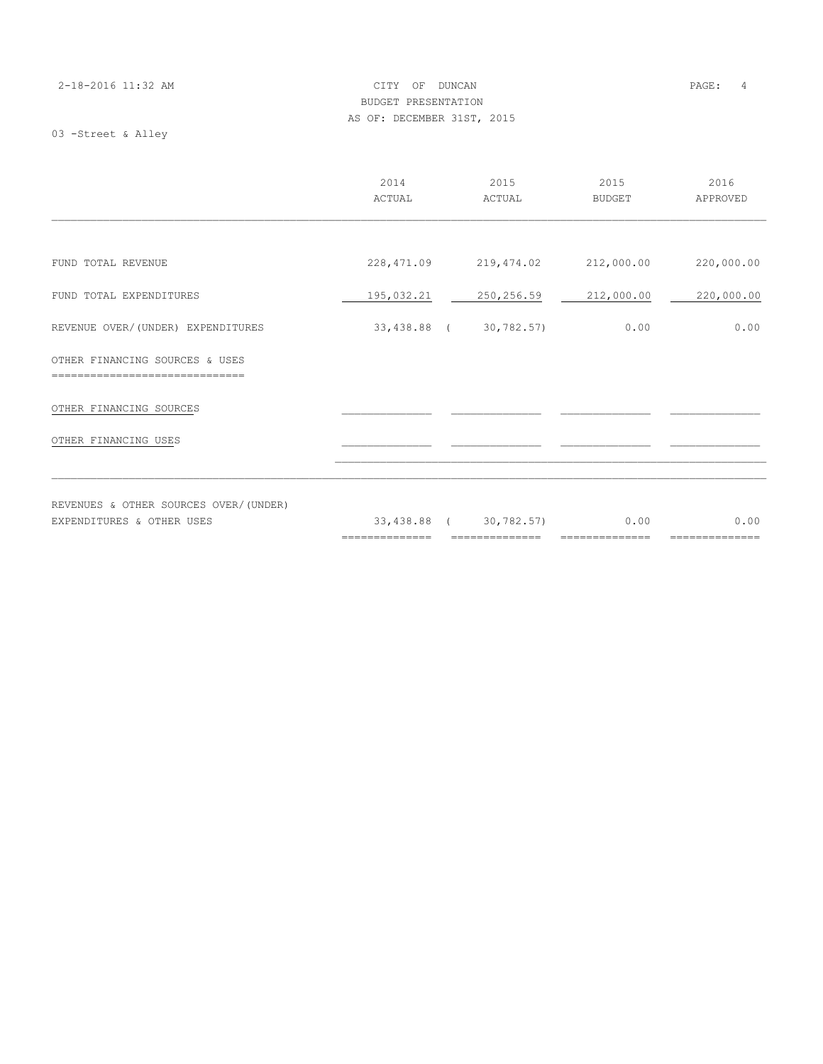CITY OF DUNCAN
BUDGET PRESENTATION
AS OF: DECEMBER 31ST, 2015

03 -Street & Alley

| | 2014 ACTUAL | 2015 ACTUAL | 2015 BUDGET | 2016 APPROVED |
|---|---|---|---|---|
| FUND TOTAL REVENUE | 228,471.09 | 219,474.02 | 212,000.00 | 220,000.00 |
| FUND TOTAL EXPENDITURES | 195,032.21 | 250,256.59 | 212,000.00 | 220,000.00 |
| REVENUE OVER/(UNDER) EXPENDITURES | 33,438.88 | ( 30,782.57) | 0.00 | 0.00 |
| OTHER FINANCING SOURCES & USES | | | | |
| OTHER FINANCING SOURCES | | | | |
| OTHER FINANCING USES | | | | |
| REVENUES & OTHER SOURCES OVER/(UNDER) EXPENDITURES & OTHER USES | 33,438.88 | ( 30,782.57) | 0.00 | 0.00 |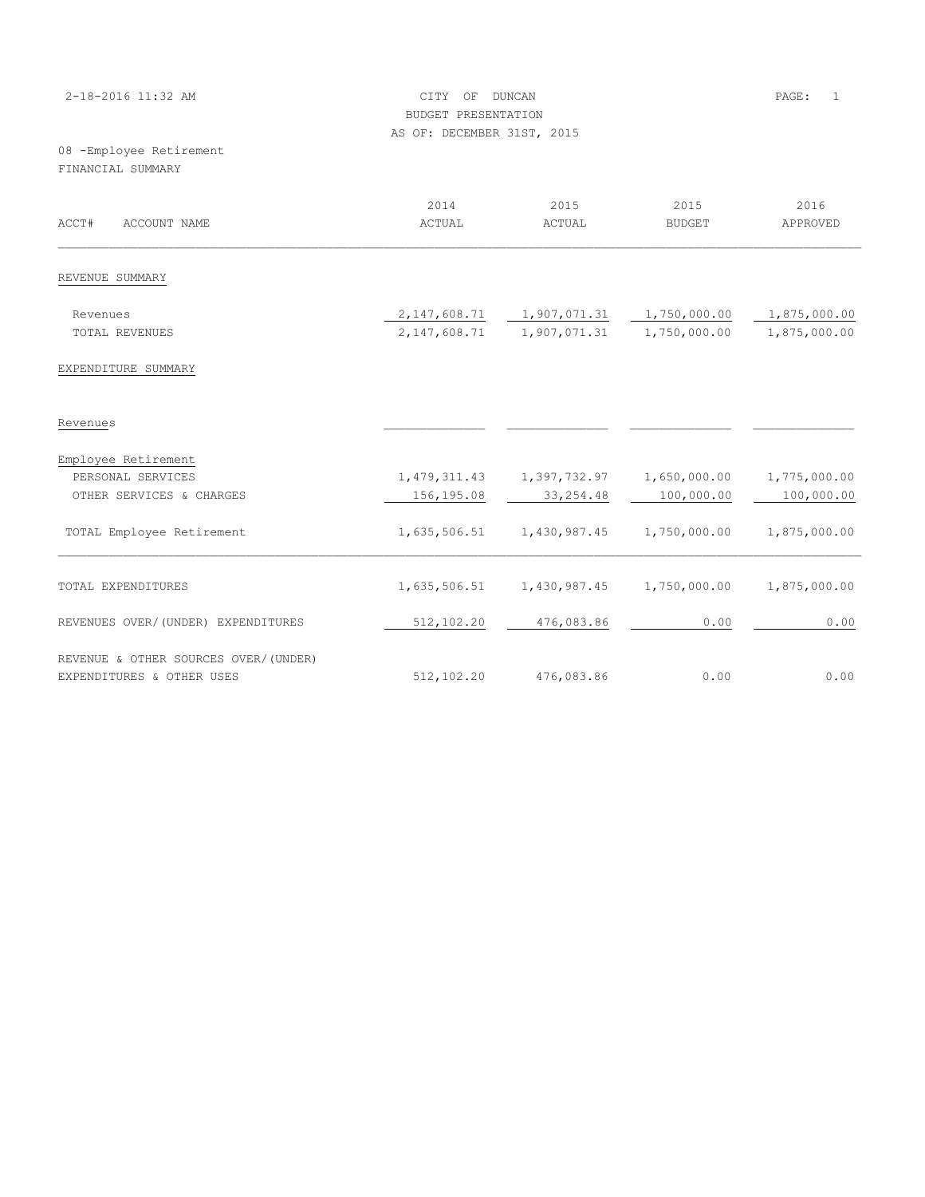CITY OF DUNCAN
BUDGET PRESENTATION
AS OF: DECEMBER 31ST, 2015

08 -Employee Retirement
FINANCIAL SUMMARY

| ACCT# ACCOUNT NAME | 2014 ACTUAL | 2015 ACTUAL | 2015 BUDGET | 2016 APPROVED |
|---|---|---|---|---|
| REVENUE SUMMARY | | | | |
| Revenues | 2,147,608.71 | 1,907,071.31 | 1,750,000.00 | 1,875,000.00 |
| TOTAL REVENUES | 2,147,608.71 | 1,907,071.31 | 1,750,000.00 | 1,875,000.00 |
| EXPENDITURE SUMMARY | | | | |
| Revenues | | | | |
| Employee Retirement | | | | |
| PERSONAL SERVICES | 1,479,311.43 | 1,397,732.97 | 1,650,000.00 | 1,775,000.00 |
| OTHER SERVICES & CHARGES | 156,195.08 | 33,254.48 | 100,000.00 | 100,000.00 |
| TOTAL Employee Retirement | 1,635,506.51 | 1,430,987.45 | 1,750,000.00 | 1,875,000.00 |
| TOTAL EXPENDITURES | 1,635,506.51 | 1,430,987.45 | 1,750,000.00 | 1,875,000.00 |
| REVENUES OVER/(UNDER) EXPENDITURES | 512,102.20 | 476,083.86 | 0.00 | 0.00 |
| REVENUE & OTHER SOURCES OVER/(UNDER) EXPENDITURES & OTHER USES | 512,102.20 | 476,083.86 | 0.00 | 0.00 |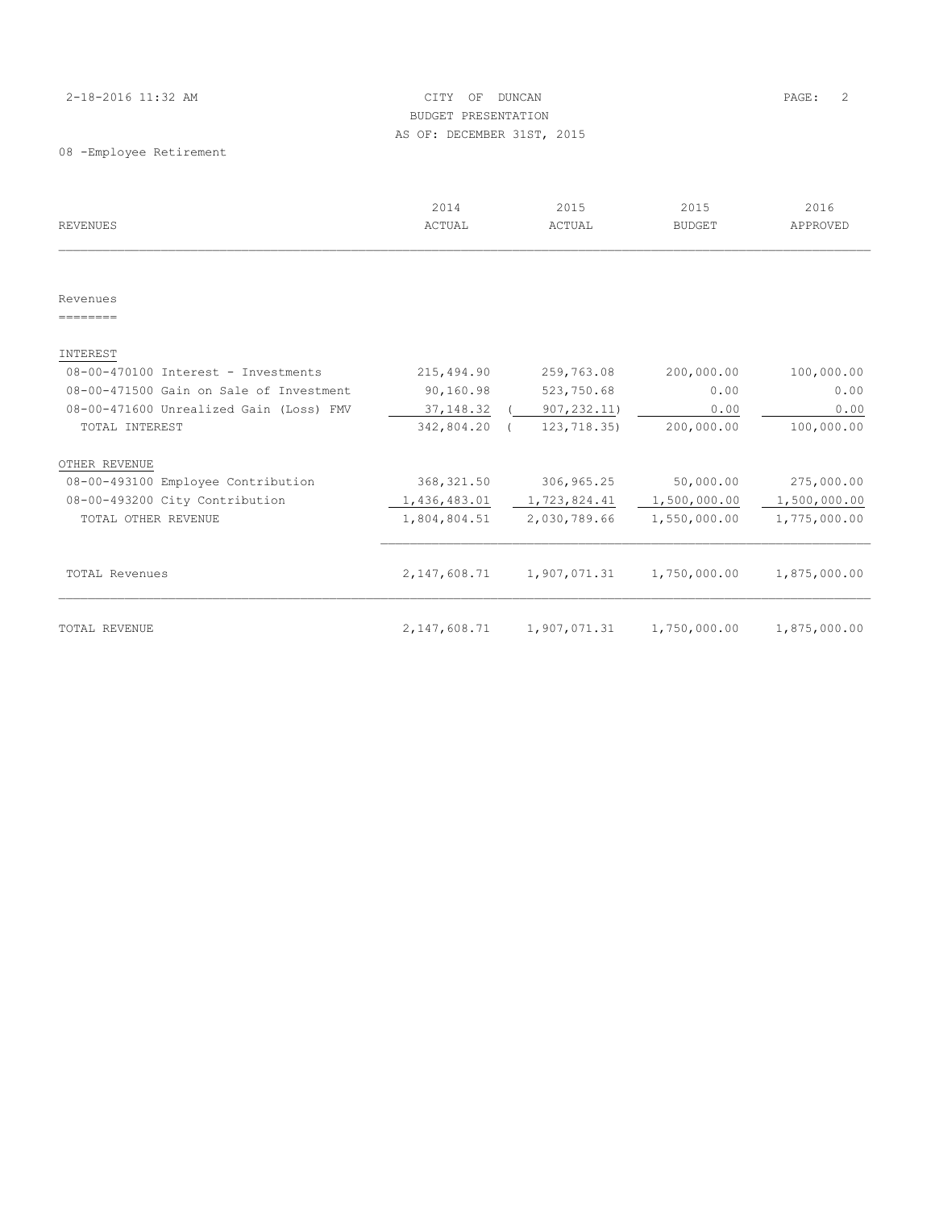CITY OF DUNCAN

BUDGET PRESENTATION

AS OF: DECEMBER 31ST, 2015

08 -Employee Retirement

| REVENUES | 2014 ACTUAL | 2015 ACTUAL | 2015 BUDGET | 2016 APPROVED |
|---|---|---|---|---|
| **Revenues** | | | | |
| INTEREST | | | | |
| 08-00-470100 Interest - Investments | 215,494.90 | 259,763.08 | 200,000.00 | 100,000.00 |
| 08-00-471500 Gain on Sale of Investment | 90,160.98 | 523,750.68 | 0.00 | 0.00 |
| 08-00-471600 Unrealized Gain (Loss) FMV | 37,148.32 | ( 907,232.11) | 0.00 | 0.00 |
| TOTAL INTEREST | 342,804.20 | ( 123,718.35) | 200,000.00 | 100,000.00 |
| OTHER REVENUE | | | | |
| 08-00-493100 Employee Contribution | 368,321.50 | 306,965.25 | 50,000.00 | 275,000.00 |
| 08-00-493200 City Contribution | 1,436,483.01 | 1,723,824.41 | 1,500,000.00 | 1,500,000.00 |
| TOTAL OTHER REVENUE | 1,804,804.51 | 2,030,789.66 | 1,550,000.00 | 1,775,000.00 |
| TOTAL Revenues | 2,147,608.71 | 1,907,071.31 | 1,750,000.00 | 1,875,000.00 |
| TOTAL REVENUE | 2,147,608.71 | 1,907,071.31 | 1,750,000.00 | 1,875,000.00 |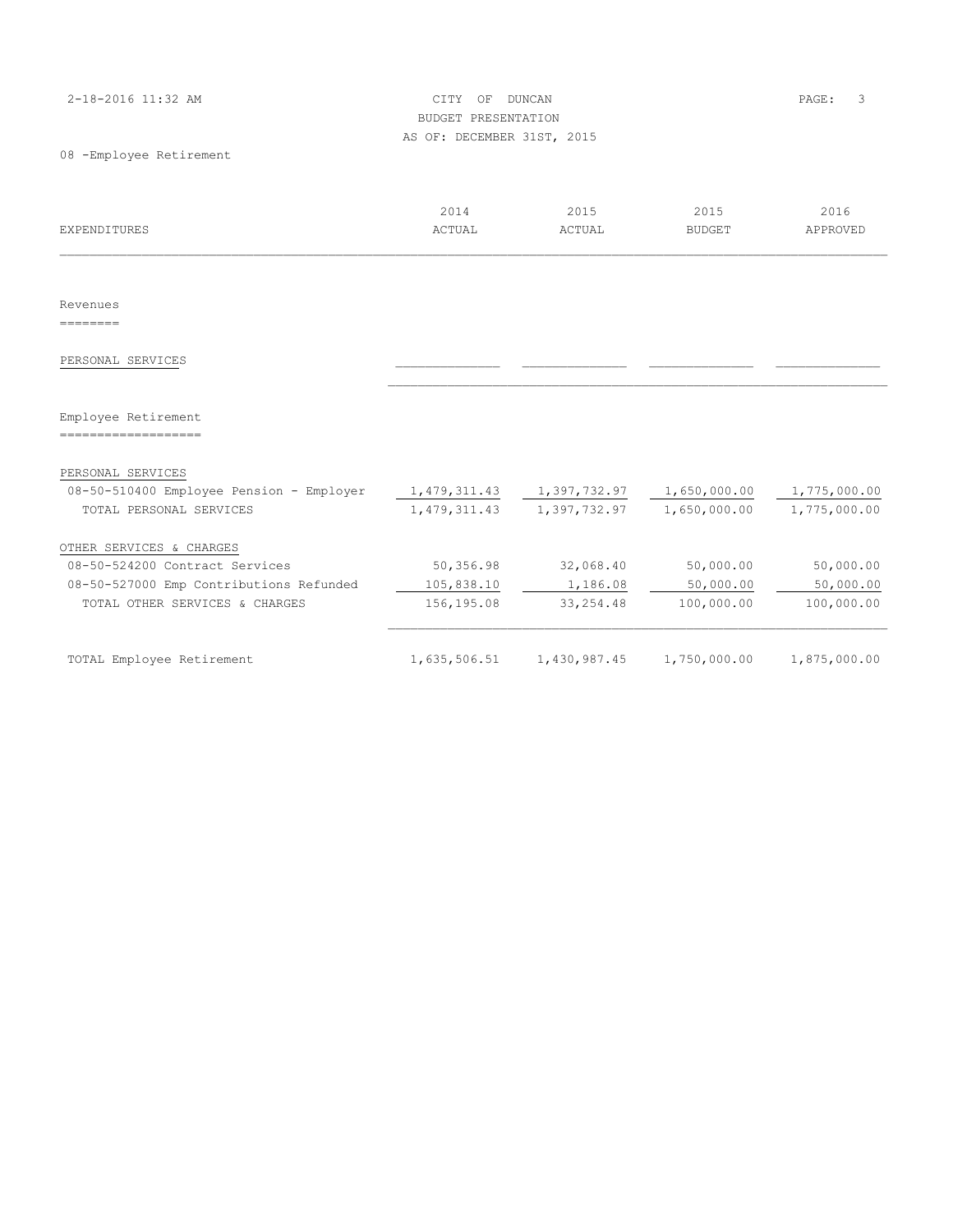CITY OF DUNCAN
BUDGET PRESENTATION
AS OF: DECEMBER 31ST, 2015

08 -Employee Retirement

| EXPENDITURES | 2014 ACTUAL | 2015 ACTUAL | 2015 BUDGET | 2016 APPROVED |
|---|---|---|---|---|
| **Revenues** | | | | |
| PERSONAL SERVICES | | | | |
| **Employee Retirement** | | | | |
| PERSONAL SERVICES | | | | |
| 08-50-510400 Employee Pension - Employer | 1,479,311.43 | 1,397,732.97 | 1,650,000.00 | 1,775,000.00 |
| TOTAL PERSONAL SERVICES | 1,479,311.43 | 1,397,732.97 | 1,650,000.00 | 1,775,000.00 |
| OTHER SERVICES & CHARGES | | | | |
| 08-50-524200 Contract Services | 50,356.98 | 32,068.40 | 50,000.00 | 50,000.00 |
| 08-50-527000 Emp Contributions Refunded | 105,838.10 | 1,186.08 | 50,000.00 | 50,000.00 |
| TOTAL OTHER SERVICES & CHARGES | 156,195.08 | 33,254.48 | 100,000.00 | 100,000.00 |
| TOTAL Employee Retirement | 1,635,506.51 | 1,430,987.45 | 1,750,000.00 | 1,875,000.00 |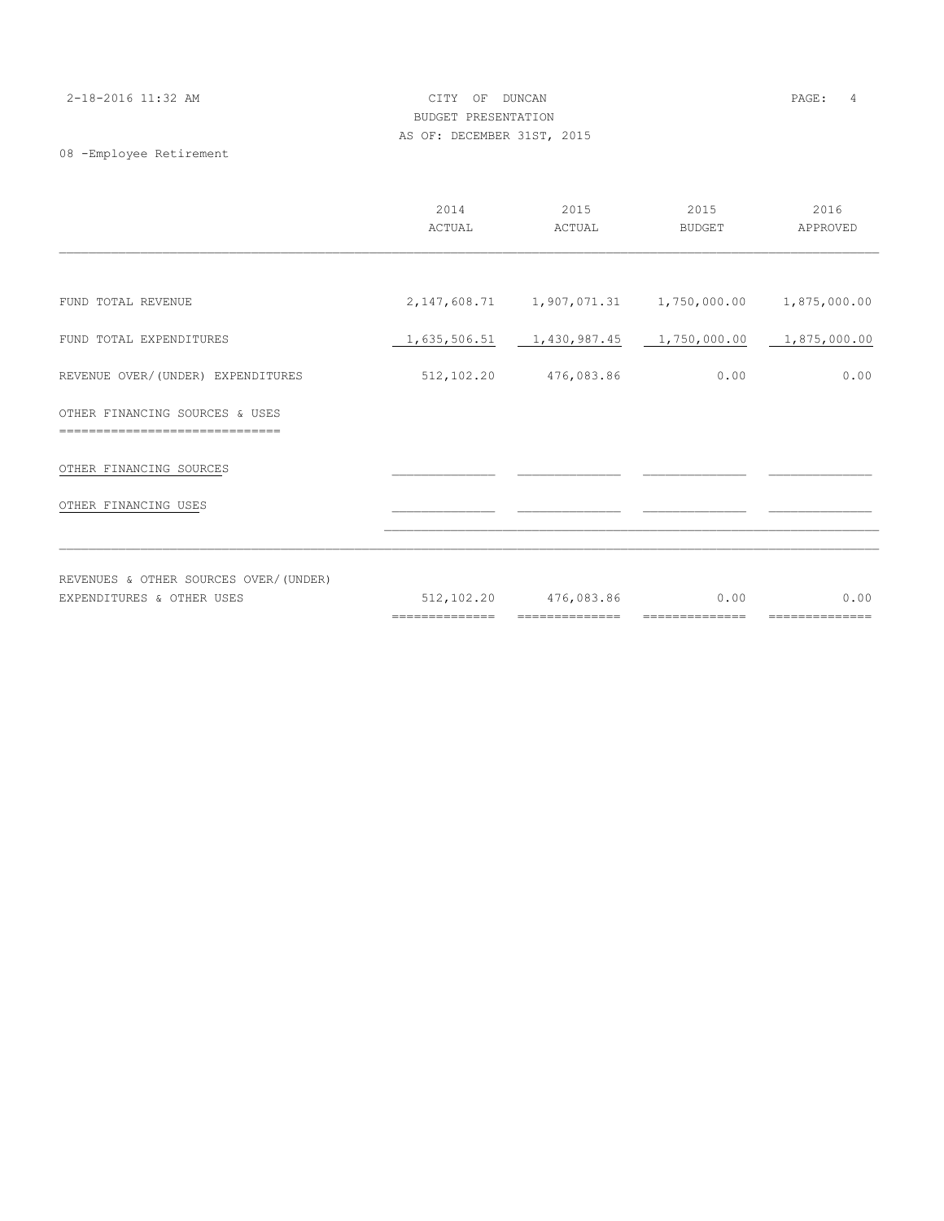CITY OF DUNCAN

BUDGET PRESENTATION

AS OF: DECEMBER 31ST, 2015

08 -Employee Retirement

| | 2014 ACTUAL | 2015 ACTUAL | 2015 BUDGET | 2016 APPROVED |
|---|---|---|---|---|
| FUND TOTAL REVENUE | 2,147,608.71 | 1,907,071.31 | 1,750,000.00 | 1,875,000.00 |
| FUND TOTAL EXPENDITURES | 1,635,506.51 | 1,430,987.45 | 1,750,000.00 | 1,875,000.00 |
| REVENUE OVER/(UNDER) EXPENDITURES | 512,102.20 | 476,083.86 | 0.00 | 0.00 |
| OTHER FINANCING SOURCES & USES | | | | |
| OTHER FINANCING SOURCES | | | | |
| OTHER FINANCING USES | | | | |
| REVENUES & OTHER SOURCES OVER/(UNDER) EXPENDITURES & OTHER USES | 512,102.20 | 476,083.86 | 0.00 | 0.00 |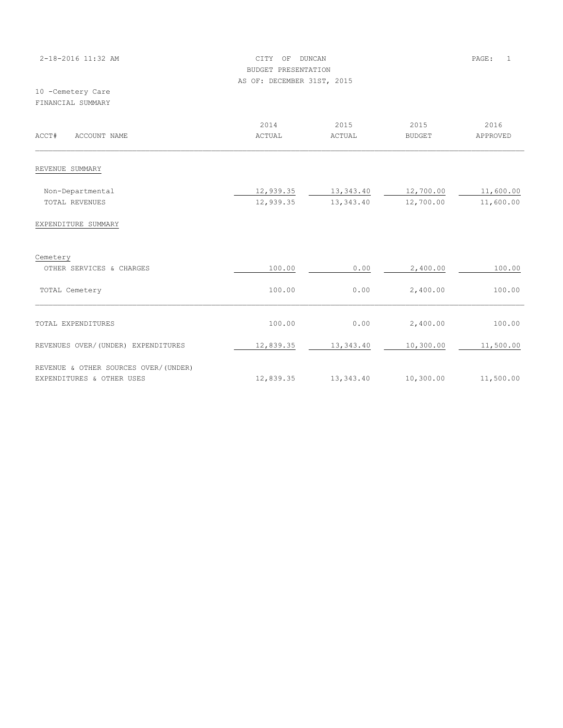CITY OF DUNCAN
BUDGET PRESENTATION
AS OF: DECEMBER 31ST, 2015

10 -Cemetery Care
FINANCIAL SUMMARY

| ACCT# ACCOUNT NAME | 2014 ACTUAL | 2015 ACTUAL | 2015 BUDGET | 2016 APPROVED |
|---|---|---|---|---|
| REVENUE SUMMARY | | | | |
| Non-Departmental | 12,939.35 | 13,343.40 | 12,700.00 | 11,600.00 |
| TOTAL REVENUES | 12,939.35 | 13,343.40 | 12,700.00 | 11,600.00 |
| EXPENDITURE SUMMARY | | | | |
| Cemetery | | | | |
| OTHER SERVICES & CHARGES | 100.00 | 0.00 | 2,400.00 | 100.00 |
| TOTAL Cemetery | 100.00 | 0.00 | 2,400.00 | 100.00 |
| TOTAL EXPENDITURES | 100.00 | 0.00 | 2,400.00 | 100.00 |
| REVENUES OVER/(UNDER) EXPENDITURES | 12,839.35 | 13,343.40 | 10,300.00 | 11,500.00 |
| REVENUE & OTHER SOURCES OVER/(UNDER) EXPENDITURES & OTHER USES | 12,839.35 | 13,343.40 | 10,300.00 | 11,500.00 |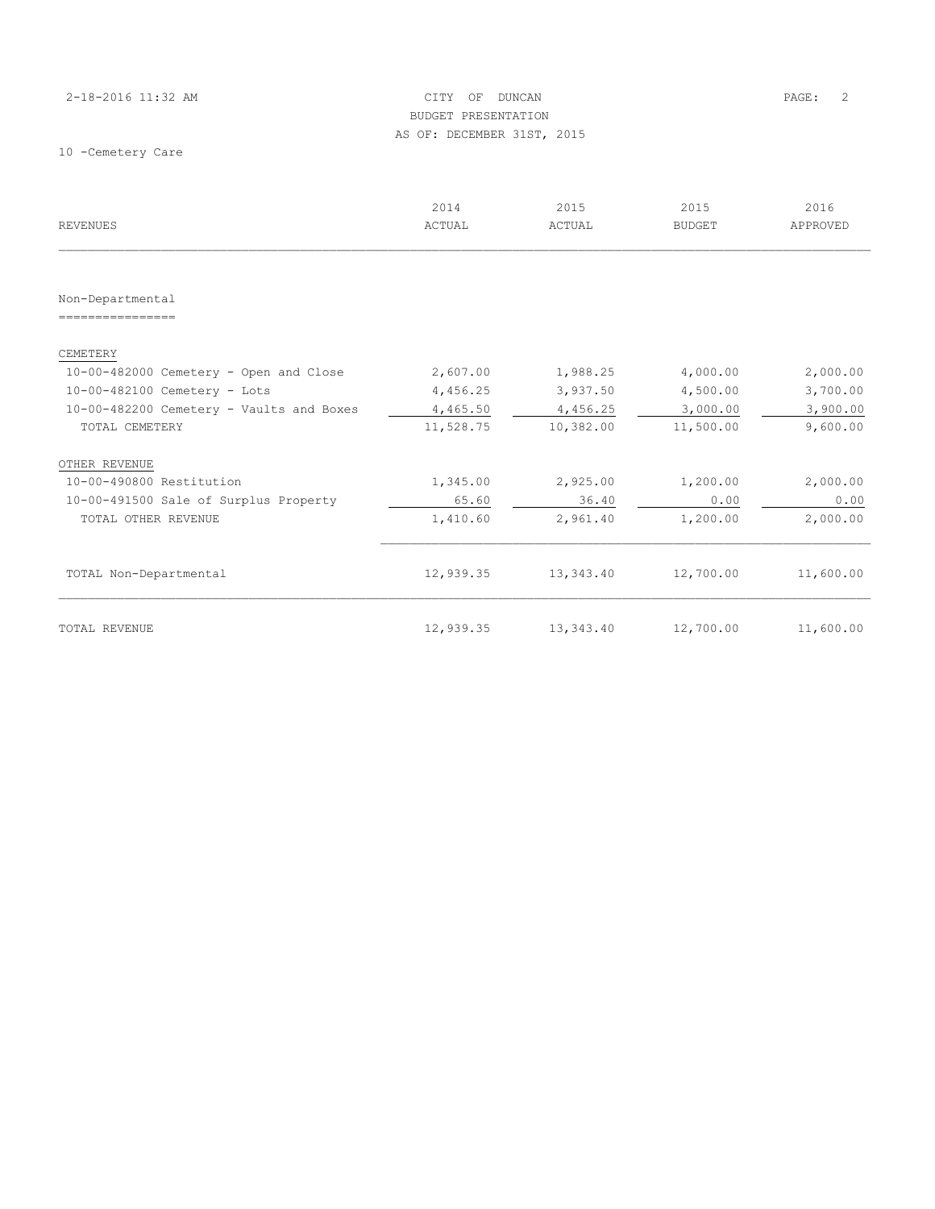CITY OF DUNCAN
BUDGET PRESENTATION
AS OF: DECEMBER 31ST, 2015

10 -Cemetery Care

| REVENUES | 2014 ACTUAL | 2015 ACTUAL | 2015 BUDGET | 2016 APPROVED |
|---|---|---|---|---|
| **Non-Departmental** | | | | |
| CEMETERY | | | | |
| 10-00-482000 Cemetery - Open and Close | 2,607.00 | 1,988.25 | 4,000.00 | 2,000.00 |
| 10-00-482100 Cemetery - Lots | 4,456.25 | 3,937.50 | 4,500.00 | 3,700.00 |
| 10-00-482200 Cemetery - Vaults and Boxes | 4,465.50 | 4,456.25 | 3,000.00 | 3,900.00 |
| TOTAL CEMETERY | 11,528.75 | 10,382.00 | 11,500.00 | 9,600.00 |
| OTHER REVENUE | | | | |
| 10-00-490800 Restitution | 1,345.00 | 2,925.00 | 1,200.00 | 2,000.00 |
| 10-00-491500 Sale of Surplus Property | 65.60 | 36.40 | 0.00 | 0.00 |
| TOTAL OTHER REVENUE | 1,410.60 | 2,961.40 | 1,200.00 | 2,000.00 |
| TOTAL Non-Departmental | 12,939.35 | 13,343.40 | 12,700.00 | 11,600.00 |
| TOTAL REVENUE | 12,939.35 | 13,343.40 | 12,700.00 | 11,600.00 |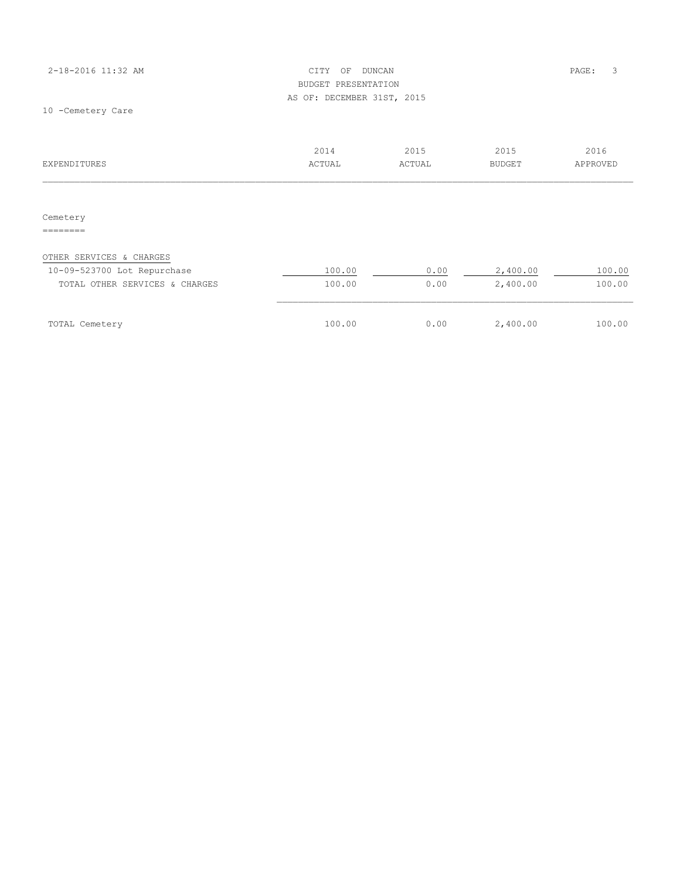CITY OF DUNCAN
BUDGET PRESENTATION
AS OF: DECEMBER 31ST, 2015

10 -Cemetery Care

| EXPENDITURES | 2014 ACTUAL | 2015 ACTUAL | 2015 BUDGET | 2016 APPROVED |
|---|---|---|---|---|
| **Cemetery** | | | | |
| OTHER SERVICES & CHARGES | | | | |
| 10-09-523700 Lot Repurchase | 100.00 | 0.00 | 2,400.00 | 100.00 |
| TOTAL OTHER SERVICES & CHARGES | 100.00 | 0.00 | 2,400.00 | 100.00 |
| TOTAL Cemetery | 100.00 | 0.00 | 2,400.00 | 100.00 |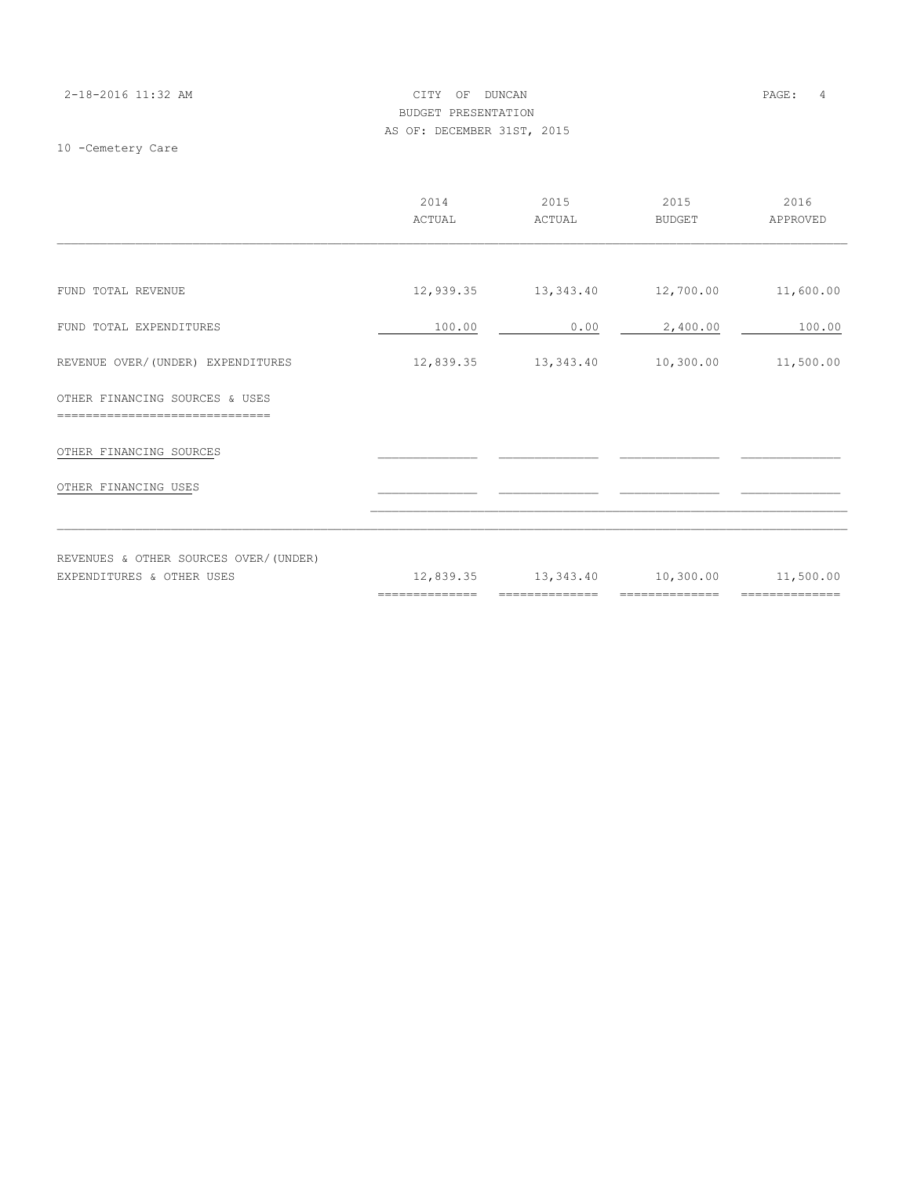CITY OF DUNCAN
BUDGET PRESENTATION
AS OF: DECEMBER 31ST, 2015

10 -Cemetery Care

| | 2014 ACTUAL | 2015 ACTUAL | 2015 BUDGET | 2016 APPROVED |
|---|---|---|---|---|
| FUND TOTAL REVENUE | 12,939.35 | 13,343.40 | 12,700.00 | 11,600.00 |
| FUND TOTAL EXPENDITURES | 100.00 | 0.00 | 2,400.00 | 100.00 |
| REVENUE OVER/(UNDER) EXPENDITURES | 12,839.35 | 13,343.40 | 10,300.00 | 11,500.00 |
| OTHER FINANCING SOURCES & USES | | | | |
| OTHER FINANCING SOURCES | | | | |
| OTHER FINANCING USES | | | | |
| REVENUES & OTHER SOURCES OVER/(UNDER) EXPENDITURES & OTHER USES | 12,839.35 | 13,343.40 | 10,300.00 | 11,500.00 |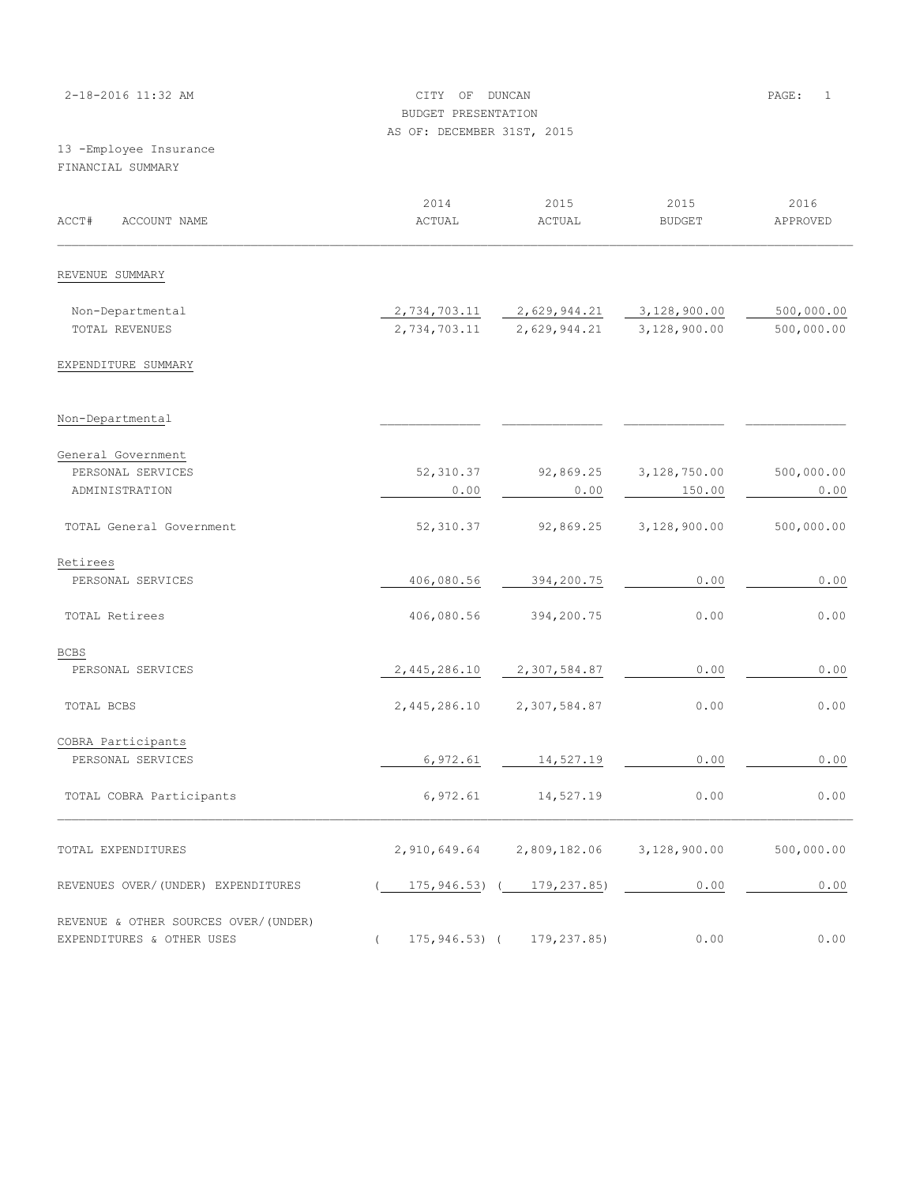2-18-2016 11:32 AM

CITY OF DUNCAN
BUDGET PRESENTATION
AS OF: DECEMBER 31ST, 2015

13 -Employee Insurance
FINANCIAL SUMMARY

| ACCT# ACCOUNT NAME | 2014 ACTUAL | 2015 ACTUAL | 2015 BUDGET | 2016 APPROVED |
|---|---|---|---|---|
| REVENUE SUMMARY | | | | |
| Non-Departmental | 2,734,703.11 | 2,629,944.21 | 3,128,900.00 | 500,000.00 |
| TOTAL REVENUES | 2,734,703.11 | 2,629,944.21 | 3,128,900.00 | 500,000.00 |
| EXPENDITURE SUMMARY | | | | |
| Non-Departmental | | | | |
| General Government | | | | |
| PERSONAL SERVICES | 52,310.37 | 92,869.25 | 3,128,750.00 | 500,000.00 |
| ADMINISTRATION | 0.00 | 0.00 | 150.00 | 0.00 |
| TOTAL General Government | 52,310.37 | 92,869.25 | 3,128,900.00 | 500,000.00 |
| Retirees | | | | |
| PERSONAL SERVICES | 406,080.56 | 394,200.75 | 0.00 | 0.00 |
| TOTAL Retirees | 406,080.56 | 394,200.75 | 0.00 | 0.00 |
| BCBS | | | | |
| PERSONAL SERVICES | 2,445,286.10 | 2,307,584.87 | 0.00 | 0.00 |
| TOTAL BCBS | 2,445,286.10 | 2,307,584.87 | 0.00 | 0.00 |
| COBRA Participants | | | | |
| PERSONAL SERVICES | 6,972.61 | 14,527.19 | 0.00 | 0.00 |
| TOTAL COBRA Participants | 6,972.61 | 14,527.19 | 0.00 | 0.00 |
| TOTAL EXPENDITURES | 2,910,649.64 | 2,809,182.06 | 3,128,900.00 | 500,000.00 |
| REVENUES OVER/(UNDER) EXPENDITURES | ( 175,946.53) | ( 179,237.85) | 0.00 | 0.00 |
| REVENUE & OTHER SOURCES OVER/(UNDER) EXPENDITURES & OTHER USES | ( 175,946.53) | ( 179,237.85) | 0.00 | 0.00 |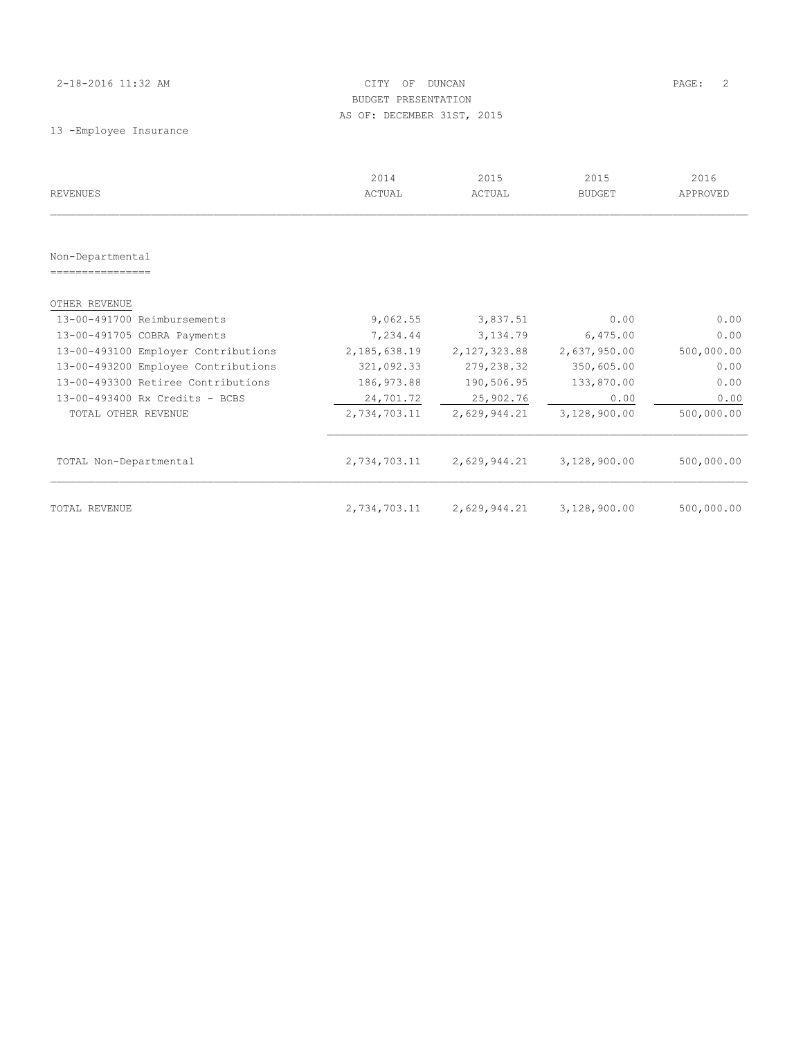CITY OF DUNCAN
BUDGET PRESENTATION
AS OF: DECEMBER 31ST, 2015

13 -Employee Insurance

| REVENUES | 2014 ACTUAL | 2015 ACTUAL | 2015 BUDGET | 2016 APPROVED |
|---|---|---|---|---|
| **Non-Departmental** | | | | |
| OTHER REVENUE | | | | |
| 13-00-491700 Reimbursements | 9,062.55 | 3,837.51 | 0.00 | 0.00 |
| 13-00-491705 COBRA Payments | 7,234.44 | 3,134.79 | 6,475.00 | 0.00 |
| 13-00-493100 Employer Contributions | 2,185,638.19 | 2,127,323.88 | 2,637,950.00 | 500,000.00 |
| 13-00-493200 Employee Contributions | 321,092.33 | 279,238.32 | 350,605.00 | 0.00 |
| 13-00-493300 Retiree Contributions | 186,973.88 | 190,506.95 | 133,870.00 | 0.00 |
| 13-00-493400 Rx Credits - BCBS | 24,701.72 | 25,902.76 | 0.00 | 0.00 |
| TOTAL OTHER REVENUE | 2,734,703.11 | 2,629,944.21 | 3,128,900.00 | 500,000.00 |
| TOTAL Non-Departmental | 2,734,703.11 | 2,629,944.21 | 3,128,900.00 | 500,000.00 |
| TOTAL REVENUE | 2,734,703.11 | 2,629,944.21 | 3,128,900.00 | 500,000.00 |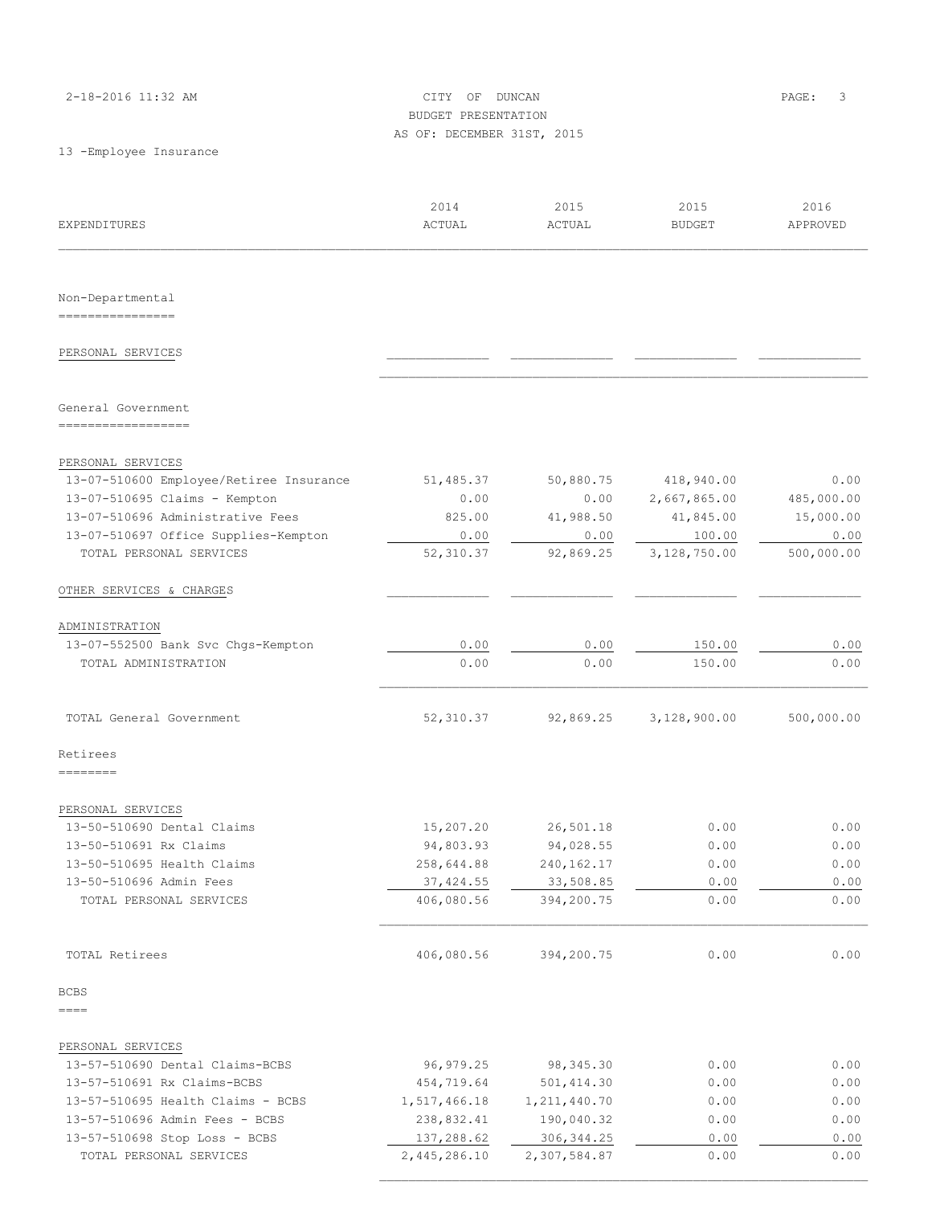CITY OF DUNCAN
BUDGET PRESENTATION
AS OF: DECEMBER 31ST, 2015

13 -Employee Insurance

| EXPENDITURES | 2014 ACTUAL | 2015 ACTUAL | 2015 BUDGET | 2016 APPROVED |
|---|---|---|---|---|
| **Non-Departmental** | | | | |
| PERSONAL SERVICES | | | | |
| **General Government** | | | | |
| PERSONAL SERVICES | | | | |
| 13-07-510600 Employee/Retiree Insurance | 51,485.37 | 50,880.75 | 418,940.00 | 0.00 |
| 13-07-510695 Claims - Kempton | 0.00 | 0.00 | 2,667,865.00 | 485,000.00 |
| 13-07-510696 Administrative Fees | 825.00 | 41,988.50 | 41,845.00 | 15,000.00 |
| 13-07-510697 Office Supplies-Kempton | 0.00 | 0.00 | 100.00 | 0.00 |
| TOTAL PERSONAL SERVICES | 52,310.37 | 92,869.25 | 3,128,750.00 | 500,000.00 |
| OTHER SERVICES & CHARGES | | | | |
| ADMINISTRATION | | | | |
| 13-07-552500 Bank Svc Chgs-Kempton | 0.00 | 0.00 | 150.00 | 0.00 |
| TOTAL ADMINISTRATION | 0.00 | 0.00 | 150.00 | 0.00 |
| TOTAL General Government | 52,310.37 | 92,869.25 | 3,128,900.00 | 500,000.00 |
| **Retirees** | | | | |
| PERSONAL SERVICES | | | | |
| 13-50-510690 Dental Claims | 15,207.20 | 26,501.18 | 0.00 | 0.00 |
| 13-50-510691 Rx Claims | 94,803.93 | 94,028.55 | 0.00 | 0.00 |
| 13-50-510695 Health Claims | 258,644.88 | 240,162.17 | 0.00 | 0.00 |
| 13-50-510696 Admin Fees | 37,424.55 | 33,508.85 | 0.00 | 0.00 |
| TOTAL PERSONAL SERVICES | 406,080.56 | 394,200.75 | 0.00 | 0.00 |
| TOTAL Retirees | 406,080.56 | 394,200.75 | 0.00 | 0.00 |
| **BCBS** | | | | |
| PERSONAL SERVICES | | | | |
| 13-57-510690 Dental Claims-BCBS | 96,979.25 | 98,345.30 | 0.00 | 0.00 |
| 13-57-510691 Rx Claims-BCBS | 454,719.64 | 501,414.30 | 0.00 | 0.00 |
| 13-57-510695 Health Claims - BCBS | 1,517,466.18 | 1,211,440.70 | 0.00 | 0.00 |
| 13-57-510696 Admin Fees - BCBS | 238,832.41 | 190,040.32 | 0.00 | 0.00 |
| 13-57-510698 Stop Loss - BCBS | 137,288.62 | 306,344.25 | 0.00 | 0.00 |
| TOTAL PERSONAL SERVICES | 2,445,286.10 | 2,307,584.87 | 0.00 | 0.00 |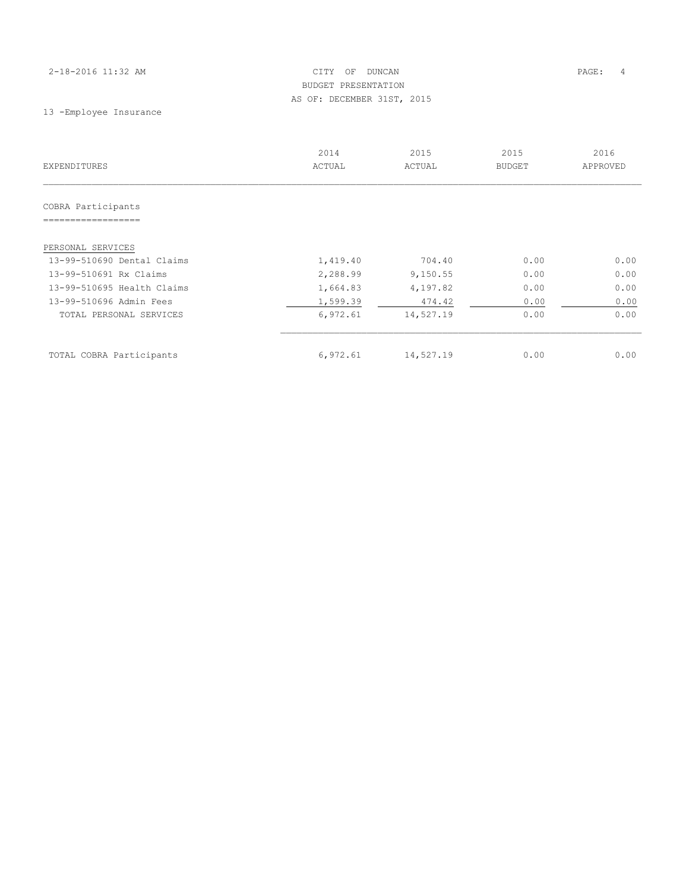CITY OF DUNCAN
BUDGET PRESENTATION
AS OF: DECEMBER 31ST, 2015

13 -Employee Insurance

| EXPENDITURES | 2014 ACTUAL | 2015 ACTUAL | 2015 BUDGET | 2016 APPROVED |
|---|---|---|---|---|
| **COBRA Participants** | | | | |
| PERSONAL SERVICES | | | | |
| 13-99-510690 Dental Claims | 1,419.40 | 704.40 | 0.00 | 0.00 |
| 13-99-510691 Rx Claims | 2,288.99 | 9,150.55 | 0.00 | 0.00 |
| 13-99-510695 Health Claims | 1,664.83 | 4,197.82 | 0.00 | 0.00 |
| 13-99-510696 Admin Fees | 1,599.39 | 474.42 | 0.00 | 0.00 |
| TOTAL PERSONAL SERVICES | 6,972.61 | 14,527.19 | 0.00 | 0.00 |
| TOTAL COBRA Participants | 6,972.61 | 14,527.19 | 0.00 | 0.00 |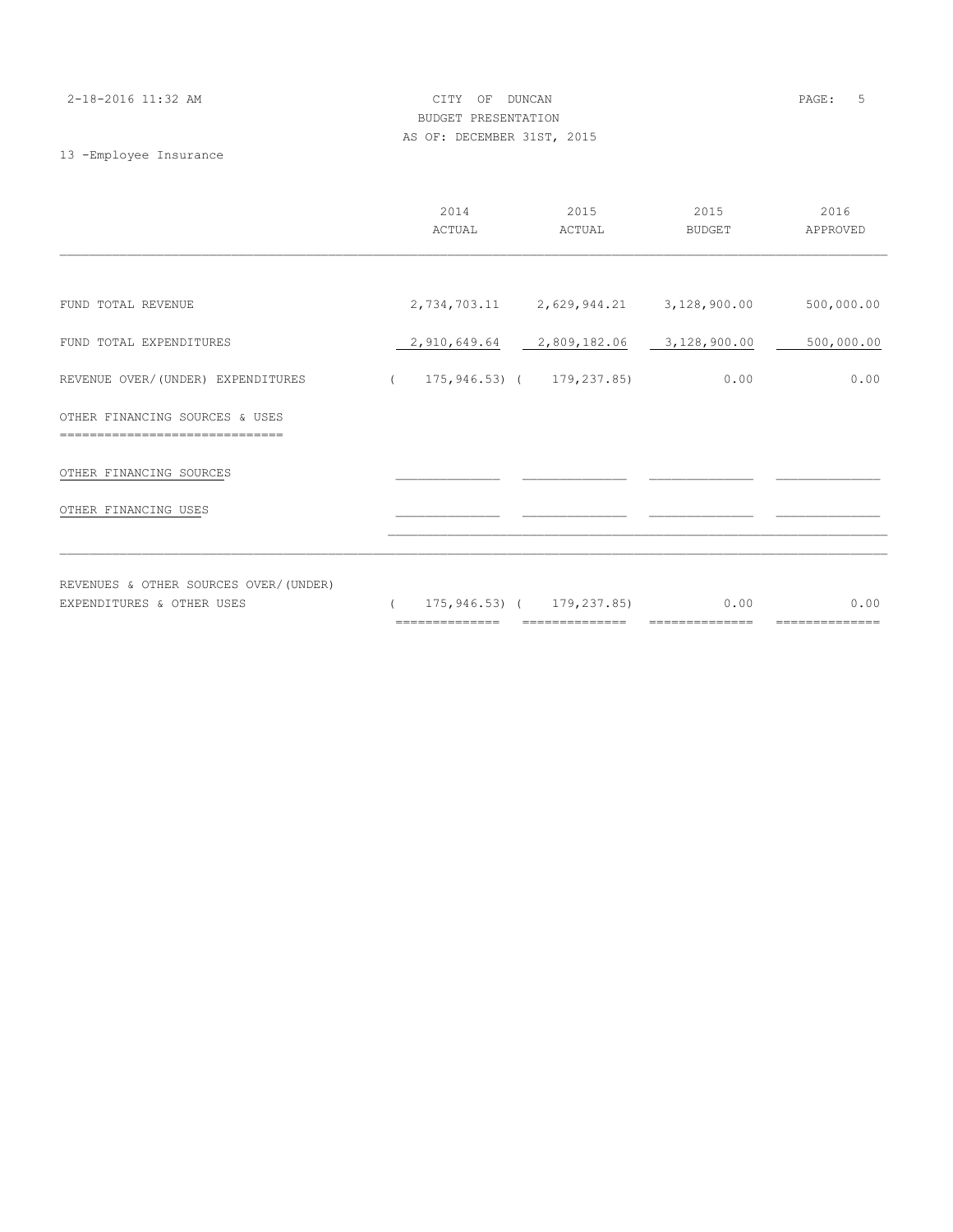CITY OF DUNCAN
BUDGET PRESENTATION
AS OF: DECEMBER 31ST, 2015

13 -Employee Insurance

| | 2014 ACTUAL | 2015 ACTUAL | 2015 BUDGET | 2016 APPROVED |
|---|---|---|---|---|
| FUND TOTAL REVENUE | 2,734,703.11 | 2,629,944.21 | 3,128,900.00 | 500,000.00 |
| FUND TOTAL EXPENDITURES | 2,910,649.64 | 2,809,182.06 | 3,128,900.00 | 500,000.00 |
| REVENUE OVER/(UNDER) EXPENDITURES | ( 175,946.53) | ( 179,237.85) | 0.00 | 0.00 |
| OTHER FINANCING SOURCES & USES | | | | |
| OTHER FINANCING SOURCES | | | | |
| OTHER FINANCING USES | | | | |
| REVENUES & OTHER SOURCES OVER/(UNDER) EXPENDITURES & OTHER USES | ( 175,946.53) | ( 179,237.85) | 0.00 | 0.00 |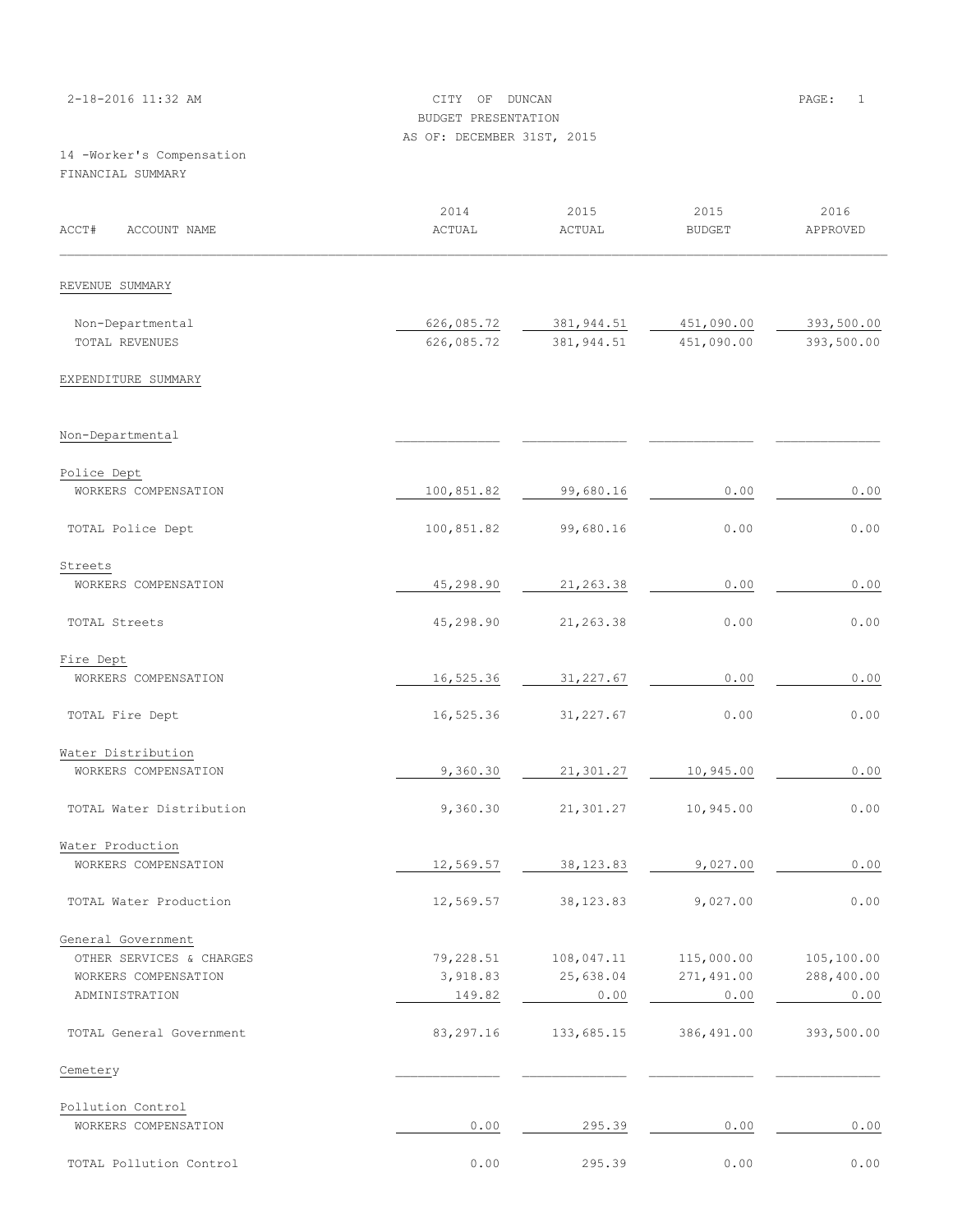CITY OF DUNCAN
BUDGET PRESENTATION
AS OF: DECEMBER 31ST, 2015

14 -Worker's Compensation
FINANCIAL SUMMARY

| ACCT# ACCOUNT NAME | 2014 ACTUAL | 2015 ACTUAL | 2015 BUDGET | 2016 APPROVED |
|---|---|---|---|---|
| REVENUE SUMMARY | | | | |
| Non-Departmental | 626,085.72 | 381,944.51 | 451,090.00 | 393,500.00 |
| TOTAL REVENUES | 626,085.72 | 381,944.51 | 451,090.00 | 393,500.00 |
| EXPENDITURE SUMMARY | | | | |
| Non-Departmental | | | | |
| Police Dept | | | | |
| WORKERS COMPENSATION | 100,851.82 | 99,680.16 | 0.00 | 0.00 |
| TOTAL Police Dept | 100,851.82 | 99,680.16 | 0.00 | 0.00 |
| Streets | | | | |
| WORKERS COMPENSATION | 45,298.90 | 21,263.38 | 0.00 | 0.00 |
| TOTAL Streets | 45,298.90 | 21,263.38 | 0.00 | 0.00 |
| Fire Dept | | | | |
| WORKERS COMPENSATION | 16,525.36 | 31,227.67 | 0.00 | 0.00 |
| TOTAL Fire Dept | 16,525.36 | 31,227.67 | 0.00 | 0.00 |
| Water Distribution | | | | |
| WORKERS COMPENSATION | 9,360.30 | 21,301.27 | 10,945.00 | 0.00 |
| TOTAL Water Distribution | 9,360.30 | 21,301.27 | 10,945.00 | 0.00 |
| Water Production | | | | |
| WORKERS COMPENSATION | 12,569.57 | 38,123.83 | 9,027.00 | 0.00 |
| TOTAL Water Production | 12,569.57 | 38,123.83 | 9,027.00 | 0.00 |
| General Government | | | | |
| OTHER SERVICES & CHARGES | 79,228.51 | 108,047.11 | 115,000.00 | 105,100.00 |
| WORKERS COMPENSATION | 3,918.83 | 25,638.04 | 271,491.00 | 288,400.00 |
| ADMINISTRATION | 149.82 | 0.00 | 0.00 | 0.00 |
| TOTAL General Government | 83,297.16 | 133,685.15 | 386,491.00 | 393,500.00 |
| Cemetery | | | | |
| Pollution Control | | | | |
| WORKERS COMPENSATION | 0.00 | 295.39 | 0.00 | 0.00 |
| TOTAL Pollution Control | 0.00 | 295.39 | 0.00 | 0.00 |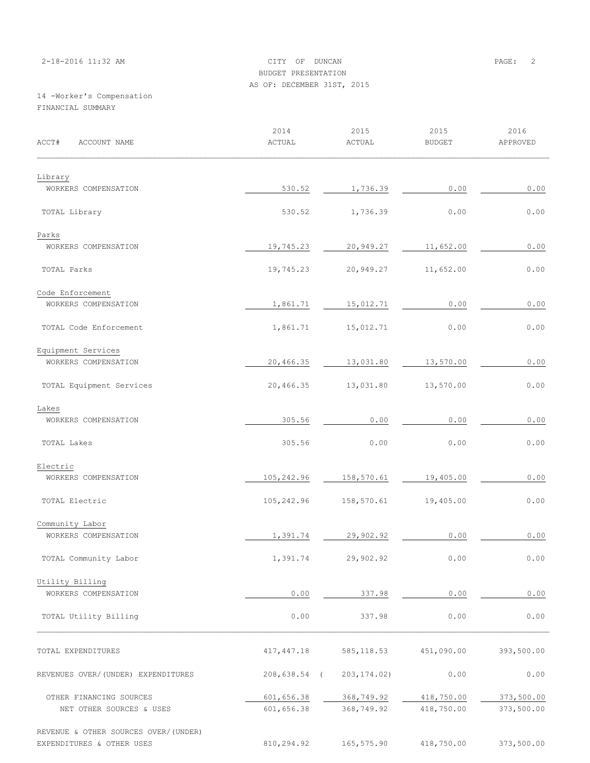CITY OF DUNCAN
BUDGET PRESENTATION
AS OF: DECEMBER 31ST, 2015

14 -Worker's Compensation
FINANCIAL SUMMARY

| ACCT# ACCOUNT NAME | 2014 ACTUAL | 2015 ACTUAL | 2015 BUDGET | 2016 APPROVED |
|---|---|---|---|---|
| Library | | | | |
| WORKERS COMPENSATION | 530.52 | 1,736.39 | 0.00 | 0.00 |
| TOTAL Library | 530.52 | 1,736.39 | 0.00 | 0.00 |
| Parks | | | | |
| WORKERS COMPENSATION | 19,745.23 | 20,949.27 | 11,652.00 | 0.00 |
| TOTAL Parks | 19,745.23 | 20,949.27 | 11,652.00 | 0.00 |
| Code Enforcement | | | | |
| WORKERS COMPENSATION | 1,861.71 | 15,012.71 | 0.00 | 0.00 |
| TOTAL Code Enforcement | 1,861.71 | 15,012.71 | 0.00 | 0.00 |
| Equipment Services | | | | |
| WORKERS COMPENSATION | 20,466.35 | 13,031.80 | 13,570.00 | 0.00 |
| TOTAL Equipment Services | 20,466.35 | 13,031.80 | 13,570.00 | 0.00 |
| Lakes | | | | |
| WORKERS COMPENSATION | 305.56 | 0.00 | 0.00 | 0.00 |
| TOTAL Lakes | 305.56 | 0.00 | 0.00 | 0.00 |
| Electric | | | | |
| WORKERS COMPENSATION | 105,242.96 | 158,570.61 | 19,405.00 | 0.00 |
| TOTAL Electric | 105,242.96 | 158,570.61 | 19,405.00 | 0.00 |
| Community Labor | | | | |
| WORKERS COMPENSATION | 1,391.74 | 29,902.92 | 0.00 | 0.00 |
| TOTAL Community Labor | 1,391.74 | 29,902.92 | 0.00 | 0.00 |
| Utility Billing | | | | |
| WORKERS COMPENSATION | 0.00 | 337.98 | 0.00 | 0.00 |
| TOTAL Utility Billing | 0.00 | 337.98 | 0.00 | 0.00 |
| TOTAL EXPENDITURES | 417,447.18 | 585,118.53 | 451,090.00 | 393,500.00 |
| REVENUES OVER/(UNDER) EXPENDITURES | 208,638.54 | ( 203,174.02) | 0.00 | 0.00 |
| OTHER FINANCING SOURCES | 601,656.38 | 368,749.92 | 418,750.00 | 373,500.00 |
| NET OTHER SOURCES & USES | 601,656.38 | 368,749.92 | 418,750.00 | 373,500.00 |
| REVENUE & OTHER SOURCES OVER/(UNDER) EXPENDITURES & OTHER USES | 810,294.92 | 165,575.90 | 418,750.00 | 373,500.00 |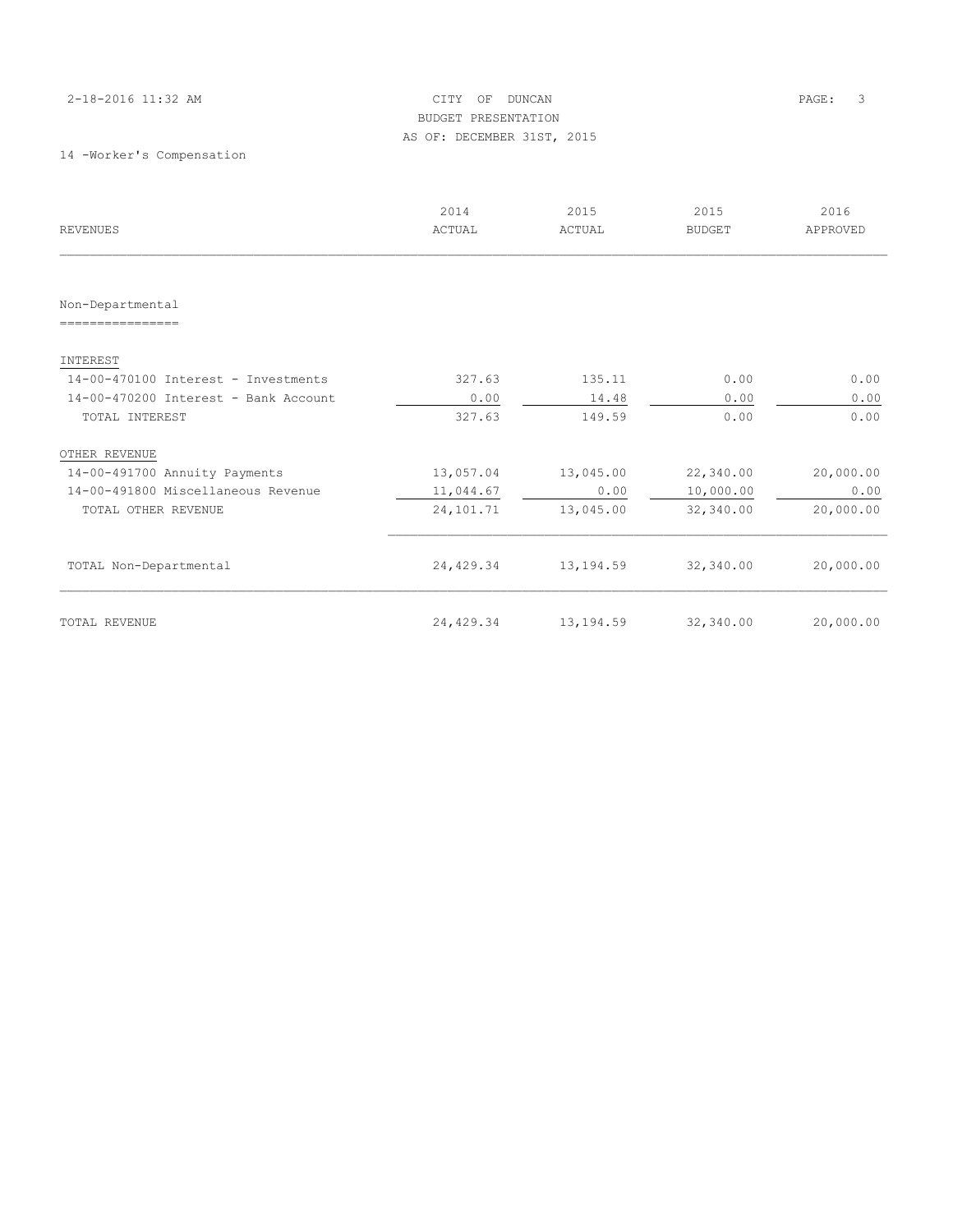CITY OF DUNCAN
BUDGET PRESENTATION
AS OF: DECEMBER 31ST, 2015

14 -Worker's Compensation

| REVENUES | 2014 ACTUAL | 2015 ACTUAL | 2015 BUDGET | 2016 APPROVED |
|---|---|---|---|---|
| **Non-Departmental** | | | | |
| INTEREST | | | | |
| 14-00-470100 Interest - Investments | 327.63 | 135.11 | 0.00 | 0.00 |
| 14-00-470200 Interest - Bank Account | 0.00 | 14.48 | 0.00 | 0.00 |
| TOTAL INTEREST | 327.63 | 149.59 | 0.00 | 0.00 |
| OTHER REVENUE | | | | |
| 14-00-491700 Annuity Payments | 13,057.04 | 13,045.00 | 22,340.00 | 20,000.00 |
| 14-00-491800 Miscellaneous Revenue | 11,044.67 | 0.00 | 10,000.00 | 0.00 |
| TOTAL OTHER REVENUE | 24,101.71 | 13,045.00 | 32,340.00 | 20,000.00 |
| TOTAL Non-Departmental | 24,429.34 | 13,194.59 | 32,340.00 | 20,000.00 |
| TOTAL REVENUE | 24,429.34 | 13,194.59 | 32,340.00 | 20,000.00 |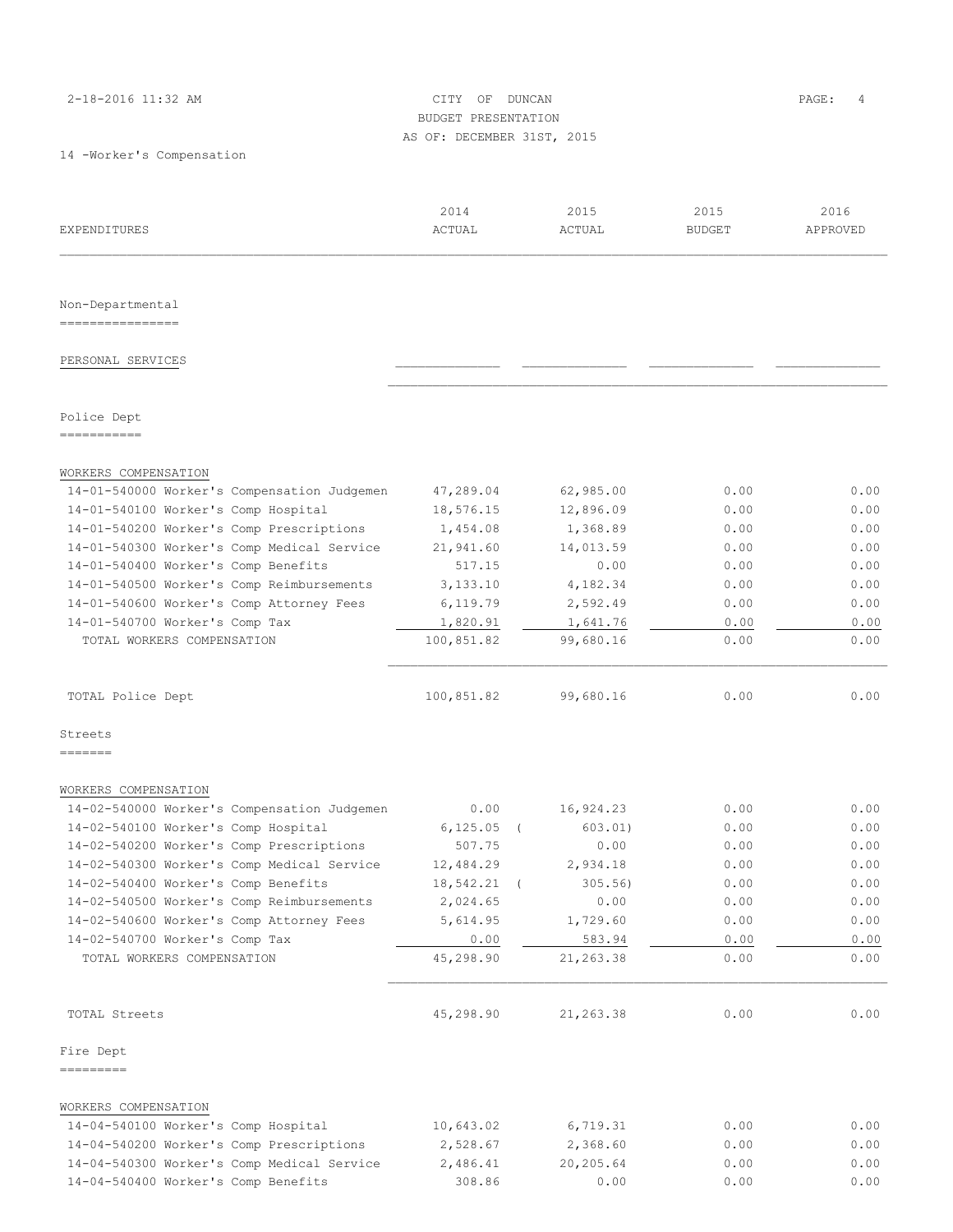CITY OF DUNCAN
BUDGET PRESENTATION
AS OF: DECEMBER 31ST, 2015

14 -Worker's Compensation

| EXPENDITURES | 2014 ACTUAL | 2015 ACTUAL | 2015 BUDGET | 2016 APPROVED |
|---|---|---|---|---|
| **Non-Departmental** | | | | |
| PERSONAL SERVICES | | | | |
| **Police Dept** | | | | |
| WORKERS COMPENSATION | | | | |
| 14-01-540000 Worker's Compensation Judgemen | 47,289.04 | 62,985.00 | 0.00 | 0.00 |
| 14-01-540100 Worker's Comp Hospital | 18,576.15 | 12,896.09 | 0.00 | 0.00 |
| 14-01-540200 Worker's Comp Prescriptions | 1,454.08 | 1,368.89 | 0.00 | 0.00 |
| 14-01-540300 Worker's Comp Medical Service | 21,941.60 | 14,013.59 | 0.00 | 0.00 |
| 14-01-540400 Worker's Comp Benefits | 517.15 | 0.00 | 0.00 | 0.00 |
| 14-01-540500 Worker's Comp Reimbursements | 3,133.10 | 4,182.34 | 0.00 | 0.00 |
| 14-01-540600 Worker's Comp Attorney Fees | 6,119.79 | 2,592.49 | 0.00 | 0.00 |
| 14-01-540700 Worker's Comp Tax | 1,820.91 | 1,641.76 | 0.00 | 0.00 |
| TOTAL WORKERS COMPENSATION | 100,851.82 | 99,680.16 | 0.00 | 0.00 |
| TOTAL Police Dept | 100,851.82 | 99,680.16 | 0.00 | 0.00 |
| **Streets** | | | | |
| WORKERS COMPENSATION | | | | |
| 14-02-540000 Worker's Compensation Judgemen | 0.00 | 16,924.23 | 0.00 | 0.00 |
| 14-02-540100 Worker's Comp Hospital | 6,125.05 | ( 603.01) | 0.00 | 0.00 |
| 14-02-540200 Worker's Comp Prescriptions | 507.75 | 0.00 | 0.00 | 0.00 |
| 14-02-540300 Worker's Comp Medical Service | 12,484.29 | 2,934.18 | 0.00 | 0.00 |
| 14-02-540400 Worker's Comp Benefits | 18,542.21 | ( 305.56) | 0.00 | 0.00 |
| 14-02-540500 Worker's Comp Reimbursements | 2,024.65 | 0.00 | 0.00 | 0.00 |
| 14-02-540600 Worker's Comp Attorney Fees | 5,614.95 | 1,729.60 | 0.00 | 0.00 |
| 14-02-540700 Worker's Comp Tax | 0.00 | 583.94 | 0.00 | 0.00 |
| TOTAL WORKERS COMPENSATION | 45,298.90 | 21,263.38 | 0.00 | 0.00 |
| TOTAL Streets | 45,298.90 | 21,263.38 | 0.00 | 0.00 |
| **Fire Dept** | | | | |
| WORKERS COMPENSATION | | | | |
| 14-04-540100 Worker's Comp Hospital | 10,643.02 | 6,719.31 | 0.00 | 0.00 |
| 14-04-540200 Worker's Comp Prescriptions | 2,528.67 | 2,368.60 | 0.00 | 0.00 |
| 14-04-540300 Worker's Comp Medical Service | 2,486.41 | 20,205.64 | 0.00 | 0.00 |
| 14-04-540400 Worker's Comp Benefits | 308.86 | 0.00 | 0.00 | 0.00 |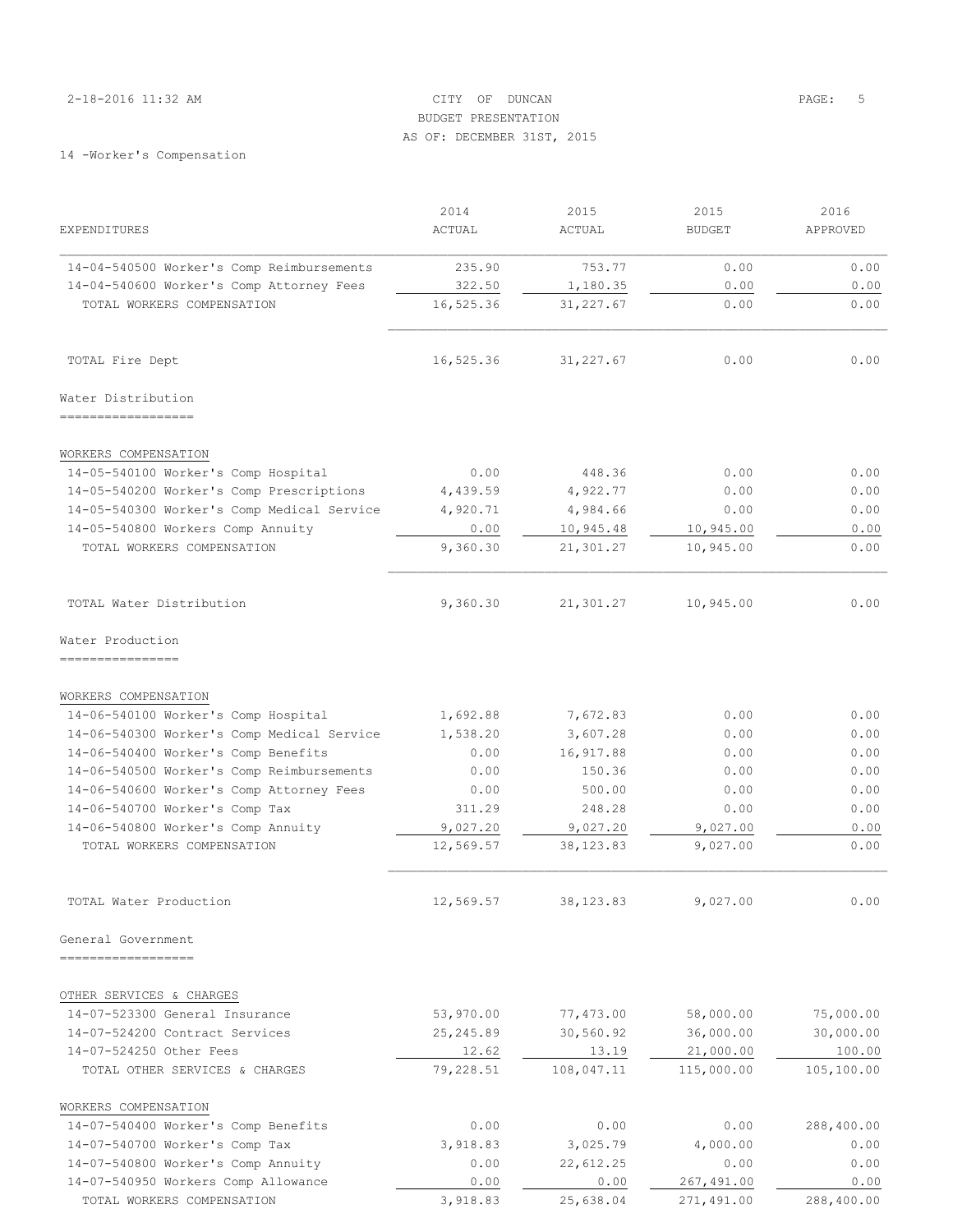CITY OF DUNCAN
BUDGET PRESENTATION
AS OF: DECEMBER 31ST, 2015

14 -Worker's Compensation

| EXPENDITURES | 2014 ACTUAL | 2015 ACTUAL | 2015 BUDGET | 2016 APPROVED |
|---|---|---|---|---|
| 14-04-540500 Worker's Comp Reimbursements | 235.90 | 753.77 | 0.00 | 0.00 |
| 14-04-540600 Worker's Comp Attorney Fees | 322.50 | 1,180.35 | 0.00 | 0.00 |
| TOTAL WORKERS COMPENSATION | 16,525.36 | 31,227.67 | 0.00 | 0.00 |
| TOTAL Fire Dept | 16,525.36 | 31,227.67 | 0.00 | 0.00 |
| **Water Distribution** | | | | |
| WORKERS COMPENSATION | | | | |
| 14-05-540100 Worker's Comp Hospital | 0.00 | 448.36 | 0.00 | 0.00 |
| 14-05-540200 Worker's Comp Prescriptions | 4,439.59 | 4,922.77 | 0.00 | 0.00 |
| 14-05-540300 Worker's Comp Medical Service | 4,920.71 | 4,984.66 | 0.00 | 0.00 |
| 14-05-540800 Workers Comp Annuity | 0.00 | 10,945.48 | 10,945.00 | 0.00 |
| TOTAL WORKERS COMPENSATION | 9,360.30 | 21,301.27 | 10,945.00 | 0.00 |
| TOTAL Water Distribution | 9,360.30 | 21,301.27 | 10,945.00 | 0.00 |
| **Water Production** | | | | |
| WORKERS COMPENSATION | | | | |
| 14-06-540100 Worker's Comp Hospital | 1,692.88 | 7,672.83 | 0.00 | 0.00 |
| 14-06-540300 Worker's Comp Medical Service | 1,538.20 | 3,607.28 | 0.00 | 0.00 |
| 14-06-540400 Worker's Comp Benefits | 0.00 | 16,917.88 | 0.00 | 0.00 |
| 14-06-540500 Worker's Comp Reimbursements | 0.00 | 150.36 | 0.00 | 0.00 |
| 14-06-540600 Worker's Comp Attorney Fees | 0.00 | 500.00 | 0.00 | 0.00 |
| 14-06-540700 Worker's Comp Tax | 311.29 | 248.28 | 0.00 | 0.00 |
| 14-06-540800 Worker's Comp Annuity | 9,027.20 | 9,027.20 | 9,027.00 | 0.00 |
| TOTAL WORKERS COMPENSATION | 12,569.57 | 38,123.83 | 9,027.00 | 0.00 |
| TOTAL Water Production | 12,569.57 | 38,123.83 | 9,027.00 | 0.00 |
| **General Government** | | | | |
| OTHER SERVICES & CHARGES | | | | |
| 14-07-523300 General Insurance | 53,970.00 | 77,473.00 | 58,000.00 | 75,000.00 |
| 14-07-524200 Contract Services | 25,245.89 | 30,560.92 | 36,000.00 | 30,000.00 |
| 14-07-524250 Other Fees | 12.62 | 13.19 | 21,000.00 | 100.00 |
| TOTAL OTHER SERVICES & CHARGES | 79,228.51 | 108,047.11 | 115,000.00 | 105,100.00 |
| WORKERS COMPENSATION | | | | |
| 14-07-540400 Worker's Comp Benefits | 0.00 | 0.00 | 0.00 | 288,400.00 |
| 14-07-540700 Worker's Comp Tax | 3,918.83 | 3,025.79 | 4,000.00 | 0.00 |
| 14-07-540800 Worker's Comp Annuity | 0.00 | 22,612.25 | 0.00 | 0.00 |
| 14-07-540950 Workers Comp Allowance | 0.00 | 0.00 | 267,491.00 | 0.00 |
| TOTAL WORKERS COMPENSATION | 3,918.83 | 25,638.04 | 271,491.00 | 288,400.00 |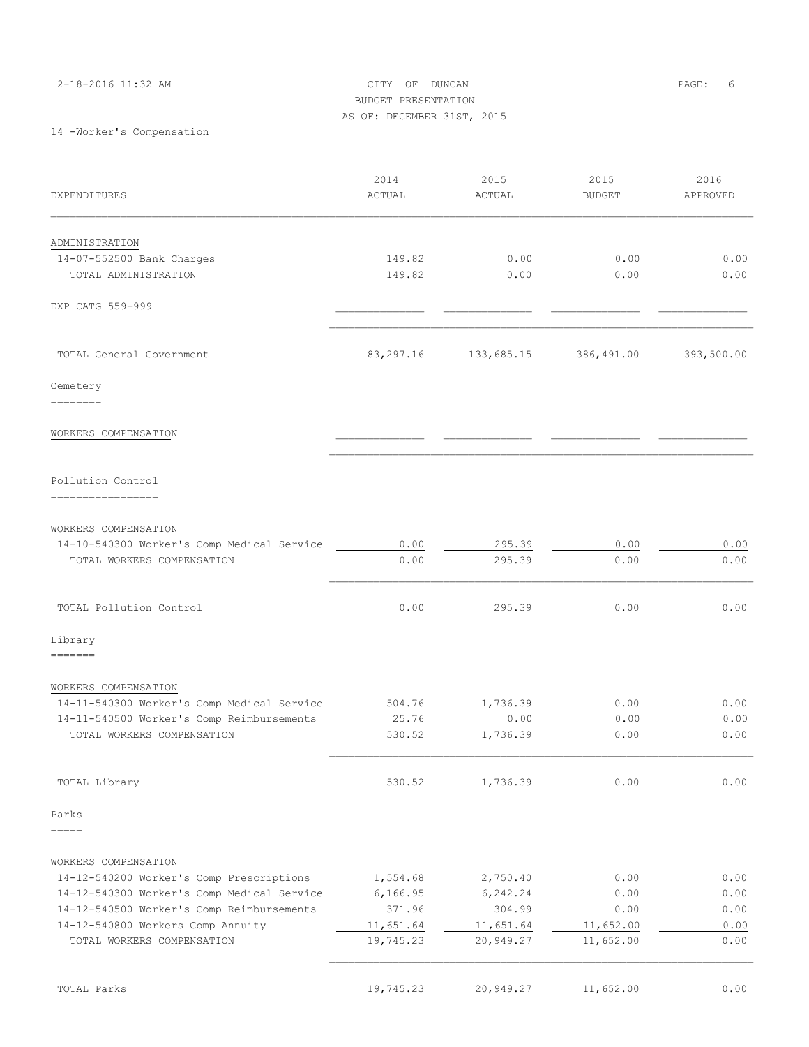CITY OF DUNCAN
BUDGET PRESENTATION
AS OF: DECEMBER 31ST, 2015

14 -Worker's Compensation

| EXPENDITURES | 2014 ACTUAL | 2015 ACTUAL | 2015 BUDGET | 2016 APPROVED |
|---|---|---|---|---|
| ADMINISTRATION | | | | |
| 14-07-552500 Bank Charges | 149.82 | 0.00 | 0.00 | 0.00 |
| TOTAL ADMINISTRATION | 149.82 | 0.00 | 0.00 | 0.00 |
| EXP CATG 559-999 | | | | |
| TOTAL General Government | 83,297.16 | 133,685.15 | 386,491.00 | 393,500.00 |
| Cemetery | | | | |
| WORKERS COMPENSATION | | | | |
| Pollution Control | | | | |
| WORKERS COMPENSATION | | | | |
| 14-10-540300 Worker's Comp Medical Service | 0.00 | 295.39 | 0.00 | 0.00 |
| TOTAL WORKERS COMPENSATION | 0.00 | 295.39 | 0.00 | 0.00 |
| TOTAL Pollution Control | 0.00 | 295.39 | 0.00 | 0.00 |
| Library | | | | |
| WORKERS COMPENSATION | | | | |
| 14-11-540300 Worker's Comp Medical Service | 504.76 | 1,736.39 | 0.00 | 0.00 |
| 14-11-540500 Worker's Comp Reimbursements | 25.76 | 0.00 | 0.00 | 0.00 |
| TOTAL WORKERS COMPENSATION | 530.52 | 1,736.39 | 0.00 | 0.00 |
| TOTAL Library | 530.52 | 1,736.39 | 0.00 | 0.00 |
| Parks | | | | |
| WORKERS COMPENSATION | | | | |
| 14-12-540200 Worker's Comp Prescriptions | 1,554.68 | 2,750.40 | 0.00 | 0.00 |
| 14-12-540300 Worker's Comp Medical Service | 6,166.95 | 6,242.24 | 0.00 | 0.00 |
| 14-12-540500 Worker's Comp Reimbursements | 371.96 | 304.99 | 0.00 | 0.00 |
| 14-12-540800 Workers Comp Annuity | 11,651.64 | 11,651.64 | 11,652.00 | 0.00 |
| TOTAL WORKERS COMPENSATION | 19,745.23 | 20,949.27 | 11,652.00 | 0.00 |
| TOTAL Parks | 19,745.23 | 20,949.27 | 11,652.00 | 0.00 |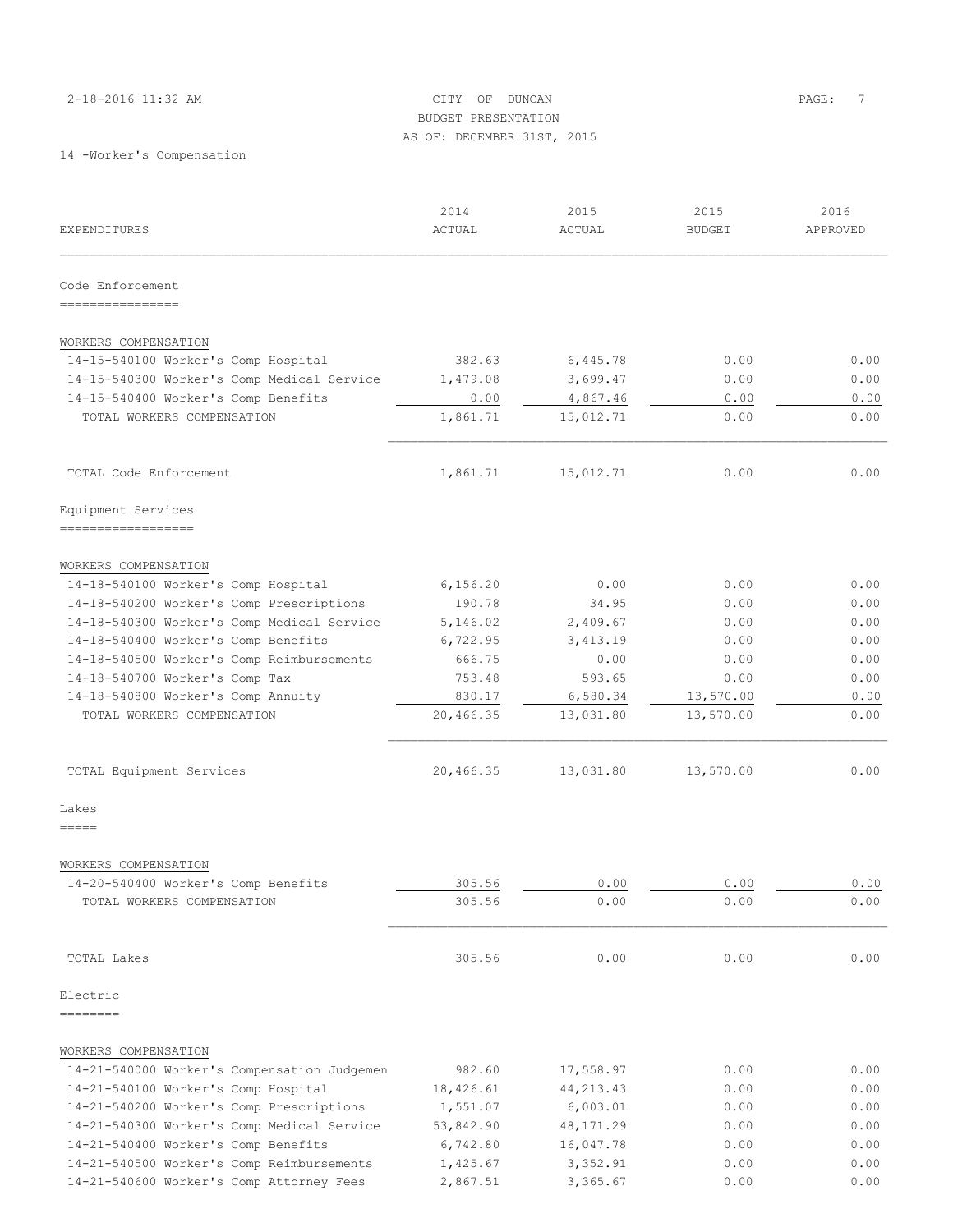CITY OF DUNCAN
BUDGET PRESENTATION
AS OF: DECEMBER 31ST, 2015

14 -Worker's Compensation

| EXPENDITURES | 2014 ACTUAL | 2015 ACTUAL | 2015 BUDGET | 2016 APPROVED |
|---|---|---|---|---|
| **Code Enforcement** | | | | |
| WORKERS COMPENSATION | | | | |
| 14-15-540100 Worker's Comp Hospital | 382.63 | 6,445.78 | 0.00 | 0.00 |
| 14-15-540300 Worker's Comp Medical Service | 1,479.08 | 3,699.47 | 0.00 | 0.00 |
| 14-15-540400 Worker's Comp Benefits | 0.00 | 4,867.46 | 0.00 | 0.00 |
| TOTAL WORKERS COMPENSATION | 1,861.71 | 15,012.71 | 0.00 | 0.00 |
| TOTAL Code Enforcement | 1,861.71 | 15,012.71 | 0.00 | 0.00 |
| **Equipment Services** | | | | |
| WORKERS COMPENSATION | | | | |
| 14-18-540100 Worker's Comp Hospital | 6,156.20 | 0.00 | 0.00 | 0.00 |
| 14-18-540200 Worker's Comp Prescriptions | 190.78 | 34.95 | 0.00 | 0.00 |
| 14-18-540300 Worker's Comp Medical Service | 5,146.02 | 2,409.67 | 0.00 | 0.00 |
| 14-18-540400 Worker's Comp Benefits | 6,722.95 | 3,413.19 | 0.00 | 0.00 |
| 14-18-540500 Worker's Comp Reimbursements | 666.75 | 0.00 | 0.00 | 0.00 |
| 14-18-540700 Worker's Comp Tax | 753.48 | 593.65 | 0.00 | 0.00 |
| 14-18-540800 Worker's Comp Annuity | 830.17 | 6,580.34 | 13,570.00 | 0.00 |
| TOTAL WORKERS COMPENSATION | 20,466.35 | 13,031.80 | 13,570.00 | 0.00 |
| TOTAL Equipment Services | 20,466.35 | 13,031.80 | 13,570.00 | 0.00 |
| **Lakes** | | | | |
| WORKERS COMPENSATION | | | | |
| 14-20-540400 Worker's Comp Benefits | 305.56 | 0.00 | 0.00 | 0.00 |
| TOTAL WORKERS COMPENSATION | 305.56 | 0.00 | 0.00 | 0.00 |
| TOTAL Lakes | 305.56 | 0.00 | 0.00 | 0.00 |
| **Electric** | | | | |
| WORKERS COMPENSATION | | | | |
| 14-21-540000 Worker's Compensation Judgemen | 982.60 | 17,558.97 | 0.00 | 0.00 |
| 14-21-540100 Worker's Comp Hospital | 18,426.61 | 44,213.43 | 0.00 | 0.00 |
| 14-21-540200 Worker's Comp Prescriptions | 1,551.07 | 6,003.01 | 0.00 | 0.00 |
| 14-21-540300 Worker's Comp Medical Service | 53,842.90 | 48,171.29 | 0.00 | 0.00 |
| 14-21-540400 Worker's Comp Benefits | 6,742.80 | 16,047.78 | 0.00 | 0.00 |
| 14-21-540500 Worker's Comp Reimbursements | 1,425.67 | 3,352.91 | 0.00 | 0.00 |
| 14-21-540600 Worker's Comp Attorney Fees | 2,867.51 | 3,365.67 | 0.00 | 0.00 |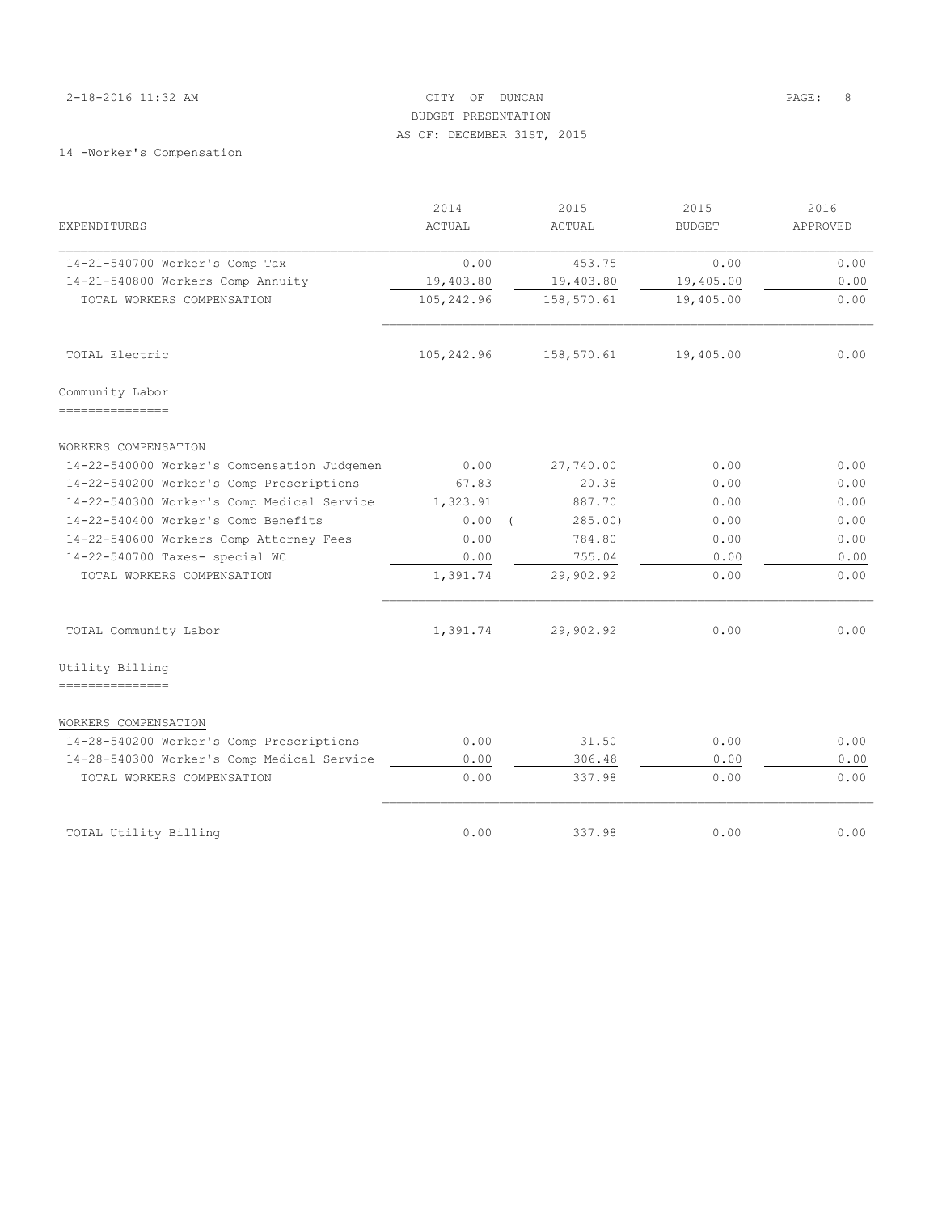2-18-2016 11:32 AM

CITY OF DUNCAN

BUDGET PRESENTATION

AS OF: DECEMBER 31ST, 2015

14 -Worker's Compensation

| EXPENDITURES | 2014 ACTUAL | 2015 ACTUAL | 2015 BUDGET | 2016 APPROVED |
|---|---|---|---|---|
| 14-21-540700 Worker's Comp Tax | 0.00 | 453.75 | 0.00 | 0.00 |
| 14-21-540800 Workers Comp Annuity | 19,403.80 | 19,403.80 | 19,405.00 | 0.00 |
| TOTAL WORKERS COMPENSATION | 105,242.96 | 158,570.61 | 19,405.00 | 0.00 |
| TOTAL Electric | 105,242.96 | 158,570.61 | 19,405.00 | 0.00 |

Community Labor
===============

| WORKERS COMPENSATION | | | | |
|---|---|---|---|---|
| 14-22-540000 Worker's Compensation Judgemen | 0.00 | 27,740.00 | 0.00 | 0.00 |
| 14-22-540200 Worker's Comp Prescriptions | 67.83 | 20.38 | 0.00 | 0.00 |
| 14-22-540300 Worker's Comp Medical Service | 1,323.91 | 887.70 | 0.00 | 0.00 |
| 14-22-540400 Worker's Comp Benefits | 0.00 | ( 285.00) | 0.00 | 0.00 |
| 14-22-540600 Workers Comp Attorney Fees | 0.00 | 784.80 | 0.00 | 0.00 |
| 14-22-540700 Taxes- special WC | 0.00 | 755.04 | 0.00 | 0.00 |
| TOTAL WORKERS COMPENSATION | 1,391.74 | 29,902.92 | 0.00 | 0.00 |
| TOTAL Community Labor | 1,391.74 | 29,902.92 | 0.00 | 0.00 |

Utility Billing
===============

| WORKERS COMPENSATION | | | | |
|---|---|---|---|---|
| 14-28-540200 Worker's Comp Prescriptions | 0.00 | 31.50 | 0.00 | 0.00 |
| 14-28-540300 Worker's Comp Medical Service | 0.00 | 306.48 | 0.00 | 0.00 |
| TOTAL WORKERS COMPENSATION | 0.00 | 337.98 | 0.00 | 0.00 |
| TOTAL Utility Billing | 0.00 | 337.98 | 0.00 | 0.00 |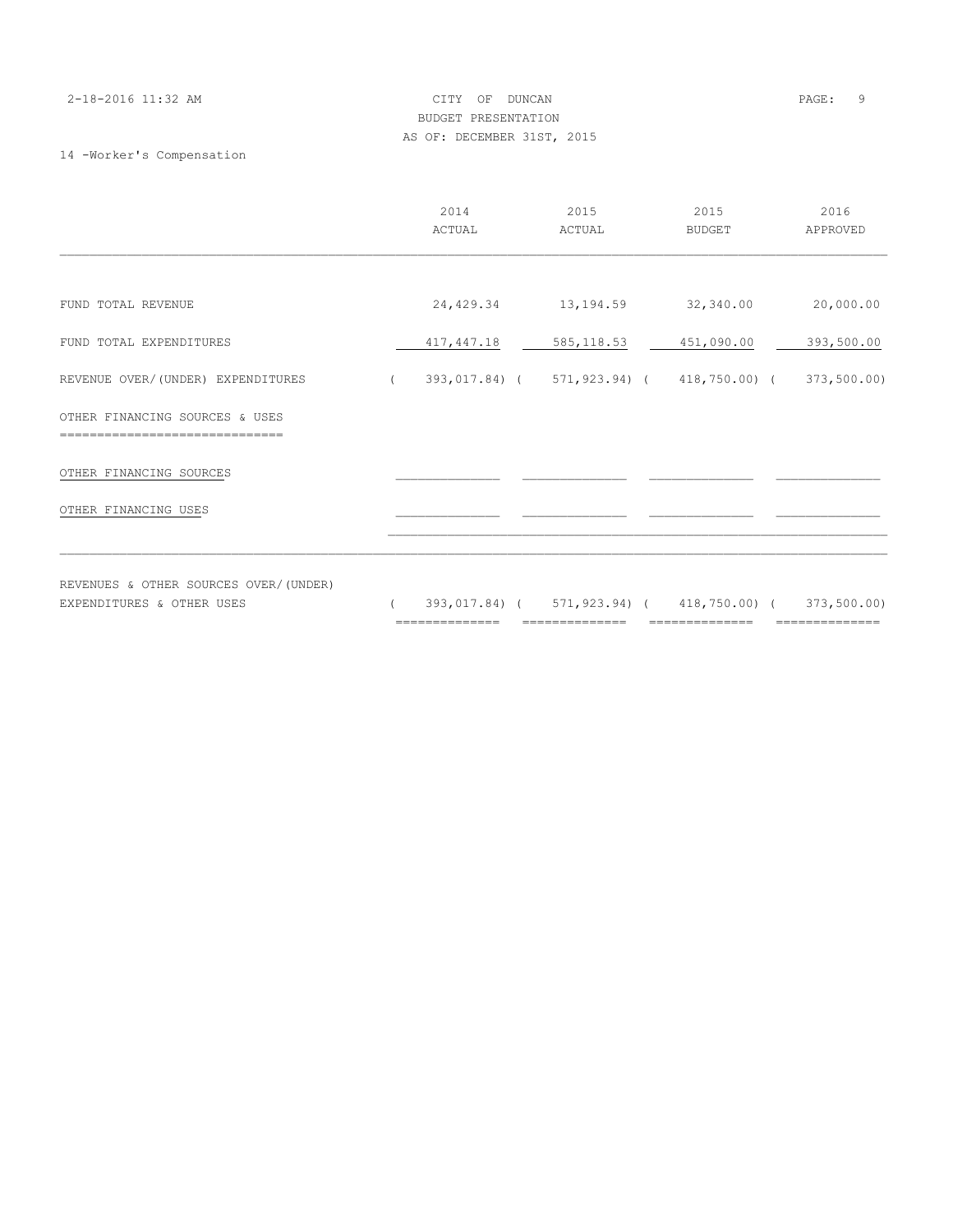CITY OF DUNCAN
BUDGET PRESENTATION
AS OF: DECEMBER 31ST, 2015

14 -Worker's Compensation

| | 2014 ACTUAL | 2015 ACTUAL | 2015 BUDGET | 2016 APPROVED |
|---|---|---|---|---|
| FUND TOTAL REVENUE | 24,429.34 | 13,194.59 | 32,340.00 | 20,000.00 |
| FUND TOTAL EXPENDITURES | 417,447.18 | 585,118.53 | 451,090.00 | 393,500.00 |
| REVENUE OVER/(UNDER) EXPENDITURES | ( 393,017.84) | ( 571,923.94) | ( 418,750.00) | ( 373,500.00) |
| OTHER FINANCING SOURCES & USES | | | | |
| OTHER FINANCING SOURCES | | | | |
| OTHER FINANCING USES | | | | |
| REVENUES & OTHER SOURCES OVER/(UNDER) EXPENDITURES & OTHER USES | ( 393,017.84) | ( 571,923.94) | ( 418,750.00) | ( 373,500.00) |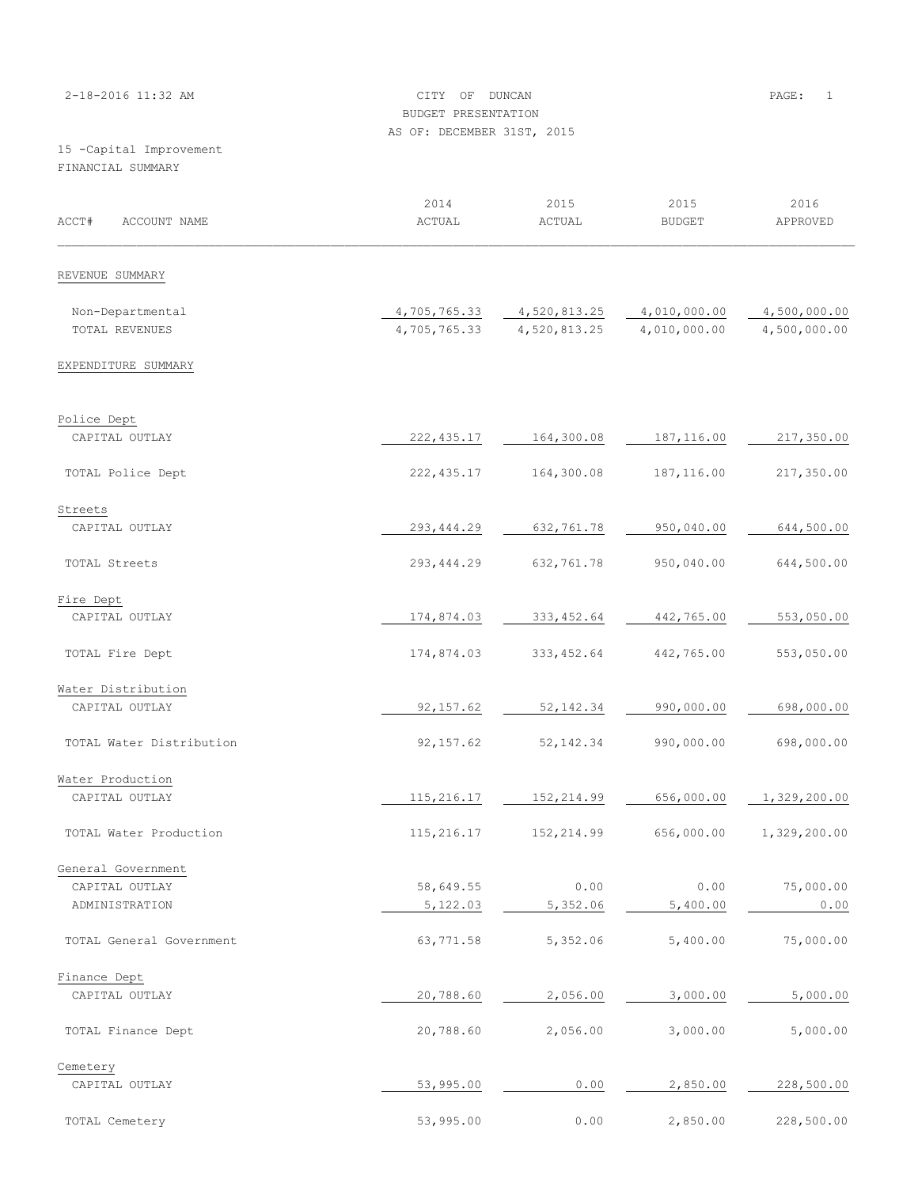CITY OF DUNCAN
BUDGET PRESENTATION
AS OF: DECEMBER 31ST, 2015

15 -Capital Improvement
FINANCIAL SUMMARY

| ACCT# ACCOUNT NAME | 2014 ACTUAL | 2015 ACTUAL | 2015 BUDGET | 2016 APPROVED |
|---|---|---|---|---|
| **REVENUE SUMMARY** | | | | |
| Non-Departmental | 4,705,765.33 | 4,520,813.25 | 4,010,000.00 | 4,500,000.00 |
| TOTAL REVENUES | 4,705,765.33 | 4,520,813.25 | 4,010,000.00 | 4,500,000.00 |
| **EXPENDITURE SUMMARY** | | | | |
| **Police Dept** | | | | |
| CAPITAL OUTLAY | 222,435.17 | 164,300.08 | 187,116.00 | 217,350.00 |
| TOTAL Police Dept | 222,435.17 | 164,300.08 | 187,116.00 | 217,350.00 |
| **Streets** | | | | |
| CAPITAL OUTLAY | 293,444.29 | 632,761.78 | 950,040.00 | 644,500.00 |
| TOTAL Streets | 293,444.29 | 632,761.78 | 950,040.00 | 644,500.00 |
| **Fire Dept** | | | | |
| CAPITAL OUTLAY | 174,874.03 | 333,452.64 | 442,765.00 | 553,050.00 |
| TOTAL Fire Dept | 174,874.03 | 333,452.64 | 442,765.00 | 553,050.00 |
| **Water Distribution** | | | | |
| CAPITAL OUTLAY | 92,157.62 | 52,142.34 | 990,000.00 | 698,000.00 |
| TOTAL Water Distribution | 92,157.62 | 52,142.34 | 990,000.00 | 698,000.00 |
| **Water Production** | | | | |
| CAPITAL OUTLAY | 115,216.17 | 152,214.99 | 656,000.00 | 1,329,200.00 |
| TOTAL Water Production | 115,216.17 | 152,214.99 | 656,000.00 | 1,329,200.00 |
| **General Government** | | | | |
| CAPITAL OUTLAY | 58,649.55 | 0.00 | 0.00 | 75,000.00 |
| ADMINISTRATION | 5,122.03 | 5,352.06 | 5,400.00 | 0.00 |
| TOTAL General Government | 63,771.58 | 5,352.06 | 5,400.00 | 75,000.00 |
| **Finance Dept** | | | | |
| CAPITAL OUTLAY | 20,788.60 | 2,056.00 | 3,000.00 | 5,000.00 |
| TOTAL Finance Dept | 20,788.60 | 2,056.00 | 3,000.00 | 5,000.00 |
| **Cemetery** | | | | |
| CAPITAL OUTLAY | 53,995.00 | 0.00 | 2,850.00 | 228,500.00 |
| TOTAL Cemetery | 53,995.00 | 0.00 | 2,850.00 | 228,500.00 |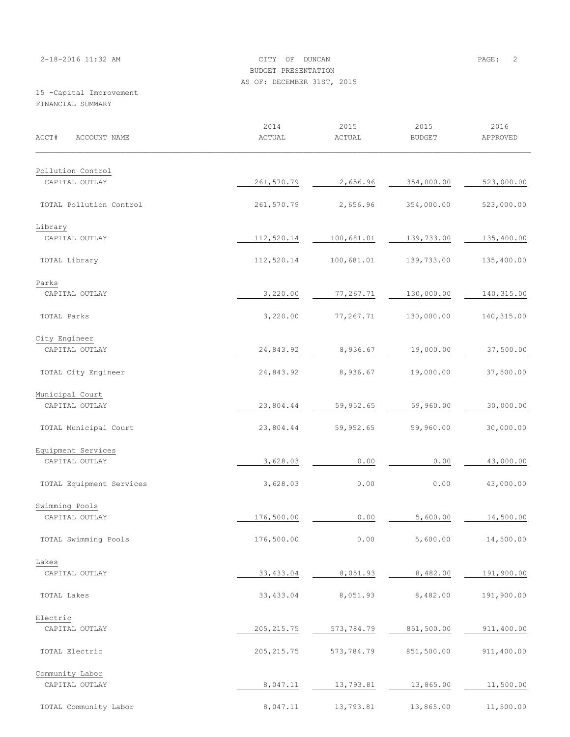CITY OF DUNCAN
BUDGET PRESENTATION
AS OF: DECEMBER 31ST, 2015

15 -Capital Improvement
FINANCIAL SUMMARY

| ACCT# ACCOUNT NAME | 2014 ACTUAL | 2015 ACTUAL | 2015 BUDGET | 2016 APPROVED |
|---|---|---|---|---|
| Pollution Control | | | | |
| CAPITAL OUTLAY | 261,570.79 | 2,656.96 | 354,000.00 | 523,000.00 |
| TOTAL Pollution Control | 261,570.79 | 2,656.96 | 354,000.00 | 523,000.00 |
| Library | | | | |
| CAPITAL OUTLAY | 112,520.14 | 100,681.01 | 139,733.00 | 135,400.00 |
| TOTAL Library | 112,520.14 | 100,681.01 | 139,733.00 | 135,400.00 |
| Parks | | | | |
| CAPITAL OUTLAY | 3,220.00 | 77,267.71 | 130,000.00 | 140,315.00 |
| TOTAL Parks | 3,220.00 | 77,267.71 | 130,000.00 | 140,315.00 |
| City Engineer | | | | |
| CAPITAL OUTLAY | 24,843.92 | 8,936.67 | 19,000.00 | 37,500.00 |
| TOTAL City Engineer | 24,843.92 | 8,936.67 | 19,000.00 | 37,500.00 |
| Municipal Court | | | | |
| CAPITAL OUTLAY | 23,804.44 | 59,952.65 | 59,960.00 | 30,000.00 |
| TOTAL Municipal Court | 23,804.44 | 59,952.65 | 59,960.00 | 30,000.00 |
| Equipment Services | | | | |
| CAPITAL OUTLAY | 3,628.03 | 0.00 | 0.00 | 43,000.00 |
| TOTAL Equipment Services | 3,628.03 | 0.00 | 0.00 | 43,000.00 |
| Swimming Pools | | | | |
| CAPITAL OUTLAY | 176,500.00 | 0.00 | 5,600.00 | 14,500.00 |
| TOTAL Swimming Pools | 176,500.00 | 0.00 | 5,600.00 | 14,500.00 |
| Lakes | | | | |
| CAPITAL OUTLAY | 33,433.04 | 8,051.93 | 8,482.00 | 191,900.00 |
| TOTAL Lakes | 33,433.04 | 8,051.93 | 8,482.00 | 191,900.00 |
| Electric | | | | |
| CAPITAL OUTLAY | 205,215.75 | 573,784.79 | 851,500.00 | 911,400.00 |
| TOTAL Electric | 205,215.75 | 573,784.79 | 851,500.00 | 911,400.00 |
| Community Labor | | | | |
| CAPITAL OUTLAY | 8,047.11 | 13,793.81 | 13,865.00 | 11,500.00 |
| TOTAL Community Labor | 8,047.11 | 13,793.81 | 13,865.00 | 11,500.00 |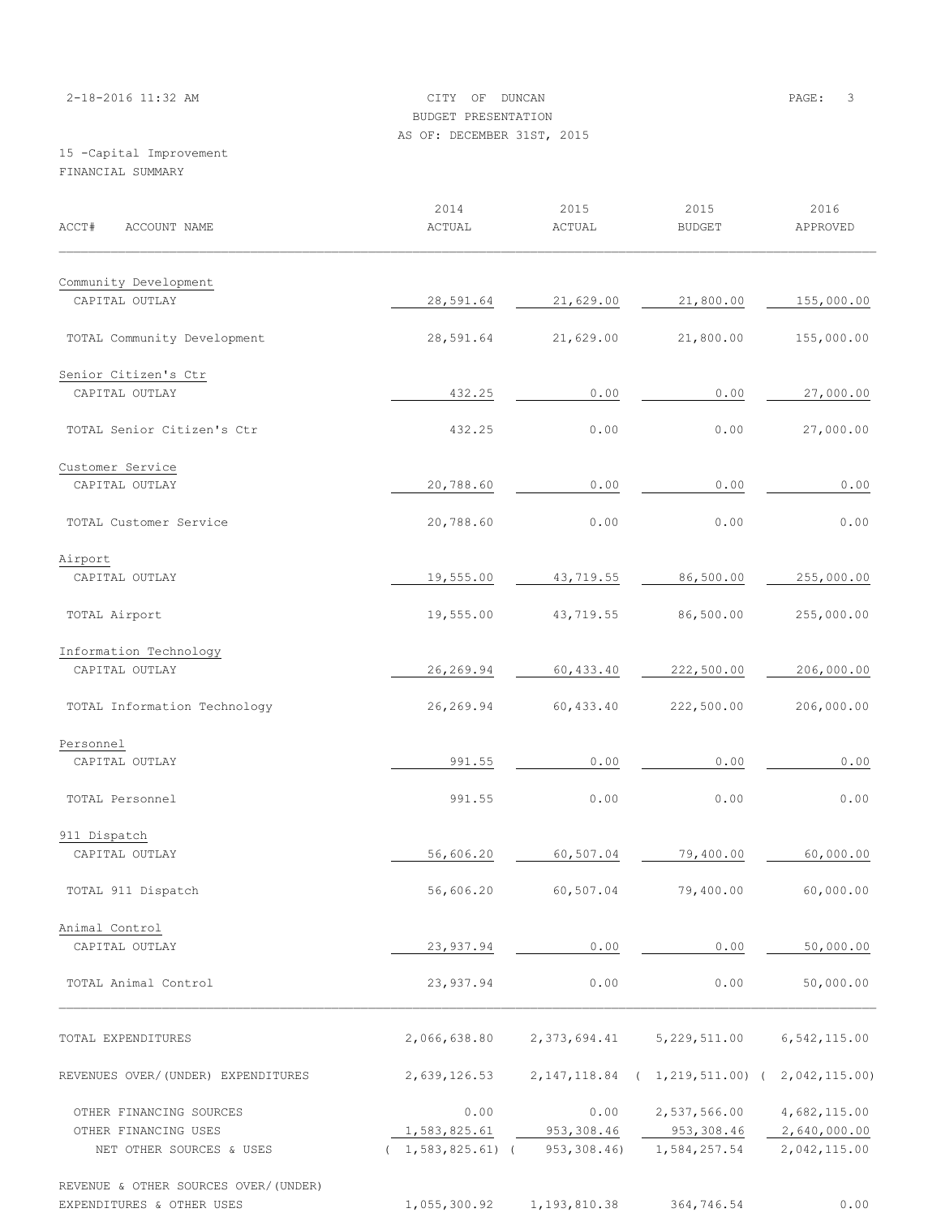CITY OF DUNCAN
BUDGET PRESENTATION
AS OF: DECEMBER 31ST, 2015

15 -Capital Improvement
FINANCIAL SUMMARY

| ACCT# ACCOUNT NAME | 2014 ACTUAL | 2015 ACTUAL | 2015 BUDGET | 2016 APPROVED |
|---|---|---|---|---|
| **Community Development** | | | | |
| CAPITAL OUTLAY | 28,591.64 | 21,629.00 | 21,800.00 | 155,000.00 |
| TOTAL Community Development | 28,591.64 | 21,629.00 | 21,800.00 | 155,000.00 |
| **Senior Citizen's Ctr** | | | | |
| CAPITAL OUTLAY | 432.25 | 0.00 | 0.00 | 27,000.00 |
| TOTAL Senior Citizen's Ctr | 432.25 | 0.00 | 0.00 | 27,000.00 |
| **Customer Service** | | | | |
| CAPITAL OUTLAY | 20,788.60 | 0.00 | 0.00 | 0.00 |
| TOTAL Customer Service | 20,788.60 | 0.00 | 0.00 | 0.00 |
| **Airport** | | | | |
| CAPITAL OUTLAY | 19,555.00 | 43,719.55 | 86,500.00 | 255,000.00 |
| TOTAL Airport | 19,555.00 | 43,719.55 | 86,500.00 | 255,000.00 |
| **Information Technology** | | | | |
| CAPITAL OUTLAY | 26,269.94 | 60,433.40 | 222,500.00 | 206,000.00 |
| TOTAL Information Technology | 26,269.94 | 60,433.40 | 222,500.00 | 206,000.00 |
| **Personnel** | | | | |
| CAPITAL OUTLAY | 991.55 | 0.00 | 0.00 | 0.00 |
| TOTAL Personnel | 991.55 | 0.00 | 0.00 | 0.00 |
| **911 Dispatch** | | | | |
| CAPITAL OUTLAY | 56,606.20 | 60,507.04 | 79,400.00 | 60,000.00 |
| TOTAL 911 Dispatch | 56,606.20 | 60,507.04 | 79,400.00 | 60,000.00 |
| **Animal Control** | | | | |
| CAPITAL OUTLAY | 23,937.94 | 0.00 | 0.00 | 50,000.00 |
| TOTAL Animal Control | 23,937.94 | 0.00 | 0.00 | 50,000.00 |
| TOTAL EXPENDITURES | 2,066,638.80 | 2,373,694.41 | 5,229,511.00 | 6,542,115.00 |
| REVENUES OVER/(UNDER) EXPENDITURES | 2,639,126.53 | 2,147,118.84 | ( 1,219,511.00) | ( 2,042,115.00) |
| OTHER FINANCING SOURCES | 0.00 | 0.00 | 2,537,566.00 | 4,682,115.00 |
| OTHER FINANCING USES | 1,583,825.61 | 953,308.46 | 953,308.46 | 2,640,000.00 |
| NET OTHER SOURCES & USES | ( 1,583,825.61) | ( 953,308.46) | 1,584,257.54 | 2,042,115.00 |
| REVENUE & OTHER SOURCES OVER/(UNDER) EXPENDITURES & OTHER USES | 1,055,300.92 | 1,193,810.38 | 364,746.54 | 0.00 |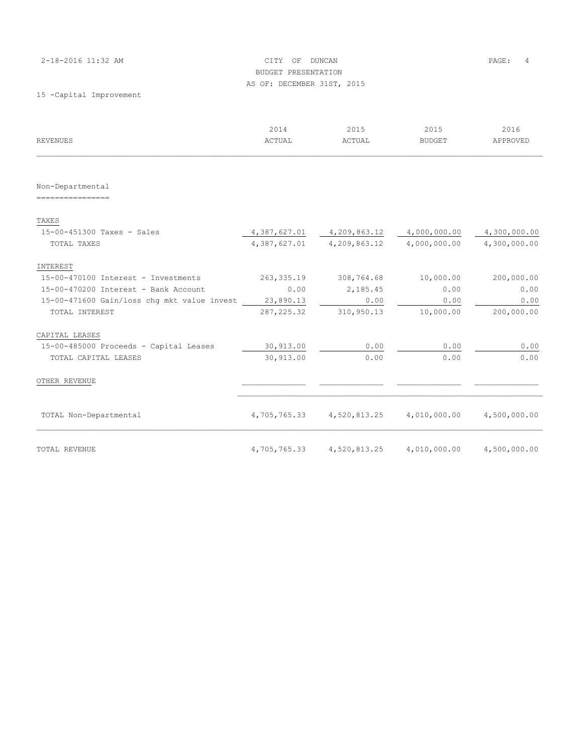CITY OF DUNCAN
BUDGET PRESENTATION
AS OF: DECEMBER 31ST, 2015

15 -Capital Improvement

| REVENUES | 2014 ACTUAL | 2015 ACTUAL | 2015 BUDGET | 2016 APPROVED |
|---|---|---|---|---|
| **Non-Departmental** | | | | |
| TAXES | | | | |
| 15-00-451300 Taxes - Sales | 4,387,627.01 | 4,209,863.12 | 4,000,000.00 | 4,300,000.00 |
| TOTAL TAXES | 4,387,627.01 | 4,209,863.12 | 4,000,000.00 | 4,300,000.00 |
| INTEREST | | | | |
| 15-00-470100 Interest - Investments | 263,335.19 | 308,764.68 | 10,000.00 | 200,000.00 |
| 15-00-470200 Interest - Bank Account | 0.00 | 2,185.45 | 0.00 | 0.00 |
| 15-00-471600 Gain/loss chg mkt value invest | 23,890.13 | 0.00 | 0.00 | 0.00 |
| TOTAL INTEREST | 287,225.32 | 310,950.13 | 10,000.00 | 200,000.00 |
| CAPITAL LEASES | | | | |
| 15-00-485000 Proceeds - Capital Leases | 30,913.00 | 0.00 | 0.00 | 0.00 |
| TOTAL CAPITAL LEASES | 30,913.00 | 0.00 | 0.00 | 0.00 |
| OTHER REVENUE | | | | |
| TOTAL Non-Departmental | 4,705,765.33 | 4,520,813.25 | 4,010,000.00 | 4,500,000.00 |
| TOTAL REVENUE | 4,705,765.33 | 4,520,813.25 | 4,010,000.00 | 4,500,000.00 |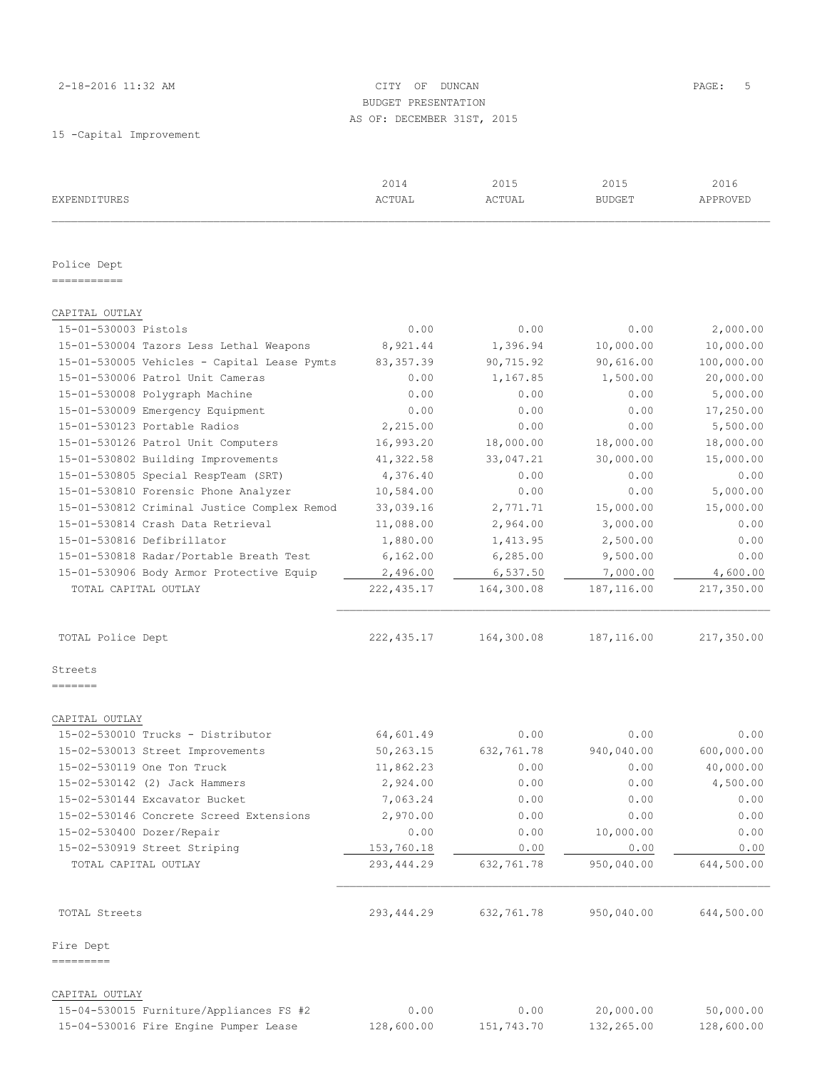CITY OF DUNCAN
BUDGET PRESENTATION
AS OF: DECEMBER 31ST, 2015

15 -Capital Improvement

| EXPENDITURES | 2014 ACTUAL | 2015 ACTUAL | 2015 BUDGET | 2016 APPROVED |
|---|---|---|---|---|
| **Police Dept** | | | | |
| CAPITAL OUTLAY | | | | |
| 15-01-530003 Pistols | 0.00 | 0.00 | 0.00 | 2,000.00 |
| 15-01-530004 Tazors Less Lethal Weapons | 8,921.44 | 1,396.94 | 10,000.00 | 10,000.00 |
| 15-01-530005 Vehicles - Capital Lease Pymts | 83,357.39 | 90,715.92 | 90,616.00 | 100,000.00 |
| 15-01-530006 Patrol Unit Cameras | 0.00 | 1,167.85 | 1,500.00 | 20,000.00 |
| 15-01-530008 Polygraph Machine | 0.00 | 0.00 | 0.00 | 5,000.00 |
| 15-01-530009 Emergency Equipment | 0.00 | 0.00 | 0.00 | 17,250.00 |
| 15-01-530123 Portable Radios | 2,215.00 | 0.00 | 0.00 | 5,500.00 |
| 15-01-530126 Patrol Unit Computers | 16,993.20 | 18,000.00 | 18,000.00 | 18,000.00 |
| 15-01-530802 Building Improvements | 41,322.58 | 33,047.21 | 30,000.00 | 15,000.00 |
| 15-01-530805 Special RespTeam (SRT) | 4,376.40 | 0.00 | 0.00 | 0.00 |
| 15-01-530810 Forensic Phone Analyzer | 10,584.00 | 0.00 | 0.00 | 5,000.00 |
| 15-01-530812 Criminal Justice Complex Remod | 33,039.16 | 2,771.71 | 15,000.00 | 15,000.00 |
| 15-01-530814 Crash Data Retrieval | 11,088.00 | 2,964.00 | 3,000.00 | 0.00 |
| 15-01-530816 Defibrillator | 1,880.00 | 1,413.95 | 2,500.00 | 0.00 |
| 15-01-530818 Radar/Portable Breath Test | 6,162.00 | 6,285.00 | 9,500.00 | 0.00 |
| 15-01-530906 Body Armor Protective Equip | 2,496.00 | 6,537.50 | 7,000.00 | 4,600.00 |
| TOTAL CAPITAL OUTLAY | 222,435.17 | 164,300.08 | 187,116.00 | 217,350.00 |
| TOTAL Police Dept | 222,435.17 | 164,300.08 | 187,116.00 | 217,350.00 |
| **Streets** | | | | |
| CAPITAL OUTLAY | | | | |
| 15-02-530010 Trucks - Distributor | 64,601.49 | 0.00 | 0.00 | 0.00 |
| 15-02-530013 Street Improvements | 50,263.15 | 632,761.78 | 940,040.00 | 600,000.00 |
| 15-02-530119 One Ton Truck | 11,862.23 | 0.00 | 0.00 | 40,000.00 |
| 15-02-530142 (2) Jack Hammers | 2,924.00 | 0.00 | 0.00 | 4,500.00 |
| 15-02-530144 Excavator Bucket | 7,063.24 | 0.00 | 0.00 | 0.00 |
| 15-02-530146 Concrete Screed Extensions | 2,970.00 | 0.00 | 0.00 | 0.00 |
| 15-02-530400 Dozer/Repair | 0.00 | 0.00 | 10,000.00 | 0.00 |
| 15-02-530919 Street Striping | 153,760.18 | 0.00 | 0.00 | 0.00 |
| TOTAL CAPITAL OUTLAY | 293,444.29 | 632,761.78 | 950,040.00 | 644,500.00 |
| TOTAL Streets | 293,444.29 | 632,761.78 | 950,040.00 | 644,500.00 |
| **Fire Dept** | | | | |
| CAPITAL OUTLAY | | | | |
| 15-04-530015 Furniture/Appliances FS #2 | 0.00 | 0.00 | 20,000.00 | 50,000.00 |
| 15-04-530016 Fire Engine Pumper Lease | 128,600.00 | 151,743.70 | 132,265.00 | 128,600.00 |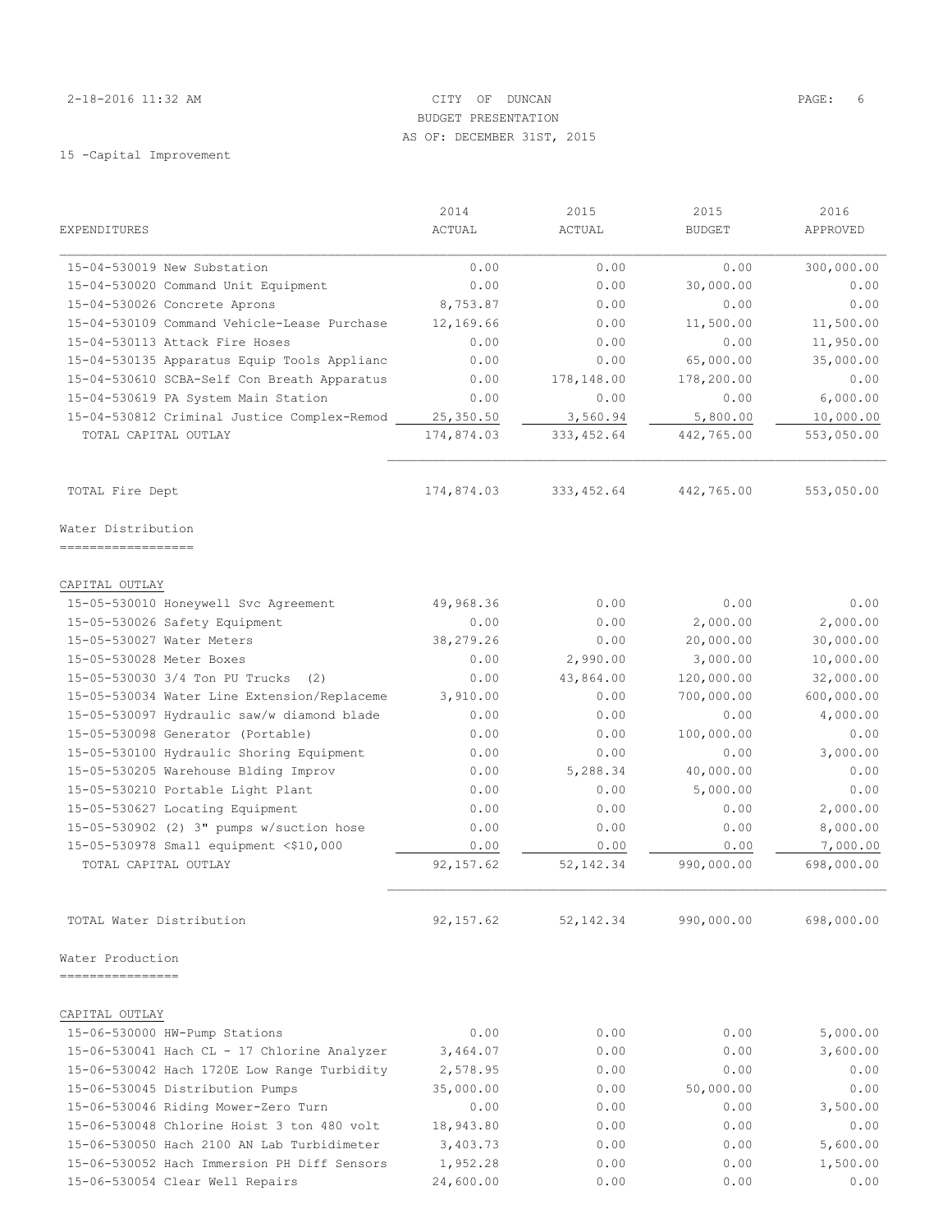15 -Capital Improvement

| EXPENDITURES | 2014 ACTUAL | 2015 ACTUAL | 2015 BUDGET | 2016 APPROVED |
|---|---|---|---|---|
| 15-04-530019 New Substation | 0.00 | 0.00 | 0.00 | 300,000.00 |
| 15-04-530020 Command Unit Equipment | 0.00 | 0.00 | 30,000.00 | 0.00 |
| 15-04-530026 Concrete Aprons | 8,753.87 | 0.00 | 0.00 | 0.00 |
| 15-04-530109 Command Vehicle-Lease Purchase | 12,169.66 | 0.00 | 11,500.00 | 11,500.00 |
| 15-04-530113 Attack Fire Hoses | 0.00 | 0.00 | 0.00 | 11,950.00 |
| 15-04-530135 Apparatus Equip Tools Applianc | 0.00 | 0.00 | 65,000.00 | 35,000.00 |
| 15-04-530610 SCBA-Self Con Breath Apparatus | 0.00 | 178,148.00 | 178,200.00 | 0.00 |
| 15-04-530619 PA System Main Station | 0.00 | 0.00 | 0.00 | 6,000.00 |
| 15-04-530812 Criminal Justice Complex-Remod | 25,350.50 | 3,560.94 | 5,800.00 | 10,000.00 |
| TOTAL CAPITAL OUTLAY | 174,874.03 | 333,452.64 | 442,765.00 | 553,050.00 |
| | | | | |
| TOTAL Fire Dept | 174,874.03 | 333,452.64 | 442,765.00 | 553,050.00 |

## Water Distribution

CAPITAL OUTLAY

| EXPENDITURES | 2014 ACTUAL | 2015 ACTUAL | 2015 BUDGET | 2016 APPROVED |
|---|---|---|---|---|
| 15-05-530010 Honeywell Svc Agreement | 49,968.36 | 0.00 | 0.00 | 0.00 |
| 15-05-530026 Safety Equipment | 0.00 | 0.00 | 2,000.00 | 2,000.00 |
| 15-05-530027 Water Meters | 38,279.26 | 0.00 | 20,000.00 | 30,000.00 |
| 15-05-530028 Meter Boxes | 0.00 | 2,990.00 | 3,000.00 | 10,000.00 |
| 15-05-530030 3/4 Ton PU Trucks (2) | 0.00 | 43,864.00 | 120,000.00 | 32,000.00 |
| 15-05-530034 Water Line Extension/Replaceme | 3,910.00 | 0.00 | 700,000.00 | 600,000.00 |
| 15-05-530097 Hydraulic saw/w diamond blade | 0.00 | 0.00 | 0.00 | 4,000.00 |
| 15-05-530098 Generator (Portable) | 0.00 | 0.00 | 100,000.00 | 0.00 |
| 15-05-530100 Hydraulic Shoring Equipment | 0.00 | 0.00 | 0.00 | 3,000.00 |
| 15-05-530205 Warehouse Blding Improv | 0.00 | 5,288.34 | 40,000.00 | 0.00 |
| 15-05-530210 Portable Light Plant | 0.00 | 0.00 | 5,000.00 | 0.00 |
| 15-05-530627 Locating Equipment | 0.00 | 0.00 | 0.00 | 2,000.00 |
| 15-05-530902 (2) 3" pumps w/suction hose | 0.00 | 0.00 | 0.00 | 8,000.00 |
| 15-05-530978 Small equipment <$10,000 | 0.00 | 0.00 | 0.00 | 7,000.00 |
| TOTAL CAPITAL OUTLAY | 92,157.62 | 52,142.34 | 990,000.00 | 698,000.00 |
| | | | | |
| TOTAL Water Distribution | 92,157.62 | 52,142.34 | 990,000.00 | 698,000.00 |

## Water Production

CAPITAL OUTLAY

| EXPENDITURES | 2014 ACTUAL | 2015 ACTUAL | 2015 BUDGET | 2016 APPROVED |
|---|---|---|---|---|
| 15-06-530000 HW-Pump Stations | 0.00 | 0.00 | 0.00 | 5,000.00 |
| 15-06-530041 Hach CL - 17 Chlorine Analyzer | 3,464.07 | 0.00 | 0.00 | 3,600.00 |
| 15-06-530042 Hach 1720E Low Range Turbidity | 2,578.95 | 0.00 | 0.00 | 0.00 |
| 15-06-530045 Distribution Pumps | 35,000.00 | 0.00 | 50,000.00 | 0.00 |
| 15-06-530046 Riding Mower-Zero Turn | 0.00 | 0.00 | 0.00 | 3,500.00 |
| 15-06-530048 Chlorine Hoist 3 ton 480 volt | 18,943.80 | 0.00 | 0.00 | 0.00 |
| 15-06-530050 Hach 2100 AN Lab Turbidimeter | 3,403.73 | 0.00 | 0.00 | 5,600.00 |
| 15-06-530052 Hach Immersion PH Diff Sensors | 1,952.28 | 0.00 | 0.00 | 1,500.00 |
| 15-06-530054 Clear Well Repairs | 24,600.00 | 0.00 | 0.00 | 0.00 |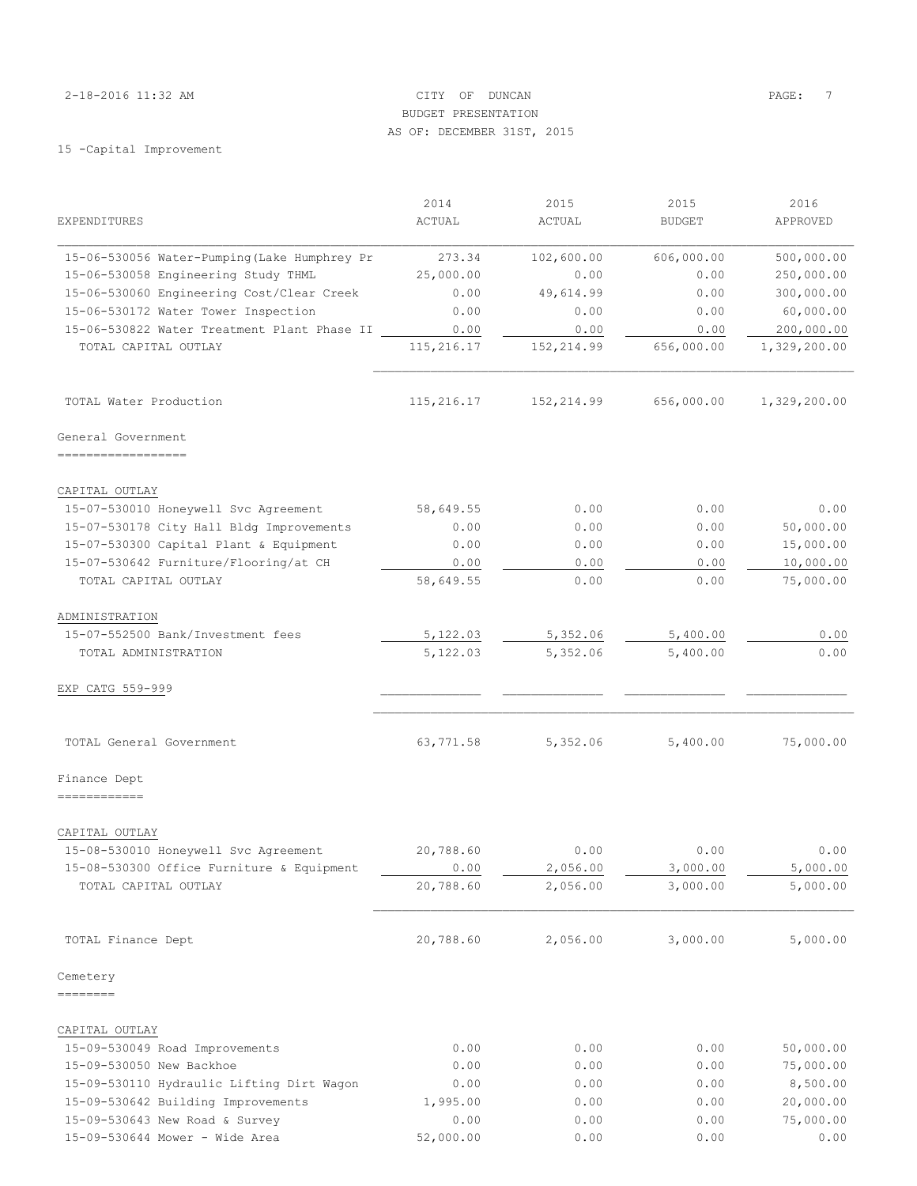CITY OF DUNCAN
BUDGET PRESENTATION
AS OF: DECEMBER 31ST, 2015

15 -Capital Improvement

| EXPENDITURES | 2014 ACTUAL | 2015 ACTUAL | 2015 BUDGET | 2016 APPROVED |
|---|---|---|---|---|
| 15-06-530056 Water-Pumping(Lake Humphrey Pr | 273.34 | 102,600.00 | 606,000.00 | 500,000.00 |
| 15-06-530058 Engineering Study THML | 25,000.00 | 0.00 | 0.00 | 250,000.00 |
| 15-06-530060 Engineering Cost/Clear Creek | 0.00 | 49,614.99 | 0.00 | 300,000.00 |
| 15-06-530172 Water Tower Inspection | 0.00 | 0.00 | 0.00 | 60,000.00 |
| 15-06-530822 Water Treatment Plant Phase II | 0.00 | 0.00 | 0.00 | 200,000.00 |
| TOTAL CAPITAL OUTLAY | 115,216.17 | 152,214.99 | 656,000.00 | 1,329,200.00 |
| TOTAL Water Production | 115,216.17 | 152,214.99 | 656,000.00 | 1,329,200.00 |
| **General Government** | | | | |
| CAPITAL OUTLAY | | | | |
| 15-07-530010 Honeywell Svc Agreement | 58,649.55 | 0.00 | 0.00 | 0.00 |
| 15-07-530178 City Hall Bldg Improvements | 0.00 | 0.00 | 0.00 | 50,000.00 |
| 15-07-530300 Capital Plant & Equipment | 0.00 | 0.00 | 0.00 | 15,000.00 |
| 15-07-530642 Furniture/Flooring/at CH | 0.00 | 0.00 | 0.00 | 10,000.00 |
| TOTAL CAPITAL OUTLAY | 58,649.55 | 0.00 | 0.00 | 75,000.00 |
| ADMINISTRATION | | | | |
| 15-07-552500 Bank/Investment fees | 5,122.03 | 5,352.06 | 5,400.00 | 0.00 |
| TOTAL ADMINISTRATION | 5,122.03 | 5,352.06 | 5,400.00 | 0.00 |
| EXP CATG 559-999 | | | | |
| TOTAL General Government | 63,771.58 | 5,352.06 | 5,400.00 | 75,000.00 |
| **Finance Dept** | | | | |
| CAPITAL OUTLAY | | | | |
| 15-08-530010 Honeywell Svc Agreement | 20,788.60 | 0.00 | 0.00 | 0.00 |
| 15-08-530300 Office Furniture & Equipment | 0.00 | 2,056.00 | 3,000.00 | 5,000.00 |
| TOTAL CAPITAL OUTLAY | 20,788.60 | 2,056.00 | 3,000.00 | 5,000.00 |
| TOTAL Finance Dept | 20,788.60 | 2,056.00 | 3,000.00 | 5,000.00 |
| **Cemetery** | | | | |
| CAPITAL OUTLAY | | | | |
| 15-09-530049 Road Improvements | 0.00 | 0.00 | 0.00 | 50,000.00 |
| 15-09-530050 New Backhoe | 0.00 | 0.00 | 0.00 | 75,000.00 |
| 15-09-530110 Hydraulic Lifting Dirt Wagon | 0.00 | 0.00 | 0.00 | 8,500.00 |
| 15-09-530642 Building Improvements | 1,995.00 | 0.00 | 0.00 | 20,000.00 |
| 15-09-530643 New Road & Survey | 0.00 | 0.00 | 0.00 | 75,000.00 |
| 15-09-530644 Mower - Wide Area | 52,000.00 | 0.00 | 0.00 | 0.00 |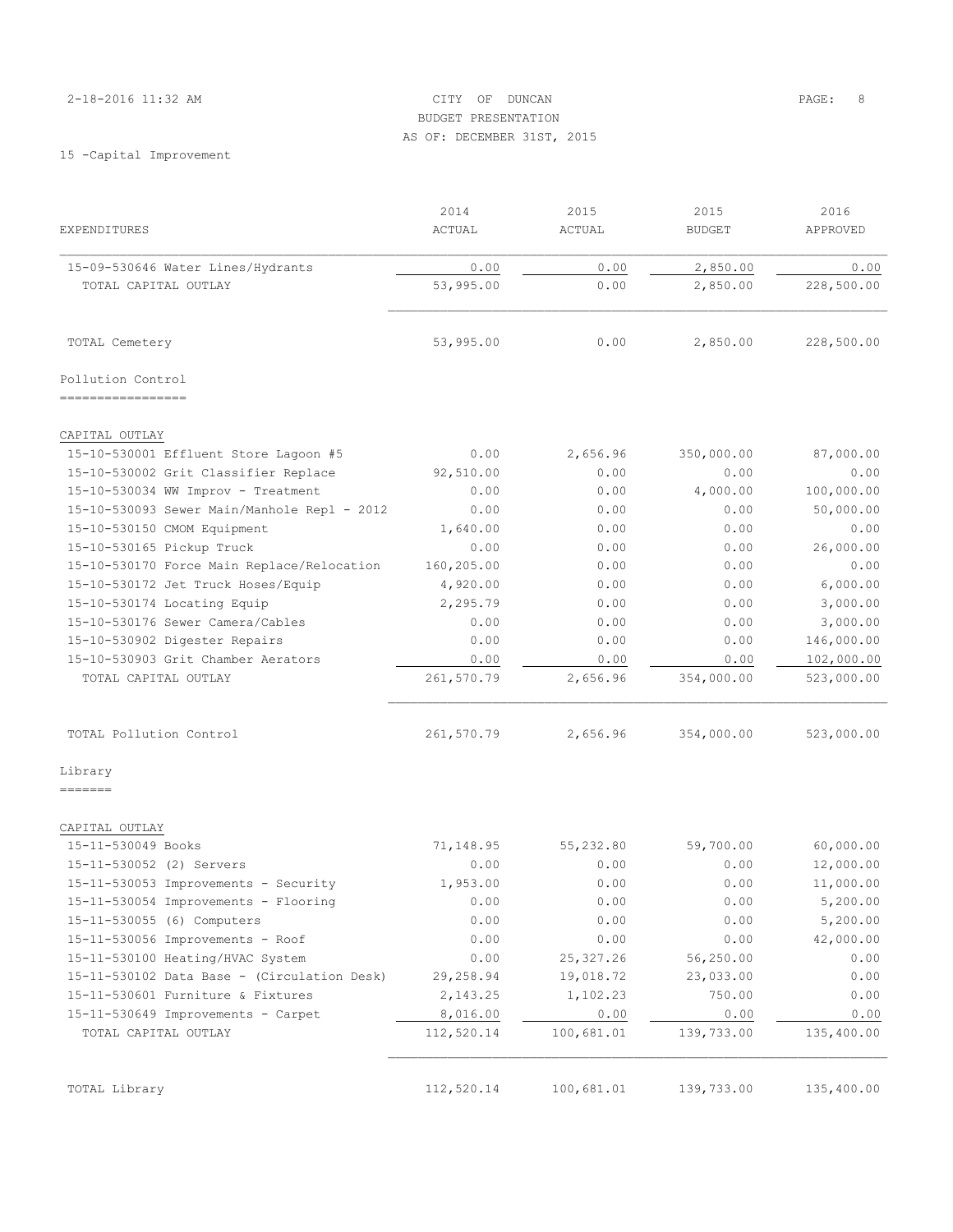15 -Capital Improvement

| EXPENDITURES | 2014 ACTUAL | 2015 ACTUAL | 2015 BUDGET | 2016 APPROVED |
|---|---|---|---|---|
| 15-09-530646 Water Lines/Hydrants | 0.00 | 0.00 | 2,850.00 | 0.00 |
| TOTAL CAPITAL OUTLAY | 53,995.00 | 0.00 | 2,850.00 | 228,500.00 |
| TOTAL Cemetery | 53,995.00 | 0.00 | 2,850.00 | 228,500.00 |
| **Pollution Control** | | | | |
| CAPITAL OUTLAY | | | | |
| 15-10-530001 Effluent Store Lagoon #5 | 0.00 | 2,656.96 | 350,000.00 | 87,000.00 |
| 15-10-530002 Grit Classifier Replace | 92,510.00 | 0.00 | 0.00 | 0.00 |
| 15-10-530034 WW Improv - Treatment | 0.00 | 0.00 | 4,000.00 | 100,000.00 |
| 15-10-530093 Sewer Main/Manhole Repl - 2012 | 0.00 | 0.00 | 0.00 | 50,000.00 |
| 15-10-530150 CMOM Equipment | 1,640.00 | 0.00 | 0.00 | 0.00 |
| 15-10-530165 Pickup Truck | 0.00 | 0.00 | 0.00 | 26,000.00 |
| 15-10-530170 Force Main Replace/Relocation | 160,205.00 | 0.00 | 0.00 | 0.00 |
| 15-10-530172 Jet Truck Hoses/Equip | 4,920.00 | 0.00 | 0.00 | 6,000.00 |
| 15-10-530174 Locating Equip | 2,295.79 | 0.00 | 0.00 | 3,000.00 |
| 15-10-530176 Sewer Camera/Cables | 0.00 | 0.00 | 0.00 | 3,000.00 |
| 15-10-530902 Digester Repairs | 0.00 | 0.00 | 0.00 | 146,000.00 |
| 15-10-530903 Grit Chamber Aerators | 0.00 | 0.00 | 0.00 | 102,000.00 |
| TOTAL CAPITAL OUTLAY | 261,570.79 | 2,656.96 | 354,000.00 | 523,000.00 |
| TOTAL Pollution Control | 261,570.79 | 2,656.96 | 354,000.00 | 523,000.00 |
| **Library** | | | | |
| CAPITAL OUTLAY | | | | |
| 15-11-530049 Books | 71,148.95 | 55,232.80 | 59,700.00 | 60,000.00 |
| 15-11-530052 (2) Servers | 0.00 | 0.00 | 0.00 | 12,000.00 |
| 15-11-530053 Improvements - Security | 1,953.00 | 0.00 | 0.00 | 11,000.00 |
| 15-11-530054 Improvements - Flooring | 0.00 | 0.00 | 0.00 | 5,200.00 |
| 15-11-530055 (6) Computers | 0.00 | 0.00 | 0.00 | 5,200.00 |
| 15-11-530056 Improvements - Roof | 0.00 | 0.00 | 0.00 | 42,000.00 |
| 15-11-530100 Heating/HVAC System | 0.00 | 25,327.26 | 56,250.00 | 0.00 |
| 15-11-530102 Data Base - (Circulation Desk) | 29,258.94 | 19,018.72 | 23,033.00 | 0.00 |
| 15-11-530601 Furniture & Fixtures | 2,143.25 | 1,102.23 | 750.00 | 0.00 |
| 15-11-530649 Improvements - Carpet | 8,016.00 | 0.00 | 0.00 | 0.00 |
| TOTAL CAPITAL OUTLAY | 112,520.14 | 100,681.01 | 139,733.00 | 135,400.00 |
| TOTAL Library | 112,520.14 | 100,681.01 | 139,733.00 | 135,400.00 |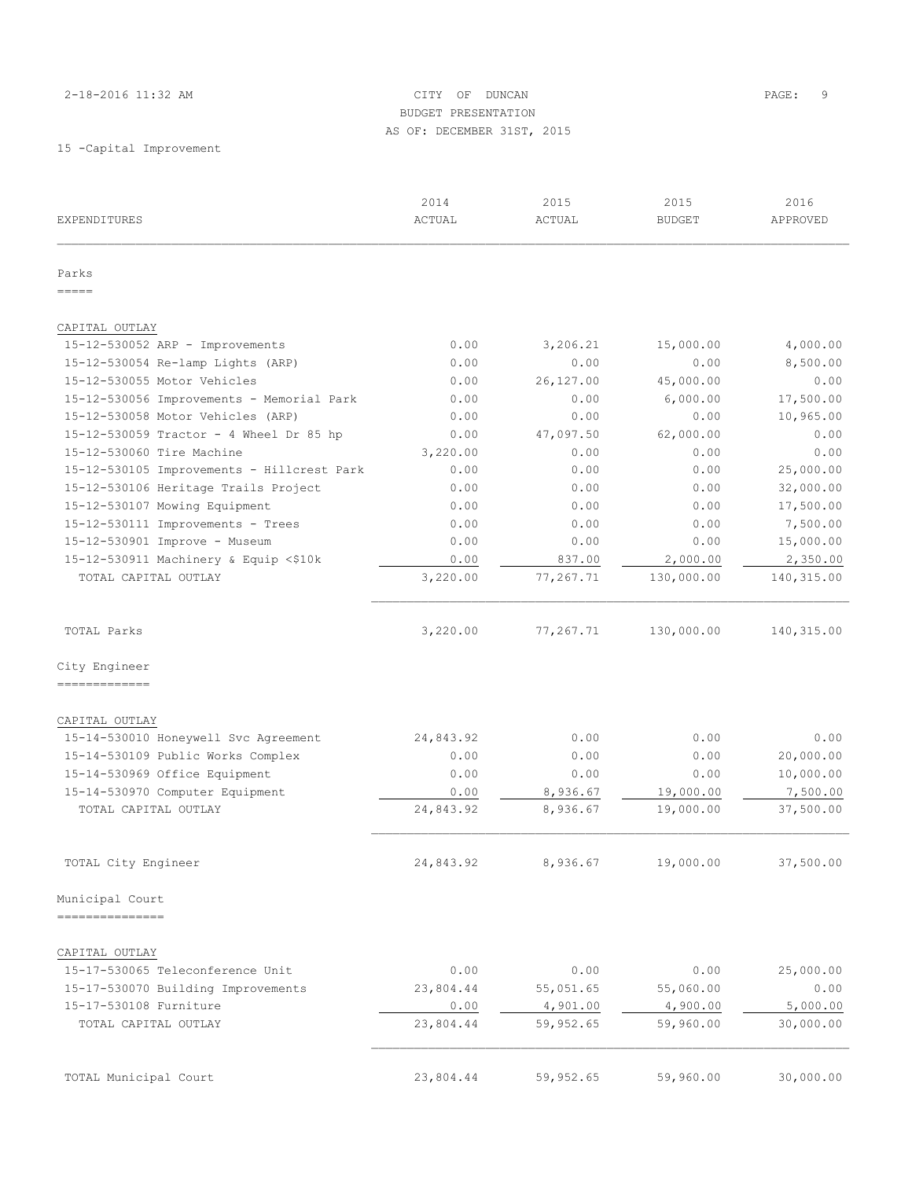CITY OF DUNCAN
BUDGET PRESENTATION
AS OF: DECEMBER 31ST, 2015

15 -Capital Improvement

| EXPENDITURES | 2014 ACTUAL | 2015 ACTUAL | 2015 BUDGET | 2016 APPROVED |
|---|---|---|---|---|
| **Parks** | | | | |
| CAPITAL OUTLAY | | | | |
| 15-12-530052 ARP - Improvements | 0.00 | 3,206.21 | 15,000.00 | 4,000.00 |
| 15-12-530054 Re-lamp Lights (ARP) | 0.00 | 0.00 | 0.00 | 8,500.00 |
| 15-12-530055 Motor Vehicles | 0.00 | 26,127.00 | 45,000.00 | 0.00 |
| 15-12-530056 Improvements - Memorial Park | 0.00 | 0.00 | 6,000.00 | 17,500.00 |
| 15-12-530058 Motor Vehicles (ARP) | 0.00 | 0.00 | 0.00 | 10,965.00 |
| 15-12-530059 Tractor - 4 Wheel Dr 85 hp | 0.00 | 47,097.50 | 62,000.00 | 0.00 |
| 15-12-530060 Tire Machine | 3,220.00 | 0.00 | 0.00 | 0.00 |
| 15-12-530105 Improvements - Hillcrest Park | 0.00 | 0.00 | 0.00 | 25,000.00 |
| 15-12-530106 Heritage Trails Project | 0.00 | 0.00 | 0.00 | 32,000.00 |
| 15-12-530107 Mowing Equipment | 0.00 | 0.00 | 0.00 | 17,500.00 |
| 15-12-530111 Improvements - Trees | 0.00 | 0.00 | 0.00 | 7,500.00 |
| 15-12-530901 Improve - Museum | 0.00 | 0.00 | 0.00 | 15,000.00 |
| 15-12-530911 Machinery & Equip <$10k | 0.00 | 837.00 | 2,000.00 | 2,350.00 |
| TOTAL CAPITAL OUTLAY | 3,220.00 | 77,267.71 | 130,000.00 | 140,315.00 |
| TOTAL Parks | 3,220.00 | 77,267.71 | 130,000.00 | 140,315.00 |
| **City Engineer** | | | | |
| CAPITAL OUTLAY | | | | |
| 15-14-530010 Honeywell Svc Agreement | 24,843.92 | 0.00 | 0.00 | 0.00 |
| 15-14-530109 Public Works Complex | 0.00 | 0.00 | 0.00 | 20,000.00 |
| 15-14-530969 Office Equipment | 0.00 | 0.00 | 0.00 | 10,000.00 |
| 15-14-530970 Computer Equipment | 0.00 | 8,936.67 | 19,000.00 | 7,500.00 |
| TOTAL CAPITAL OUTLAY | 24,843.92 | 8,936.67 | 19,000.00 | 37,500.00 |
| TOTAL City Engineer | 24,843.92 | 8,936.67 | 19,000.00 | 37,500.00 |
| **Municipal Court** | | | | |
| CAPITAL OUTLAY | | | | |
| 15-17-530065 Teleconference Unit | 0.00 | 0.00 | 0.00 | 25,000.00 |
| 15-17-530070 Building Improvements | 23,804.44 | 55,051.65 | 55,060.00 | 0.00 |
| 15-17-530108 Furniture | 0.00 | 4,901.00 | 4,900.00 | 5,000.00 |
| TOTAL CAPITAL OUTLAY | 23,804.44 | 59,952.65 | 59,960.00 | 30,000.00 |
| TOTAL Municipal Court | 23,804.44 | 59,952.65 | 59,960.00 | 30,000.00 |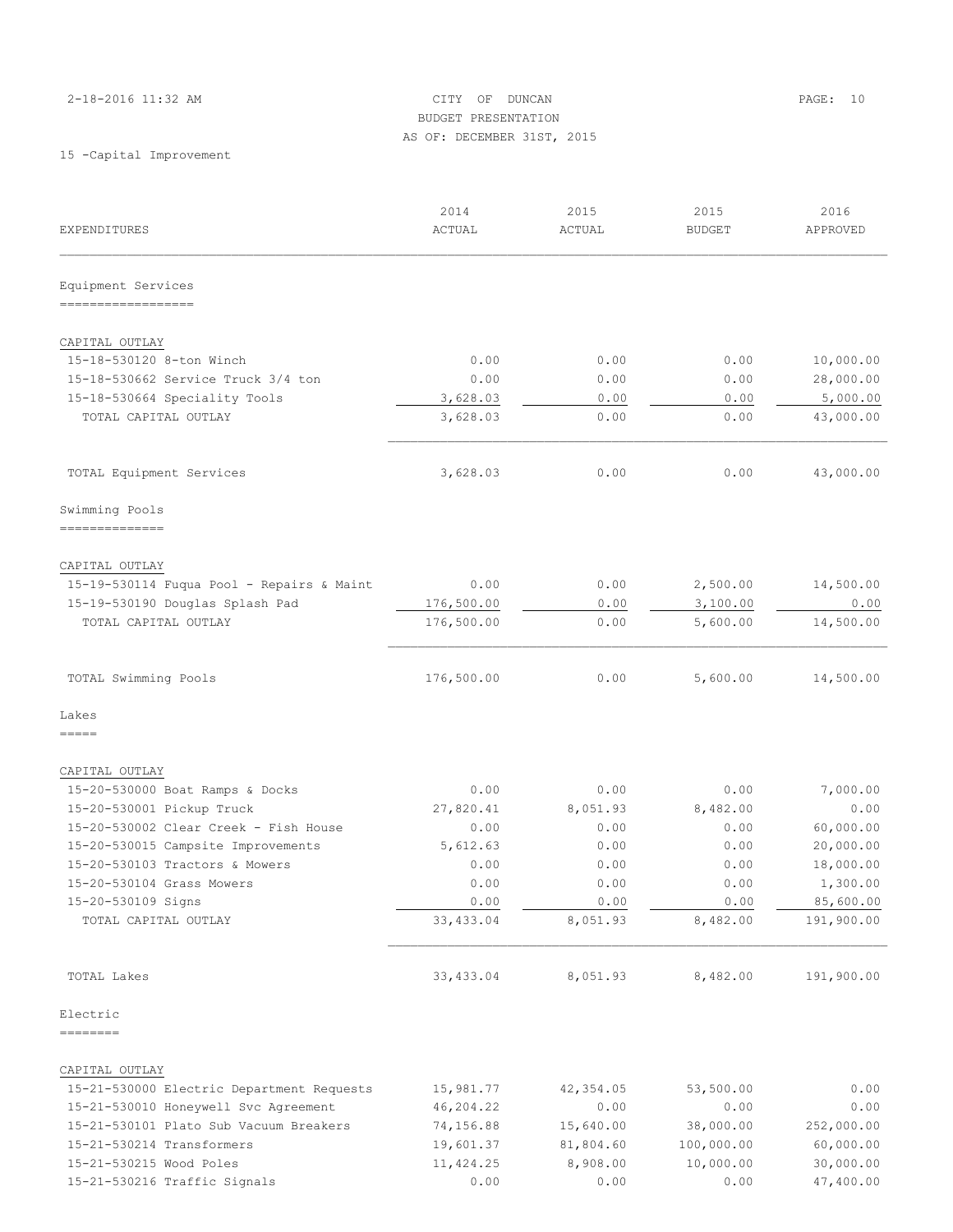CITY OF DUNCAN
BUDGET PRESENTATION
AS OF: DECEMBER 31ST, 2015

15 -Capital Improvement

| EXPENDITURES | 2014 ACTUAL | 2015 ACTUAL | 2015 BUDGET | 2016 APPROVED |
|---|---|---|---|---|
| **Equipment Services** | | | | |
| CAPITAL OUTLAY | | | | |
| 15-18-530120 8-ton Winch | 0.00 | 0.00 | 0.00 | 10,000.00 |
| 15-18-530662 Service Truck 3/4 ton | 0.00 | 0.00 | 0.00 | 28,000.00 |
| 15-18-530664 Speciality Tools | 3,628.03 | 0.00 | 0.00 | 5,000.00 |
| TOTAL CAPITAL OUTLAY | 3,628.03 | 0.00 | 0.00 | 43,000.00 |
| TOTAL Equipment Services | 3,628.03 | 0.00 | 0.00 | 43,000.00 |
| **Swimming Pools** | | | | |
| CAPITAL OUTLAY | | | | |
| 15-19-530114 Fuqua Pool - Repairs & Maint | 0.00 | 0.00 | 2,500.00 | 14,500.00 |
| 15-19-530190 Douglas Splash Pad | 176,500.00 | 0.00 | 3,100.00 | 0.00 |
| TOTAL CAPITAL OUTLAY | 176,500.00 | 0.00 | 5,600.00 | 14,500.00 |
| TOTAL Swimming Pools | 176,500.00 | 0.00 | 5,600.00 | 14,500.00 |
| **Lakes** | | | | |
| CAPITAL OUTLAY | | | | |
| 15-20-530000 Boat Ramps & Docks | 0.00 | 0.00 | 0.00 | 7,000.00 |
| 15-20-530001 Pickup Truck | 27,820.41 | 8,051.93 | 8,482.00 | 0.00 |
| 15-20-530002 Clear Creek - Fish House | 0.00 | 0.00 | 0.00 | 60,000.00 |
| 15-20-530015 Campsite Improvements | 5,612.63 | 0.00 | 0.00 | 20,000.00 |
| 15-20-530103 Tractors & Mowers | 0.00 | 0.00 | 0.00 | 18,000.00 |
| 15-20-530104 Grass Mowers | 0.00 | 0.00 | 0.00 | 1,300.00 |
| 15-20-530109 Signs | 0.00 | 0.00 | 0.00 | 85,600.00 |
| TOTAL CAPITAL OUTLAY | 33,433.04 | 8,051.93 | 8,482.00 | 191,900.00 |
| TOTAL Lakes | 33,433.04 | 8,051.93 | 8,482.00 | 191,900.00 |
| **Electric** | | | | |
| CAPITAL OUTLAY | | | | |
| 15-21-530000 Electric Department Requests | 15,981.77 | 42,354.05 | 53,500.00 | 0.00 |
| 15-21-530010 Honeywell Svc Agreement | 46,204.22 | 0.00 | 0.00 | 0.00 |
| 15-21-530101 Plato Sub Vacuum Breakers | 74,156.88 | 15,640.00 | 38,000.00 | 252,000.00 |
| 15-21-530214 Transformers | 19,601.37 | 81,804.60 | 100,000.00 | 60,000.00 |
| 15-21-530215 Wood Poles | 11,424.25 | 8,908.00 | 10,000.00 | 30,000.00 |
| 15-21-530216 Traffic Signals | 0.00 | 0.00 | 0.00 | 47,400.00 |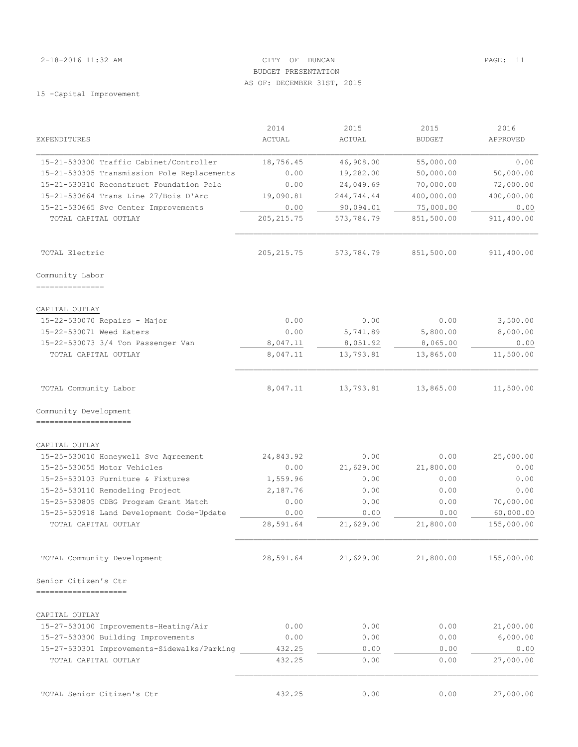CITY OF DUNCAN
BUDGET PRESENTATION
AS OF: DECEMBER 31ST, 2015

15 -Capital Improvement

| EXPENDITURES | 2014 ACTUAL | 2015 ACTUAL | 2015 BUDGET | 2016 APPROVED |
|---|---|---|---|---|
| 15-21-530300 Traffic Cabinet/Controller | 18,756.45 | 46,908.00 | 55,000.00 | 0.00 |
| 15-21-530305 Transmission Pole Replacements | 0.00 | 19,282.00 | 50,000.00 | 50,000.00 |
| 15-21-530310 Reconstruct Foundation Pole | 0.00 | 24,049.69 | 70,000.00 | 72,000.00 |
| 15-21-530664 Trans Line 27/Bois D'Arc | 19,090.81 | 244,744.44 | 400,000.00 | 400,000.00 |
| 15-21-530665 Svc Center Improvements | 0.00 | 90,094.01 | 75,000.00 | 0.00 |
| TOTAL CAPITAL OUTLAY | 205,215.75 | 573,784.79 | 851,500.00 | 911,400.00 |
| | | | | |
| TOTAL Electric | 205,215.75 | 573,784.79 | 851,500.00 | 911,400.00 |
| | | | | |
| **Community Labor** | | | | |
| CAPITAL OUTLAY | | | | |
| 15-22-530070 Repairs - Major | 0.00 | 0.00 | 0.00 | 3,500.00 |
| 15-22-530071 Weed Eaters | 0.00 | 5,741.89 | 5,800.00 | 8,000.00 |
| 15-22-530073 3/4 Ton Passenger Van | 8,047.11 | 8,051.92 | 8,065.00 | 0.00 |
| TOTAL CAPITAL OUTLAY | 8,047.11 | 13,793.81 | 13,865.00 | 11,500.00 |
| | | | | |
| TOTAL Community Labor | 8,047.11 | 13,793.81 | 13,865.00 | 11,500.00 |
| | | | | |
| **Community Development** | | | | |
| CAPITAL OUTLAY | | | | |
| 15-25-530010 Honeywell Svc Agreement | 24,843.92 | 0.00 | 0.00 | 25,000.00 |
| 15-25-530055 Motor Vehicles | 0.00 | 21,629.00 | 21,800.00 | 0.00 |
| 15-25-530103 Furniture & Fixtures | 1,559.96 | 0.00 | 0.00 | 0.00 |
| 15-25-530110 Remodeling Project | 2,187.76 | 0.00 | 0.00 | 0.00 |
| 15-25-530805 CDBG Program Grant Match | 0.00 | 0.00 | 0.00 | 70,000.00 |
| 15-25-530918 Land Development Code-Update | 0.00 | 0.00 | 0.00 | 60,000.00 |
| TOTAL CAPITAL OUTLAY | 28,591.64 | 21,629.00 | 21,800.00 | 155,000.00 |
| | | | | |
| TOTAL Community Development | 28,591.64 | 21,629.00 | 21,800.00 | 155,000.00 |
| | | | | |
| **Senior Citizen's Ctr** | | | | |
| CAPITAL OUTLAY | | | | |
| 15-27-530100 Improvements-Heating/Air | 0.00 | 0.00 | 0.00 | 21,000.00 |
| 15-27-530300 Building Improvements | 0.00 | 0.00 | 0.00 | 6,000.00 |
| 15-27-530301 Improvements-Sidewalks/Parking | 432.25 | 0.00 | 0.00 | 0.00 |
| TOTAL CAPITAL OUTLAY | 432.25 | 0.00 | 0.00 | 27,000.00 |
| | | | | |
| TOTAL Senior Citizen's Ctr | 432.25 | 0.00 | 0.00 | 27,000.00 |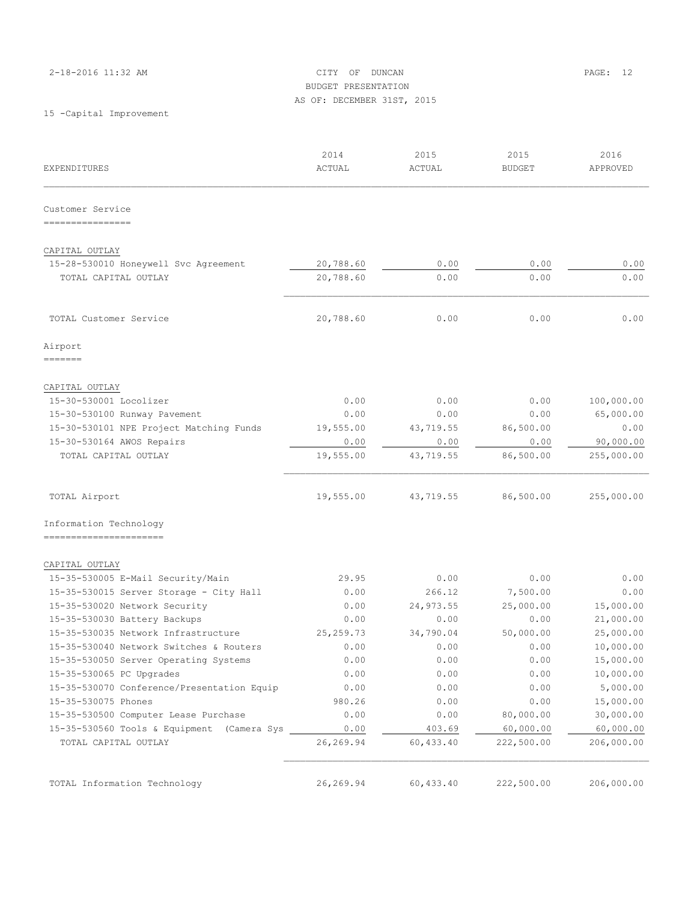CITY OF DUNCAN
BUDGET PRESENTATION
AS OF: DECEMBER 31ST, 2015

15 -Capital Improvement

| EXPENDITURES | 2014 ACTUAL | 2015 ACTUAL | 2015 BUDGET | 2016 APPROVED |
|---|---|---|---|---|
| **Customer Service** | | | | |
| CAPITAL OUTLAY | | | | |
| 15-28-530010 Honeywell Svc Agreement | 20,788.60 | 0.00 | 0.00 | 0.00 |
| TOTAL CAPITAL OUTLAY | 20,788.60 | 0.00 | 0.00 | 0.00 |
| TOTAL Customer Service | 20,788.60 | 0.00 | 0.00 | 0.00 |
| **Airport** | | | | |
| CAPITAL OUTLAY | | | | |
| 15-30-530001 Locolizer | 0.00 | 0.00 | 0.00 | 100,000.00 |
| 15-30-530100 Runway Pavement | 0.00 | 0.00 | 0.00 | 65,000.00 |
| 15-30-530101 NPE Project Matching Funds | 19,555.00 | 43,719.55 | 86,500.00 | 0.00 |
| 15-30-530164 AWOS Repairs | 0.00 | 0.00 | 0.00 | 90,000.00 |
| TOTAL CAPITAL OUTLAY | 19,555.00 | 43,719.55 | 86,500.00 | 255,000.00 |
| TOTAL Airport | 19,555.00 | 43,719.55 | 86,500.00 | 255,000.00 |
| **Information Technology** | | | | |
| CAPITAL OUTLAY | | | | |
| 15-35-530005 E-Mail Security/Main | 29.95 | 0.00 | 0.00 | 0.00 |
| 15-35-530015 Server Storage - City Hall | 0.00 | 266.12 | 7,500.00 | 0.00 |
| 15-35-530020 Network Security | 0.00 | 24,973.55 | 25,000.00 | 15,000.00 |
| 15-35-530030 Battery Backups | 0.00 | 0.00 | 0.00 | 21,000.00 |
| 15-35-530035 Network Infrastructure | 25,259.73 | 34,790.04 | 50,000.00 | 25,000.00 |
| 15-35-530040 Network Switches & Routers | 0.00 | 0.00 | 0.00 | 10,000.00 |
| 15-35-530050 Server Operating Systems | 0.00 | 0.00 | 0.00 | 15,000.00 |
| 15-35-530065 PC Upgrades | 0.00 | 0.00 | 0.00 | 10,000.00 |
| 15-35-530070 Conference/Presentation Equip | 0.00 | 0.00 | 0.00 | 5,000.00 |
| 15-35-530075 Phones | 980.26 | 0.00 | 0.00 | 15,000.00 |
| 15-35-530500 Computer Lease Purchase | 0.00 | 0.00 | 80,000.00 | 30,000.00 |
| 15-35-530560 Tools & Equipment (Camera Sys | 0.00 | 403.69 | 60,000.00 | 60,000.00 |
| TOTAL CAPITAL OUTLAY | 26,269.94 | 60,433.40 | 222,500.00 | 206,000.00 |
| TOTAL Information Technology | 26,269.94 | 60,433.40 | 222,500.00 | 206,000.00 |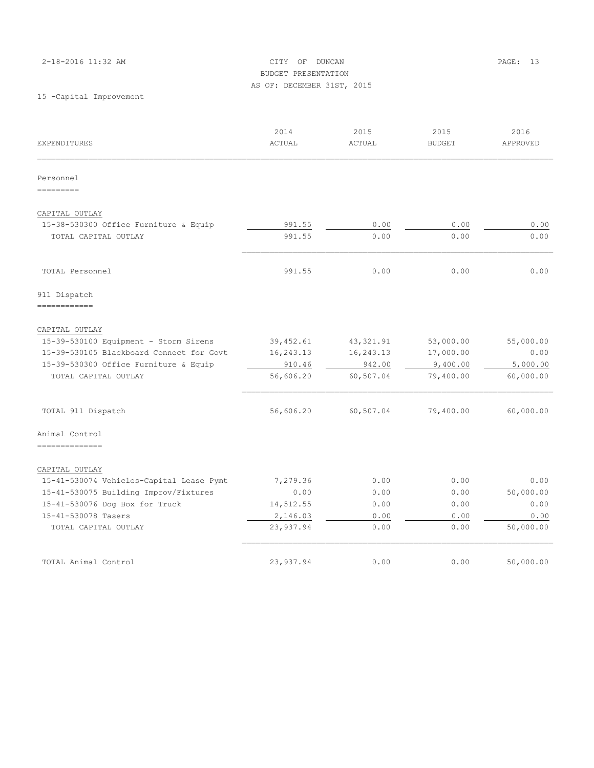CITY OF DUNCAN
BUDGET PRESENTATION
AS OF: DECEMBER 31ST, 2015

15 -Capital Improvement

| EXPENDITURES | 2014 ACTUAL | 2015 ACTUAL | 2015 BUDGET | 2016 APPROVED |
|---|---|---|---|---|
| **Personnel** | | | | |
| CAPITAL OUTLAY | | | | |
| 15-38-530300 Office Furniture & Equip | 991.55 | 0.00 | 0.00 | 0.00 |
| TOTAL CAPITAL OUTLAY | 991.55 | 0.00 | 0.00 | 0.00 |
| TOTAL Personnel | 991.55 | 0.00 | 0.00 | 0.00 |
| **911 Dispatch** | | | | |
| CAPITAL OUTLAY | | | | |
| 15-39-530100 Equipment - Storm Sirens | 39,452.61 | 43,321.91 | 53,000.00 | 55,000.00 |
| 15-39-530105 Blackboard Connect for Govt | 16,243.13 | 16,243.13 | 17,000.00 | 0.00 |
| 15-39-530300 Office Furniture & Equip | 910.46 | 942.00 | 9,400.00 | 5,000.00 |
| TOTAL CAPITAL OUTLAY | 56,606.20 | 60,507.04 | 79,400.00 | 60,000.00 |
| TOTAL 911 Dispatch | 56,606.20 | 60,507.04 | 79,400.00 | 60,000.00 |
| **Animal Control** | | | | |
| CAPITAL OUTLAY | | | | |
| 15-41-530074 Vehicles-Capital Lease Pymt | 7,279.36 | 0.00 | 0.00 | 0.00 |
| 15-41-530075 Building Improv/Fixtures | 0.00 | 0.00 | 0.00 | 50,000.00 |
| 15-41-530076 Dog Box for Truck | 14,512.55 | 0.00 | 0.00 | 0.00 |
| 15-41-530078 Tasers | 2,146.03 | 0.00 | 0.00 | 0.00 |
| TOTAL CAPITAL OUTLAY | 23,937.94 | 0.00 | 0.00 | 50,000.00 |
| TOTAL Animal Control | 23,937.94 | 0.00 | 0.00 | 50,000.00 |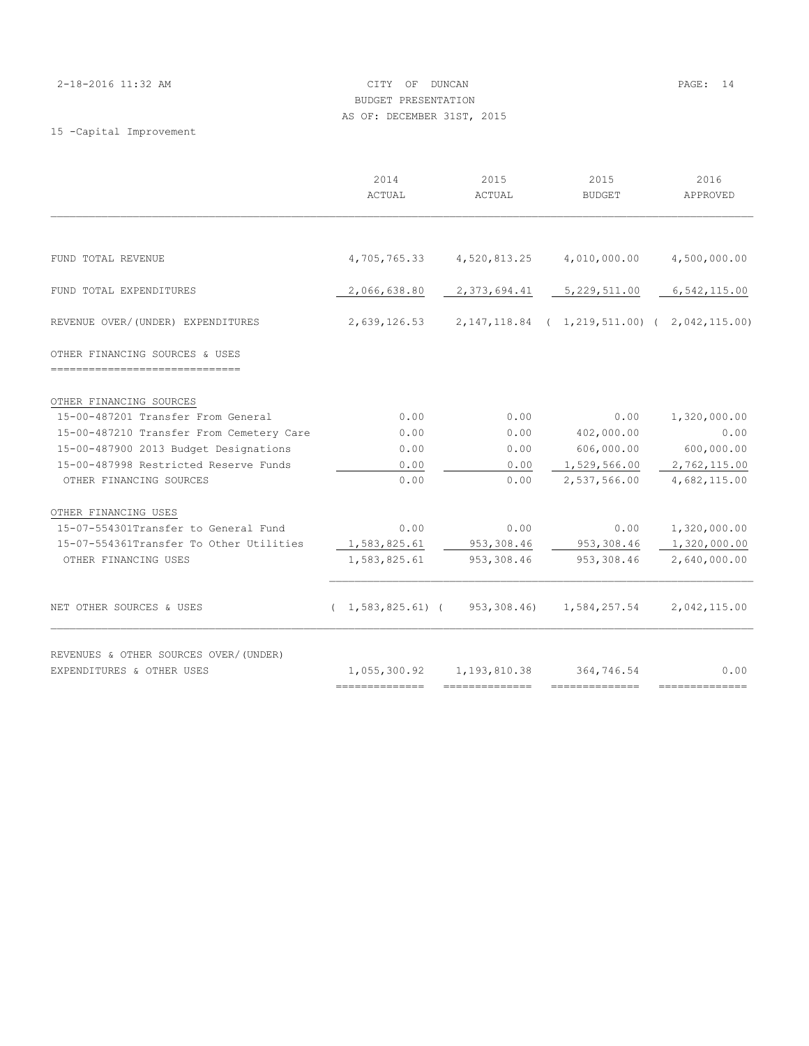2-18-2016 11:32 AM

CITY OF DUNCAN
BUDGET PRESENTATION
AS OF: DECEMBER 31ST, 2015

15 -Capital Improvement

| | 2014 ACTUAL | 2015 ACTUAL | 2015 BUDGET | 2016 APPROVED |
|---|---|---|---|---|
| FUND TOTAL REVENUE | 4,705,765.33 | 4,520,813.25 | 4,010,000.00 | 4,500,000.00 |
| FUND TOTAL EXPENDITURES | 2,066,638.80 | 2,373,694.41 | 5,229,511.00 | 6,542,115.00 |
| REVENUE OVER/(UNDER) EXPENDITURES | 2,639,126.53 | 2,147,118.84 | ( 1,219,511.00) | ( 2,042,115.00) |
| OTHER FINANCING SOURCES & USES | | | | |
| OTHER FINANCING SOURCES | | | | |
| 15-00-487201 Transfer From General | 0.00 | 0.00 | 0.00 | 1,320,000.00 |
| 15-00-487210 Transfer From Cemetery Care | 0.00 | 0.00 | 402,000.00 | 0.00 |
| 15-00-487900 2013 Budget Designations | 0.00 | 0.00 | 606,000.00 | 600,000.00 |
| 15-00-487998 Restricted Reserve Funds | 0.00 | 0.00 | 1,529,566.00 | 2,762,115.00 |
| OTHER FINANCING SOURCES | 0.00 | 0.00 | 2,537,566.00 | 4,682,115.00 |
| OTHER FINANCING USES | | | | |
| 15-07-554301Transfer to General Fund | 0.00 | 0.00 | 0.00 | 1,320,000.00 |
| 15-07-554361Transfer To Other Utilities | 1,583,825.61 | 953,308.46 | 953,308.46 | 1,320,000.00 |
| OTHER FINANCING USES | 1,583,825.61 | 953,308.46 | 953,308.46 | 2,640,000.00 |
| NET OTHER SOURCES & USES | ( 1,583,825.61) | ( 953,308.46) | 1,584,257.54 | 2,042,115.00 |
| REVENUES & OTHER SOURCES OVER/(UNDER) EXPENDITURES & OTHER USES | 1,055,300.92 | 1,193,810.38 | 364,746.54 | 0.00 |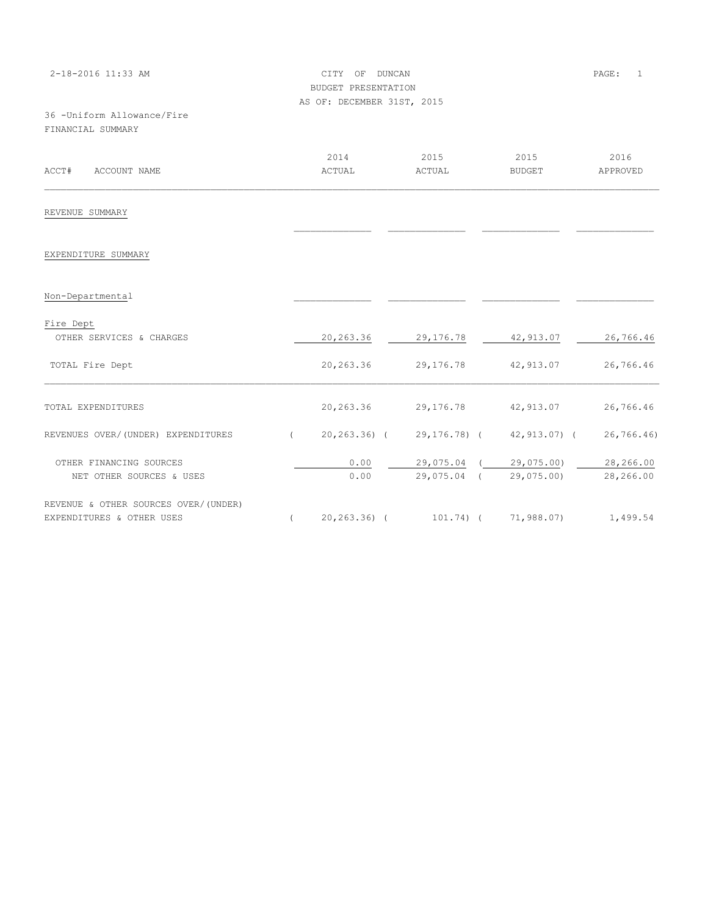2-18-2016 11:33 AM

CITY OF DUNCAN
BUDGET PRESENTATION
AS OF: DECEMBER 31ST, 2015

36 -Uniform Allowance/Fire
FINANCIAL SUMMARY

| ACCT# ACCOUNT NAME | 2014 ACTUAL | 2015 ACTUAL | 2015 BUDGET | 2016 APPROVED |
|---|---|---|---|---|
| REVENUE SUMMARY | | | | |
| EXPENDITURE SUMMARY | | | | |
| Non-Departmental | | | | |
| Fire Dept | | | | |
| OTHER SERVICES & CHARGES | 20,263.36 | 29,176.78 | 42,913.07 | 26,766.46 |
| TOTAL Fire Dept | 20,263.36 | 29,176.78 | 42,913.07 | 26,766.46 |
| TOTAL EXPENDITURES | 20,263.36 | 29,176.78 | 42,913.07 | 26,766.46 |
| REVENUES OVER/(UNDER) EXPENDITURES | ( 20,263.36) | ( 29,176.78) | ( 42,913.07) | ( 26,766.46) |
| OTHER FINANCING SOURCES | 0.00 | 29,075.04 | ( 29,075.00) | 28,266.00 |
| NET OTHER SOURCES & USES | 0.00 | 29,075.04 | ( 29,075.00) | 28,266.00 |
| REVENUE & OTHER SOURCES OVER/(UNDER) EXPENDITURES & OTHER USES | ( 20,263.36) | ( 101.74) | ( 71,988.07) | 1,499.54 |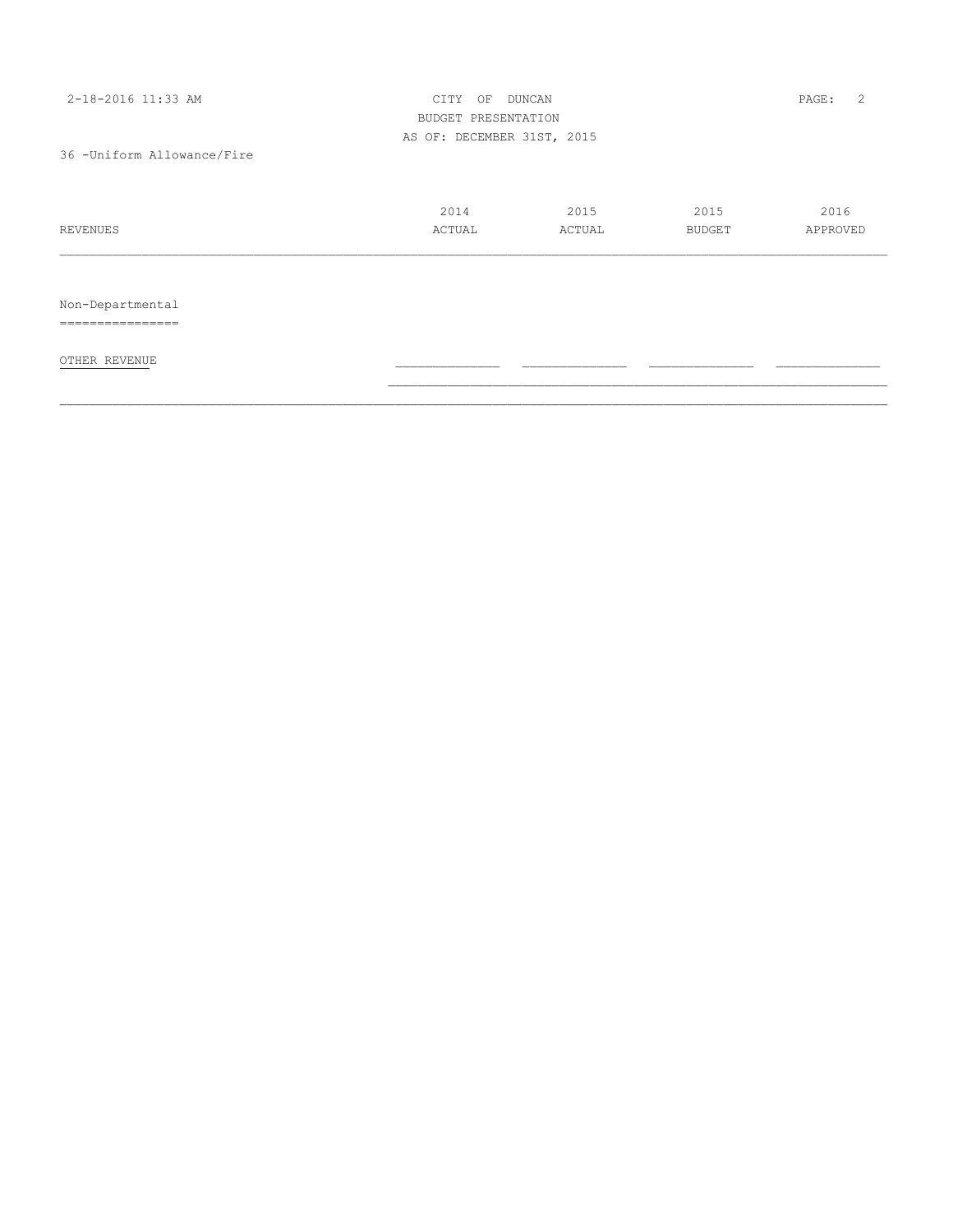CITY OF DUNCAN
BUDGET PRESENTATION
AS OF: DECEMBER 31ST, 2015

36 -Uniform Allowance/Fire

| REVENUES | 2014 ACTUAL | 2015 ACTUAL | 2015 BUDGET | 2016 APPROVED |
|---|---|---|---|---|
| **Non-Departmental** | | | | |
| OTHER REVENUE | | | | |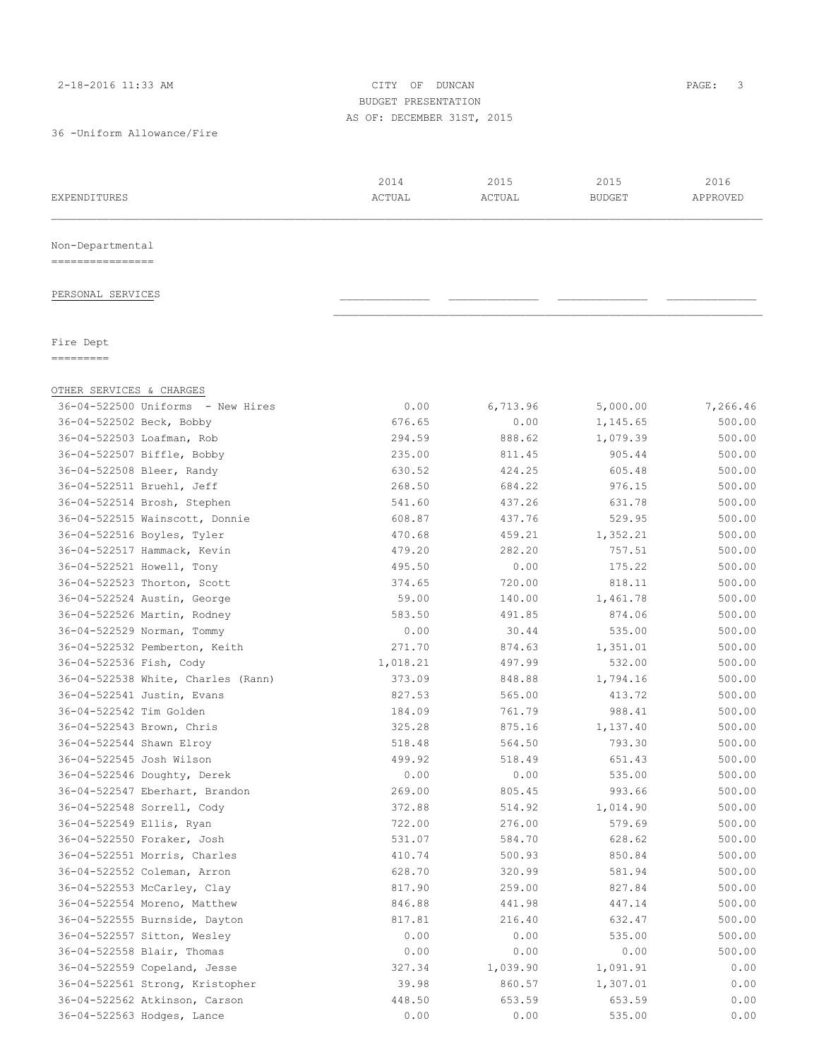2-18-2016 11:33 AM

CITY OF DUNCAN
BUDGET PRESENTATION
AS OF: DECEMBER 31ST, 2015

36 -Uniform Allowance/Fire

| EXPENDITURES | 2014 ACTUAL | 2015 ACTUAL | 2015 BUDGET | 2016 APPROVED |
|---|---|---|---|---|
| **Non-Departmental** | | | | |
| PERSONAL SERVICES | | | | |
| **Fire Dept** | | | | |
| OTHER SERVICES & CHARGES | | | | |
| 36-04-522500 Uniforms - New Hires | 0.00 | 6,713.96 | 5,000.00 | 7,266.46 |
| 36-04-522502 Beck, Bobby | 676.65 | 0.00 | 1,145.65 | 500.00 |
| 36-04-522503 Loafman, Rob | 294.59 | 888.62 | 1,079.39 | 500.00 |
| 36-04-522507 Biffle, Bobby | 235.00 | 811.45 | 905.44 | 500.00 |
| 36-04-522508 Bleer, Randy | 630.52 | 424.25 | 605.48 | 500.00 |
| 36-04-522511 Bruehl, Jeff | 268.50 | 684.22 | 976.15 | 500.00 |
| 36-04-522514 Brosh, Stephen | 541.60 | 437.26 | 631.78 | 500.00 |
| 36-04-522515 Wainscott, Donnie | 608.87 | 437.76 | 529.95 | 500.00 |
| 36-04-522516 Boyles, Tyler | 470.68 | 459.21 | 1,352.21 | 500.00 |
| 36-04-522517 Hammack, Kevin | 479.20 | 282.20 | 757.51 | 500.00 |
| 36-04-522521 Howell, Tony | 495.50 | 0.00 | 175.22 | 500.00 |
| 36-04-522523 Thorton, Scott | 374.65 | 720.00 | 818.11 | 500.00 |
| 36-04-522524 Austin, George | 59.00 | 140.00 | 1,461.78 | 500.00 |
| 36-04-522526 Martin, Rodney | 583.50 | 491.85 | 874.06 | 500.00 |
| 36-04-522529 Norman, Tommy | 0.00 | 30.44 | 535.00 | 500.00 |
| 36-04-522532 Pemberton, Keith | 271.70 | 874.63 | 1,351.01 | 500.00 |
| 36-04-522536 Fish, Cody | 1,018.21 | 497.99 | 532.00 | 500.00 |
| 36-04-522538 White, Charles (Rann) | 373.09 | 848.88 | 1,794.16 | 500.00 |
| 36-04-522541 Justin, Evans | 827.53 | 565.00 | 413.72 | 500.00 |
| 36-04-522542 Tim Golden | 184.09 | 761.79 | 988.41 | 500.00 |
| 36-04-522543 Brown, Chris | 325.28 | 875.16 | 1,137.40 | 500.00 |
| 36-04-522544 Shawn Elroy | 518.48 | 564.50 | 793.30 | 500.00 |
| 36-04-522545 Josh Wilson | 499.92 | 518.49 | 651.43 | 500.00 |
| 36-04-522546 Doughty, Derek | 0.00 | 0.00 | 535.00 | 500.00 |
| 36-04-522547 Eberhart, Brandon | 269.00 | 805.45 | 993.66 | 500.00 |
| 36-04-522548 Sorrell, Cody | 372.88 | 514.92 | 1,014.90 | 500.00 |
| 36-04-522549 Ellis, Ryan | 722.00 | 276.00 | 579.69 | 500.00 |
| 36-04-522550 Foraker, Josh | 531.07 | 584.70 | 628.62 | 500.00 |
| 36-04-522551 Morris, Charles | 410.74 | 500.93 | 850.84 | 500.00 |
| 36-04-522552 Coleman, Arron | 628.70 | 320.99 | 581.94 | 500.00 |
| 36-04-522553 McCarley, Clay | 817.90 | 259.00 | 827.84 | 500.00 |
| 36-04-522554 Moreno, Matthew | 846.88 | 441.98 | 447.14 | 500.00 |
| 36-04-522555 Burnside, Dayton | 817.81 | 216.40 | 632.47 | 500.00 |
| 36-04-522557 Sitton, Wesley | 0.00 | 0.00 | 535.00 | 500.00 |
| 36-04-522558 Blair, Thomas | 0.00 | 0.00 | 0.00 | 500.00 |
| 36-04-522559 Copeland, Jesse | 327.34 | 1,039.90 | 1,091.91 | 0.00 |
| 36-04-522561 Strong, Kristopher | 39.98 | 860.57 | 1,307.01 | 0.00 |
| 36-04-522562 Atkinson, Carson | 448.50 | 653.59 | 653.59 | 0.00 |
| 36-04-522563 Hodges, Lance | 0.00 | 0.00 | 535.00 | 0.00 |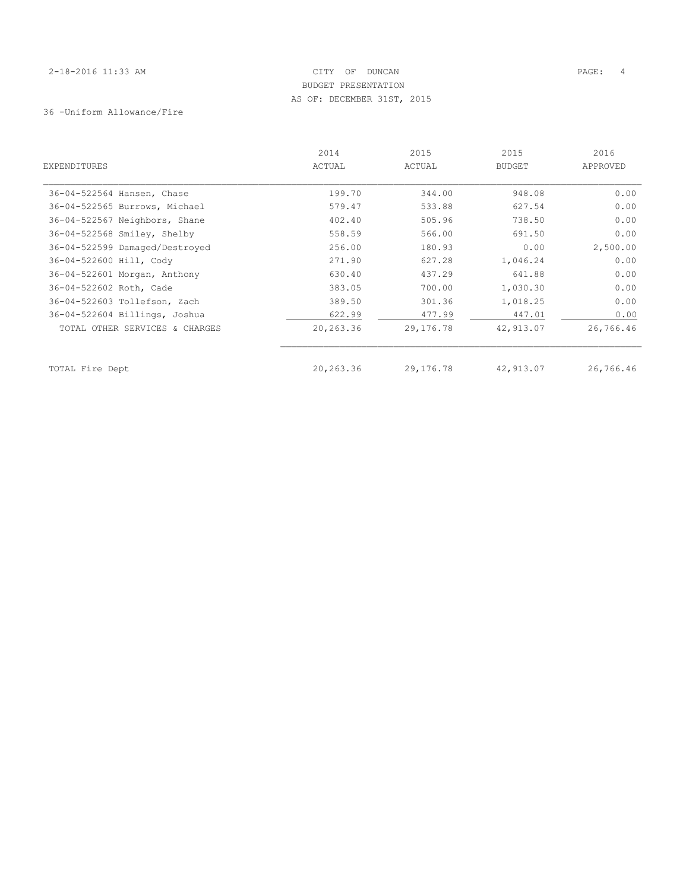CITY OF DUNCAN
BUDGET PRESENTATION
AS OF: DECEMBER 31ST, 2015

36 -Uniform Allowance/Fire

| EXPENDITURES | 2014 ACTUAL | 2015 ACTUAL | 2015 BUDGET | 2016 APPROVED |
|---|---|---|---|---|
| 36-04-522564 Hansen, Chase | 199.70 | 344.00 | 948.08 | 0.00 |
| 36-04-522565 Burrows, Michael | 579.47 | 533.88 | 627.54 | 0.00 |
| 36-04-522567 Neighbors, Shane | 402.40 | 505.96 | 738.50 | 0.00 |
| 36-04-522568 Smiley, Shelby | 558.59 | 566.00 | 691.50 | 0.00 |
| 36-04-522599 Damaged/Destroyed | 256.00 | 180.93 | 0.00 | 2,500.00 |
| 36-04-522600 Hill, Cody | 271.90 | 627.28 | 1,046.24 | 0.00 |
| 36-04-522601 Morgan, Anthony | 630.40 | 437.29 | 641.88 | 0.00 |
| 36-04-522602 Roth, Cade | 383.05 | 700.00 | 1,030.30 | 0.00 |
| 36-04-522603 Tollefson, Zach | 389.50 | 301.36 | 1,018.25 | 0.00 |
| 36-04-522604 Billings, Joshua | 622.99 | 477.99 | 447.01 | 0.00 |
| TOTAL OTHER SERVICES & CHARGES | 20,263.36 | 29,176.78 | 42,913.07 | 26,766.46 |
| TOTAL Fire Dept | 20,263.36 | 29,176.78 | 42,913.07 | 26,766.46 |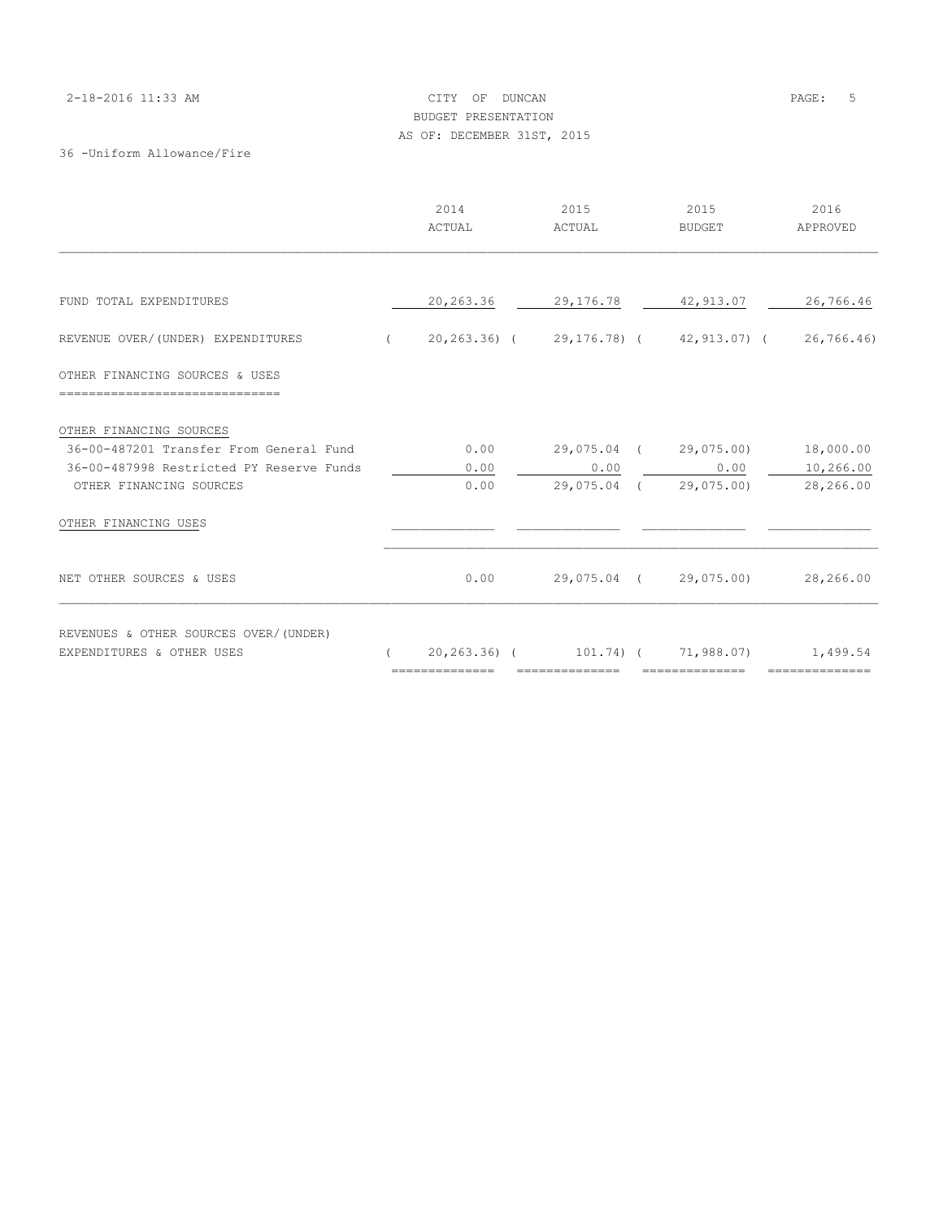2-18-2016 11:33 AM

CITY OF DUNCAN

BUDGET PRESENTATION

AS OF: DECEMBER 31ST, 2015

36 -Uniform Allowance/Fire

| | 2014 ACTUAL | 2015 ACTUAL | 2015 BUDGET | 2016 APPROVED |
|---|---|---|---|---|
| FUND TOTAL EXPENDITURES | 20,263.36 | 29,176.78 | 42,913.07 | 26,766.46 |
| REVENUE OVER/(UNDER) EXPENDITURES | ( 20,263.36) | ( 29,176.78) | ( 42,913.07) | ( 26,766.46) |
| OTHER FINANCING SOURCES & USES | | | | |
| OTHER FINANCING SOURCES | | | | |
| 36-00-487201 Transfer From General Fund | 0.00 | 29,075.04 | ( 29,075.00) | 18,000.00 |
| 36-00-487998 Restricted PY Reserve Funds | 0.00 | 0.00 | 0.00 | 10,266.00 |
| OTHER FINANCING SOURCES | 0.00 | 29,075.04 | ( 29,075.00) | 28,266.00 |
| OTHER FINANCING USES | | | | |
| NET OTHER SOURCES & USES | 0.00 | 29,075.04 | ( 29,075.00) | 28,266.00 |
| REVENUES & OTHER SOURCES OVER/(UNDER) EXPENDITURES & OTHER USES | ( 20,263.36) | ( 101.74) | ( 71,988.07) | 1,499.54 |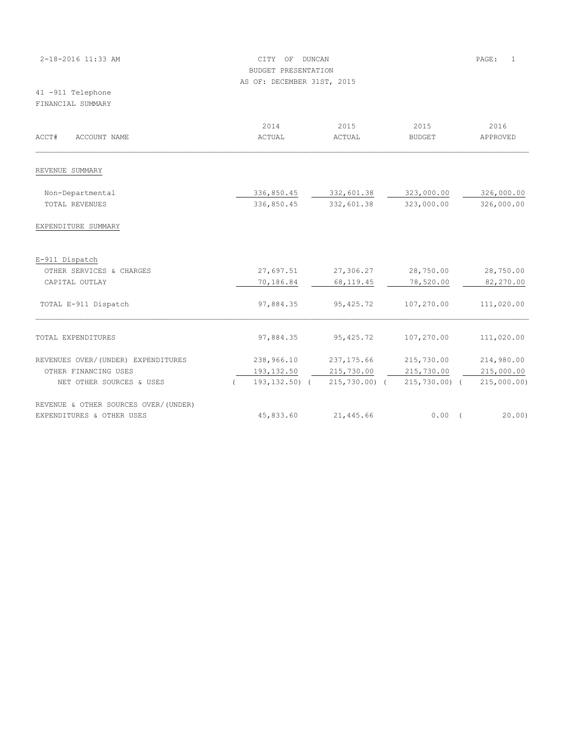CITY OF DUNCAN
BUDGET PRESENTATION
AS OF: DECEMBER 31ST, 2015

41 -911 Telephone
FINANCIAL SUMMARY

| ACCT# ACCOUNT NAME | 2014 ACTUAL | 2015 ACTUAL | 2015 BUDGET | 2016 APPROVED |
|---|---|---|---|---|
| REVENUE SUMMARY | | | | |
| Non-Departmental | 336,850.45 | 332,601.38 | 323,000.00 | 326,000.00 |
| TOTAL REVENUES | 336,850.45 | 332,601.38 | 323,000.00 | 326,000.00 |
| EXPENDITURE SUMMARY | | | | |
| E-911 Dispatch | | | | |
| OTHER SERVICES & CHARGES | 27,697.51 | 27,306.27 | 28,750.00 | 28,750.00 |
| CAPITAL OUTLAY | 70,186.84 | 68,119.45 | 78,520.00 | 82,270.00 |
| TOTAL E-911 Dispatch | 97,884.35 | 95,425.72 | 107,270.00 | 111,020.00 |
| TOTAL EXPENDITURES | 97,884.35 | 95,425.72 | 107,270.00 | 111,020.00 |
| REVENUES OVER/(UNDER) EXPENDITURES | 238,966.10 | 237,175.66 | 215,730.00 | 214,980.00 |
| OTHER FINANCING USES | 193,132.50 | 215,730.00 | 215,730.00 | 215,000.00 |
| NET OTHER SOURCES & USES | ( 193,132.50) | ( 215,730.00) | ( 215,730.00) | ( 215,000.00) |
| REVENUE & OTHER SOURCES OVER/(UNDER) EXPENDITURES & OTHER USES | 45,833.60 | 21,445.66 | 0.00 | ( 20.00) |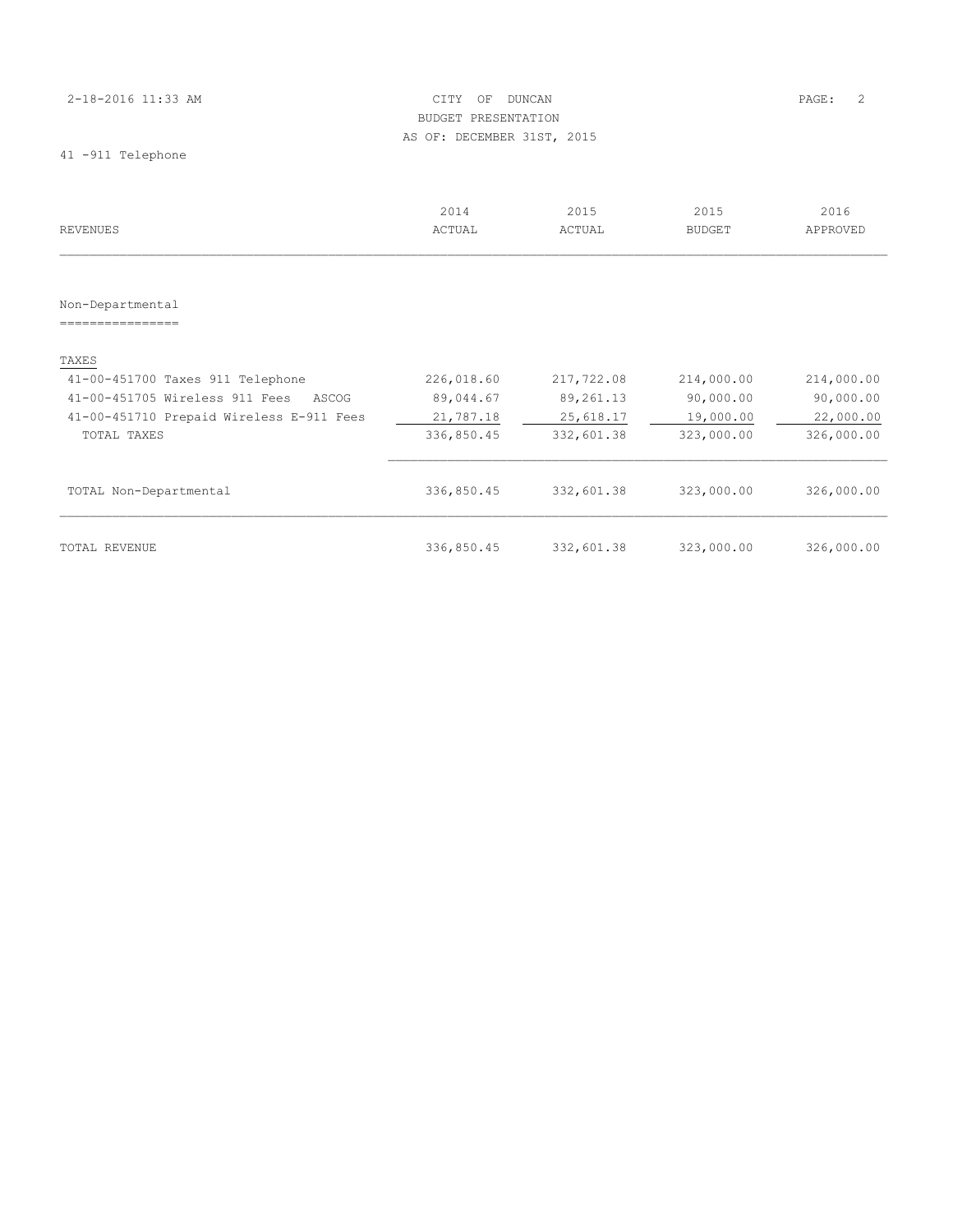CITY OF DUNCAN

BUDGET PRESENTATION

AS OF: DECEMBER 31ST, 2015

41 -911 Telephone

| REVENUES | 2014 ACTUAL | 2015 ACTUAL | 2015 BUDGET | 2016 APPROVED |
|---|---|---|---|---|
| **Non-Departmental** | | | | |
| TAXES | | | | |
| 41-00-451700 Taxes 911 Telephone | 226,018.60 | 217,722.08 | 214,000.00 | 214,000.00 |
| 41-00-451705 Wireless 911 Fees ASCOG | 89,044.67 | 89,261.13 | 90,000.00 | 90,000.00 |
| 41-00-451710 Prepaid Wireless E-911 Fees | 21,787.18 | 25,618.17 | 19,000.00 | 22,000.00 |
| TOTAL TAXES | 336,850.45 | 332,601.38 | 323,000.00 | 326,000.00 |
| TOTAL Non-Departmental | 336,850.45 | 332,601.38 | 323,000.00 | 326,000.00 |
| TOTAL REVENUE | 336,850.45 | 332,601.38 | 323,000.00 | 326,000.00 |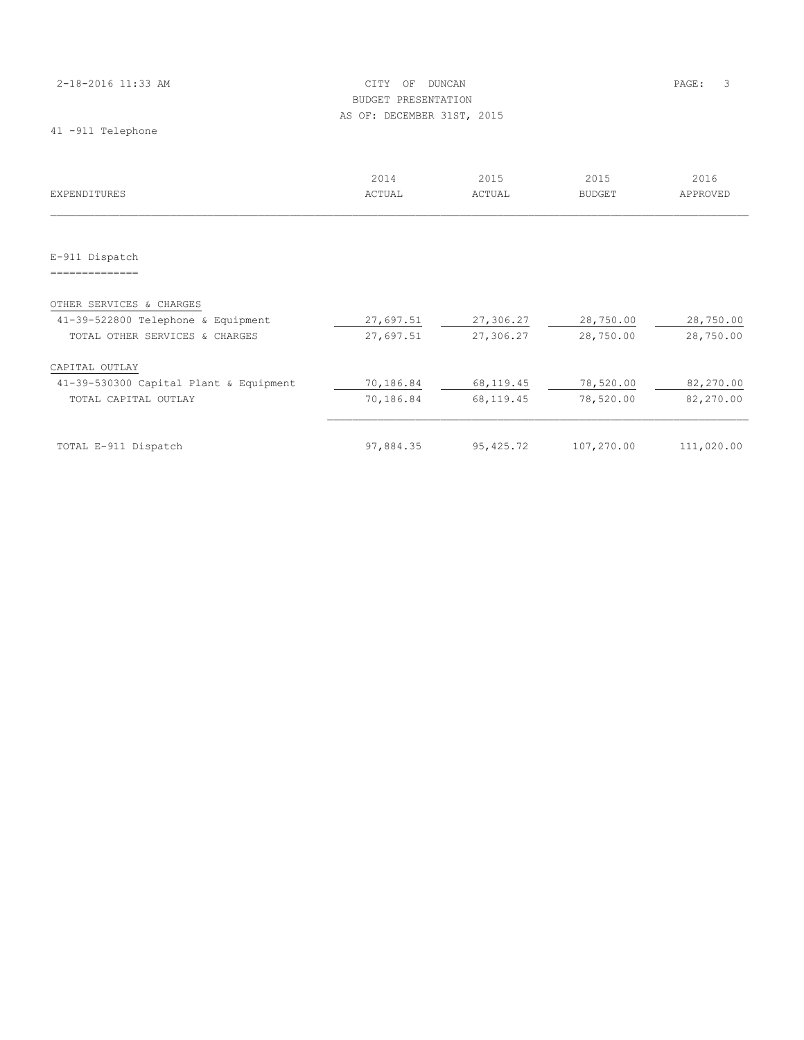CITY OF DUNCAN
BUDGET PRESENTATION
AS OF: DECEMBER 31ST, 2015

41 -911 Telephone

| EXPENDITURES | 2014 ACTUAL | 2015 ACTUAL | 2015 BUDGET | 2016 APPROVED |
|---|---|---|---|---|
| **E-911 Dispatch** | | | | |
| OTHER SERVICES & CHARGES | | | | |
| 41-39-522800 Telephone & Equipment | 27,697.51 | 27,306.27 | 28,750.00 | 28,750.00 |
| TOTAL OTHER SERVICES & CHARGES | 27,697.51 | 27,306.27 | 28,750.00 | 28,750.00 |
| CAPITAL OUTLAY | | | | |
| 41-39-530300 Capital Plant & Equipment | 70,186.84 | 68,119.45 | 78,520.00 | 82,270.00 |
| TOTAL CAPITAL OUTLAY | 70,186.84 | 68,119.45 | 78,520.00 | 82,270.00 |
| TOTAL E-911 Dispatch | 97,884.35 | 95,425.72 | 107,270.00 | 111,020.00 |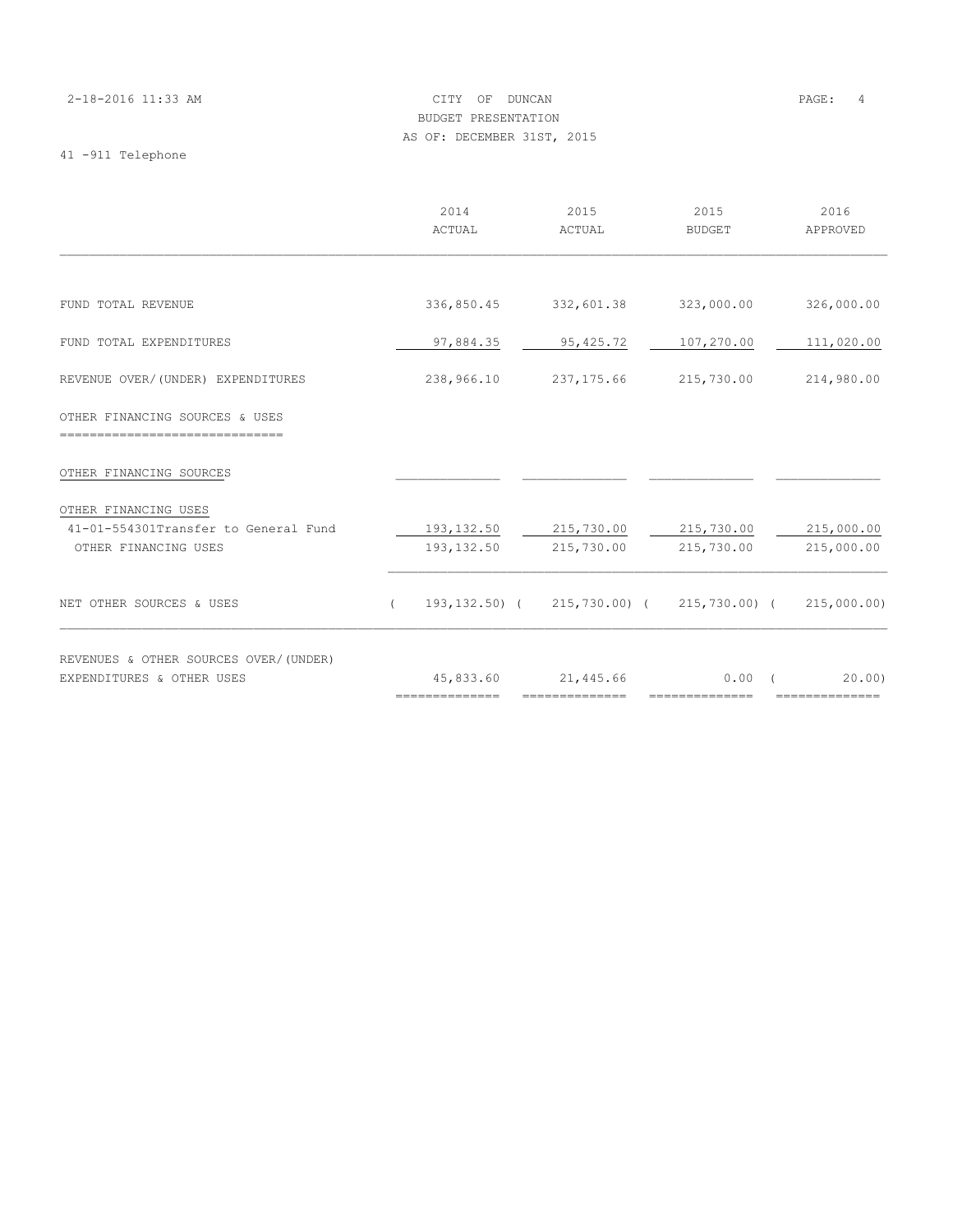CITY OF DUNCAN
BUDGET PRESENTATION
AS OF: DECEMBER 31ST, 2015

41 -911 Telephone

| | 2014 ACTUAL | 2015 ACTUAL | 2015 BUDGET | 2016 APPROVED |
|---|---|---|---|---|
| FUND TOTAL REVENUE | 336,850.45 | 332,601.38 | 323,000.00 | 326,000.00 |
| FUND TOTAL EXPENDITURES | 97,884.35 | 95,425.72 | 107,270.00 | 111,020.00 |
| REVENUE OVER/(UNDER) EXPENDITURES | 238,966.10 | 237,175.66 | 215,730.00 | 214,980.00 |
| OTHER FINANCING SOURCES & USES | | | | |
| OTHER FINANCING SOURCES | | | | |
| OTHER FINANCING USES | | | | |
| 41-01-554301Transfer to General Fund | 193,132.50 | 215,730.00 | 215,730.00 | 215,000.00 |
| OTHER FINANCING USES | 193,132.50 | 215,730.00 | 215,730.00 | 215,000.00 |
| NET OTHER SOURCES & USES | ( 193,132.50) | ( 215,730.00) | ( 215,730.00) | ( 215,000.00) |
| REVENUES & OTHER SOURCES OVER/(UNDER) EXPENDITURES & OTHER USES | 45,833.60 | 21,445.66 | 0.00 | ( 20.00) |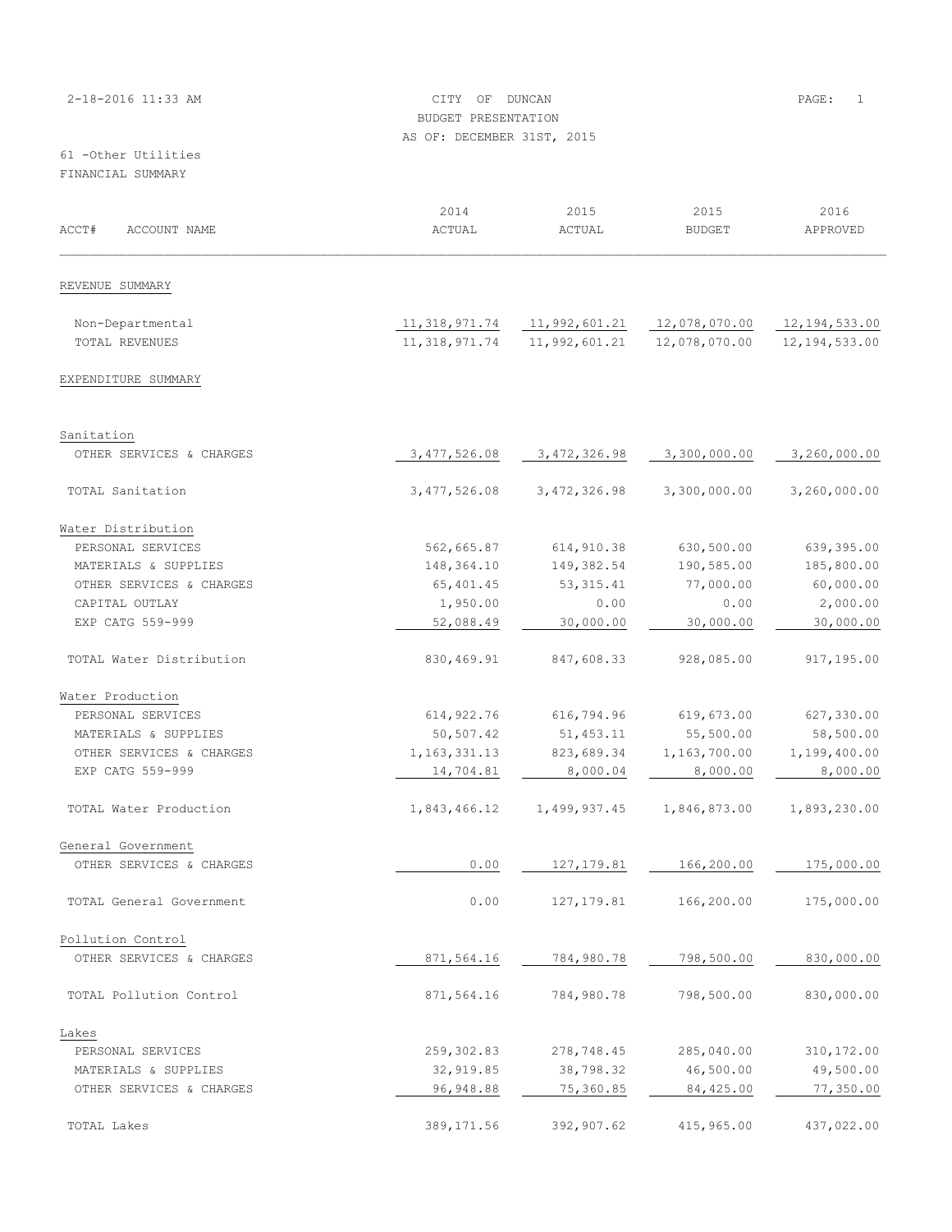CITY OF DUNCAN
BUDGET PRESENTATION
AS OF: DECEMBER 31ST, 2015

61 -Other Utilities
FINANCIAL SUMMARY

| ACCT# ACCOUNT NAME | 2014 ACTUAL | 2015 ACTUAL | 2015 BUDGET | 2016 APPROVED |
|---|---|---|---|---|
| REVENUE SUMMARY | | | | |
| Non-Departmental | 11,318,971.74 | 11,992,601.21 | 12,078,070.00 | 12,194,533.00 |
| TOTAL REVENUES | 11,318,971.74 | 11,992,601.21 | 12,078,070.00 | 12,194,533.00 |
| EXPENDITURE SUMMARY | | | | |
| Sanitation | | | | |
| OTHER SERVICES & CHARGES | 3,477,526.08 | 3,472,326.98 | 3,300,000.00 | 3,260,000.00 |
| TOTAL Sanitation | 3,477,526.08 | 3,472,326.98 | 3,300,000.00 | 3,260,000.00 |
| Water Distribution | | | | |
| PERSONAL SERVICES | 562,665.87 | 614,910.38 | 630,500.00 | 639,395.00 |
| MATERIALS & SUPPLIES | 148,364.10 | 149,382.54 | 190,585.00 | 185,800.00 |
| OTHER SERVICES & CHARGES | 65,401.45 | 53,315.41 | 77,000.00 | 60,000.00 |
| CAPITAL OUTLAY | 1,950.00 | 0.00 | 0.00 | 2,000.00 |
| EXP CATG 559-999 | 52,088.49 | 30,000.00 | 30,000.00 | 30,000.00 |
| TOTAL Water Distribution | 830,469.91 | 847,608.33 | 928,085.00 | 917,195.00 |
| Water Production | | | | |
| PERSONAL SERVICES | 614,922.76 | 616,794.96 | 619,673.00 | 627,330.00 |
| MATERIALS & SUPPLIES | 50,507.42 | 51,453.11 | 55,500.00 | 58,500.00 |
| OTHER SERVICES & CHARGES | 1,163,331.13 | 823,689.34 | 1,163,700.00 | 1,199,400.00 |
| EXP CATG 559-999 | 14,704.81 | 8,000.04 | 8,000.00 | 8,000.00 |
| TOTAL Water Production | 1,843,466.12 | 1,499,937.45 | 1,846,873.00 | 1,893,230.00 |
| General Government | | | | |
| OTHER SERVICES & CHARGES | 0.00 | 127,179.81 | 166,200.00 | 175,000.00 |
| TOTAL General Government | 0.00 | 127,179.81 | 166,200.00 | 175,000.00 |
| Pollution Control | | | | |
| OTHER SERVICES & CHARGES | 871,564.16 | 784,980.78 | 798,500.00 | 830,000.00 |
| TOTAL Pollution Control | 871,564.16 | 784,980.78 | 798,500.00 | 830,000.00 |
| Lakes | | | | |
| PERSONAL SERVICES | 259,302.83 | 278,748.45 | 285,040.00 | 310,172.00 |
| MATERIALS & SUPPLIES | 32,919.85 | 38,798.32 | 46,500.00 | 49,500.00 |
| OTHER SERVICES & CHARGES | 96,948.88 | 75,360.85 | 84,425.00 | 77,350.00 |
| TOTAL Lakes | 389,171.56 | 392,907.62 | 415,965.00 | 437,022.00 |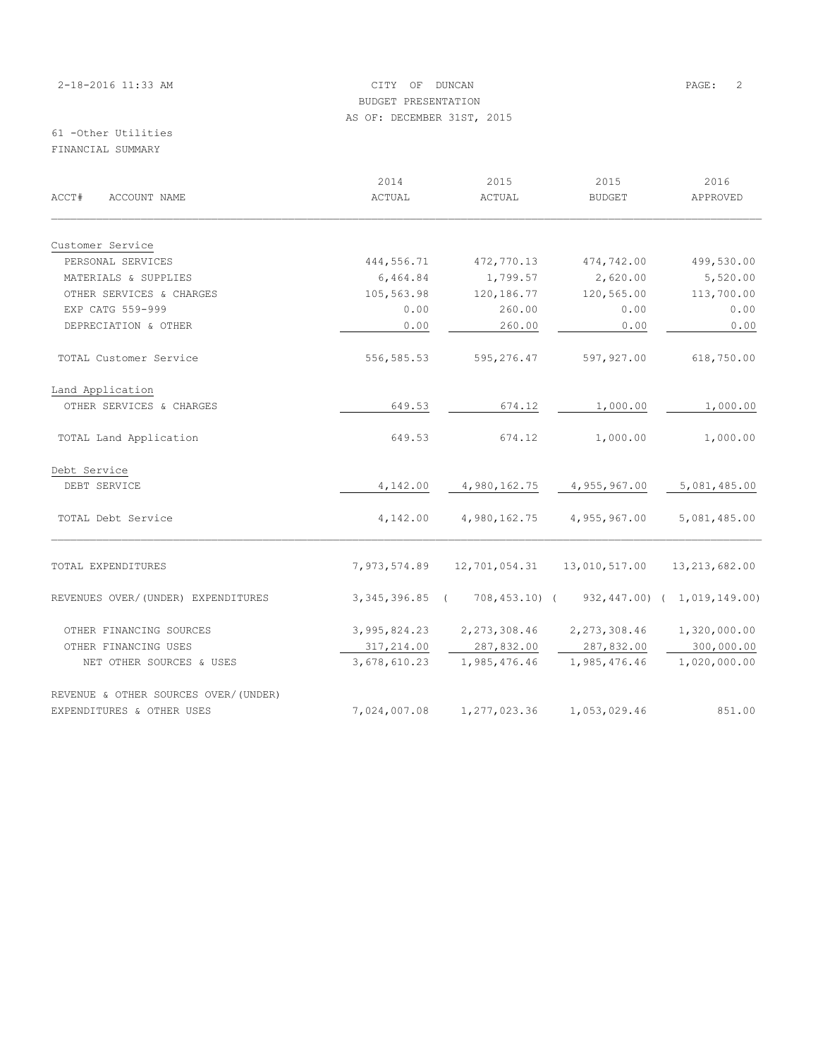CITY OF DUNCAN
BUDGET PRESENTATION
AS OF: DECEMBER 31ST, 2015

61 -Other Utilities
FINANCIAL SUMMARY

| ACCT# ACCOUNT NAME | 2014 ACTUAL | 2015 ACTUAL | 2015 BUDGET | 2016 APPROVED |
|---|---|---|---|---|
| Customer Service | | | | |
| PERSONAL SERVICES | 444,556.71 | 472,770.13 | 474,742.00 | 499,530.00 |
| MATERIALS & SUPPLIES | 6,464.84 | 1,799.57 | 2,620.00 | 5,520.00 |
| OTHER SERVICES & CHARGES | 105,563.98 | 120,186.77 | 120,565.00 | 113,700.00 |
| EXP CATG 559-999 | 0.00 | 260.00 | 0.00 | 0.00 |
| DEPRECIATION & OTHER | 0.00 | 260.00 | 0.00 | 0.00 |
| TOTAL Customer Service | 556,585.53 | 595,276.47 | 597,927.00 | 618,750.00 |
| Land Application | | | | |
| OTHER SERVICES & CHARGES | 649.53 | 674.12 | 1,000.00 | 1,000.00 |
| TOTAL Land Application | 649.53 | 674.12 | 1,000.00 | 1,000.00 |
| Debt Service | | | | |
| DEBT SERVICE | 4,142.00 | 4,980,162.75 | 4,955,967.00 | 5,081,485.00 |
| TOTAL Debt Service | 4,142.00 | 4,980,162.75 | 4,955,967.00 | 5,081,485.00 |
| TOTAL EXPENDITURES | 7,973,574.89 | 12,701,054.31 | 13,010,517.00 | 13,213,682.00 |
| REVENUES OVER/(UNDER) EXPENDITURES | 3,345,396.85 | ( 708,453.10) | ( 932,447.00) | ( 1,019,149.00) |
| OTHER FINANCING SOURCES | 3,995,824.23 | 2,273,308.46 | 2,273,308.46 | 1,320,000.00 |
| OTHER FINANCING USES | 317,214.00 | 287,832.00 | 287,832.00 | 300,000.00 |
| NET OTHER SOURCES & USES | 3,678,610.23 | 1,985,476.46 | 1,985,476.46 | 1,020,000.00 |
| REVENUE & OTHER SOURCES OVER/(UNDER) EXPENDITURES & OTHER USES | 7,024,007.08 | 1,277,023.36 | 1,053,029.46 | 851.00 |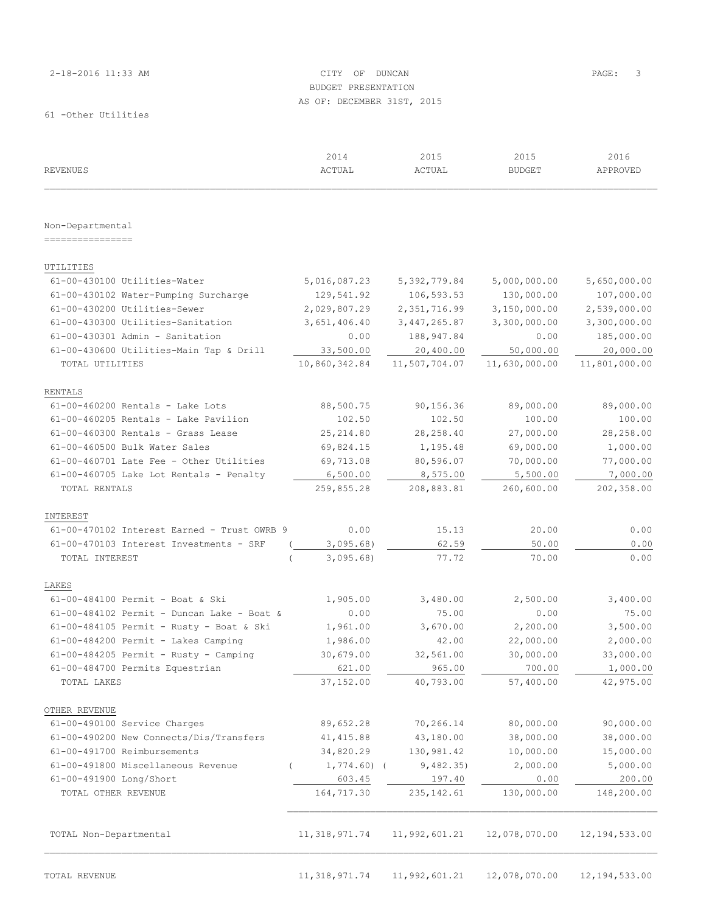2-18-2016 11:33 AM

CITY OF DUNCAN
BUDGET PRESENTATION
AS OF: DECEMBER 31ST, 2015

61 -Other Utilities

| REVENUES | 2014 ACTUAL | 2015 ACTUAL | 2015 BUDGET | 2016 APPROVED |
|---|---|---|---|---|
| **Non-Departmental** | | | | |
| UTILITIES | | | | |
| 61-00-430100 Utilities-Water | 5,016,087.23 | 5,392,779.84 | 5,000,000.00 | 5,650,000.00 |
| 61-00-430102 Water-Pumping Surcharge | 129,541.92 | 106,593.53 | 130,000.00 | 107,000.00 |
| 61-00-430200 Utilities-Sewer | 2,029,807.29 | 2,351,716.99 | 3,150,000.00 | 2,539,000.00 |
| 61-00-430300 Utilities-Sanitation | 3,651,406.40 | 3,447,265.87 | 3,300,000.00 | 3,300,000.00 |
| 61-00-430301 Admin - Sanitation | 0.00 | 188,947.84 | 0.00 | 185,000.00 |
| 61-00-430600 Utilities-Main Tap & Drill | 33,500.00 | 20,400.00 | 50,000.00 | 20,000.00 |
| TOTAL UTILITIES | 10,860,342.84 | 11,507,704.07 | 11,630,000.00 | 11,801,000.00 |
| RENTALS | | | | |
| 61-00-460200 Rentals - Lake Lots | 88,500.75 | 90,156.36 | 89,000.00 | 89,000.00 |
| 61-00-460205 Rentals - Lake Pavilion | 102.50 | 102.50 | 100.00 | 100.00 |
| 61-00-460300 Rentals - Grass Lease | 25,214.80 | 28,258.40 | 27,000.00 | 28,258.00 |
| 61-00-460500 Bulk Water Sales | 69,824.15 | 1,195.48 | 69,000.00 | 1,000.00 |
| 61-00-460701 Late Fee - Other Utilities | 69,713.08 | 80,596.07 | 70,000.00 | 77,000.00 |
| 61-00-460705 Lake Lot Rentals - Penalty | 6,500.00 | 8,575.00 | 5,500.00 | 7,000.00 |
| TOTAL RENTALS | 259,855.28 | 208,883.81 | 260,600.00 | 202,358.00 |
| INTEREST | | | | |
| 61-00-470102 Interest Earned - Trust OWRB 9 | 0.00 | 15.13 | 20.00 | 0.00 |
| 61-00-470103 Interest Investments - SRF | ( 3,095.68) | 62.59 | 50.00 | 0.00 |
| TOTAL INTEREST | ( 3,095.68) | 77.72 | 70.00 | 0.00 |
| LAKES | | | | |
| 61-00-484100 Permit - Boat & Ski | 1,905.00 | 3,480.00 | 2,500.00 | 3,400.00 |
| 61-00-484102 Permit - Duncan Lake - Boat & | 0.00 | 75.00 | 0.00 | 75.00 |
| 61-00-484105 Permit - Rusty - Boat & Ski | 1,961.00 | 3,670.00 | 2,200.00 | 3,500.00 |
| 61-00-484200 Permit - Lakes Camping | 1,986.00 | 42.00 | 22,000.00 | 2,000.00 |
| 61-00-484205 Permit - Rusty - Camping | 30,679.00 | 32,561.00 | 30,000.00 | 33,000.00 |
| 61-00-484700 Permits Equestrian | 621.00 | 965.00 | 700.00 | 1,000.00 |
| TOTAL LAKES | 37,152.00 | 40,793.00 | 57,400.00 | 42,975.00 |
| OTHER REVENUE | | | | |
| 61-00-490100 Service Charges | 89,652.28 | 70,266.14 | 80,000.00 | 90,000.00 |
| 61-00-490200 New Connects/Dis/Transfers | 41,415.88 | 43,180.00 | 38,000.00 | 38,000.00 |
| 61-00-491700 Reimbursements | 34,820.29 | 130,981.42 | 10,000.00 | 15,000.00 |
| 61-00-491800 Miscellaneous Revenue | ( 1,774.60) | ( 9,482.35) | 2,000.00 | 5,000.00 |
| 61-00-491900 Long/Short | 603.45 | 197.40 | 0.00 | 200.00 |
| TOTAL OTHER REVENUE | 164,717.30 | 235,142.61 | 130,000.00 | 148,200.00 |
| TOTAL Non-Departmental | 11,318,971.74 | 11,992,601.21 | 12,078,070.00 | 12,194,533.00 |
| TOTAL REVENUE | 11,318,971.74 | 11,992,601.21 | 12,078,070.00 | 12,194,533.00 |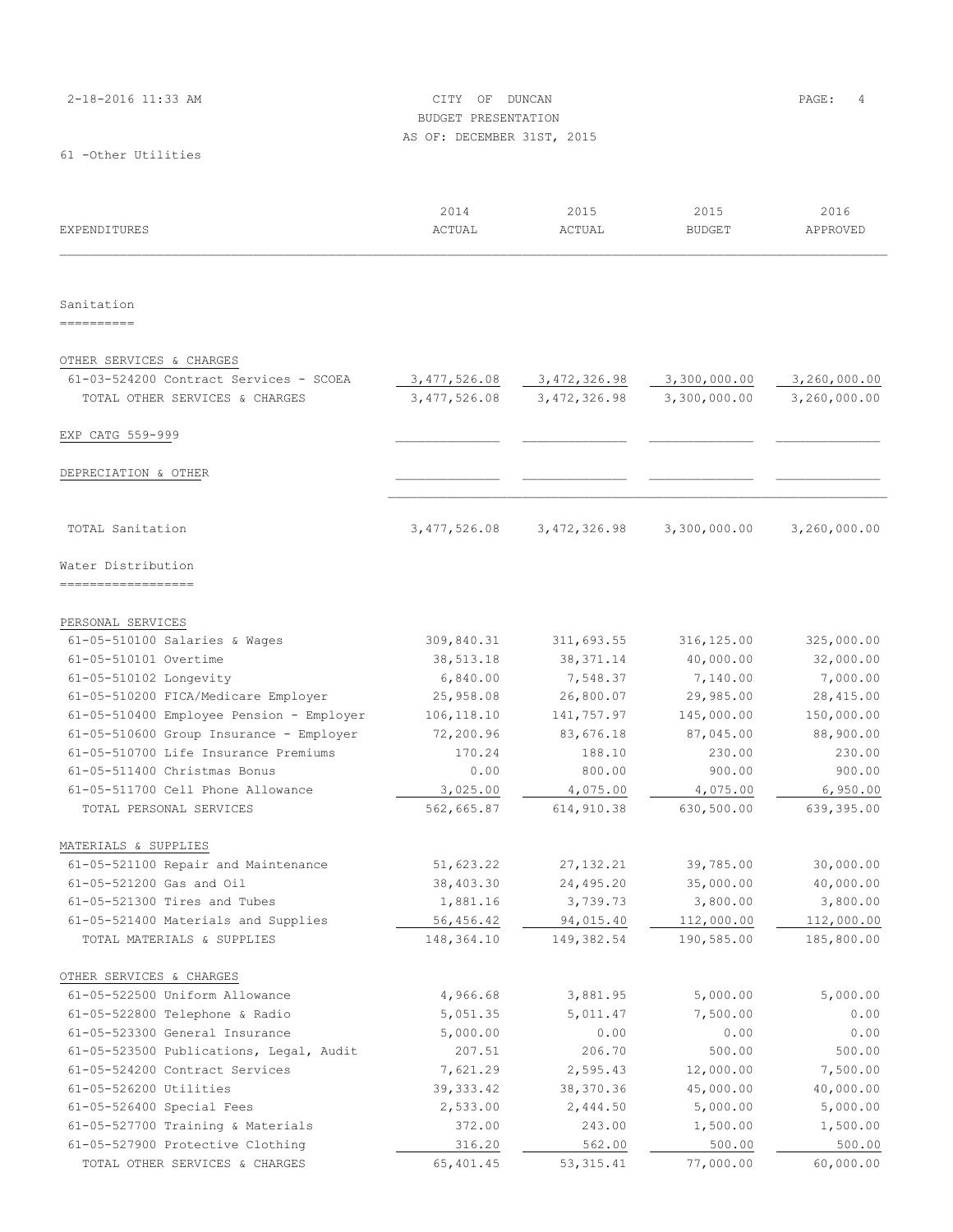CITY OF DUNCAN
BUDGET PRESENTATION
AS OF: DECEMBER 31ST, 2015

61 -Other Utilities

| EXPENDITURES | 2014 ACTUAL | 2015 ACTUAL | 2015 BUDGET | 2016 APPROVED |
|---|---|---|---|---|
| **Sanitation** | | | | |
| OTHER SERVICES & CHARGES | | | | |
| 61-03-524200 Contract Services - SCOEA | 3,477,526.08 | 3,472,326.98 | 3,300,000.00 | 3,260,000.00 |
| TOTAL OTHER SERVICES & CHARGES | 3,477,526.08 | 3,472,326.98 | 3,300,000.00 | 3,260,000.00 |
| EXP CATG 559-999 | | | | |
| DEPRECIATION & OTHER | | | | |
| TOTAL Sanitation | 3,477,526.08 | 3,472,326.98 | 3,300,000.00 | 3,260,000.00 |
| **Water Distribution** | | | | |
| PERSONAL SERVICES | | | | |
| 61-05-510100 Salaries & Wages | 309,840.31 | 311,693.55 | 316,125.00 | 325,000.00 |
| 61-05-510101 Overtime | 38,513.18 | 38,371.14 | 40,000.00 | 32,000.00 |
| 61-05-510102 Longevity | 6,840.00 | 7,548.37 | 7,140.00 | 7,000.00 |
| 61-05-510200 FICA/Medicare Employer | 25,958.08 | 26,800.07 | 29,985.00 | 28,415.00 |
| 61-05-510400 Employee Pension - Employer | 106,118.10 | 141,757.97 | 145,000.00 | 150,000.00 |
| 61-05-510600 Group Insurance - Employer | 72,200.96 | 83,676.18 | 87,045.00 | 88,900.00 |
| 61-05-510700 Life Insurance Premiums | 170.24 | 188.10 | 230.00 | 230.00 |
| 61-05-511400 Christmas Bonus | 0.00 | 800.00 | 900.00 | 900.00 |
| 61-05-511700 Cell Phone Allowance | 3,025.00 | 4,075.00 | 4,075.00 | 6,950.00 |
| TOTAL PERSONAL SERVICES | 562,665.87 | 614,910.38 | 630,500.00 | 639,395.00 |
| MATERIALS & SUPPLIES | | | | |
| 61-05-521100 Repair and Maintenance | 51,623.22 | 27,132.21 | 39,785.00 | 30,000.00 |
| 61-05-521200 Gas and Oil | 38,403.30 | 24,495.20 | 35,000.00 | 40,000.00 |
| 61-05-521300 Tires and Tubes | 1,881.16 | 3,739.73 | 3,800.00 | 3,800.00 |
| 61-05-521400 Materials and Supplies | 56,456.42 | 94,015.40 | 112,000.00 | 112,000.00 |
| TOTAL MATERIALS & SUPPLIES | 148,364.10 | 149,382.54 | 190,585.00 | 185,800.00 |
| OTHER SERVICES & CHARGES | | | | |
| 61-05-522500 Uniform Allowance | 4,966.68 | 3,881.95 | 5,000.00 | 5,000.00 |
| 61-05-522800 Telephone & Radio | 5,051.35 | 5,011.47 | 7,500.00 | 0.00 |
| 61-05-523300 General Insurance | 5,000.00 | 0.00 | 0.00 | 0.00 |
| 61-05-523500 Publications, Legal, Audit | 207.51 | 206.70 | 500.00 | 500.00 |
| 61-05-524200 Contract Services | 7,621.29 | 2,595.43 | 12,000.00 | 7,500.00 |
| 61-05-526200 Utilities | 39,333.42 | 38,370.36 | 45,000.00 | 40,000.00 |
| 61-05-526400 Special Fees | 2,533.00 | 2,444.50 | 5,000.00 | 5,000.00 |
| 61-05-527700 Training & Materials | 372.00 | 243.00 | 1,500.00 | 1,500.00 |
| 61-05-527900 Protective Clothing | 316.20 | 562.00 | 500.00 | 500.00 |
| TOTAL OTHER SERVICES & CHARGES | 65,401.45 | 53,315.41 | 77,000.00 | 60,000.00 |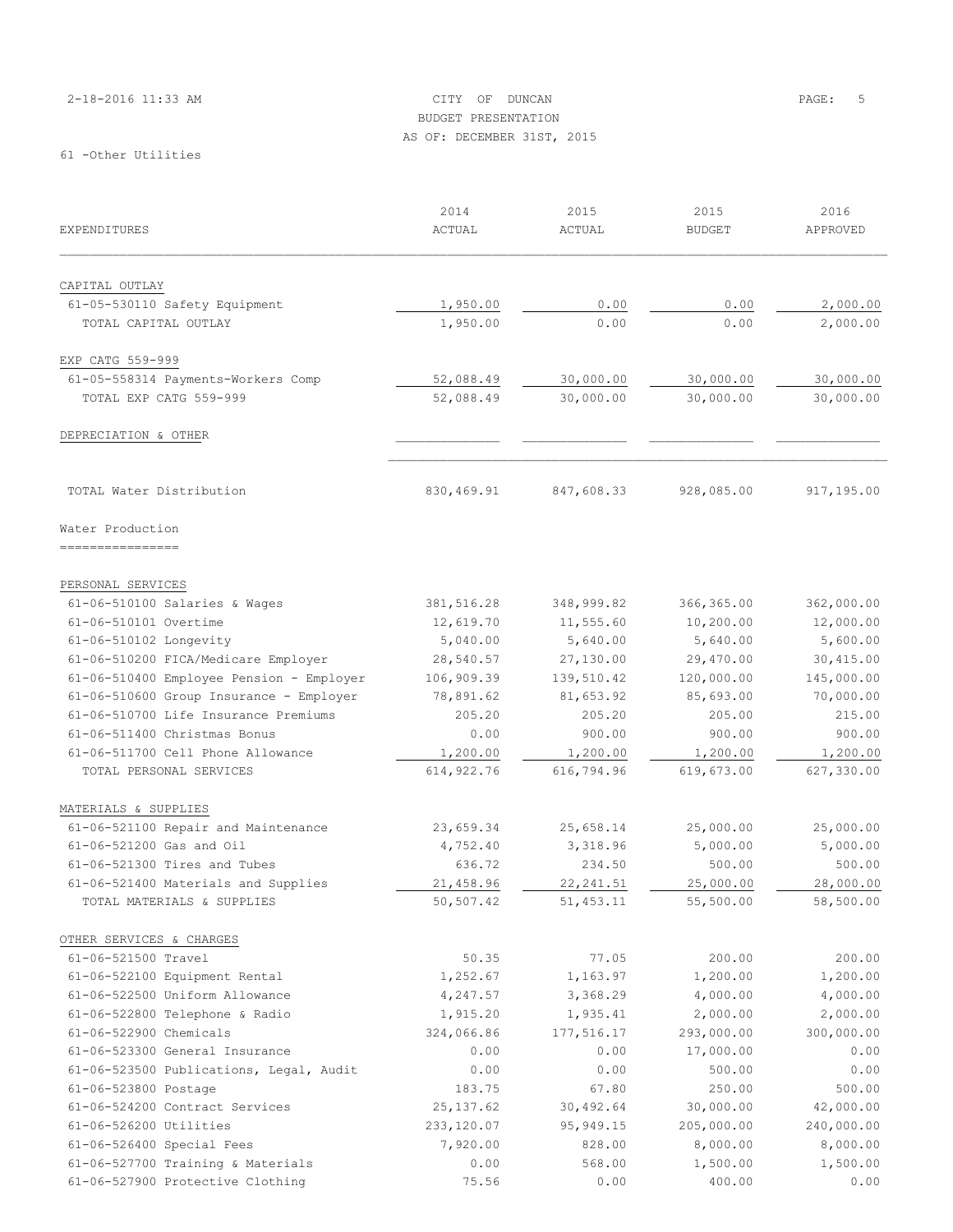CITY OF DUNCAN

BUDGET PRESENTATION

AS OF: DECEMBER 31ST, 2015

61 -Other Utilities

| EXPENDITURES | 2014 ACTUAL | 2015 ACTUAL | 2015 BUDGET | 2016 APPROVED |
|---|---|---|---|---|
| CAPITAL OUTLAY | | | | |
| 61-05-530110 Safety Equipment | 1,950.00 | 0.00 | 0.00 | 2,000.00 |
| TOTAL CAPITAL OUTLAY | 1,950.00 | 0.00 | 0.00 | 2,000.00 |
| EXP CATG 559-999 | | | | |
| 61-05-558314 Payments-Workers Comp | 52,088.49 | 30,000.00 | 30,000.00 | 30,000.00 |
| TOTAL EXP CATG 559-999 | 52,088.49 | 30,000.00 | 30,000.00 | 30,000.00 |
| DEPRECIATION & OTHER | | | | |
| TOTAL Water Distribution | 830,469.91 | 847,608.33 | 928,085.00 | 917,195.00 |

Water Production
================

| EXPENDITURES | 2014 ACTUAL | 2015 ACTUAL | 2015 BUDGET | 2016 APPROVED |
|---|---|---|---|---|
| PERSONAL SERVICES | | | | |
| 61-06-510100 Salaries & Wages | 381,516.28 | 348,999.82 | 366,365.00 | 362,000.00 |
| 61-06-510101 Overtime | 12,619.70 | 11,555.60 | 10,200.00 | 12,000.00 |
| 61-06-510102 Longevity | 5,040.00 | 5,640.00 | 5,640.00 | 5,600.00 |
| 61-06-510200 FICA/Medicare Employer | 28,540.57 | 27,130.00 | 29,470.00 | 30,415.00 |
| 61-06-510400 Employee Pension - Employer | 106,909.39 | 139,510.42 | 120,000.00 | 145,000.00 |
| 61-06-510600 Group Insurance - Employer | 78,891.62 | 81,653.92 | 85,693.00 | 70,000.00 |
| 61-06-510700 Life Insurance Premiums | 205.20 | 205.20 | 205.00 | 215.00 |
| 61-06-511400 Christmas Bonus | 0.00 | 900.00 | 900.00 | 900.00 |
| 61-06-511700 Cell Phone Allowance | 1,200.00 | 1,200.00 | 1,200.00 | 1,200.00 |
| TOTAL PERSONAL SERVICES | 614,922.76 | 616,794.96 | 619,673.00 | 627,330.00 |
| MATERIALS & SUPPLIES | | | | |
| 61-06-521100 Repair and Maintenance | 23,659.34 | 25,658.14 | 25,000.00 | 25,000.00 |
| 61-06-521200 Gas and Oil | 4,752.40 | 3,318.96 | 5,000.00 | 5,000.00 |
| 61-06-521300 Tires and Tubes | 636.72 | 234.50 | 500.00 | 500.00 |
| 61-06-521400 Materials and Supplies | 21,458.96 | 22,241.51 | 25,000.00 | 28,000.00 |
| TOTAL MATERIALS & SUPPLIES | 50,507.42 | 51,453.11 | 55,500.00 | 58,500.00 |
| OTHER SERVICES & CHARGES | | | | |
| 61-06-521500 Travel | 50.35 | 77.05 | 200.00 | 200.00 |
| 61-06-522100 Equipment Rental | 1,252.67 | 1,163.97 | 1,200.00 | 1,200.00 |
| 61-06-522500 Uniform Allowance | 4,247.57 | 3,368.29 | 4,000.00 | 4,000.00 |
| 61-06-522800 Telephone & Radio | 1,915.20 | 1,935.41 | 2,000.00 | 2,000.00 |
| 61-06-522900 Chemicals | 324,066.86 | 177,516.17 | 293,000.00 | 300,000.00 |
| 61-06-523300 General Insurance | 0.00 | 0.00 | 17,000.00 | 0.00 |
| 61-06-523500 Publications, Legal, Audit | 0.00 | 0.00 | 500.00 | 0.00 |
| 61-06-523800 Postage | 183.75 | 67.80 | 250.00 | 500.00 |
| 61-06-524200 Contract Services | 25,137.62 | 30,492.64 | 30,000.00 | 42,000.00 |
| 61-06-526200 Utilities | 233,120.07 | 95,949.15 | 205,000.00 | 240,000.00 |
| 61-06-526400 Special Fees | 7,920.00 | 828.00 | 8,000.00 | 8,000.00 |
| 61-06-527700 Training & Materials | 0.00 | 568.00 | 1,500.00 | 1,500.00 |
| 61-06-527900 Protective Clothing | 75.56 | 0.00 | 400.00 | 0.00 |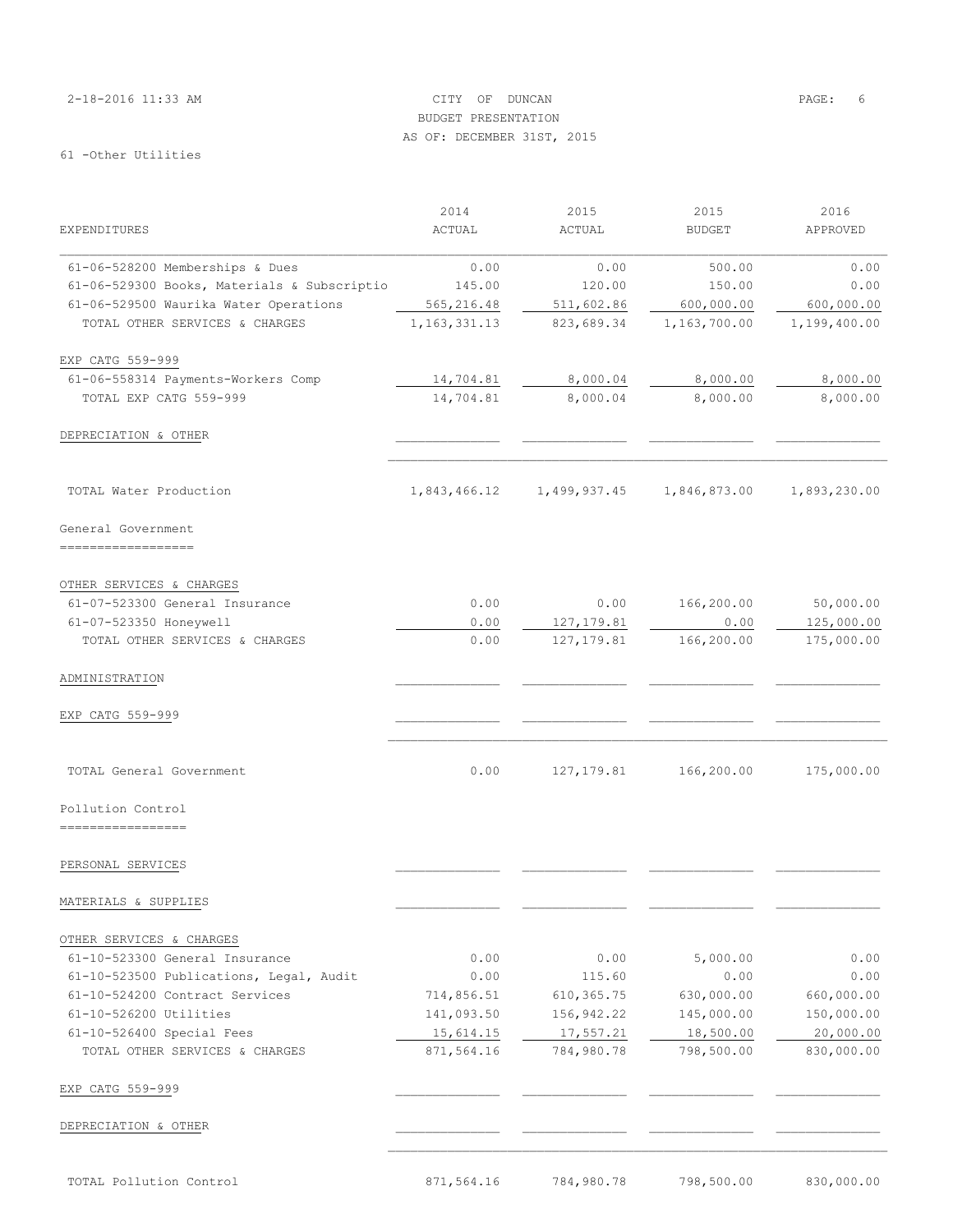CITY OF DUNCAN
BUDGET PRESENTATION
AS OF: DECEMBER 31ST, 2015

61 -Other Utilities

| EXPENDITURES | 2014 ACTUAL | 2015 ACTUAL | 2015 BUDGET | 2016 APPROVED |
|---|---|---|---|---|
| 61-06-528200 Memberships & Dues | 0.00 | 0.00 | 500.00 | 0.00 |
| 61-06-529300 Books, Materials & Subscriptio | 145.00 | 120.00 | 150.00 | 0.00 |
| 61-06-529500 Waurika Water Operations | 565,216.48 | 511,602.86 | 600,000.00 | 600,000.00 |
| TOTAL OTHER SERVICES & CHARGES | 1,163,331.13 | 823,689.34 | 1,163,700.00 | 1,199,400.00 |
| EXP CATG 559-999 | | | | |
| 61-06-558314 Payments-Workers Comp | 14,704.81 | 8,000.04 | 8,000.00 | 8,000.00 |
| TOTAL EXP CATG 559-999 | 14,704.81 | 8,000.04 | 8,000.00 | 8,000.00 |
| DEPRECIATION & OTHER | | | | |
| TOTAL Water Production | 1,843,466.12 | 1,499,937.45 | 1,846,873.00 | 1,893,230.00 |
| **General Government** | | | | |
| OTHER SERVICES & CHARGES | | | | |
| 61-07-523300 General Insurance | 0.00 | 0.00 | 166,200.00 | 50,000.00 |
| 61-07-523350 Honeywell | 0.00 | 127,179.81 | 0.00 | 125,000.00 |
| TOTAL OTHER SERVICES & CHARGES | 0.00 | 127,179.81 | 166,200.00 | 175,000.00 |
| ADMINISTRATION | | | | |
| EXP CATG 559-999 | | | | |
| TOTAL General Government | 0.00 | 127,179.81 | 166,200.00 | 175,000.00 |
| **Pollution Control** | | | | |
| PERSONAL SERVICES | | | | |
| MATERIALS & SUPPLIES | | | | |
| OTHER SERVICES & CHARGES | | | | |
| 61-10-523300 General Insurance | 0.00 | 0.00 | 5,000.00 | 0.00 |
| 61-10-523500 Publications, Legal, Audit | 0.00 | 115.60 | 0.00 | 0.00 |
| 61-10-524200 Contract Services | 714,856.51 | 610,365.75 | 630,000.00 | 660,000.00 |
| 61-10-526200 Utilities | 141,093.50 | 156,942.22 | 145,000.00 | 150,000.00 |
| 61-10-526400 Special Fees | 15,614.15 | 17,557.21 | 18,500.00 | 20,000.00 |
| TOTAL OTHER SERVICES & CHARGES | 871,564.16 | 784,980.78 | 798,500.00 | 830,000.00 |
| EXP CATG 559-999 | | | | |
| DEPRECIATION & OTHER | | | | |
| TOTAL Pollution Control | 871,564.16 | 784,980.78 | 798,500.00 | 830,000.00 |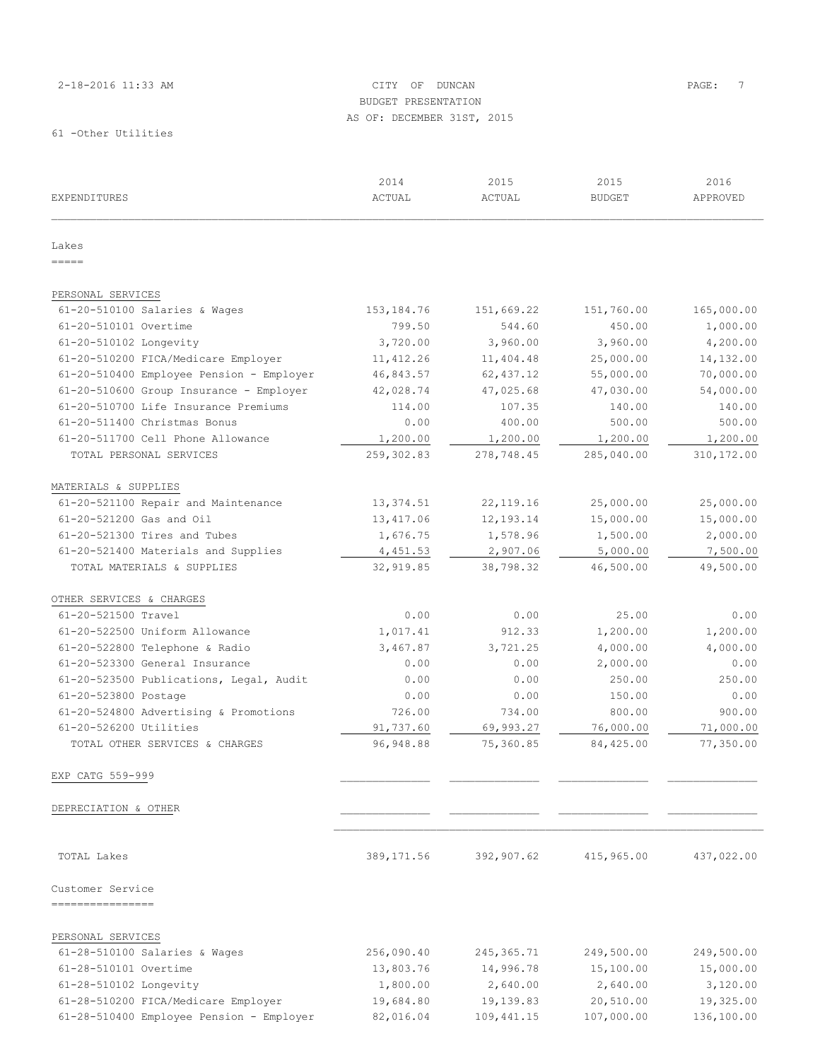CITY OF DUNCAN
BUDGET PRESENTATION
AS OF: DECEMBER 31ST, 2015

61 -Other Utilities

| EXPENDITURES | 2014 ACTUAL | 2015 ACTUAL | 2015 BUDGET | 2016 APPROVED |
|---|---|---|---|---|
| **Lakes** | | | | |
| PERSONAL SERVICES | | | | |
| 61-20-510100 Salaries & Wages | 153,184.76 | 151,669.22 | 151,760.00 | 165,000.00 |
| 61-20-510101 Overtime | 799.50 | 544.60 | 450.00 | 1,000.00 |
| 61-20-510102 Longevity | 3,720.00 | 3,960.00 | 3,960.00 | 4,200.00 |
| 61-20-510200 FICA/Medicare Employer | 11,412.26 | 11,404.48 | 25,000.00 | 14,132.00 |
| 61-20-510400 Employee Pension - Employer | 46,843.57 | 62,437.12 | 55,000.00 | 70,000.00 |
| 61-20-510600 Group Insurance - Employer | 42,028.74 | 47,025.68 | 47,030.00 | 54,000.00 |
| 61-20-510700 Life Insurance Premiums | 114.00 | 107.35 | 140.00 | 140.00 |
| 61-20-511400 Christmas Bonus | 0.00 | 400.00 | 500.00 | 500.00 |
| 61-20-511700 Cell Phone Allowance | 1,200.00 | 1,200.00 | 1,200.00 | 1,200.00 |
| TOTAL PERSONAL SERVICES | 259,302.83 | 278,748.45 | 285,040.00 | 310,172.00 |
| MATERIALS & SUPPLIES | | | | |
| 61-20-521100 Repair and Maintenance | 13,374.51 | 22,119.16 | 25,000.00 | 25,000.00 |
| 61-20-521200 Gas and Oil | 13,417.06 | 12,193.14 | 15,000.00 | 15,000.00 |
| 61-20-521300 Tires and Tubes | 1,676.75 | 1,578.96 | 1,500.00 | 2,000.00 |
| 61-20-521400 Materials and Supplies | 4,451.53 | 2,907.06 | 5,000.00 | 7,500.00 |
| TOTAL MATERIALS & SUPPLIES | 32,919.85 | 38,798.32 | 46,500.00 | 49,500.00 |
| OTHER SERVICES & CHARGES | | | | |
| 61-20-521500 Travel | 0.00 | 0.00 | 25.00 | 0.00 |
| 61-20-522500 Uniform Allowance | 1,017.41 | 912.33 | 1,200.00 | 1,200.00 |
| 61-20-522800 Telephone & Radio | 3,467.87 | 3,721.25 | 4,000.00 | 4,000.00 |
| 61-20-523300 General Insurance | 0.00 | 0.00 | 2,000.00 | 0.00 |
| 61-20-523500 Publications, Legal, Audit | 0.00 | 0.00 | 250.00 | 250.00 |
| 61-20-523800 Postage | 0.00 | 0.00 | 150.00 | 0.00 |
| 61-20-524800 Advertising & Promotions | 726.00 | 734.00 | 800.00 | 900.00 |
| 61-20-526200 Utilities | 91,737.60 | 69,993.27 | 76,000.00 | 71,000.00 |
| TOTAL OTHER SERVICES & CHARGES | 96,948.88 | 75,360.85 | 84,425.00 | 77,350.00 |
| EXP CATG 559-999 | | | | |
| DEPRECIATION & OTHER | | | | |
| TOTAL Lakes | 389,171.56 | 392,907.62 | 415,965.00 | 437,022.00 |
| **Customer Service** | | | | |
| PERSONAL SERVICES | | | | |
| 61-28-510100 Salaries & Wages | 256,090.40 | 245,365.71 | 249,500.00 | 249,500.00 |
| 61-28-510101 Overtime | 13,803.76 | 14,996.78 | 15,100.00 | 15,000.00 |
| 61-28-510102 Longevity | 1,800.00 | 2,640.00 | 2,640.00 | 3,120.00 |
| 61-28-510200 FICA/Medicare Employer | 19,684.80 | 19,139.83 | 20,510.00 | 19,325.00 |
| 61-28-510400 Employee Pension - Employer | 82,016.04 | 109,441.15 | 107,000.00 | 136,100.00 |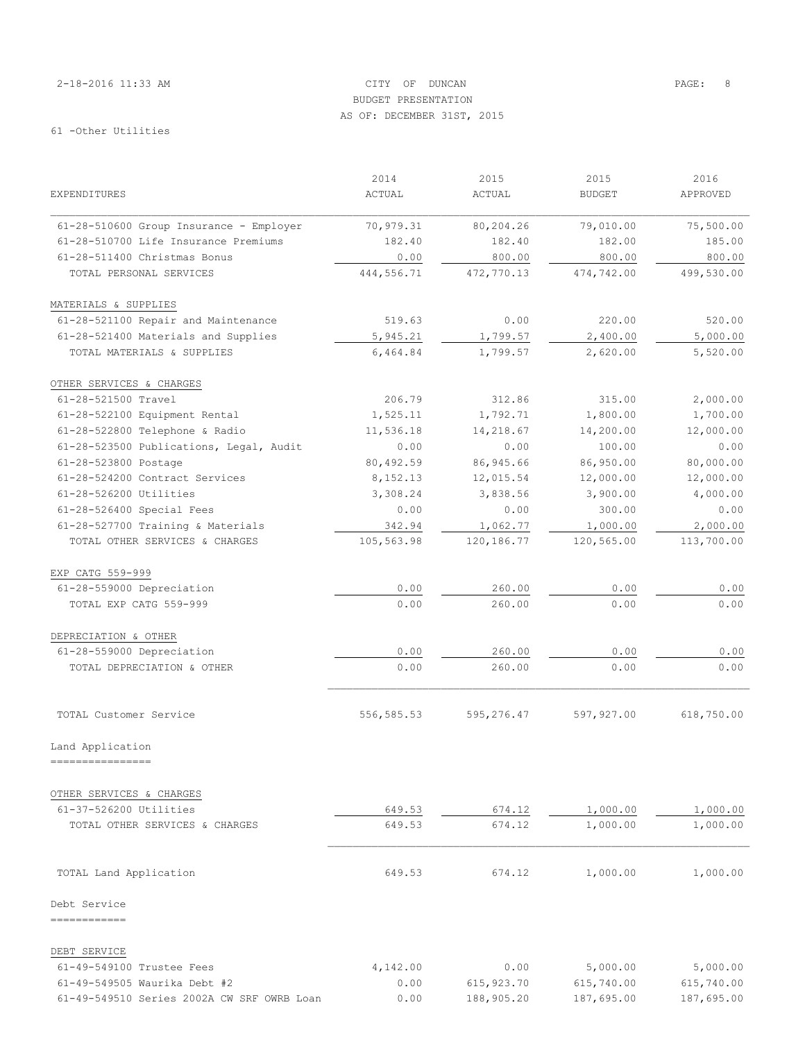CITY OF DUNCAN
BUDGET PRESENTATION
AS OF: DECEMBER 31ST, 2015

61 -Other Utilities

| EXPENDITURES | 2014 ACTUAL | 2015 ACTUAL | 2015 BUDGET | 2016 APPROVED |
|---|---|---|---|---|
| 61-28-510600 Group Insurance - Employer | 70,979.31 | 80,204.26 | 79,010.00 | 75,500.00 |
| 61-28-510700 Life Insurance Premiums | 182.40 | 182.40 | 182.00 | 185.00 |
| 61-28-511400 Christmas Bonus | 0.00 | 800.00 | 800.00 | 800.00 |
| TOTAL PERSONAL SERVICES | 444,556.71 | 472,770.13 | 474,742.00 | 499,530.00 |
| MATERIALS & SUPPLIES | | | | |
| 61-28-521100 Repair and Maintenance | 519.63 | 0.00 | 220.00 | 520.00 |
| 61-28-521400 Materials and Supplies | 5,945.21 | 1,799.57 | 2,400.00 | 5,000.00 |
| TOTAL MATERIALS & SUPPLIES | 6,464.84 | 1,799.57 | 2,620.00 | 5,520.00 |
| OTHER SERVICES & CHARGES | | | | |
| 61-28-521500 Travel | 206.79 | 312.86 | 315.00 | 2,000.00 |
| 61-28-522100 Equipment Rental | 1,525.11 | 1,792.71 | 1,800.00 | 1,700.00 |
| 61-28-522800 Telephone & Radio | 11,536.18 | 14,218.67 | 14,200.00 | 12,000.00 |
| 61-28-523500 Publications, Legal, Audit | 0.00 | 0.00 | 100.00 | 0.00 |
| 61-28-523800 Postage | 80,492.59 | 86,945.66 | 86,950.00 | 80,000.00 |
| 61-28-524200 Contract Services | 8,152.13 | 12,015.54 | 12,000.00 | 12,000.00 |
| 61-28-526200 Utilities | 3,308.24 | 3,838.56 | 3,900.00 | 4,000.00 |
| 61-28-526400 Special Fees | 0.00 | 0.00 | 300.00 | 0.00 |
| 61-28-527700 Training & Materials | 342.94 | 1,062.77 | 1,000.00 | 2,000.00 |
| TOTAL OTHER SERVICES & CHARGES | 105,563.98 | 120,186.77 | 120,565.00 | 113,700.00 |
| EXP CATG 559-999 | | | | |
| 61-28-559000 Depreciation | 0.00 | 260.00 | 0.00 | 0.00 |
| TOTAL EXP CATG 559-999 | 0.00 | 260.00 | 0.00 | 0.00 |
| DEPRECIATION & OTHER | | | | |
| 61-28-559000 Depreciation | 0.00 | 260.00 | 0.00 | 0.00 |
| TOTAL DEPRECIATION & OTHER | 0.00 | 260.00 | 0.00 | 0.00 |
| TOTAL Customer Service | 556,585.53 | 595,276.47 | 597,927.00 | 618,750.00 |

## Land Application

| EXPENDITURES | 2014 ACTUAL | 2015 ACTUAL | 2015 BUDGET | 2016 APPROVED |
|---|---|---|---|---|
| OTHER SERVICES & CHARGES | | | | |
| 61-37-526200 Utilities | 649.53 | 674.12 | 1,000.00 | 1,000.00 |
| TOTAL OTHER SERVICES & CHARGES | 649.53 | 674.12 | 1,000.00 | 1,000.00 |
| TOTAL Land Application | 649.53 | 674.12 | 1,000.00 | 1,000.00 |

## Debt Service

| EXPENDITURES | 2014 ACTUAL | 2015 ACTUAL | 2015 BUDGET | 2016 APPROVED |
|---|---|---|---|---|
| DEBT SERVICE | | | | |
| 61-49-549100 Trustee Fees | 4,142.00 | 0.00 | 5,000.00 | 5,000.00 |
| 61-49-549505 Waurika Debt #2 | 0.00 | 615,923.70 | 615,740.00 | 615,740.00 |
| 61-49-549510 Series 2002A CW SRF OWRB Loan | 0.00 | 188,905.20 | 187,695.00 | 187,695.00 |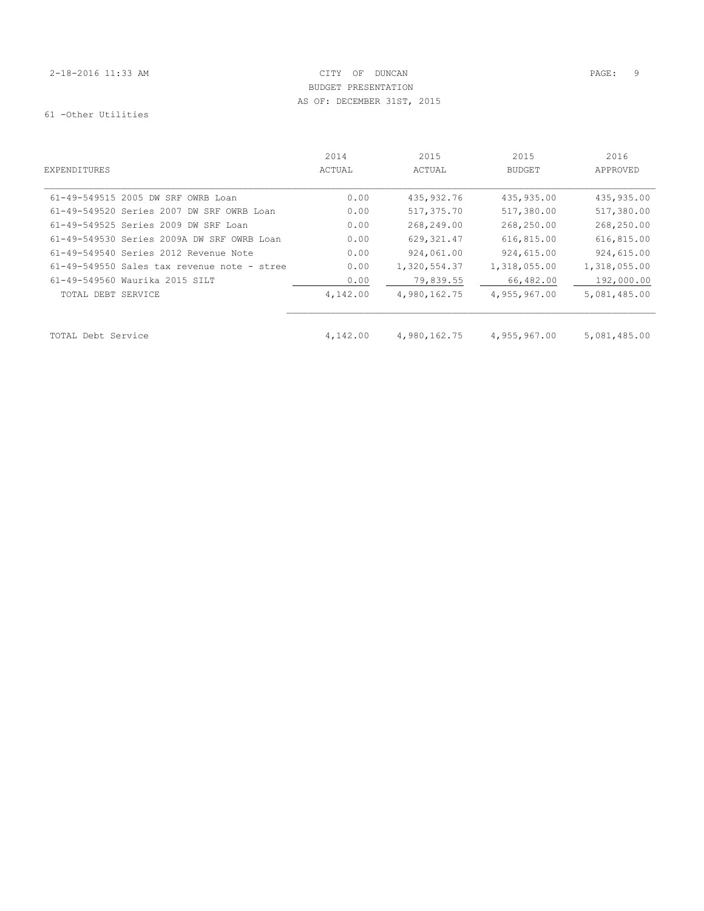CITY OF DUNCAN
BUDGET PRESENTATION
AS OF: DECEMBER 31ST, 2015

61 -Other Utilities

| EXPENDITURES | 2014 ACTUAL | 2015 ACTUAL | 2015 BUDGET | 2016 APPROVED |
|---|---|---|---|---|
| 61-49-549515 2005 DW SRF OWRB Loan | 0.00 | 435,932.76 | 435,935.00 | 435,935.00 |
| 61-49-549520 Series 2007 DW SRF OWRB Loan | 0.00 | 517,375.70 | 517,380.00 | 517,380.00 |
| 61-49-549525 Series 2009 DW SRF Loan | 0.00 | 268,249.00 | 268,250.00 | 268,250.00 |
| 61-49-549530 Series 2009A DW SRF OWRB Loan | 0.00 | 629,321.47 | 616,815.00 | 616,815.00 |
| 61-49-549540 Series 2012 Revenue Note | 0.00 | 924,061.00 | 924,615.00 | 924,615.00 |
| 61-49-549550 Sales tax revenue note - stree | 0.00 | 1,320,554.37 | 1,318,055.00 | 1,318,055.00 |
| 61-49-549560 Waurika 2015 SILT | 0.00 | 79,839.55 | 66,482.00 | 192,000.00 |
| TOTAL DEBT SERVICE | 4,142.00 | 4,980,162.75 | 4,955,967.00 | 5,081,485.00 |
| TOTAL Debt Service | 4,142.00 | 4,980,162.75 | 4,955,967.00 | 5,081,485.00 |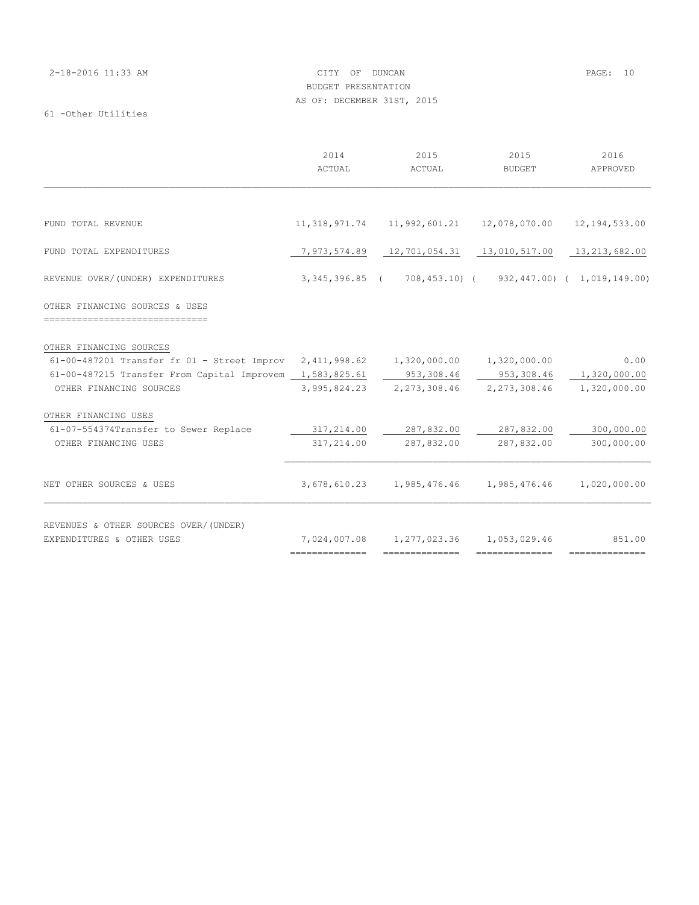CITY OF DUNCAN
BUDGET PRESENTATION
AS OF: DECEMBER 31ST, 2015

61 -Other Utilities

| | 2014 ACTUAL | 2015 ACTUAL | 2015 BUDGET | 2016 APPROVED |
|---|---|---|---|---|
| FUND TOTAL REVENUE | 11,318,971.74 | 11,992,601.21 | 12,078,070.00 | 12,194,533.00 |
| FUND TOTAL EXPENDITURES | 7,973,574.89 | 12,701,054.31 | 13,010,517.00 | 13,213,682.00 |
| REVENUE OVER/(UNDER) EXPENDITURES | 3,345,396.85 | ( 708,453.10) | ( 932,447.00) | ( 1,019,149.00) |
| OTHER FINANCING SOURCES & USES | | | | |
| OTHER FINANCING SOURCES | | | | |
| 61-00-487201 Transfer fr 01 - Street Improv | 2,411,998.62 | 1,320,000.00 | 1,320,000.00 | 0.00 |
| 61-00-487215 Transfer From Capital Improvem | 1,583,825.61 | 953,308.46 | 953,308.46 | 1,320,000.00 |
| OTHER FINANCING SOURCES | 3,995,824.23 | 2,273,308.46 | 2,273,308.46 | 1,320,000.00 |
| OTHER FINANCING USES | | | | |
| 61-07-554374Transfer to Sewer Replace | 317,214.00 | 287,832.00 | 287,832.00 | 300,000.00 |
| OTHER FINANCING USES | 317,214.00 | 287,832.00 | 287,832.00 | 300,000.00 |
| NET OTHER SOURCES & USES | 3,678,610.23 | 1,985,476.46 | 1,985,476.46 | 1,020,000.00 |
| REVENUES & OTHER SOURCES OVER/(UNDER) EXPENDITURES & OTHER USES | 7,024,007.08 | 1,277,023.36 | 1,053,029.46 | 851.00 |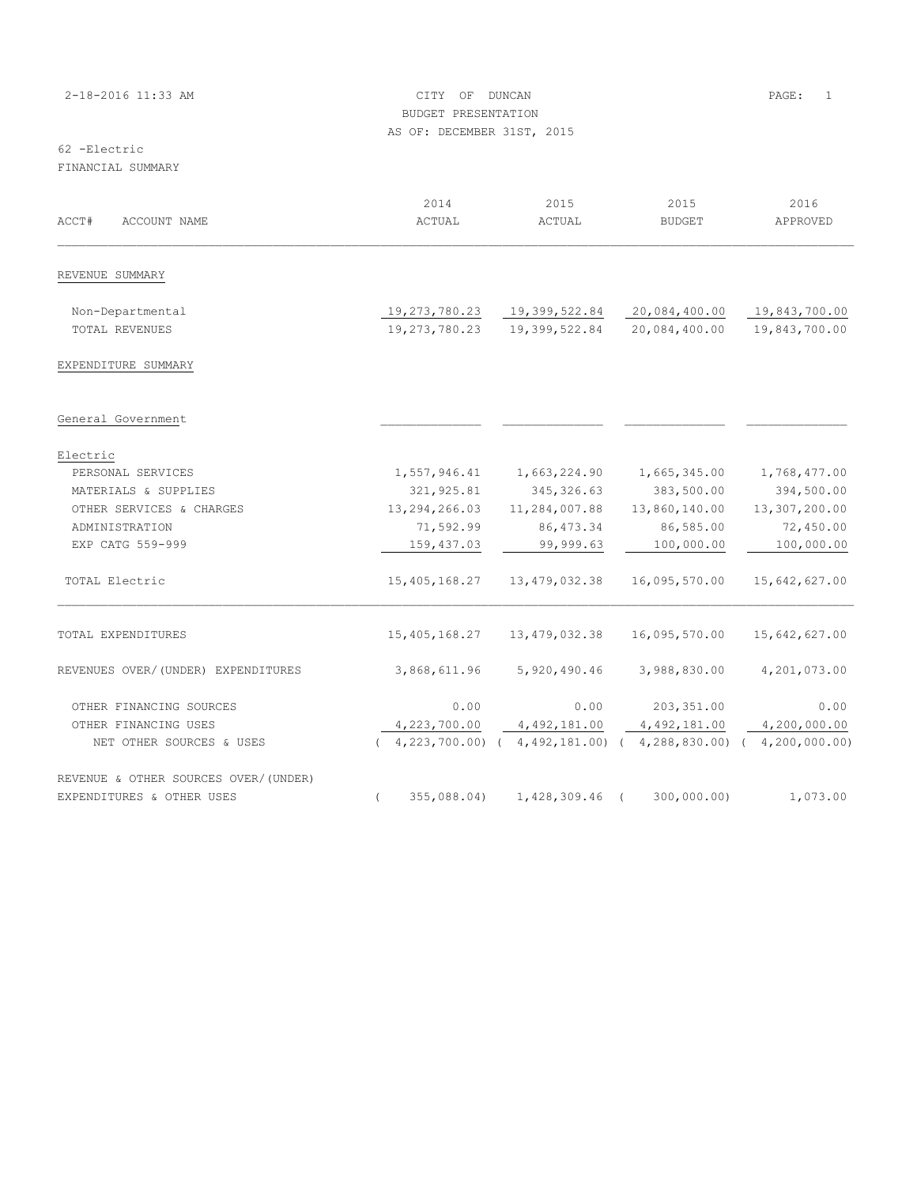CITY OF DUNCAN
BUDGET PRESENTATION
AS OF: DECEMBER 31ST, 2015

62 -Electric
FINANCIAL SUMMARY

| ACCT# ACCOUNT NAME | 2014 ACTUAL | 2015 ACTUAL | 2015 BUDGET | 2016 APPROVED |
|---|---|---|---|---|
| REVENUE SUMMARY | | | | |
| Non-Departmental | 19,273,780.23 | 19,399,522.84 | 20,084,400.00 | 19,843,700.00 |
| TOTAL REVENUES | 19,273,780.23 | 19,399,522.84 | 20,084,400.00 | 19,843,700.00 |
| EXPENDITURE SUMMARY | | | | |
| General Government | | | | |
| Electric | | | | |
| PERSONAL SERVICES | 1,557,946.41 | 1,663,224.90 | 1,665,345.00 | 1,768,477.00 |
| MATERIALS & SUPPLIES | 321,925.81 | 345,326.63 | 383,500.00 | 394,500.00 |
| OTHER SERVICES & CHARGES | 13,294,266.03 | 11,284,007.88 | 13,860,140.00 | 13,307,200.00 |
| ADMINISTRATION | 71,592.99 | 86,473.34 | 86,585.00 | 72,450.00 |
| EXP CATG 559-999 | 159,437.03 | 99,999.63 | 100,000.00 | 100,000.00 |
| TOTAL Electric | 15,405,168.27 | 13,479,032.38 | 16,095,570.00 | 15,642,627.00 |
| TOTAL EXPENDITURES | 15,405,168.27 | 13,479,032.38 | 16,095,570.00 | 15,642,627.00 |
| REVENUES OVER/(UNDER) EXPENDITURES | 3,868,611.96 | 5,920,490.46 | 3,988,830.00 | 4,201,073.00 |
| OTHER FINANCING SOURCES | 0.00 | 0.00 | 203,351.00 | 0.00 |
| OTHER FINANCING USES | 4,223,700.00 | 4,492,181.00 | 4,492,181.00 | 4,200,000.00 |
| NET OTHER SOURCES & USES | ( 4,223,700.00) | ( 4,492,181.00) | ( 4,288,830.00) | ( 4,200,000.00) |
| REVENUE & OTHER SOURCES OVER/(UNDER) EXPENDITURES & OTHER USES | ( 355,088.04) | 1,428,309.46 | ( 300,000.00) | 1,073.00 |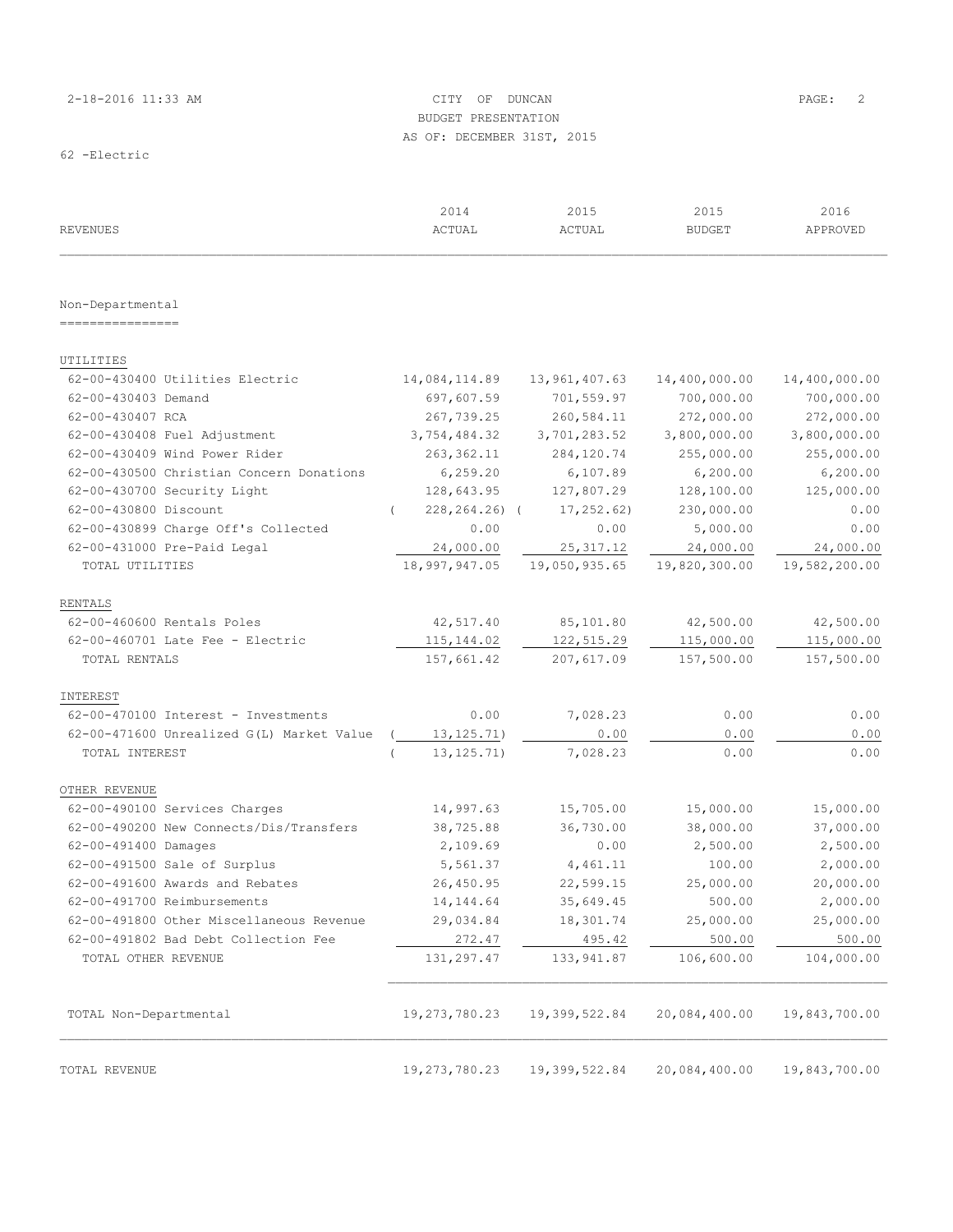CITY OF DUNCAN
BUDGET PRESENTATION
AS OF: DECEMBER 31ST, 2015

62 -Electric

| REVENUES | 2014 ACTUAL | 2015 ACTUAL | 2015 BUDGET | 2016 APPROVED |
|---|---|---|---|---|
| **Non-Departmental** | | | | |
| UTILITIES | | | | |
| 62-00-430400 Utilities Electric | 14,084,114.89 | 13,961,407.63 | 14,400,000.00 | 14,400,000.00 |
| 62-00-430403 Demand | 697,607.59 | 701,559.97 | 700,000.00 | 700,000.00 |
| 62-00-430407 RCA | 267,739.25 | 260,584.11 | 272,000.00 | 272,000.00 |
| 62-00-430408 Fuel Adjustment | 3,754,484.32 | 3,701,283.52 | 3,800,000.00 | 3,800,000.00 |
| 62-00-430409 Wind Power Rider | 263,362.11 | 284,120.74 | 255,000.00 | 255,000.00 |
| 62-00-430500 Christian Concern Donations | 6,259.20 | 6,107.89 | 6,200.00 | 6,200.00 |
| 62-00-430700 Security Light | 128,643.95 | 127,807.29 | 128,100.00 | 125,000.00 |
| 62-00-430800 Discount | ( 228,264.26) | ( 17,252.62) | 230,000.00 | 0.00 |
| 62-00-430899 Charge Off's Collected | 0.00 | 0.00 | 5,000.00 | 0.00 |
| 62-00-431000 Pre-Paid Legal | 24,000.00 | 25,317.12 | 24,000.00 | 24,000.00 |
| TOTAL UTILITIES | 18,997,947.05 | 19,050,935.65 | 19,820,300.00 | 19,582,200.00 |
| RENTALS | | | | |
| 62-00-460600 Rentals Poles | 42,517.40 | 85,101.80 | 42,500.00 | 42,500.00 |
| 62-00-460701 Late Fee - Electric | 115,144.02 | 122,515.29 | 115,000.00 | 115,000.00 |
| TOTAL RENTALS | 157,661.42 | 207,617.09 | 157,500.00 | 157,500.00 |
| INTEREST | | | | |
| 62-00-470100 Interest - Investments | 0.00 | 7,028.23 | 0.00 | 0.00 |
| 62-00-471600 Unrealized G(L) Market Value | ( 13,125.71) | 0.00 | 0.00 | 0.00 |
| TOTAL INTEREST | ( 13,125.71) | 7,028.23 | 0.00 | 0.00 |
| OTHER REVENUE | | | | |
| 62-00-490100 Services Charges | 14,997.63 | 15,705.00 | 15,000.00 | 15,000.00 |
| 62-00-490200 New Connects/Dis/Transfers | 38,725.88 | 36,730.00 | 38,000.00 | 37,000.00 |
| 62-00-491400 Damages | 2,109.69 | 0.00 | 2,500.00 | 2,500.00 |
| 62-00-491500 Sale of Surplus | 5,561.37 | 4,461.11 | 100.00 | 2,000.00 |
| 62-00-491600 Awards and Rebates | 26,450.95 | 22,599.15 | 25,000.00 | 20,000.00 |
| 62-00-491700 Reimbursements | 14,144.64 | 35,649.45 | 500.00 | 2,000.00 |
| 62-00-491800 Other Miscellaneous Revenue | 29,034.84 | 18,301.74 | 25,000.00 | 25,000.00 |
| 62-00-491802 Bad Debt Collection Fee | 272.47 | 495.42 | 500.00 | 500.00 |
| TOTAL OTHER REVENUE | 131,297.47 | 133,941.87 | 106,600.00 | 104,000.00 |
| TOTAL Non-Departmental | 19,273,780.23 | 19,399,522.84 | 20,084,400.00 | 19,843,700.00 |
| TOTAL REVENUE | 19,273,780.23 | 19,399,522.84 | 20,084,400.00 | 19,843,700.00 |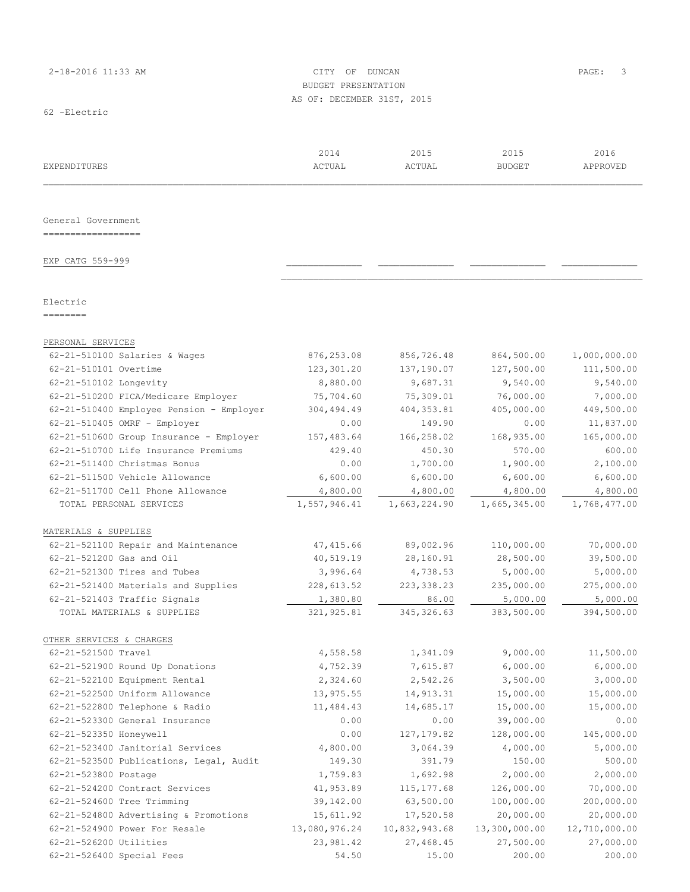2-18-2016 11:33 AM

CITY OF DUNCAN
BUDGET PRESENTATION
AS OF: DECEMBER 31ST, 2015

62 -Electric

| EXPENDITURES | 2014 ACTUAL | 2015 ACTUAL | 2015 BUDGET | 2016 APPROVED |
|---|---|---|---|---|
| **General Government** | | | | |
| EXP CATG 559-999 | | | | |
| **Electric** | | | | |
| PERSONAL SERVICES | | | | |
| 62-21-510100 Salaries & Wages | 876,253.08 | 856,726.48 | 864,500.00 | 1,000,000.00 |
| 62-21-510101 Overtime | 123,301.20 | 137,190.07 | 127,500.00 | 111,500.00 |
| 62-21-510102 Longevity | 8,880.00 | 9,687.31 | 9,540.00 | 9,540.00 |
| 62-21-510200 FICA/Medicare Employer | 75,704.60 | 75,309.01 | 76,000.00 | 7,000.00 |
| 62-21-510400 Employee Pension - Employer | 304,494.49 | 404,353.81 | 405,000.00 | 449,500.00 |
| 62-21-510405 OMRF - Employer | 0.00 | 149.90 | 0.00 | 11,837.00 |
| 62-21-510600 Group Insurance - Employer | 157,483.64 | 166,258.02 | 168,935.00 | 165,000.00 |
| 62-21-510700 Life Insurance Premiums | 429.40 | 450.30 | 570.00 | 600.00 |
| 62-21-511400 Christmas Bonus | 0.00 | 1,700.00 | 1,900.00 | 2,100.00 |
| 62-21-511500 Vehicle Allowance | 6,600.00 | 6,600.00 | 6,600.00 | 6,600.00 |
| 62-21-511700 Cell Phone Allowance | 4,800.00 | 4,800.00 | 4,800.00 | 4,800.00 |
| TOTAL PERSONAL SERVICES | 1,557,946.41 | 1,663,224.90 | 1,665,345.00 | 1,768,477.00 |
| MATERIALS & SUPPLIES | | | | |
| 62-21-521100 Repair and Maintenance | 47,415.66 | 89,002.96 | 110,000.00 | 70,000.00 |
| 62-21-521200 Gas and Oil | 40,519.19 | 28,160.91 | 28,500.00 | 39,500.00 |
| 62-21-521300 Tires and Tubes | 3,996.64 | 4,738.53 | 5,000.00 | 5,000.00 |
| 62-21-521400 Materials and Supplies | 228,613.52 | 223,338.23 | 235,000.00 | 275,000.00 |
| 62-21-521403 Traffic Signals | 1,380.80 | 86.00 | 5,000.00 | 5,000.00 |
| TOTAL MATERIALS & SUPPLIES | 321,925.81 | 345,326.63 | 383,500.00 | 394,500.00 |
| OTHER SERVICES & CHARGES | | | | |
| 62-21-521500 Travel | 4,558.58 | 1,341.09 | 9,000.00 | 11,500.00 |
| 62-21-521900 Round Up Donations | 4,752.39 | 7,615.87 | 6,000.00 | 6,000.00 |
| 62-21-522100 Equipment Rental | 2,324.60 | 2,542.26 | 3,500.00 | 3,000.00 |
| 62-21-522500 Uniform Allowance | 13,975.55 | 14,913.31 | 15,000.00 | 15,000.00 |
| 62-21-522800 Telephone & Radio | 11,484.43 | 14,685.17 | 15,000.00 | 15,000.00 |
| 62-21-523300 General Insurance | 0.00 | 0.00 | 39,000.00 | 0.00 |
| 62-21-523350 Honeywell | 0.00 | 127,179.82 | 128,000.00 | 145,000.00 |
| 62-21-523400 Janitorial Services | 4,800.00 | 3,064.39 | 4,000.00 | 5,000.00 |
| 62-21-523500 Publications, Legal, Audit | 149.30 | 391.79 | 150.00 | 500.00 |
| 62-21-523800 Postage | 1,759.83 | 1,692.98 | 2,000.00 | 2,000.00 |
| 62-21-524200 Contract Services | 41,953.89 | 115,177.68 | 126,000.00 | 70,000.00 |
| 62-21-524600 Tree Trimming | 39,142.00 | 63,500.00 | 100,000.00 | 200,000.00 |
| 62-21-524800 Advertising & Promotions | 15,611.92 | 17,520.58 | 20,000.00 | 20,000.00 |
| 62-21-524900 Power For Resale | 13,080,976.24 | 10,832,943.68 | 13,300,000.00 | 12,710,000.00 |
| 62-21-526200 Utilities | 23,981.42 | 27,468.45 | 27,500.00 | 27,000.00 |
| 62-21-526400 Special Fees | 54.50 | 15.00 | 200.00 | 200.00 |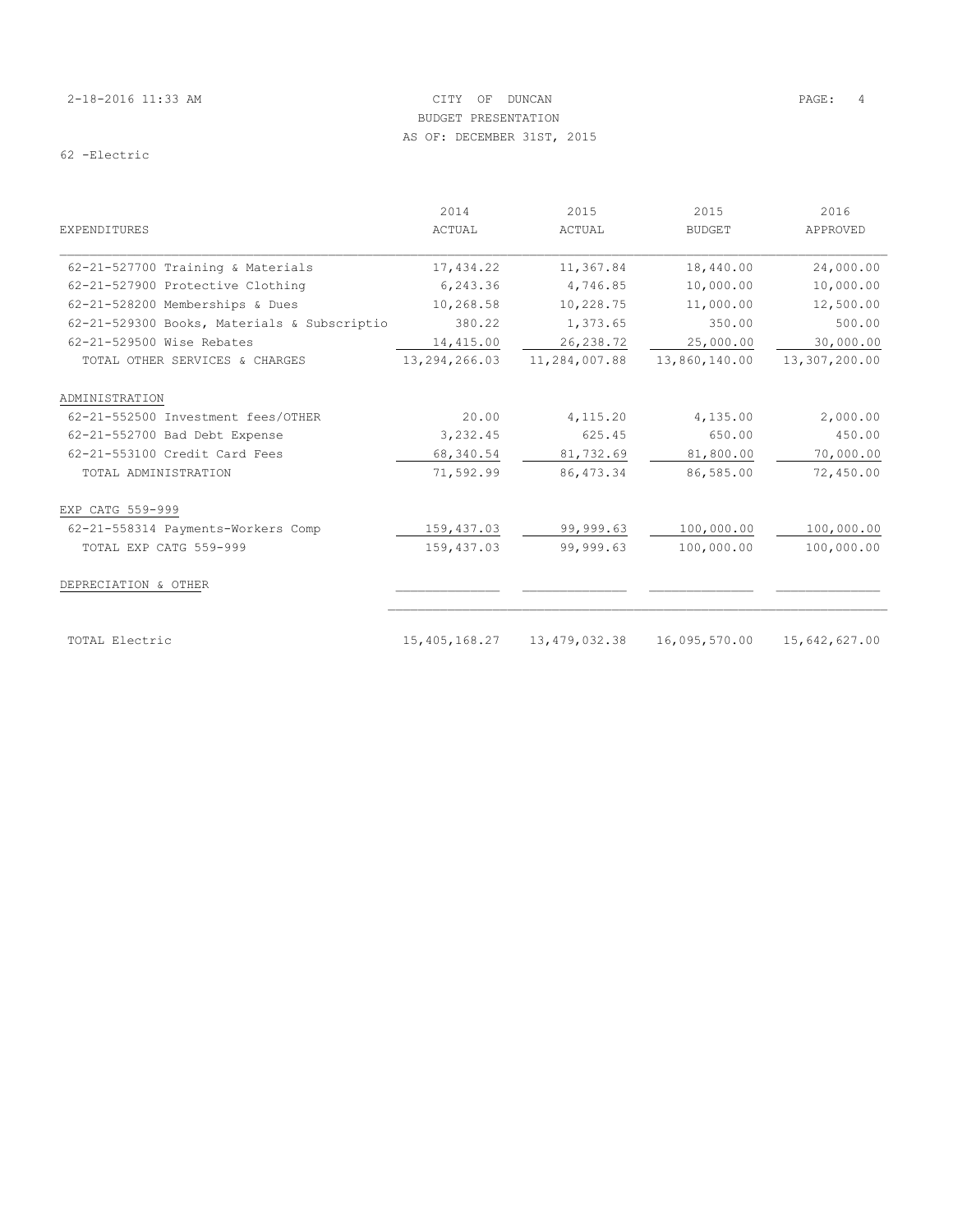2-18-2016 11:33 AM

CITY OF DUNCAN
BUDGET PRESENTATION
AS OF: DECEMBER 31ST, 2015

62 -Electric

| EXPENDITURES | 2014 ACTUAL | 2015 ACTUAL | 2015 BUDGET | 2016 APPROVED |
|---|---|---|---|---|
| 62-21-527700 Training & Materials | 17,434.22 | 11,367.84 | 18,440.00 | 24,000.00 |
| 62-21-527900 Protective Clothing | 6,243.36 | 4,746.85 | 10,000.00 | 10,000.00 |
| 62-21-528200 Memberships & Dues | 10,268.58 | 10,228.75 | 11,000.00 | 12,500.00 |
| 62-21-529300 Books, Materials & Subscriptio | 380.22 | 1,373.65 | 350.00 | 500.00 |
| 62-21-529500 Wise Rebates | 14,415.00 | 26,238.72 | 25,000.00 | 30,000.00 |
| TOTAL OTHER SERVICES & CHARGES | 13,294,266.03 | 11,284,007.88 | 13,860,140.00 | 13,307,200.00 |
| ADMINISTRATION | | | | |
| 62-21-552500 Investment fees/OTHER | 20.00 | 4,115.20 | 4,135.00 | 2,000.00 |
| 62-21-552700 Bad Debt Expense | 3,232.45 | 625.45 | 650.00 | 450.00 |
| 62-21-553100 Credit Card Fees | 68,340.54 | 81,732.69 | 81,800.00 | 70,000.00 |
| TOTAL ADMINISTRATION | 71,592.99 | 86,473.34 | 86,585.00 | 72,450.00 |
| EXP CATG 559-999 | | | | |
| 62-21-558314 Payments-Workers Comp | 159,437.03 | 99,999.63 | 100,000.00 | 100,000.00 |
| TOTAL EXP CATG 559-999 | 159,437.03 | 99,999.63 | 100,000.00 | 100,000.00 |
| DEPRECIATION & OTHER | | | | |
| TOTAL Electric | 15,405,168.27 | 13,479,032.38 | 16,095,570.00 | 15,642,627.00 |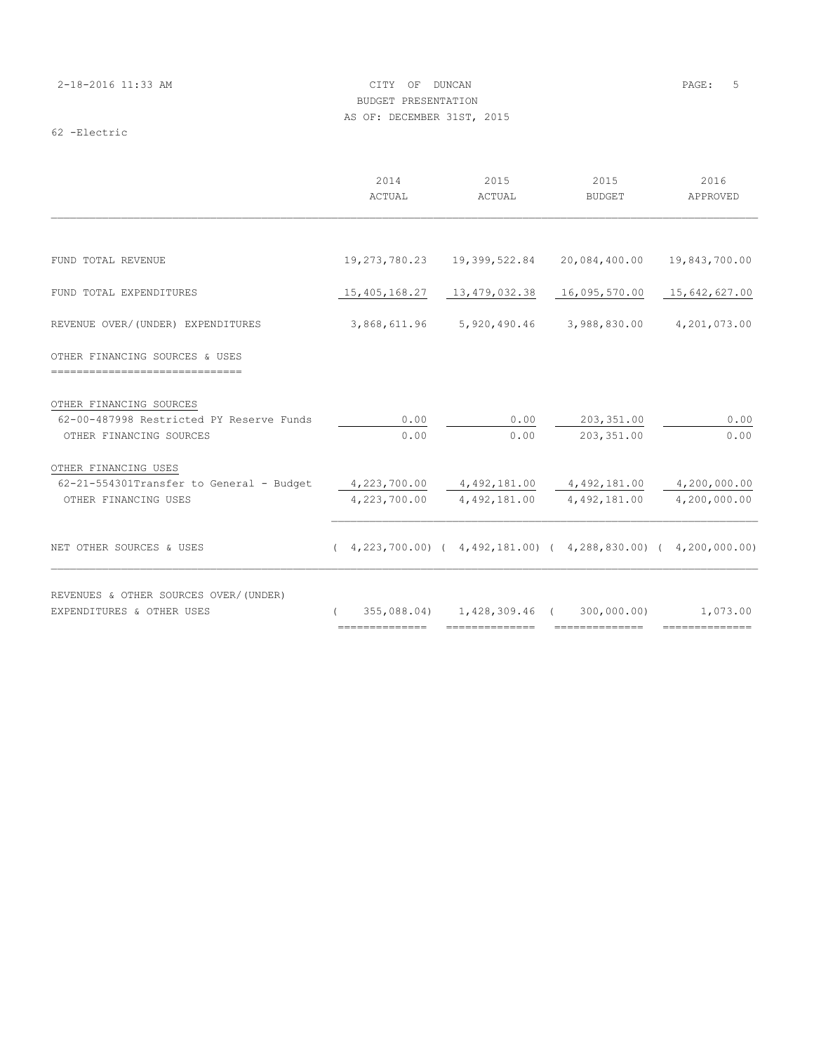CITY OF DUNCAN
BUDGET PRESENTATION
AS OF: DECEMBER 31ST, 2015

62 -Electric

| | 2014 ACTUAL | 2015 ACTUAL | 2015 BUDGET | 2016 APPROVED |
|---|---|---|---|---|
| FUND TOTAL REVENUE | 19,273,780.23 | 19,399,522.84 | 20,084,400.00 | 19,843,700.00 |
| FUND TOTAL EXPENDITURES | 15,405,168.27 | 13,479,032.38 | 16,095,570.00 | 15,642,627.00 |
| REVENUE OVER/(UNDER) EXPENDITURES | 3,868,611.96 | 5,920,490.46 | 3,988,830.00 | 4,201,073.00 |
| OTHER FINANCING SOURCES & USES | | | | |
| OTHER FINANCING SOURCES | | | | |
| 62-00-487998 Restricted PY Reserve Funds | 0.00 | 0.00 | 203,351.00 | 0.00 |
| OTHER FINANCING SOURCES | 0.00 | 0.00 | 203,351.00 | 0.00 |
| OTHER FINANCING USES | | | | |
| 62-21-554301Transfer to General - Budget | 4,223,700.00 | 4,492,181.00 | 4,492,181.00 | 4,200,000.00 |
| OTHER FINANCING USES | 4,223,700.00 | 4,492,181.00 | 4,492,181.00 | 4,200,000.00 |
| NET OTHER SOURCES & USES | ( 4,223,700.00) | ( 4,492,181.00) | ( 4,288,830.00) | ( 4,200,000.00) |
| REVENUES & OTHER SOURCES OVER/(UNDER) EXPENDITURES & OTHER USES | ( 355,088.04) | 1,428,309.46 | ( 300,000.00) | 1,073.00 |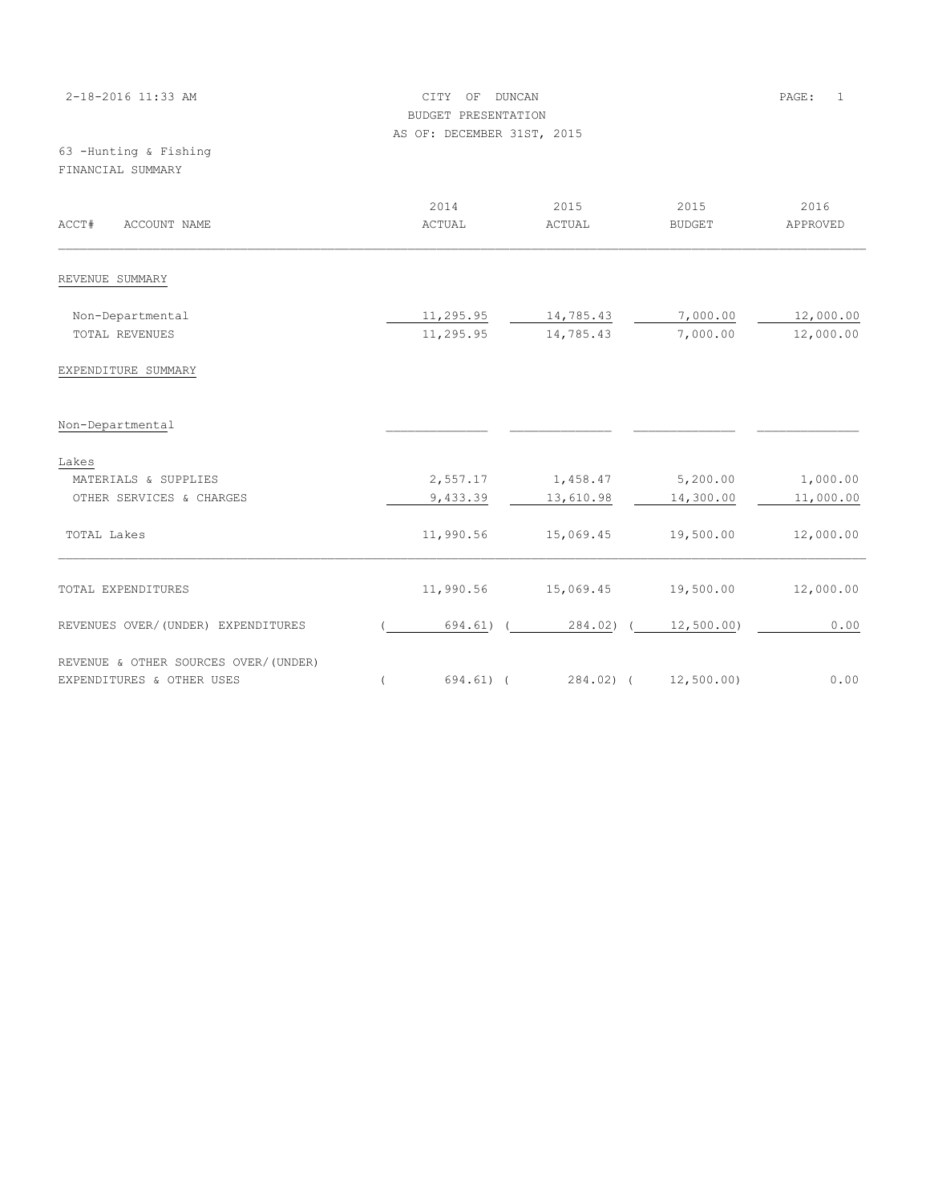CITY OF DUNCAN
BUDGET PRESENTATION
AS OF: DECEMBER 31ST, 2015

63 -Hunting & Fishing
FINANCIAL SUMMARY

| ACCT# ACCOUNT NAME | 2014 ACTUAL | 2015 ACTUAL | 2015 BUDGET | 2016 APPROVED |
|---|---|---|---|---|
| REVENUE SUMMARY | | | | |
| Non-Departmental | 11,295.95 | 14,785.43 | 7,000.00 | 12,000.00 |
| TOTAL REVENUES | 11,295.95 | 14,785.43 | 7,000.00 | 12,000.00 |
| EXPENDITURE SUMMARY | | | | |
| Non-Departmental | | | | |
| Lakes | | | | |
| MATERIALS & SUPPLIES | 2,557.17 | 1,458.47 | 5,200.00 | 1,000.00 |
| OTHER SERVICES & CHARGES | 9,433.39 | 13,610.98 | 14,300.00 | 11,000.00 |
| TOTAL Lakes | 11,990.56 | 15,069.45 | 19,500.00 | 12,000.00 |
| TOTAL EXPENDITURES | 11,990.56 | 15,069.45 | 19,500.00 | 12,000.00 |
| REVENUES OVER/(UNDER) EXPENDITURES | ( 694.61) | ( 284.02) | ( 12,500.00) | 0.00 |
| REVENUE & OTHER SOURCES OVER/(UNDER) EXPENDITURES & OTHER USES | ( 694.61) | ( 284.02) | ( 12,500.00) | 0.00 |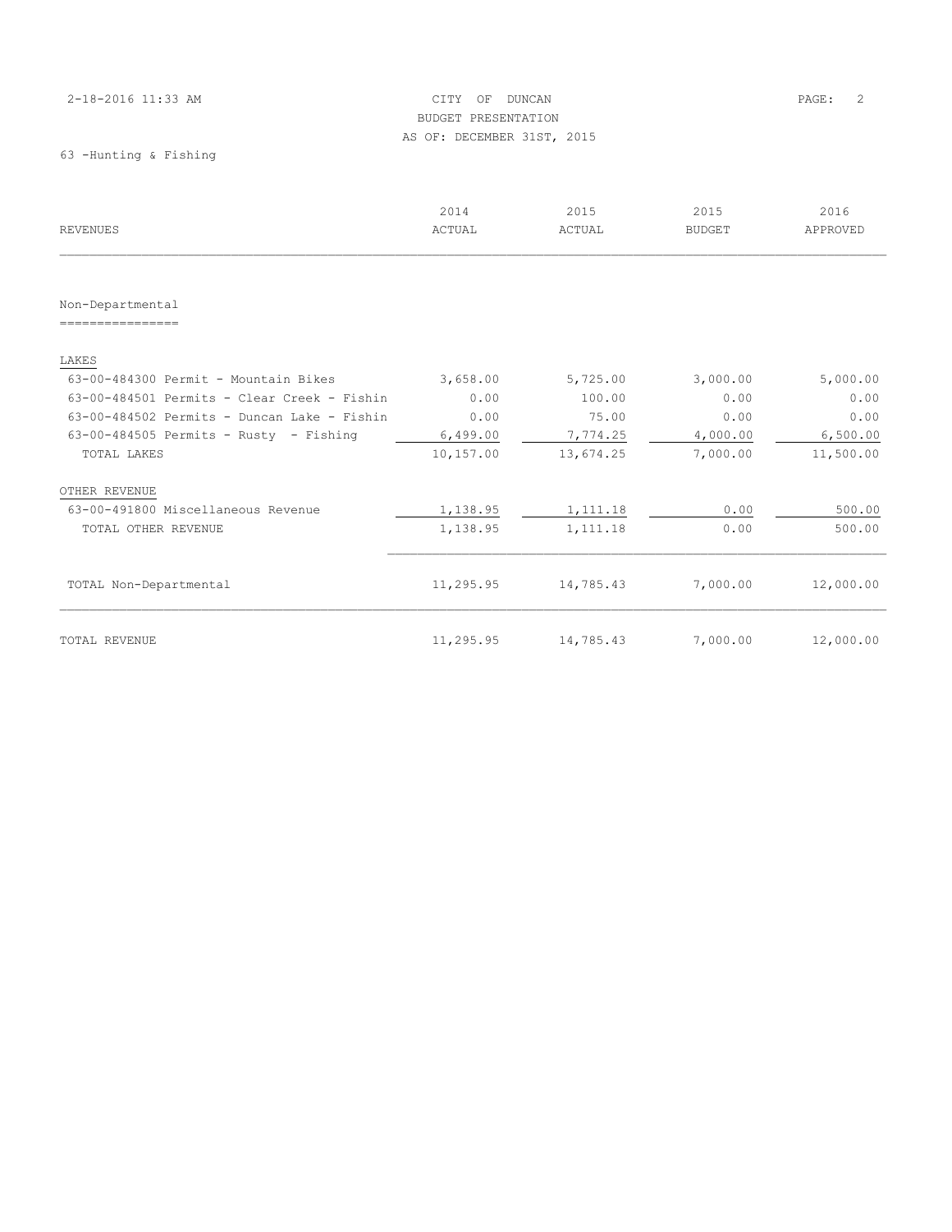CITY OF DUNCAN

BUDGET PRESENTATION

AS OF: DECEMBER 31ST, 2015

63 -Hunting & Fishing

| REVENUES | 2014 ACTUAL | 2015 ACTUAL | 2015 BUDGET | 2016 APPROVED |
|---|---|---|---|---|
| **Non-Departmental** | | | | |
| LAKES | | | | |
| 63-00-484300 Permit - Mountain Bikes | 3,658.00 | 5,725.00 | 3,000.00 | 5,000.00 |
| 63-00-484501 Permits - Clear Creek - Fishin | 0.00 | 100.00 | 0.00 | 0.00 |
| 63-00-484502 Permits - Duncan Lake - Fishin | 0.00 | 75.00 | 0.00 | 0.00 |
| 63-00-484505 Permits - Rusty - Fishing | 6,499.00 | 7,774.25 | 4,000.00 | 6,500.00 |
| TOTAL LAKES | 10,157.00 | 13,674.25 | 7,000.00 | 11,500.00 |
| OTHER REVENUE | | | | |
| 63-00-491800 Miscellaneous Revenue | 1,138.95 | 1,111.18 | 0.00 | 500.00 |
| TOTAL OTHER REVENUE | 1,138.95 | 1,111.18 | 0.00 | 500.00 |
| TOTAL Non-Departmental | 11,295.95 | 14,785.43 | 7,000.00 | 12,000.00 |
| TOTAL REVENUE | 11,295.95 | 14,785.43 | 7,000.00 | 12,000.00 |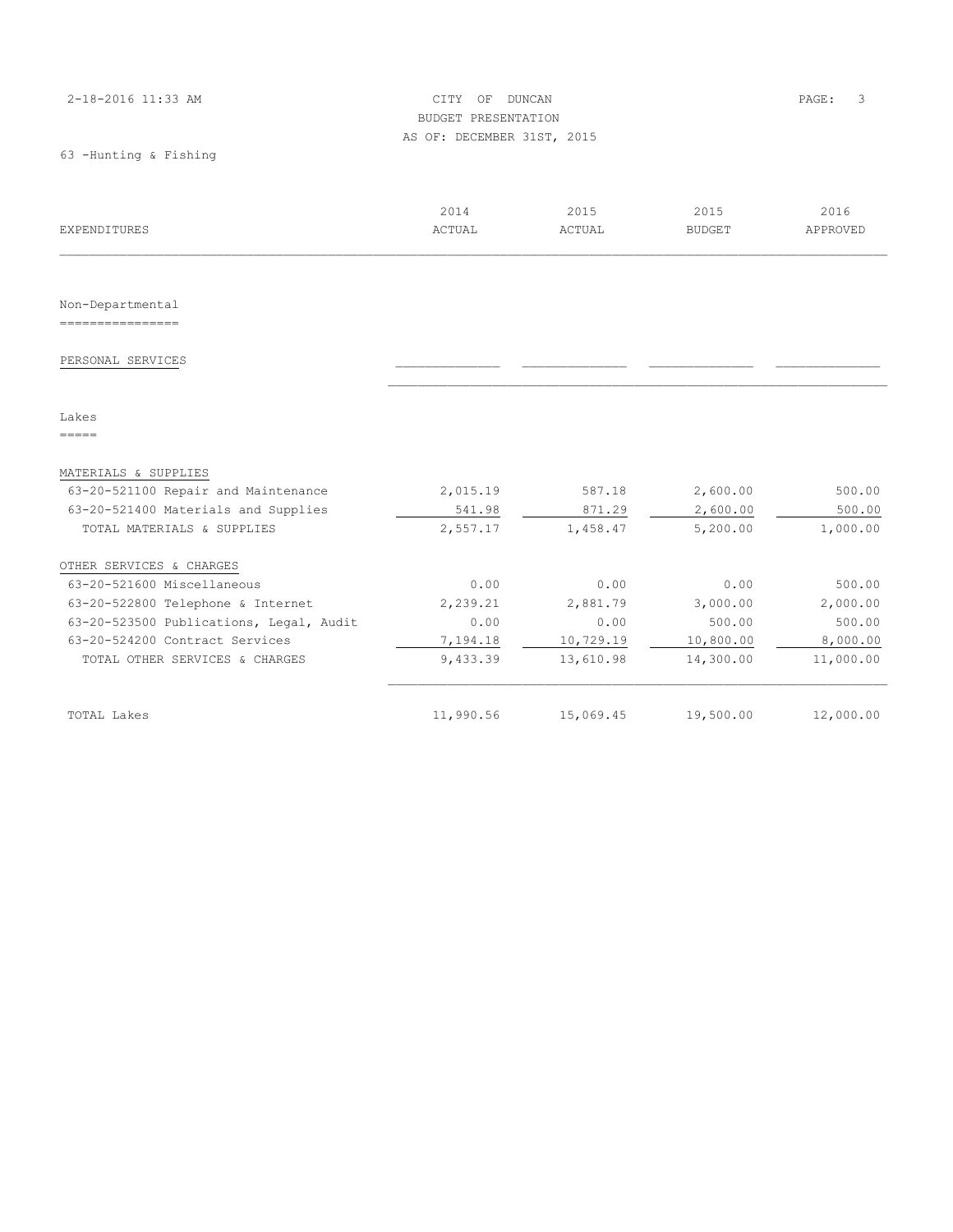2-18-2016 11:33 AM

CITY OF DUNCAN
BUDGET PRESENTATION
AS OF: DECEMBER 31ST, 2015

63 -Hunting & Fishing

| EXPENDITURES | 2014 ACTUAL | 2015 ACTUAL | 2015 BUDGET | 2016 APPROVED |
|---|---|---|---|---|
| **Non-Departmental** | | | | |
| PERSONAL SERVICES | | | | |
| **Lakes** | | | | |
| MATERIALS & SUPPLIES | | | | |
| 63-20-521100 Repair and Maintenance | 2,015.19 | 587.18 | 2,600.00 | 500.00 |
| 63-20-521400 Materials and Supplies | 541.98 | 871.29 | 2,600.00 | 500.00 |
| TOTAL MATERIALS & SUPPLIES | 2,557.17 | 1,458.47 | 5,200.00 | 1,000.00 |
| OTHER SERVICES & CHARGES | | | | |
| 63-20-521600 Miscellaneous | 0.00 | 0.00 | 0.00 | 500.00 |
| 63-20-522800 Telephone & Internet | 2,239.21 | 2,881.79 | 3,000.00 | 2,000.00 |
| 63-20-523500 Publications, Legal, Audit | 0.00 | 0.00 | 500.00 | 500.00 |
| 63-20-524200 Contract Services | 7,194.18 | 10,729.19 | 10,800.00 | 8,000.00 |
| TOTAL OTHER SERVICES & CHARGES | 9,433.39 | 13,610.98 | 14,300.00 | 11,000.00 |
| TOTAL Lakes | 11,990.56 | 15,069.45 | 19,500.00 | 12,000.00 |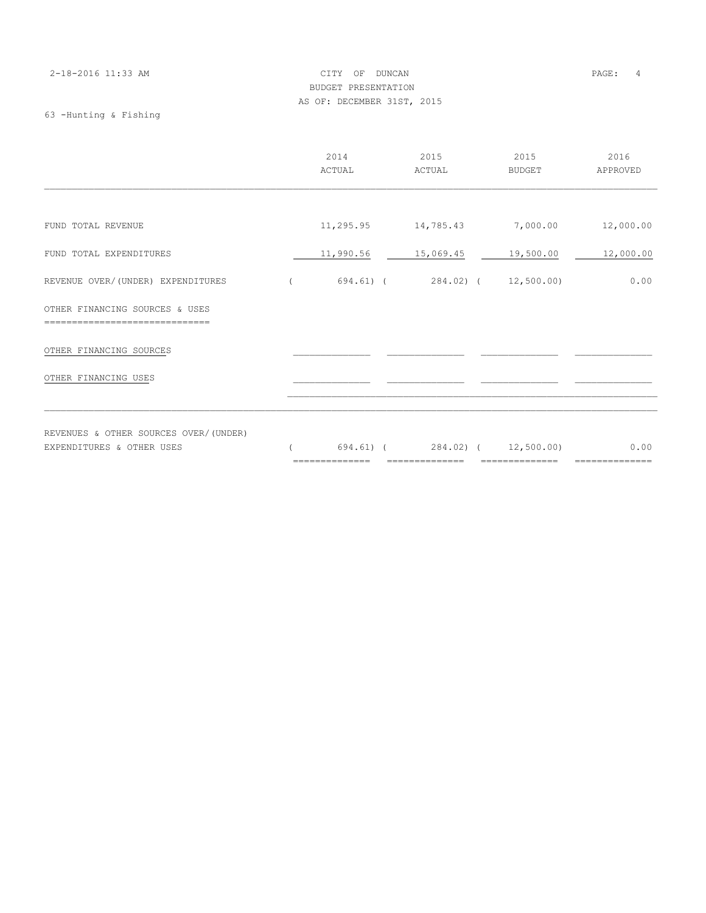CITY OF DUNCAN
BUDGET PRESENTATION
AS OF: DECEMBER 31ST, 2015

63 -Hunting & Fishing

| | 2014 ACTUAL | 2015 ACTUAL | 2015 BUDGET | 2016 APPROVED |
|---|---|---|---|---|
| FUND TOTAL REVENUE | 11,295.95 | 14,785.43 | 7,000.00 | 12,000.00 |
| FUND TOTAL EXPENDITURES | 11,990.56 | 15,069.45 | 19,500.00 | 12,000.00 |
| REVENUE OVER/(UNDER) EXPENDITURES | ( 694.61) | ( 284.02) | ( 12,500.00) | 0.00 |
| OTHER FINANCING SOURCES & USES | | | | |
| OTHER FINANCING SOURCES | | | | |
| OTHER FINANCING USES | | | | |
| REVENUES & OTHER SOURCES OVER/(UNDER) EXPENDITURES & OTHER USES | ( 694.61) | ( 284.02) | ( 12,500.00) | 0.00 |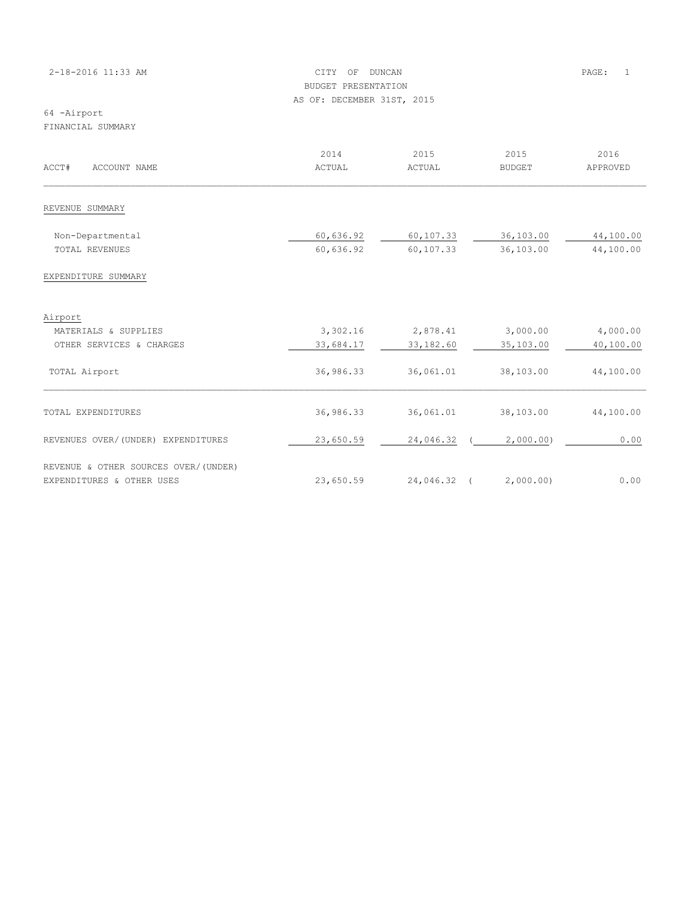CITY OF DUNCAN
BUDGET PRESENTATION
AS OF: DECEMBER 31ST, 2015

64 -Airport
FINANCIAL SUMMARY

| ACCT# ACCOUNT NAME | 2014 ACTUAL | 2015 ACTUAL | 2015 BUDGET | 2016 APPROVED |
|---|---|---|---|---|
| REVENUE SUMMARY | | | | |
| Non-Departmental | 60,636.92 | 60,107.33 | 36,103.00 | 44,100.00 |
| TOTAL REVENUES | 60,636.92 | 60,107.33 | 36,103.00 | 44,100.00 |
| EXPENDITURE SUMMARY | | | | |
| Airport | | | | |
| MATERIALS & SUPPLIES | 3,302.16 | 2,878.41 | 3,000.00 | 4,000.00 |
| OTHER SERVICES & CHARGES | 33,684.17 | 33,182.60 | 35,103.00 | 40,100.00 |
| TOTAL Airport | 36,986.33 | 36,061.01 | 38,103.00 | 44,100.00 |
| TOTAL EXPENDITURES | 36,986.33 | 36,061.01 | 38,103.00 | 44,100.00 |
| REVENUES OVER/(UNDER) EXPENDITURES | 23,650.59 | 24,046.32 | ( 2,000.00) | 0.00 |
| REVENUE & OTHER SOURCES OVER/(UNDER) EXPENDITURES & OTHER USES | 23,650.59 | 24,046.32 | ( 2,000.00) | 0.00 |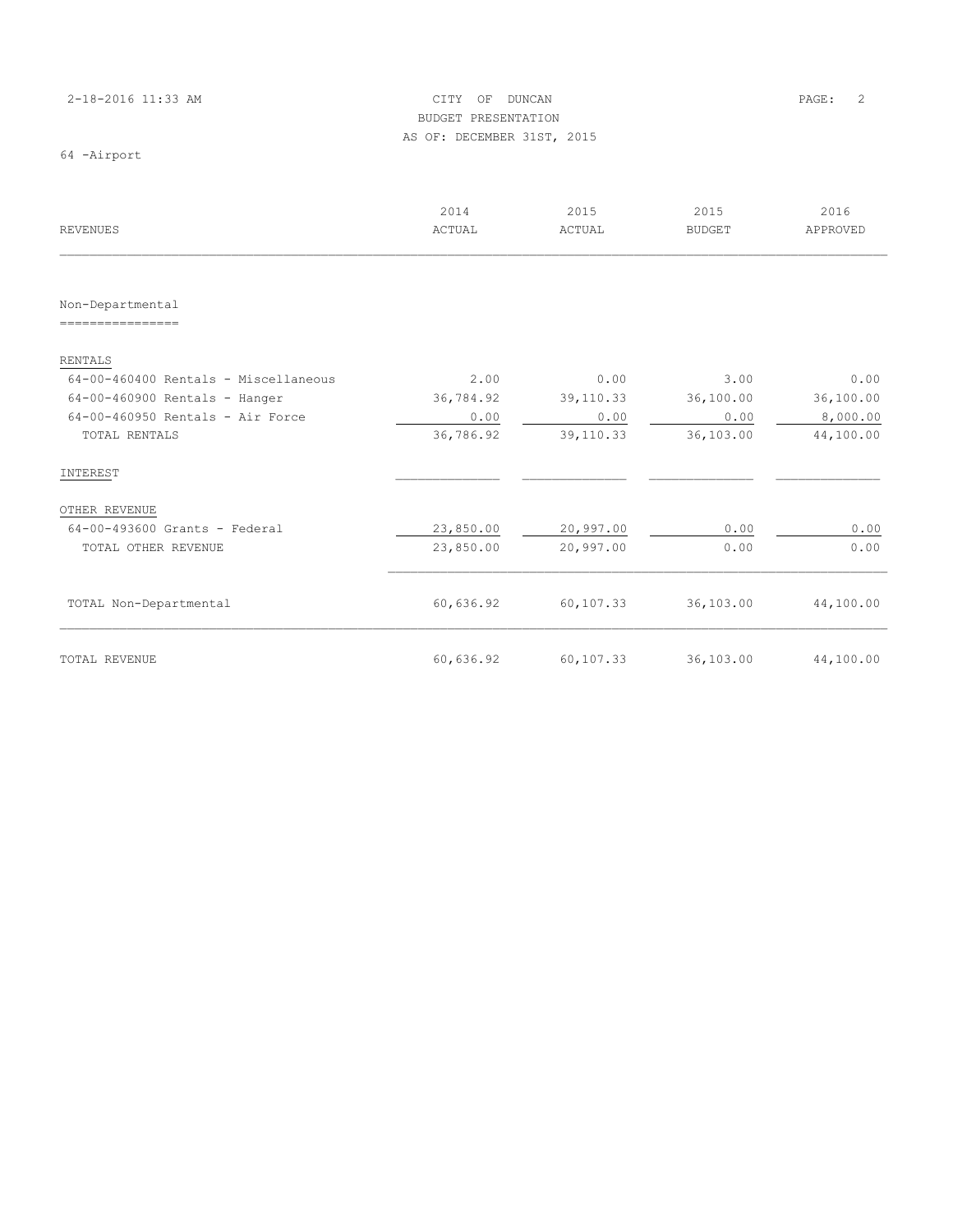CITY OF DUNCAN
BUDGET PRESENTATION
AS OF: DECEMBER 31ST, 2015

64 -Airport

| REVENUES | 2014 ACTUAL | 2015 ACTUAL | 2015 BUDGET | 2016 APPROVED |
|---|---|---|---|---|
| **Non-Departmental** | | | | |
| RENTALS | | | | |
| 64-00-460400 Rentals - Miscellaneous | 2.00 | 0.00 | 3.00 | 0.00 |
| 64-00-460900 Rentals - Hanger | 36,784.92 | 39,110.33 | 36,100.00 | 36,100.00 |
| 64-00-460950 Rentals - Air Force | 0.00 | 0.00 | 0.00 | 8,000.00 |
| TOTAL RENTALS | 36,786.92 | 39,110.33 | 36,103.00 | 44,100.00 |
| INTEREST | | | | |
| OTHER REVENUE | | | | |
| 64-00-493600 Grants - Federal | 23,850.00 | 20,997.00 | 0.00 | 0.00 |
| TOTAL OTHER REVENUE | 23,850.00 | 20,997.00 | 0.00 | 0.00 |
| TOTAL Non-Departmental | 60,636.92 | 60,107.33 | 36,103.00 | 44,100.00 |
| TOTAL REVENUE | 60,636.92 | 60,107.33 | 36,103.00 | 44,100.00 |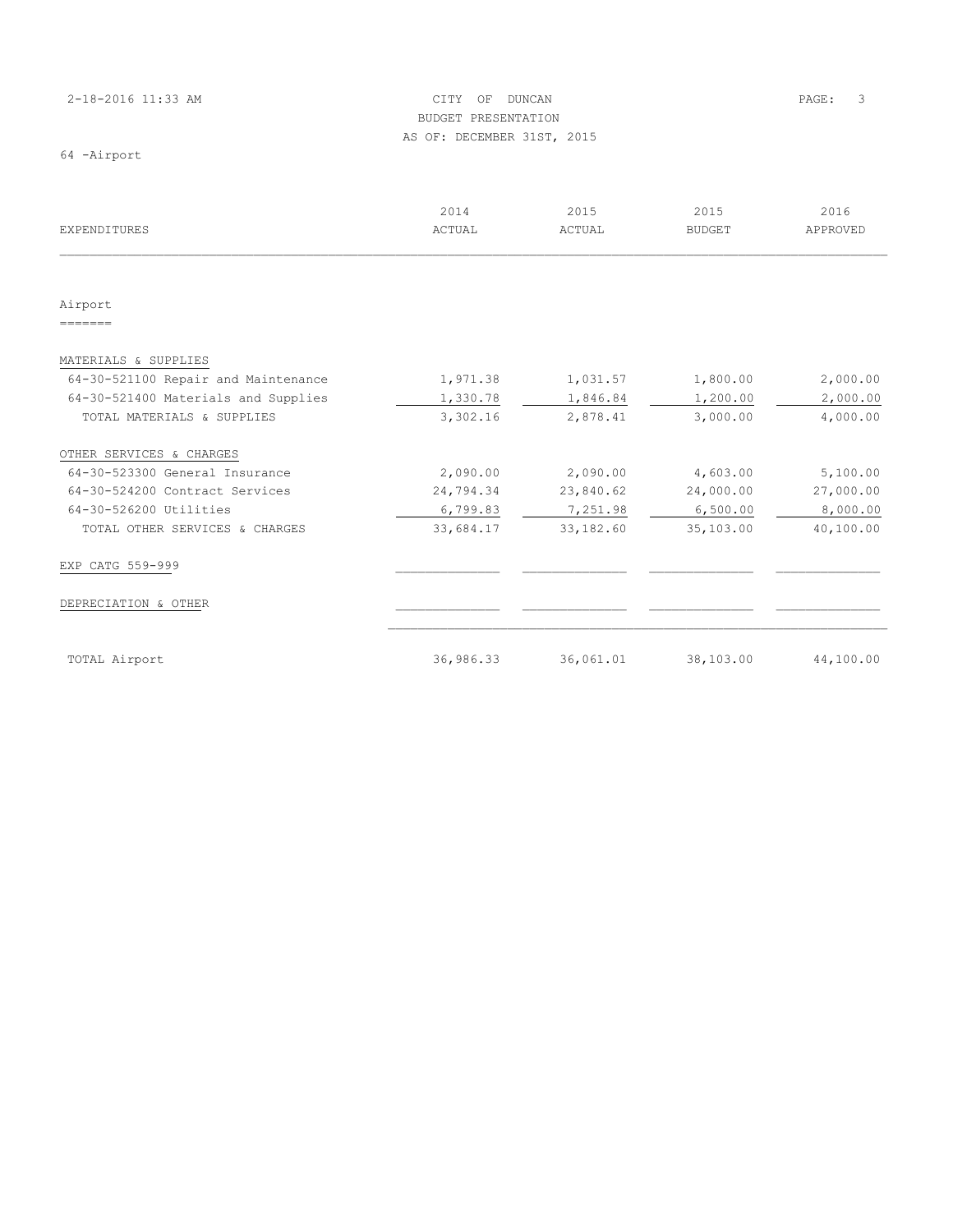CITY OF DUNCAN
BUDGET PRESENTATION
AS OF: DECEMBER 31ST, 2015

64 -Airport

| EXPENDITURES | 2014 ACTUAL | 2015 ACTUAL | 2015 BUDGET | 2016 APPROVED |
|---|---|---|---|---|
| **Airport** | | | | |
| **MATERIALS & SUPPLIES** | | | | |
| 64-30-521100 Repair and Maintenance | 1,971.38 | 1,031.57 | 1,800.00 | 2,000.00 |
| 64-30-521400 Materials and Supplies | 1,330.78 | 1,846.84 | 1,200.00 | 2,000.00 |
| TOTAL MATERIALS & SUPPLIES | 3,302.16 | 2,878.41 | 3,000.00 | 4,000.00 |
| **OTHER SERVICES & CHARGES** | | | | |
| 64-30-523300 General Insurance | 2,090.00 | 2,090.00 | 4,603.00 | 5,100.00 |
| 64-30-524200 Contract Services | 24,794.34 | 23,840.62 | 24,000.00 | 27,000.00 |
| 64-30-526200 Utilities | 6,799.83 | 7,251.98 | 6,500.00 | 8,000.00 |
| TOTAL OTHER SERVICES & CHARGES | 33,684.17 | 33,182.60 | 35,103.00 | 40,100.00 |
| **EXP CATG 559-999** | | | | |
| **DEPRECIATION & OTHER** | | | | |
| TOTAL Airport | 36,986.33 | 36,061.01 | 38,103.00 | 44,100.00 |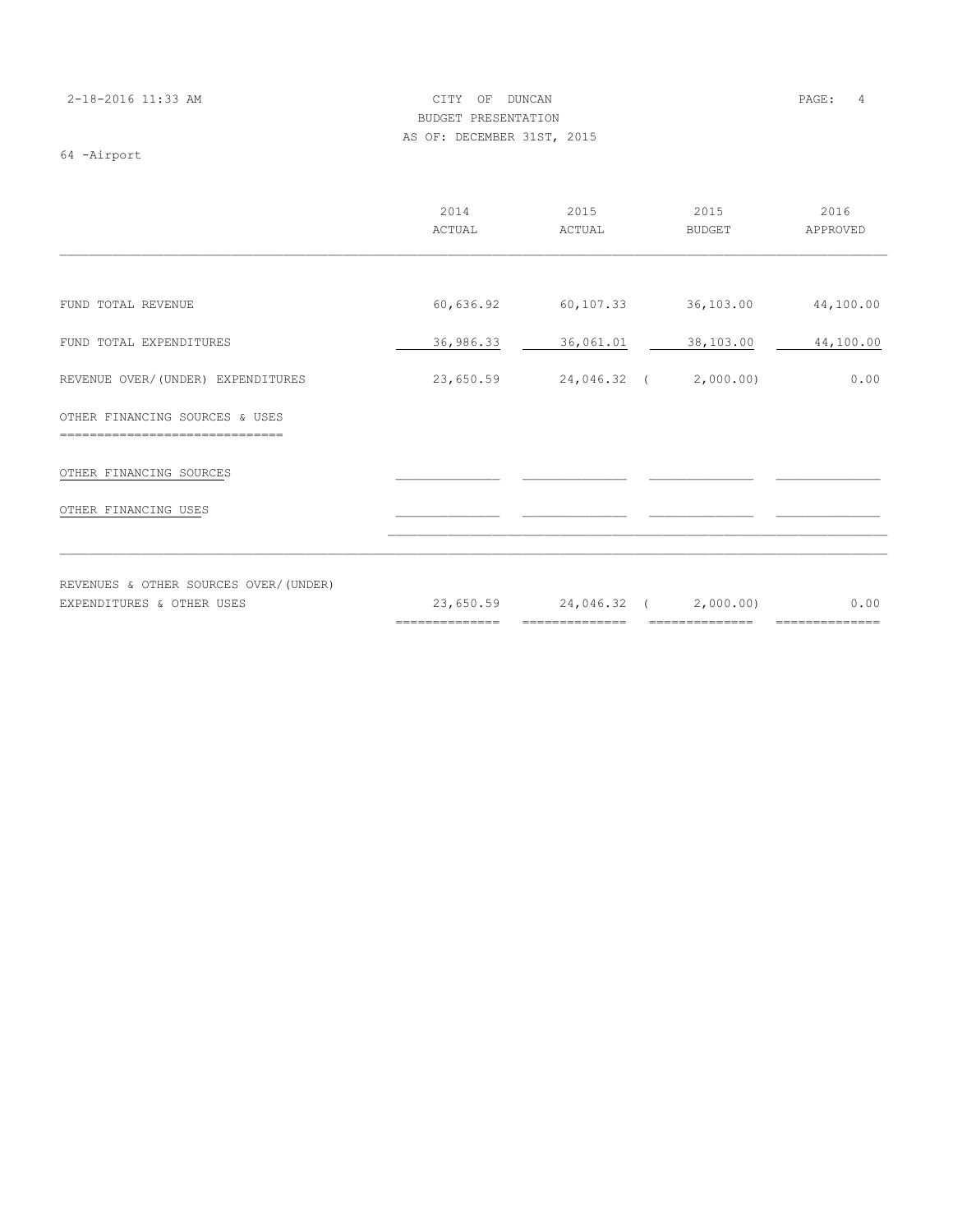CITY OF DUNCAN

BUDGET PRESENTATION

AS OF: DECEMBER 31ST, 2015

64 -Airport

| | 2014 ACTUAL | 2015 ACTUAL | 2015 BUDGET | 2016 APPROVED |
|---|---|---|---|---|
| FUND TOTAL REVENUE | 60,636.92 | 60,107.33 | 36,103.00 | 44,100.00 |
| FUND TOTAL EXPENDITURES | 36,986.33 | 36,061.01 | 38,103.00 | 44,100.00 |
| REVENUE OVER/(UNDER) EXPENDITURES | 23,650.59 | 24,046.32 | ( 2,000.00) | 0.00 |
| OTHER FINANCING SOURCES & USES | | | | |
| OTHER FINANCING SOURCES | | | | |
| OTHER FINANCING USES | | | | |
| REVENUES & OTHER SOURCES OVER/(UNDER) EXPENDITURES & OTHER USES | 23,650.59 | 24,046.32 | ( 2,000.00) | 0.00 |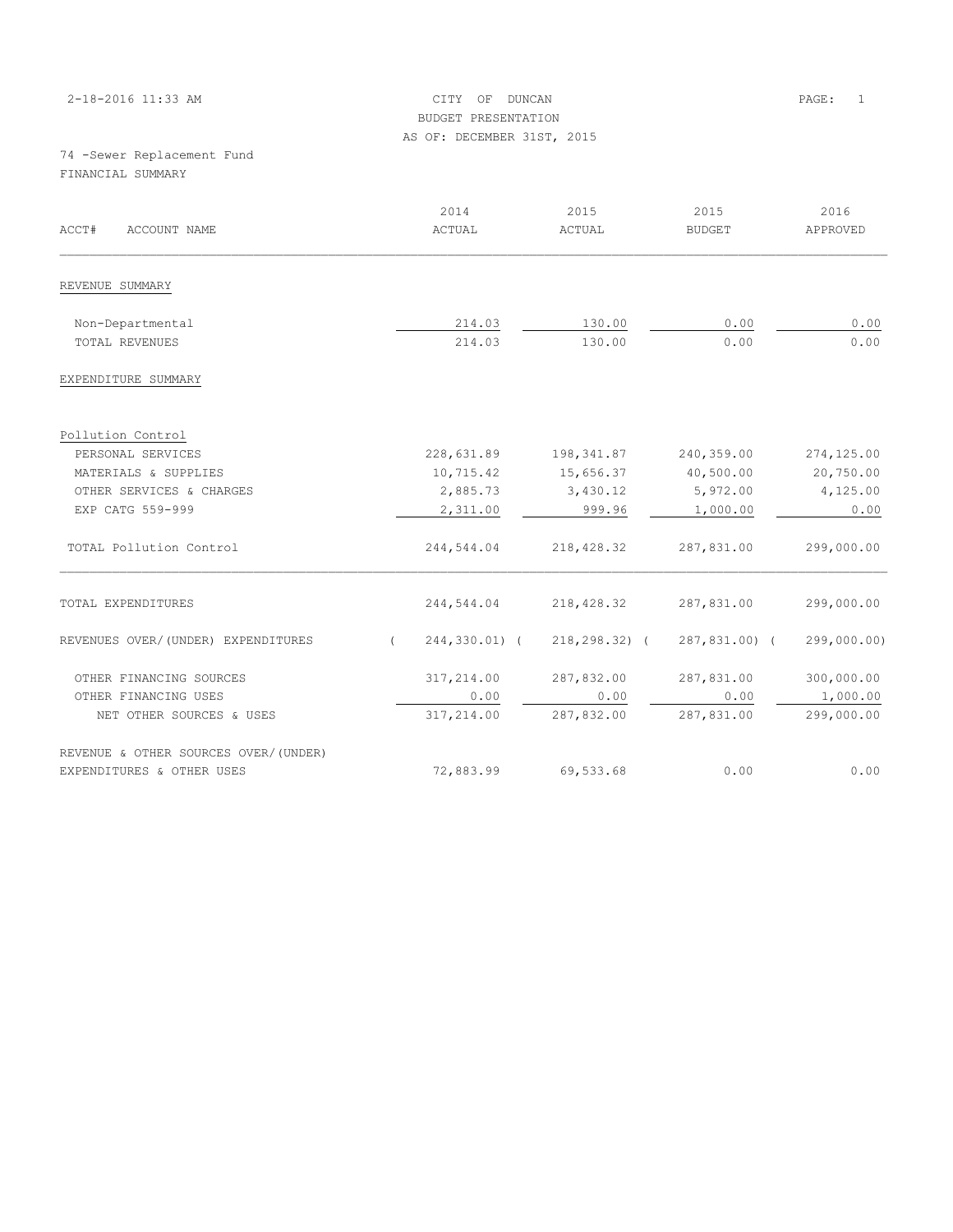2-18-2016 11:33 AM

CITY OF DUNCAN
BUDGET PRESENTATION
AS OF: DECEMBER 31ST, 2015

74 -Sewer Replacement Fund
FINANCIAL SUMMARY

| ACCT# ACCOUNT NAME | 2014 ACTUAL | 2015 ACTUAL | 2015 BUDGET | 2016 APPROVED |
|---|---|---|---|---|
| REVENUE SUMMARY | | | | |
| Non-Departmental | 214.03 | 130.00 | 0.00 | 0.00 |
| TOTAL REVENUES | 214.03 | 130.00 | 0.00 | 0.00 |
| EXPENDITURE SUMMARY | | | | |
| Pollution Control | | | | |
| PERSONAL SERVICES | 228,631.89 | 198,341.87 | 240,359.00 | 274,125.00 |
| MATERIALS & SUPPLIES | 10,715.42 | 15,656.37 | 40,500.00 | 20,750.00 |
| OTHER SERVICES & CHARGES | 2,885.73 | 3,430.12 | 5,972.00 | 4,125.00 |
| EXP CATG 559-999 | 2,311.00 | 999.96 | 1,000.00 | 0.00 |
| TOTAL Pollution Control | 244,544.04 | 218,428.32 | 287,831.00 | 299,000.00 |
| TOTAL EXPENDITURES | 244,544.04 | 218,428.32 | 287,831.00 | 299,000.00 |
| REVENUES OVER/(UNDER) EXPENDITURES | ( 244,330.01) | ( 218,298.32) | ( 287,831.00) | ( 299,000.00) |
| OTHER FINANCING SOURCES | 317,214.00 | 287,832.00 | 287,831.00 | 300,000.00 |
| OTHER FINANCING USES | 0.00 | 0.00 | 0.00 | 1,000.00 |
| NET OTHER SOURCES & USES | 317,214.00 | 287,832.00 | 287,831.00 | 299,000.00 |
| REVENUE & OTHER SOURCES OVER/(UNDER) EXPENDITURES & OTHER USES | 72,883.99 | 69,533.68 | 0.00 | 0.00 |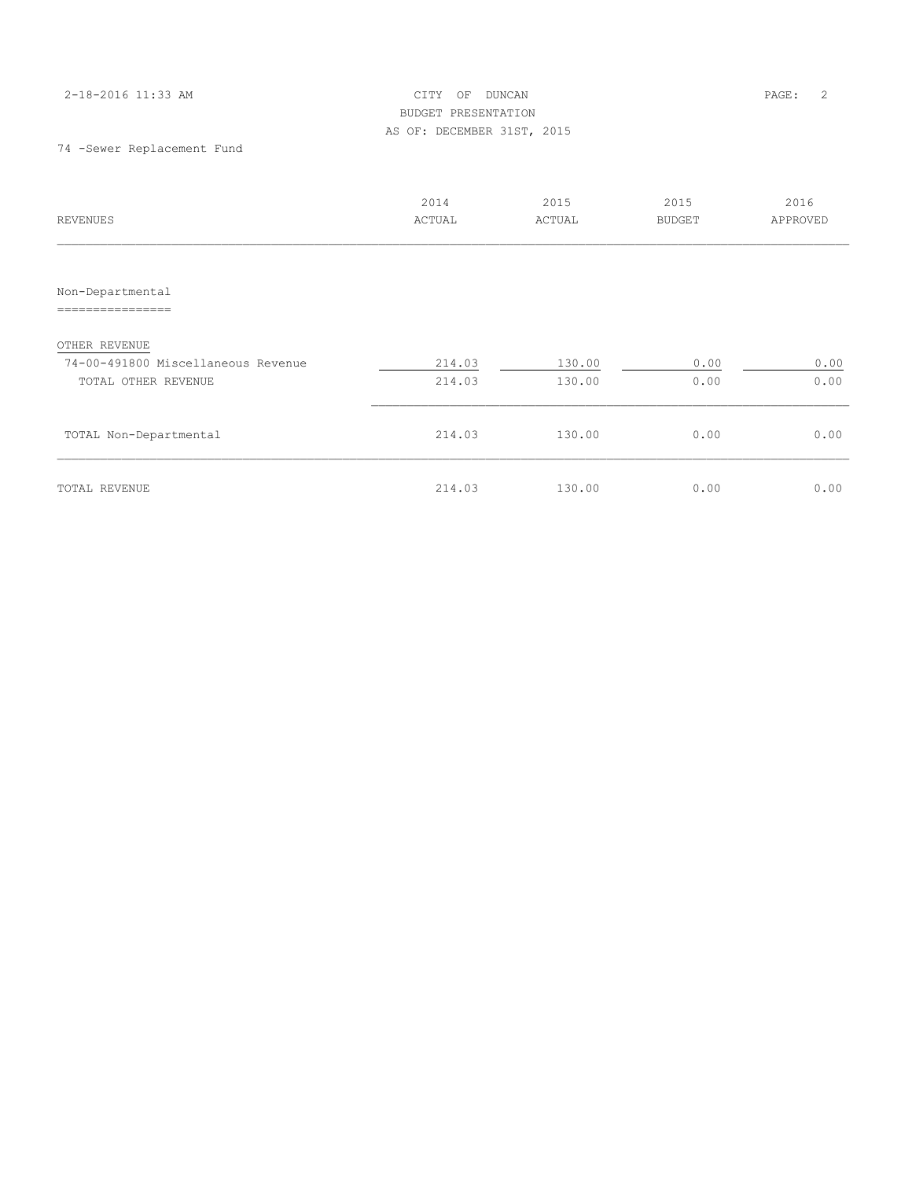CITY OF DUNCAN
BUDGET PRESENTATION
AS OF: DECEMBER 31ST, 2015

74 -Sewer Replacement Fund

| REVENUES | 2014 ACTUAL | 2015 ACTUAL | 2015 BUDGET | 2016 APPROVED |
|---|---|---|---|---|
| **Non-Departmental** | | | | |
| OTHER REVENUE | | | | |
| 74-00-491800 Miscellaneous Revenue | 214.03 | 130.00 | 0.00 | 0.00 |
| TOTAL OTHER REVENUE | 214.03 | 130.00 | 0.00 | 0.00 |
| TOTAL Non-Departmental | 214.03 | 130.00 | 0.00 | 0.00 |
| TOTAL REVENUE | 214.03 | 130.00 | 0.00 | 0.00 |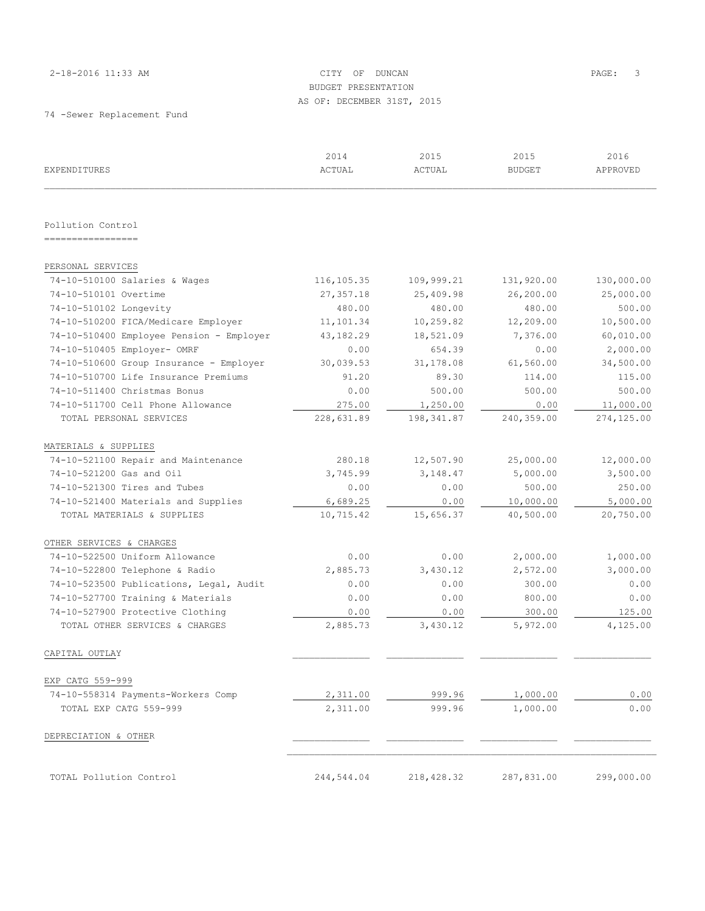CITY OF DUNCAN
BUDGET PRESENTATION
AS OF: DECEMBER 31ST, 2015

74 -Sewer Replacement Fund

| EXPENDITURES | 2014 ACTUAL | 2015 ACTUAL | 2015 BUDGET | 2016 APPROVED |
|---|---|---|---|---|
| **Pollution Control** | | | | |
| PERSONAL SERVICES | | | | |
| 74-10-510100 Salaries & Wages | 116,105.35 | 109,999.21 | 131,920.00 | 130,000.00 |
| 74-10-510101 Overtime | 27,357.18 | 25,409.98 | 26,200.00 | 25,000.00 |
| 74-10-510102 Longevity | 480.00 | 480.00 | 480.00 | 500.00 |
| 74-10-510200 FICA/Medicare Employer | 11,101.34 | 10,259.82 | 12,209.00 | 10,500.00 |
| 74-10-510400 Employee Pension - Employer | 43,182.29 | 18,521.09 | 7,376.00 | 60,010.00 |
| 74-10-510405 Employer- OMRF | 0.00 | 654.39 | 0.00 | 2,000.00 |
| 74-10-510600 Group Insurance - Employer | 30,039.53 | 31,178.08 | 61,560.00 | 34,500.00 |
| 74-10-510700 Life Insurance Premiums | 91.20 | 89.30 | 114.00 | 115.00 |
| 74-10-511400 Christmas Bonus | 0.00 | 500.00 | 500.00 | 500.00 |
| 74-10-511700 Cell Phone Allowance | 275.00 | 1,250.00 | 0.00 | 11,000.00 |
| TOTAL PERSONAL SERVICES | 228,631.89 | 198,341.87 | 240,359.00 | 274,125.00 |
| MATERIALS & SUPPLIES | | | | |
| 74-10-521100 Repair and Maintenance | 280.18 | 12,507.90 | 25,000.00 | 12,000.00 |
| 74-10-521200 Gas and Oil | 3,745.99 | 3,148.47 | 5,000.00 | 3,500.00 |
| 74-10-521300 Tires and Tubes | 0.00 | 0.00 | 500.00 | 250.00 |
| 74-10-521400 Materials and Supplies | 6,689.25 | 0.00 | 10,000.00 | 5,000.00 |
| TOTAL MATERIALS & SUPPLIES | 10,715.42 | 15,656.37 | 40,500.00 | 20,750.00 |
| OTHER SERVICES & CHARGES | | | | |
| 74-10-522500 Uniform Allowance | 0.00 | 0.00 | 2,000.00 | 1,000.00 |
| 74-10-522800 Telephone & Radio | 2,885.73 | 3,430.12 | 2,572.00 | 3,000.00 |
| 74-10-523500 Publications, Legal, Audit | 0.00 | 0.00 | 300.00 | 0.00 |
| 74-10-527700 Training & Materials | 0.00 | 0.00 | 800.00 | 0.00 |
| 74-10-527900 Protective Clothing | 0.00 | 0.00 | 300.00 | 125.00 |
| TOTAL OTHER SERVICES & CHARGES | 2,885.73 | 3,430.12 | 5,972.00 | 4,125.00 |
| CAPITAL OUTLAY | | | | |
| EXP CATG 559-999 | | | | |
| 74-10-558314 Payments-Workers Comp | 2,311.00 | 999.96 | 1,000.00 | 0.00 |
| TOTAL EXP CATG 559-999 | 2,311.00 | 999.96 | 1,000.00 | 0.00 |
| DEPRECIATION & OTHER | | | | |
| TOTAL Pollution Control | 244,544.04 | 218,428.32 | 287,831.00 | 299,000.00 |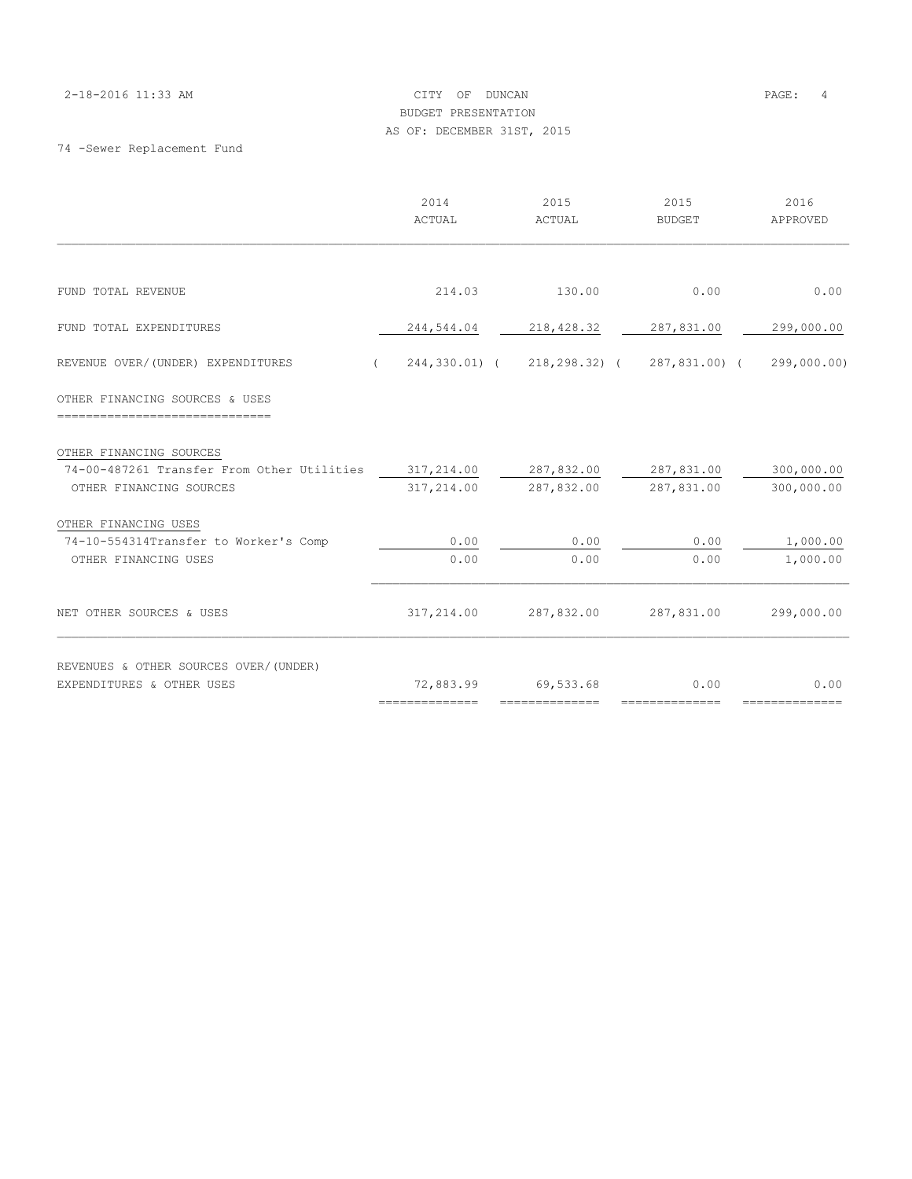CITY OF DUNCAN
BUDGET PRESENTATION
AS OF: DECEMBER 31ST, 2015

74 -Sewer Replacement Fund

| | 2014 ACTUAL | 2015 ACTUAL | 2015 BUDGET | 2016 APPROVED |
|---|---|---|---|---|
| FUND TOTAL REVENUE | 214.03 | 130.00 | 0.00 | 0.00 |
| FUND TOTAL EXPENDITURES | 244,544.04 | 218,428.32 | 287,831.00 | 299,000.00 |
| REVENUE OVER/(UNDER) EXPENDITURES | ( 244,330.01) | ( 218,298.32) | ( 287,831.00) | ( 299,000.00) |
| OTHER FINANCING SOURCES & USES | | | | |
| OTHER FINANCING SOURCES | | | | |
| 74-00-487261 Transfer From Other Utilities | 317,214.00 | 287,832.00 | 287,831.00 | 300,000.00 |
| OTHER FINANCING SOURCES | 317,214.00 | 287,832.00 | 287,831.00 | 300,000.00 |
| OTHER FINANCING USES | | | | |
| 74-10-554314Transfer to Worker's Comp | 0.00 | 0.00 | 0.00 | 1,000.00 |
| OTHER FINANCING USES | 0.00 | 0.00 | 0.00 | 1,000.00 |
| NET OTHER SOURCES & USES | 317,214.00 | 287,832.00 | 287,831.00 | 299,000.00 |
| REVENUES & OTHER SOURCES OVER/(UNDER) EXPENDITURES & OTHER USES | 72,883.99 | 69,533.68 | 0.00 | 0.00 |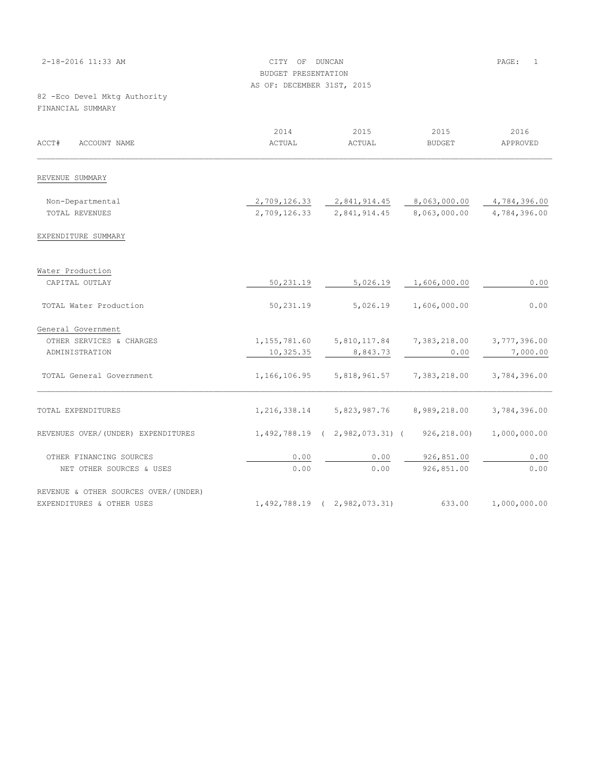2-18-2016 11:33 AM

CITY OF DUNCAN
BUDGET PRESENTATION
AS OF: DECEMBER 31ST, 2015

82 -Eco Devel Mktg Authority
FINANCIAL SUMMARY

| ACCT# ACCOUNT NAME | 2014 ACTUAL | 2015 ACTUAL | 2015 BUDGET | 2016 APPROVED |
|---|---|---|---|---|
| REVENUE SUMMARY | | | | |
| Non-Departmental | 2,709,126.33 | 2,841,914.45 | 8,063,000.00 | 4,784,396.00 |
| TOTAL REVENUES | 2,709,126.33 | 2,841,914.45 | 8,063,000.00 | 4,784,396.00 |
| EXPENDITURE SUMMARY | | | | |
| Water Production | | | | |
| CAPITAL OUTLAY | 50,231.19 | 5,026.19 | 1,606,000.00 | 0.00 |
| TOTAL Water Production | 50,231.19 | 5,026.19 | 1,606,000.00 | 0.00 |
| General Government | | | | |
| OTHER SERVICES & CHARGES | 1,155,781.60 | 5,810,117.84 | 7,383,218.00 | 3,777,396.00 |
| ADMINISTRATION | 10,325.35 | 8,843.73 | 0.00 | 7,000.00 |
| TOTAL General Government | 1,166,106.95 | 5,818,961.57 | 7,383,218.00 | 3,784,396.00 |
| TOTAL EXPENDITURES | 1,216,338.14 | 5,823,987.76 | 8,989,218.00 | 3,784,396.00 |
| REVENUES OVER/(UNDER) EXPENDITURES | 1,492,788.19 | ( 2,982,073.31) | ( 926,218.00) | 1,000,000.00 |
| OTHER FINANCING SOURCES | 0.00 | 0.00 | 926,851.00 | 0.00 |
| NET OTHER SOURCES & USES | 0.00 | 0.00 | 926,851.00 | 0.00 |
| REVENUE & OTHER SOURCES OVER/(UNDER) EXPENDITURES & OTHER USES | 1,492,788.19 | ( 2,982,073.31) | 633.00 | 1,000,000.00 |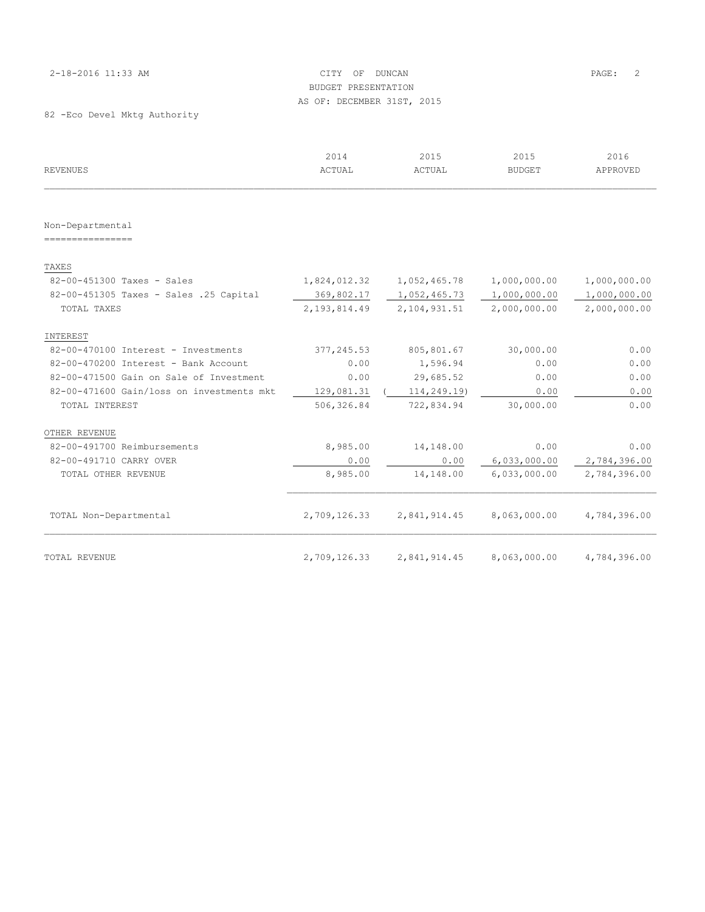CITY OF DUNCAN
BUDGET PRESENTATION
AS OF: DECEMBER 31ST, 2015

82 -Eco Devel Mktg Authority

| REVENUES | 2014 ACTUAL | 2015 ACTUAL | 2015 BUDGET | 2016 APPROVED |
|---|---|---|---|---|
| **Non-Departmental** | | | | |
| TAXES | | | | |
| 82-00-451300 Taxes - Sales | 1,824,012.32 | 1,052,465.78 | 1,000,000.00 | 1,000,000.00 |
| 82-00-451305 Taxes - Sales .25 Capital | 369,802.17 | 1,052,465.73 | 1,000,000.00 | 1,000,000.00 |
| TOTAL TAXES | 2,193,814.49 | 2,104,931.51 | 2,000,000.00 | 2,000,000.00 |
| INTEREST | | | | |
| 82-00-470100 Interest - Investments | 377,245.53 | 805,801.67 | 30,000.00 | 0.00 |
| 82-00-470200 Interest - Bank Account | 0.00 | 1,596.94 | 0.00 | 0.00 |
| 82-00-471500 Gain on Sale of Investment | 0.00 | 29,685.52 | 0.00 | 0.00 |
| 82-00-471600 Gain/loss on investments mkt | 129,081.31 | ( 114,249.19) | 0.00 | 0.00 |
| TOTAL INTEREST | 506,326.84 | 722,834.94 | 30,000.00 | 0.00 |
| OTHER REVENUE | | | | |
| 82-00-491700 Reimbursements | 8,985.00 | 14,148.00 | 0.00 | 0.00 |
| 82-00-491710 CARRY OVER | 0.00 | 0.00 | 6,033,000.00 | 2,784,396.00 |
| TOTAL OTHER REVENUE | 8,985.00 | 14,148.00 | 6,033,000.00 | 2,784,396.00 |
| TOTAL Non-Departmental | 2,709,126.33 | 2,841,914.45 | 8,063,000.00 | 4,784,396.00 |
| TOTAL REVENUE | 2,709,126.33 | 2,841,914.45 | 8,063,000.00 | 4,784,396.00 |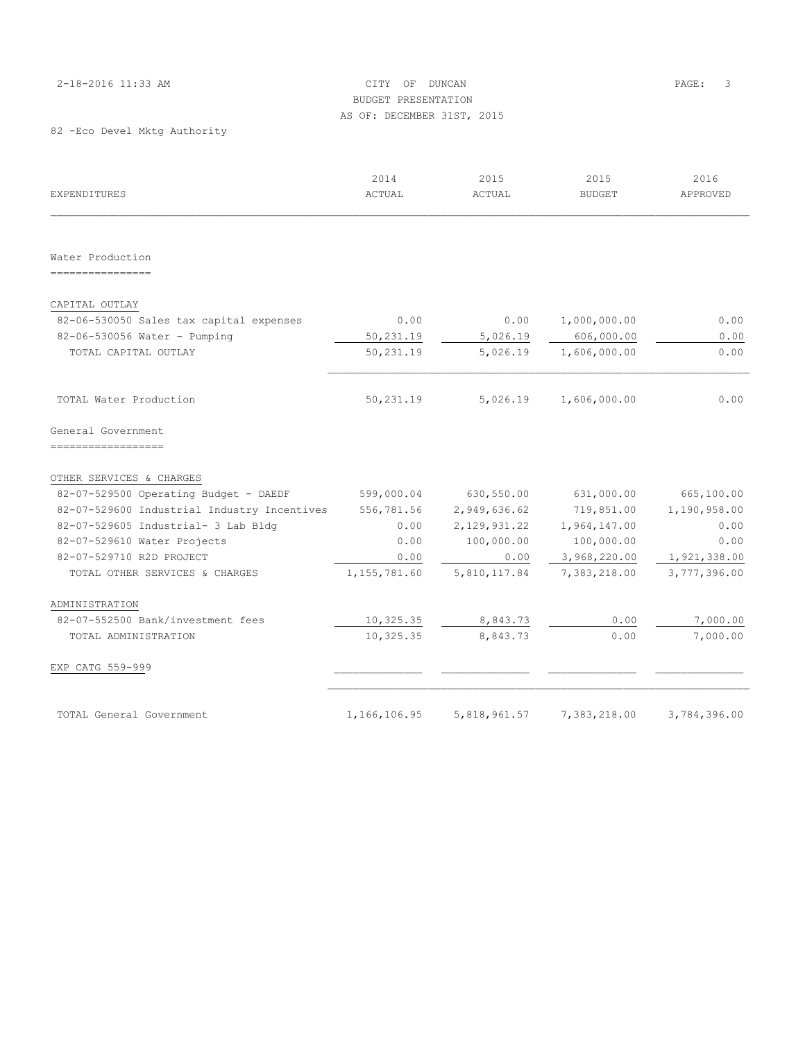CITY OF DUNCAN
BUDGET PRESENTATION
AS OF: DECEMBER 31ST, 2015

82 -Eco Devel Mktg Authority

| EXPENDITURES | 2014 ACTUAL | 2015 ACTUAL | 2015 BUDGET | 2016 APPROVED |
|---|---|---|---|---|
| **Water Production** | | | | |
| CAPITAL OUTLAY | | | | |
| 82-06-530050 Sales tax capital expenses | 0.00 | 0.00 | 1,000,000.00 | 0.00 |
| 82-06-530056 Water - Pumping | 50,231.19 | 5,026.19 | 606,000.00 | 0.00 |
| TOTAL CAPITAL OUTLAY | 50,231.19 | 5,026.19 | 1,606,000.00 | 0.00 |
| TOTAL Water Production | 50,231.19 | 5,026.19 | 1,606,000.00 | 0.00 |
| **General Government** | | | | |
| OTHER SERVICES & CHARGES | | | | |
| 82-07-529500 Operating Budget - DAEDF | 599,000.04 | 630,550.00 | 631,000.00 | 665,100.00 |
| 82-07-529600 Industrial Industry Incentives | 556,781.56 | 2,949,636.62 | 719,851.00 | 1,190,958.00 |
| 82-07-529605 Industrial- 3 Lab Bldg | 0.00 | 2,129,931.22 | 1,964,147.00 | 0.00 |
| 82-07-529610 Water Projects | 0.00 | 100,000.00 | 100,000.00 | 0.00 |
| 82-07-529710 R2D PROJECT | 0.00 | 0.00 | 3,968,220.00 | 1,921,338.00 |
| TOTAL OTHER SERVICES & CHARGES | 1,155,781.60 | 5,810,117.84 | 7,383,218.00 | 3,777,396.00 |
| ADMINISTRATION | | | | |
| 82-07-552500 Bank/investment fees | 10,325.35 | 8,843.73 | 0.00 | 7,000.00 |
| TOTAL ADMINISTRATION | 10,325.35 | 8,843.73 | 0.00 | 7,000.00 |
| EXP CATG 559-999 | | | | |
| TOTAL General Government | 1,166,106.95 | 5,818,961.57 | 7,383,218.00 | 3,784,396.00 |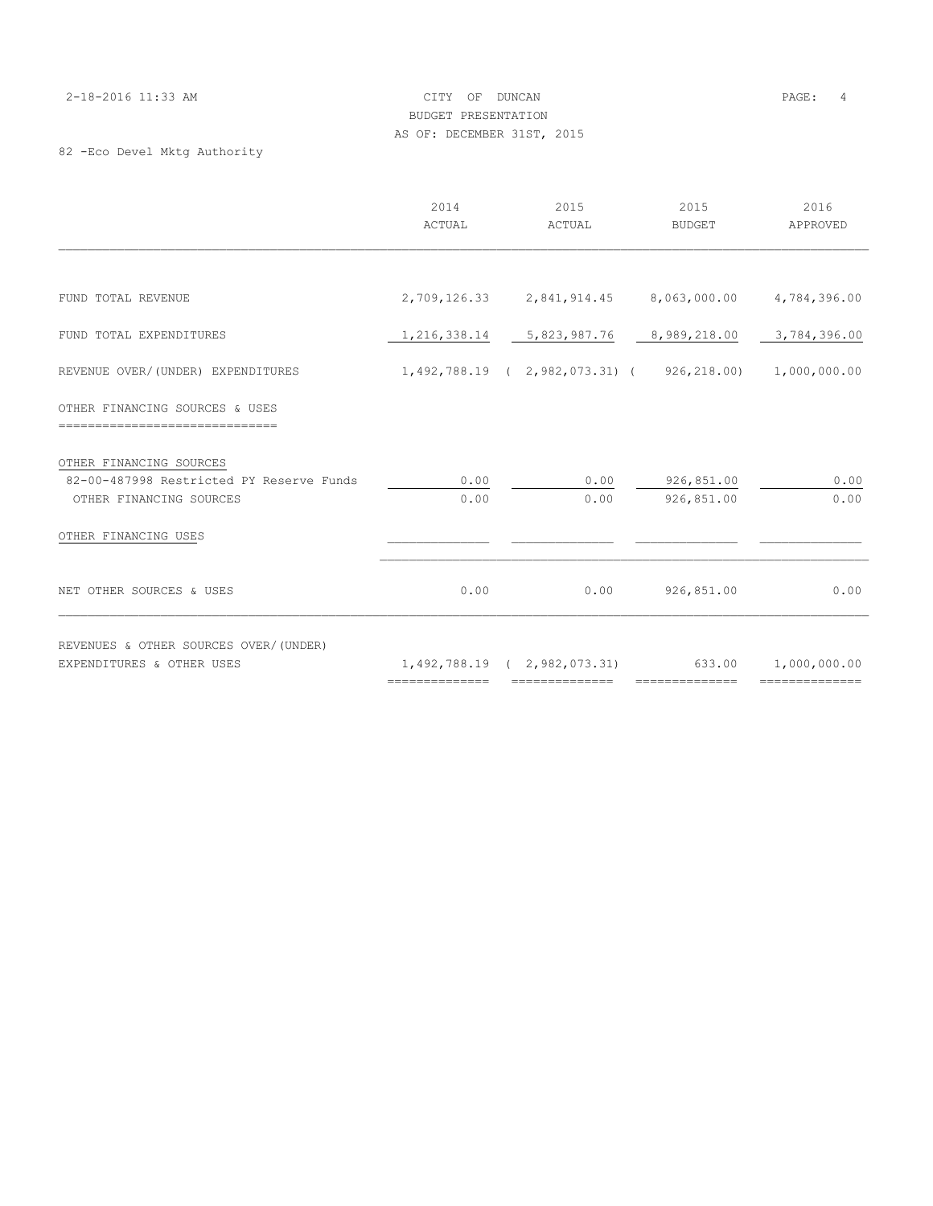CITY OF DUNCAN

BUDGET PRESENTATION

AS OF: DECEMBER 31ST, 2015

82 -Eco Devel Mktg Authority

| | 2014 ACTUAL | 2015 ACTUAL | 2015 BUDGET | 2016 APPROVED |
|---|---|---|---|---|
| FUND TOTAL REVENUE | 2,709,126.33 | 2,841,914.45 | 8,063,000.00 | 4,784,396.00 |
| FUND TOTAL EXPENDITURES | 1,216,338.14 | 5,823,987.76 | 8,989,218.00 | 3,784,396.00 |
| REVENUE OVER/(UNDER) EXPENDITURES | 1,492,788.19 | ( 2,982,073.31) | ( 926,218.00) | 1,000,000.00 |
| OTHER FINANCING SOURCES & USES | | | | |
| OTHER FINANCING SOURCES | | | | |
| 82-00-487998 Restricted PY Reserve Funds | 0.00 | 0.00 | 926,851.00 | 0.00 |
| OTHER FINANCING SOURCES | 0.00 | 0.00 | 926,851.00 | 0.00 |
| OTHER FINANCING USES | | | | |
| NET OTHER SOURCES & USES | 0.00 | 0.00 | 926,851.00 | 0.00 |
| REVENUES & OTHER SOURCES OVER/(UNDER) EXPENDITURES & OTHER USES | 1,492,788.19 | ( 2,982,073.31) | 633.00 | 1,000,000.00 |